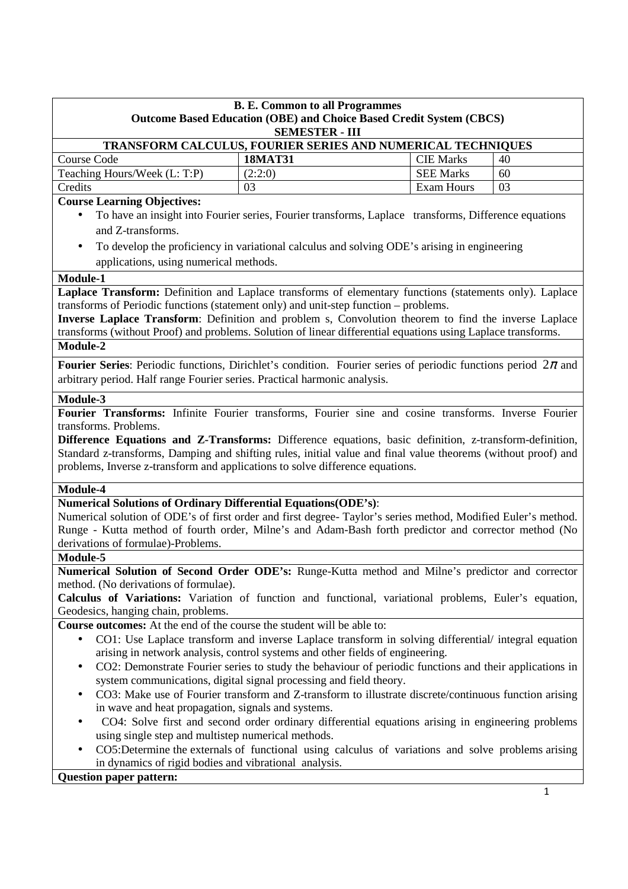**B. E. Common to all Programmes**
**Outcome Based Education (OBE) and Choice Based Credit System (CBCS)**
**SEMESTER - III**

## TRANSFORM CALCULUS, FOURIER SERIES AND NUMERICAL TECHNIQUES

| Course Code | **18MAT31** | CIE Marks | 40 |
|---|---|---|---|
| Teaching Hours/Week (L: T:P) | (2:2:0) | SEE Marks | 60 |
| Credits | 03 | Exam Hours | 03 |

**Course Learning Objectives:**

- To have an insight into Fourier series, Fourier transforms, Laplace transforms, Difference equations and Z-transforms.
- To develop the proficiency in variational calculus and solving ODE's arising in engineering applications, using numerical methods.

**Module-1**

**Laplace Transform:** Definition and Laplace transforms of elementary functions (statements only). Laplace transforms of Periodic functions (statement only) and unit-step function – problems.
**Inverse Laplace Transform**: Definition and problem s, Convolution theorem to find the inverse Laplace transforms (without Proof) and problems. Solution of linear differential equations using Laplace transforms.

**Module-2**

**Fourier Series**: Periodic functions, Dirichlet's condition. Fourier series of periodic functions period $2\pi$ and arbitrary period. Half range Fourier series. Practical harmonic analysis.

**Module-3**

**Fourier Transforms:** Infinite Fourier transforms, Fourier sine and cosine transforms. Inverse Fourier transforms. Problems.
**Difference Equations and Z-Transforms:** Difference equations, basic definition, z-transform-definition, Standard z-transforms, Damping and shifting rules, initial value and final value theorems (without proof) and problems, Inverse z-transform and applications to solve difference equations.

**Module-4**

**Numerical Solutions of Ordinary Differential Equations(ODE's)**:
Numerical solution of ODE's of first order and first degree- Taylor's series method, Modified Euler's method. Runge - Kutta method of fourth order, Milne's and Adam-Bash forth predictor and corrector method (No derivations of formulae)-Problems.

**Module-5**

**Numerical Solution of Second Order ODE's:** Runge-Kutta method and Milne's predictor and corrector method. (No derivations of formulae).
**Calculus of Variations:** Variation of function and functional, variational problems, Euler's equation, Geodesics, hanging chain, problems.

**Course outcomes:** At the end of the course the student will be able to:

- CO1: Use Laplace transform and inverse Laplace transform in solving differential/ integral equation arising in network analysis, control systems and other fields of engineering.
- CO2: Demonstrate Fourier series to study the behaviour of periodic functions and their applications in system communications, digital signal processing and field theory.
- CO3: Make use of Fourier transform and Z-transform to illustrate discrete/continuous function arising in wave and heat propagation, signals and systems.
- CO4: Solve first and second order ordinary differential equations arising in engineering problems using single step and multistep numerical methods.
- CO5:Determine the externals of functional using calculus of variations and solve problems arising in dynamics of rigid bodies and vibrational analysis.

**Question paper pattern:**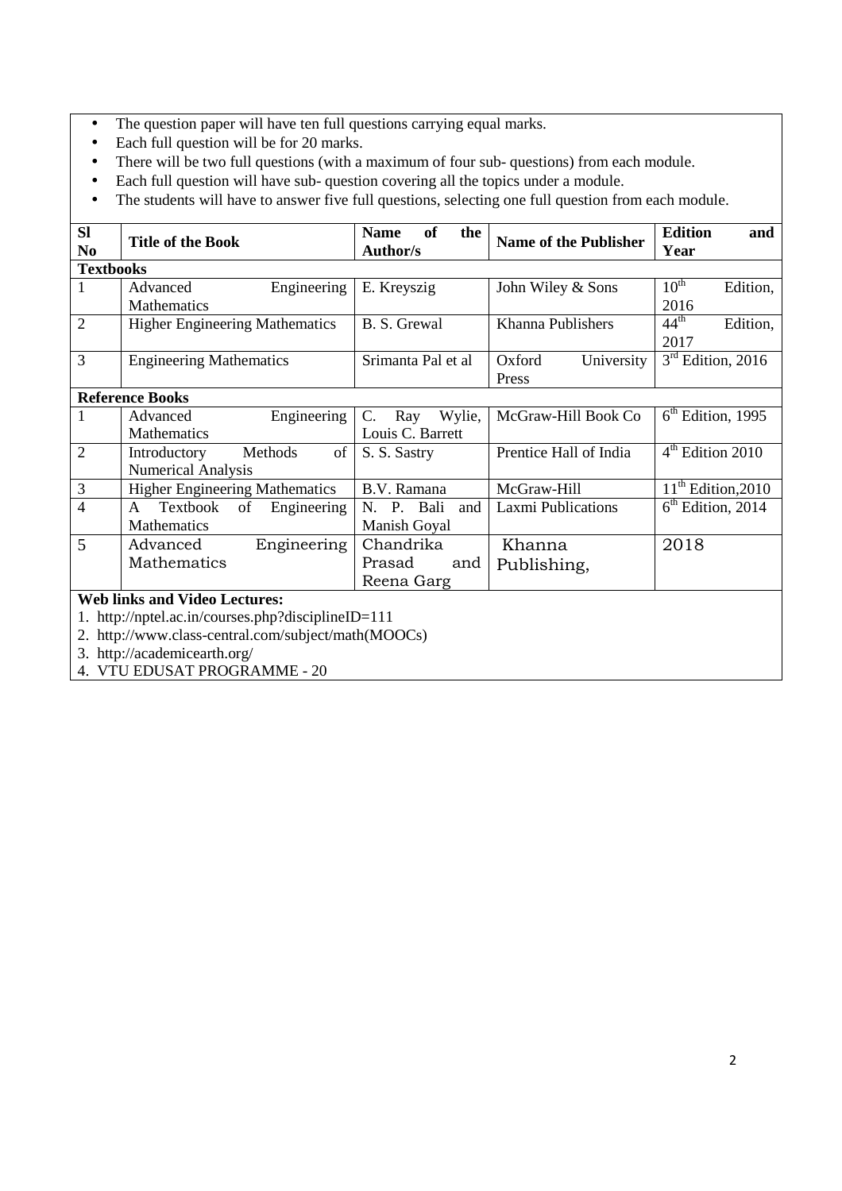- The question paper will have ten full questions carrying equal marks.
- Each full question will be for 20 marks.
- There will be two full questions (with a maximum of four sub- questions) from each module.
- Each full question will have sub- question covering all the topics under a module.
- The students will have to answer five full questions, selecting one full question from each module.

| Sl No | Title of the Book | Name of the Author/s | Name of the Publisher | Edition and Year |
|---|---|---|---|---|
| **Textbooks** | | | | |
| 1 | Advanced Engineering Mathematics | E. Kreyszig | John Wiley & Sons | 10th Edition, 2016 |
| 2 | Higher Engineering Mathematics | B. S. Grewal | Khanna Publishers | 44th Edition, 2017 |
| 3 | Engineering Mathematics | Srimanta Pal et al | Oxford University Press | 3rd Edition, 2016 |
| **Reference Books** | | | | |
| 1 | Advanced Engineering Mathematics | C. Ray Wylie, Louis C. Barrett | McGraw-Hill Book Co | 6th Edition, 1995 |
| 2 | Introductory Methods of Numerical Analysis | S. S. Sastry | Prentice Hall of India | 4th Edition 2010 |
| 3 | Higher Engineering Mathematics | B.V. Ramana | McGraw-Hill | 11th Edition,2010 |
| 4 | A Textbook of Engineering Mathematics | N. P. Bali and Manish Goyal | Laxmi Publications | 6th Edition, 2014 |
| 5 | Advanced Engineering Mathematics | Chandrika Prasad and Reena Garg | Khanna Publishing, | 2018 |

**Web links and Video Lectures:**

1. http://nptel.ac.in/courses.php?disciplineID=111
2. http://www.class-central.com/subject/math(MOOCs)
3. http://academicearth.org/
4. VTU EDUSAT PROGRAMME - 20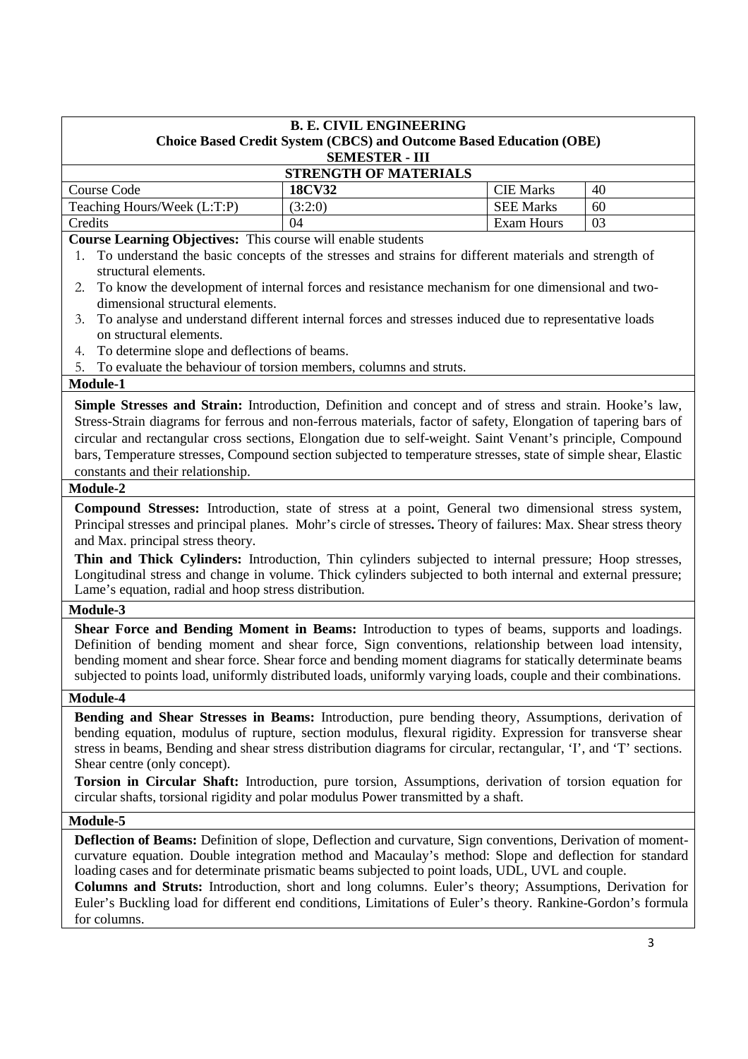**B. E. CIVIL ENGINEERING**
**Choice Based Credit System (CBCS) and Outcome Based Education (OBE)**
**SEMESTER - III**

**STRENGTH OF MATERIALS**

| Course Code | **18CV32** | CIE Marks | 40 |
|---|---|---|---|
| Teaching Hours/Week (L:T:P) | (3:2:0) | SEE Marks | 60 |
| Credits | 04 | Exam Hours | 03 |

**Course Learning Objectives:** This course will enable students

1. To understand the basic concepts of the stresses and strains for different materials and strength of structural elements.
2. To know the development of internal forces and resistance mechanism for one dimensional and two-dimensional structural elements.
3. To analyse and understand different internal forces and stresses induced due to representative loads on structural elements.
4. To determine slope and deflections of beams.
5. To evaluate the behaviour of torsion members, columns and struts.

**Module-1**

**Simple Stresses and Strain:** Introduction, Definition and concept and of stress and strain. Hooke's law, Stress-Strain diagrams for ferrous and non-ferrous materials, factor of safety, Elongation of tapering bars of circular and rectangular cross sections, Elongation due to self-weight. Saint Venant's principle, Compound bars, Temperature stresses, Compound section subjected to temperature stresses, state of simple shear, Elastic constants and their relationship.

**Module-2**

**Compound Stresses:** Introduction, state of stress at a point, General two dimensional stress system, Principal stresses and principal planes. Mohr's circle of stresses**.** Theory of failures: Max. Shear stress theory and Max. principal stress theory.

**Thin and Thick Cylinders:** Introduction, Thin cylinders subjected to internal pressure; Hoop stresses, Longitudinal stress and change in volume. Thick cylinders subjected to both internal and external pressure; Lame's equation, radial and hoop stress distribution.

**Module-3**

**Shear Force and Bending Moment in Beams:** Introduction to types of beams, supports and loadings. Definition of bending moment and shear force, Sign conventions, relationship between load intensity, bending moment and shear force. Shear force and bending moment diagrams for statically determinate beams subjected to points load, uniformly distributed loads, uniformly varying loads, couple and their combinations.

**Module-4**

**Bending and Shear Stresses in Beams:** Introduction, pure bending theory, Assumptions, derivation of bending equation, modulus of rupture, section modulus, flexural rigidity. Expression for transverse shear stress in beams, Bending and shear stress distribution diagrams for circular, rectangular, 'I', and 'T' sections. Shear centre (only concept).

**Torsion in Circular Shaft:** Introduction, pure torsion, Assumptions, derivation of torsion equation for circular shafts, torsional rigidity and polar modulus Power transmitted by a shaft.

**Module-5**

**Deflection of Beams:** Definition of slope, Deflection and curvature, Sign conventions, Derivation of moment-curvature equation. Double integration method and Macaulay's method: Slope and deflection for standard loading cases and for determinate prismatic beams subjected to point loads, UDL, UVL and couple.

**Columns and Struts:** Introduction, short and long columns. Euler's theory; Assumptions, Derivation for Euler's Buckling load for different end conditions, Limitations of Euler's theory. Rankine-Gordon's formula for columns.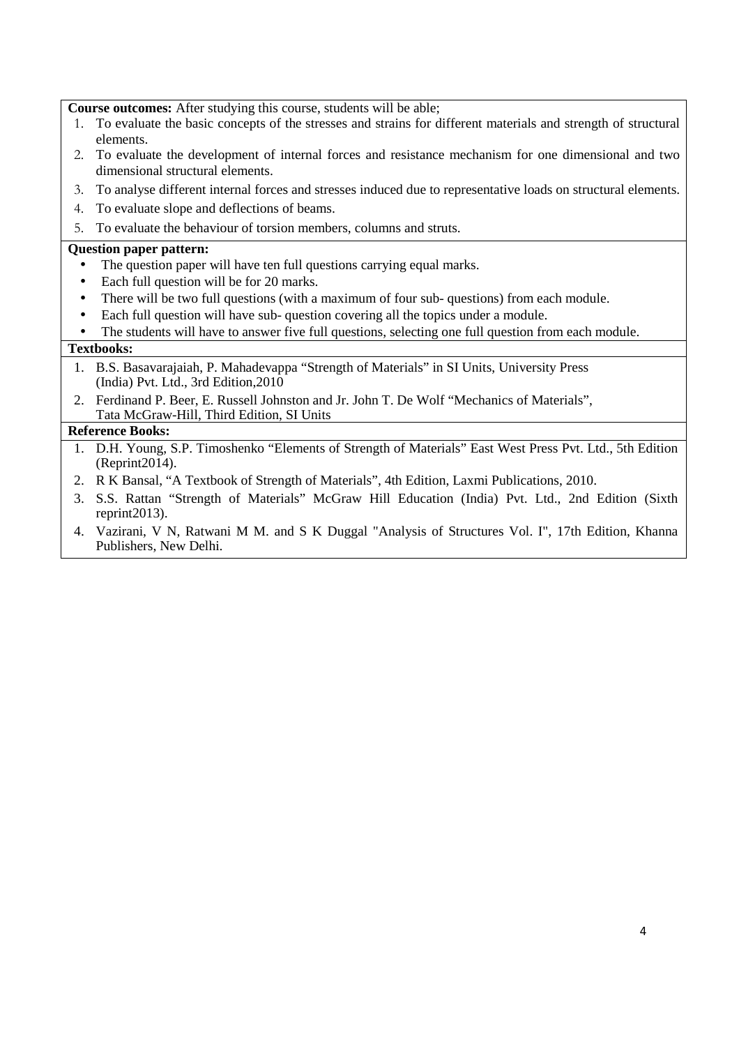**Course outcomes:** After studying this course, students will be able;

1. To evaluate the basic concepts of the stresses and strains for different materials and strength of structural elements.
2. To evaluate the development of internal forces and resistance mechanism for one dimensional and two dimensional structural elements.
3. To analyse different internal forces and stresses induced due to representative loads on structural elements.
4. To evaluate slope and deflections of beams.
5. To evaluate the behaviour of torsion members, columns and struts.

**Question paper pattern:**

- The question paper will have ten full questions carrying equal marks.
- Each full question will be for 20 marks.
- There will be two full questions (with a maximum of four sub- questions) from each module.
- Each full question will have sub- question covering all the topics under a module.
- The students will have to answer five full questions, selecting one full question from each module.

**Textbooks:**

1. B.S. Basavarajaiah, P. Mahadevappa "Strength of Materials" in SI Units, University Press (India) Pvt. Ltd., 3rd Edition,2010
2. Ferdinand P. Beer, E. Russell Johnston and Jr. John T. De Wolf "Mechanics of Materials", Tata McGraw-Hill, Third Edition, SI Units

**Reference Books:**

1. D.H. Young, S.P. Timoshenko "Elements of Strength of Materials" East West Press Pvt. Ltd., 5th Edition (Reprint2014).
2. R K Bansal, "A Textbook of Strength of Materials", 4th Edition, Laxmi Publications, 2010.
3. S.S. Rattan "Strength of Materials" McGraw Hill Education (India) Pvt. Ltd., 2nd Edition (Sixth reprint2013).
4. Vazirani, V N, Ratwani M M. and S K Duggal "Analysis of Structures Vol. I", 17th Edition, Khanna Publishers, New Delhi.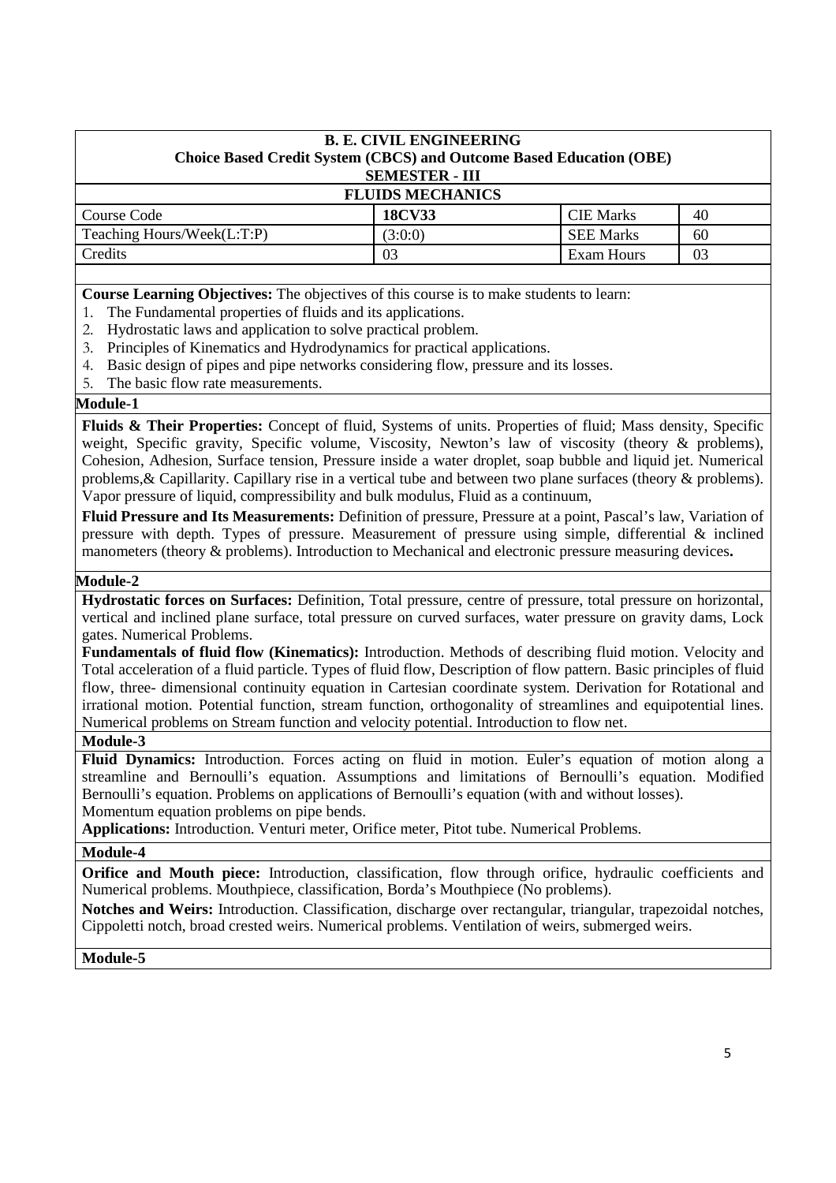# B. E. CIVIL ENGINEERING

## Choice Based Credit System (CBCS) and Outcome Based Education (OBE)

## SEMESTER - III

## FLUIDS MECHANICS

| Course Code | 18CV33 | CIE Marks | 40 |
|---|---|---|---|
| Teaching Hours/Week(L:T:P) | (3:0:0) | SEE Marks | 60 |
| Credits | 03 | Exam Hours | 03 |

**Course Learning Objectives:** The objectives of this course is to make students to learn:

1. The Fundamental properties of fluids and its applications.
2. Hydrostatic laws and application to solve practical problem.
3. Principles of Kinematics and Hydrodynamics for practical applications.
4. Basic design of pipes and pipe networks considering flow, pressure and its losses.
5. The basic flow rate measurements.

**Module-1**

**Fluids & Their Properties:** Concept of fluid, Systems of units. Properties of fluid; Mass density, Specific weight, Specific gravity, Specific volume, Viscosity, Newton's law of viscosity (theory & problems), Cohesion, Adhesion, Surface tension, Pressure inside a water droplet, soap bubble and liquid jet. Numerical problems,& Capillarity. Capillary rise in a vertical tube and between two plane surfaces (theory & problems). Vapor pressure of liquid, compressibility and bulk modulus, Fluid as a continuum,

**Fluid Pressure and Its Measurements:** Definition of pressure, Pressure at a point, Pascal's law, Variation of pressure with depth. Types of pressure. Measurement of pressure using simple, differential & inclined manometers (theory & problems). Introduction to Mechanical and electronic pressure measuring devices**.**

**Module-2**

**Hydrostatic forces on Surfaces:** Definition, Total pressure, centre of pressure, total pressure on horizontal, vertical and inclined plane surface, total pressure on curved surfaces, water pressure on gravity dams, Lock gates. Numerical Problems.

**Fundamentals of fluid flow (Kinematics):** Introduction. Methods of describing fluid motion. Velocity and Total acceleration of a fluid particle. Types of fluid flow, Description of flow pattern. Basic principles of fluid flow, three- dimensional continuity equation in Cartesian coordinate system. Derivation for Rotational and irrational motion. Potential function, stream function, orthogonality of streamlines and equipotential lines. Numerical problems on Stream function and velocity potential. Introduction to flow net.

**Module-3**

**Fluid Dynamics:** Introduction. Forces acting on fluid in motion. Euler's equation of motion along a streamline and Bernoulli's equation. Assumptions and limitations of Bernoulli's equation. Modified Bernoulli's equation. Problems on applications of Bernoulli's equation (with and without losses). Momentum equation problems on pipe bends.

**Applications:** Introduction. Venturi meter, Orifice meter, Pitot tube. Numerical Problems.

**Module-4**

**Orifice and Mouth piece:** Introduction, classification, flow through orifice, hydraulic coefficients and Numerical problems. Mouthpiece, classification, Borda's Mouthpiece (No problems).

**Notches and Weirs:** Introduction. Classification, discharge over rectangular, triangular, trapezoidal notches, Cippoletti notch, broad crested weirs. Numerical problems. Ventilation of weirs, submerged weirs.

**Module-5**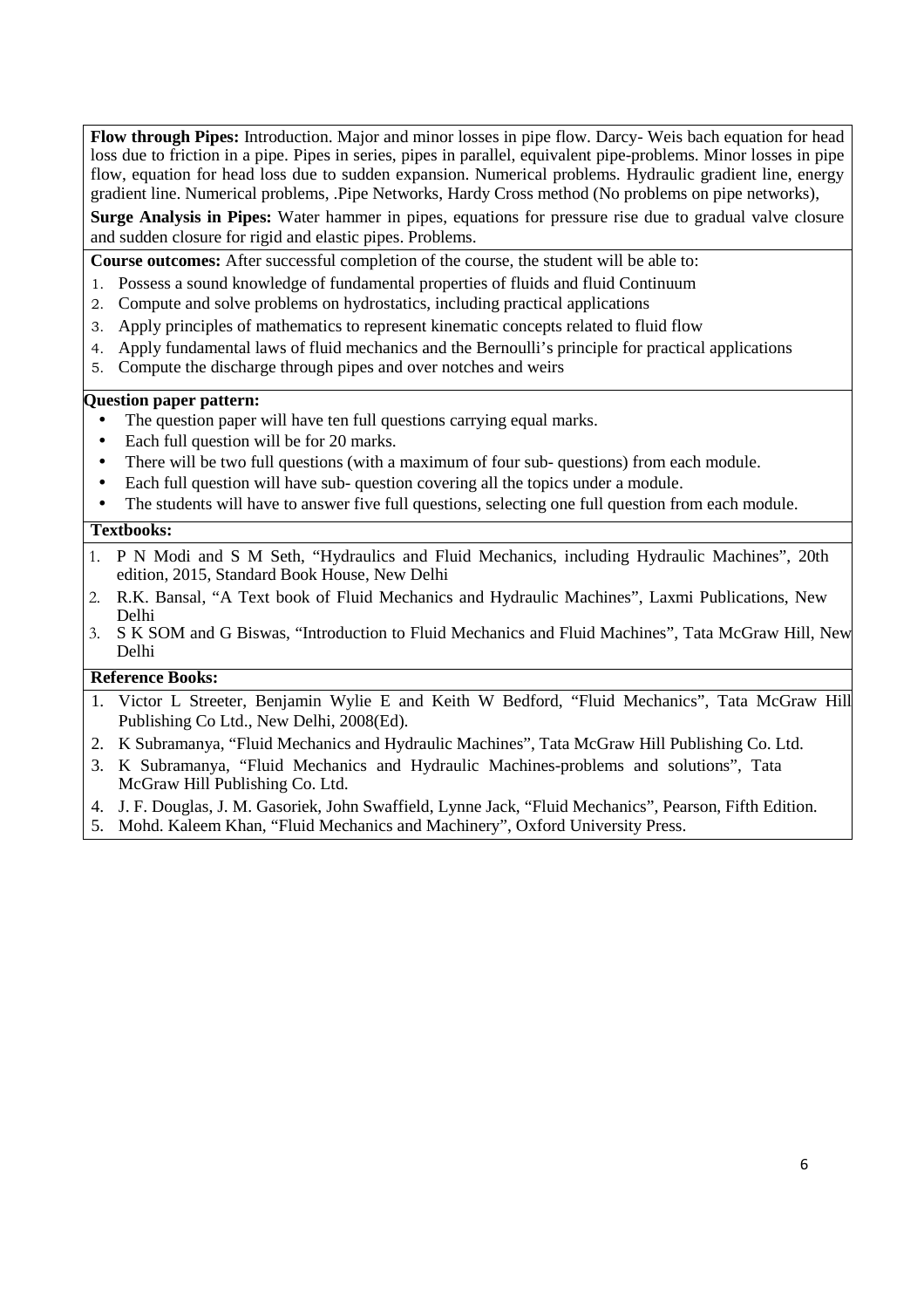**Flow through Pipes:** Introduction. Major and minor losses in pipe flow. Darcy- Weis bach equation for head loss due to friction in a pipe. Pipes in series, pipes in parallel, equivalent pipe-problems. Minor losses in pipe flow, equation for head loss due to sudden expansion. Numerical problems. Hydraulic gradient line, energy gradient line. Numerical problems, .Pipe Networks, Hardy Cross method (No problems on pipe networks),

**Surge Analysis in Pipes:** Water hammer in pipes, equations for pressure rise due to gradual valve closure and sudden closure for rigid and elastic pipes. Problems.

**Course outcomes:** After successful completion of the course, the student will be able to:

1. Possess a sound knowledge of fundamental properties of fluids and fluid Continuum
2. Compute and solve problems on hydrostatics, including practical applications
3. Apply principles of mathematics to represent kinematic concepts related to fluid flow
4. Apply fundamental laws of fluid mechanics and the Bernoulli's principle for practical applications
5. Compute the discharge through pipes and over notches and weirs

**Question paper pattern:**

- The question paper will have ten full questions carrying equal marks.
- Each full question will be for 20 marks.
- There will be two full questions (with a maximum of four sub- questions) from each module.
- Each full question will have sub- question covering all the topics under a module.
- The students will have to answer five full questions, selecting one full question from each module.

**Textbooks:**

1. P N Modi and S M Seth, "Hydraulics and Fluid Mechanics, including Hydraulic Machines", 20th edition, 2015, Standard Book House, New Delhi
2. R.K. Bansal, "A Text book of Fluid Mechanics and Hydraulic Machines", Laxmi Publications, New Delhi
3. S K SOM and G Biswas, "Introduction to Fluid Mechanics and Fluid Machines", Tata McGraw Hill, New Delhi

**Reference Books:**

1. Victor L Streeter, Benjamin Wylie E and Keith W Bedford, "Fluid Mechanics", Tata McGraw Hill Publishing Co Ltd., New Delhi, 2008(Ed).
2. K Subramanya, "Fluid Mechanics and Hydraulic Machines", Tata McGraw Hill Publishing Co. Ltd.
3. K Subramanya, "Fluid Mechanics and Hydraulic Machines-problems and solutions", Tata McGraw Hill Publishing Co. Ltd.
4. J. F. Douglas, J. M. Gasoriek, John Swaffield, Lynne Jack, "Fluid Mechanics", Pearson, Fifth Edition.
5. Mohd. Kaleem Khan, "Fluid Mechanics and Machinery", Oxford University Press.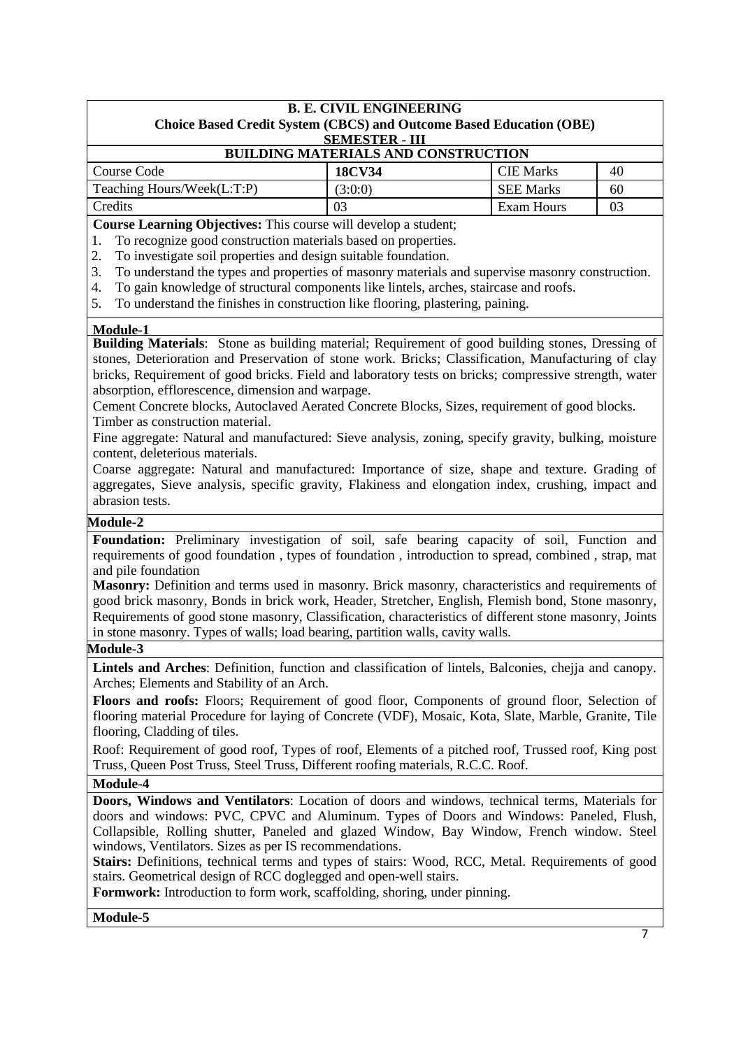**B. E. CIVIL ENGINEERING**
**Choice Based Credit System (CBCS) and Outcome Based Education (OBE)**
**SEMESTER - III**

**BUILDING MATERIALS AND CONSTRUCTION**

| Course Code | **18CV34** | CIE Marks | 40 |
|---|---|---|---|
| Teaching Hours/Week(L:T:P) | (3:0:0) | SEE Marks | 60 |
| Credits | 03 | Exam Hours | 03 |

**Course Learning Objectives:** This course will develop a student;

1. To recognize good construction materials based on properties.
2. To investigate soil properties and design suitable foundation.
3. To understand the types and properties of masonry materials and supervise masonry construction.
4. To gain knowledge of structural components like lintels, arches, staircase and roofs.
5. To understand the finishes in construction like flooring, plastering, paining.

**Module-1**

**Building Materials**: Stone as building material; Requirement of good building stones, Dressing of stones, Deterioration and Preservation of stone work. Bricks; Classification, Manufacturing of clay bricks, Requirement of good bricks. Field and laboratory tests on bricks; compressive strength, water absorption, efflorescence, dimension and warpage.

Cement Concrete blocks, Autoclaved Aerated Concrete Blocks, Sizes, requirement of good blocks.

Timber as construction material.

Fine aggregate: Natural and manufactured: Sieve analysis, zoning, specify gravity, bulking, moisture content, deleterious materials.

Coarse aggregate: Natural and manufactured: Importance of size, shape and texture. Grading of aggregates, Sieve analysis, specific gravity, Flakiness and elongation index, crushing, impact and abrasion tests.

**Module-2**

**Foundation:** Preliminary investigation of soil, safe bearing capacity of soil, Function and requirements of good foundation , types of foundation , introduction to spread, combined , strap, mat and pile foundation

**Masonry:** Definition and terms used in masonry. Brick masonry, characteristics and requirements of good brick masonry, Bonds in brick work, Header, Stretcher, English, Flemish bond, Stone masonry, Requirements of good stone masonry, Classification, characteristics of different stone masonry, Joints in stone masonry. Types of walls; load bearing, partition walls, cavity walls.

**Module-3**

**Lintels and Arches**: Definition, function and classification of lintels, Balconies, chejja and canopy. Arches; Elements and Stability of an Arch.

**Floors and roofs:** Floors; Requirement of good floor, Components of ground floor, Selection of flooring material Procedure for laying of Concrete (VDF), Mosaic, Kota, Slate, Marble, Granite, Tile flooring, Cladding of tiles.

Roof: Requirement of good roof, Types of roof, Elements of a pitched roof, Trussed roof, King post Truss, Queen Post Truss, Steel Truss, Different roofing materials, R.C.C. Roof.

**Module-4**

**Doors, Windows and Ventilators**: Location of doors and windows, technical terms, Materials for doors and windows: PVC, CPVC and Aluminum. Types of Doors and Windows: Paneled, Flush, Collapsible, Rolling shutter, Paneled and glazed Window, Bay Window, French window. Steel windows, Ventilators. Sizes as per IS recommendations.

**Stairs:** Definitions, technical terms and types of stairs: Wood, RCC, Metal. Requirements of good stairs. Geometrical design of RCC doglegged and open-well stairs.

**Formwork:** Introduction to form work, scaffolding, shoring, under pinning.

**Module-5**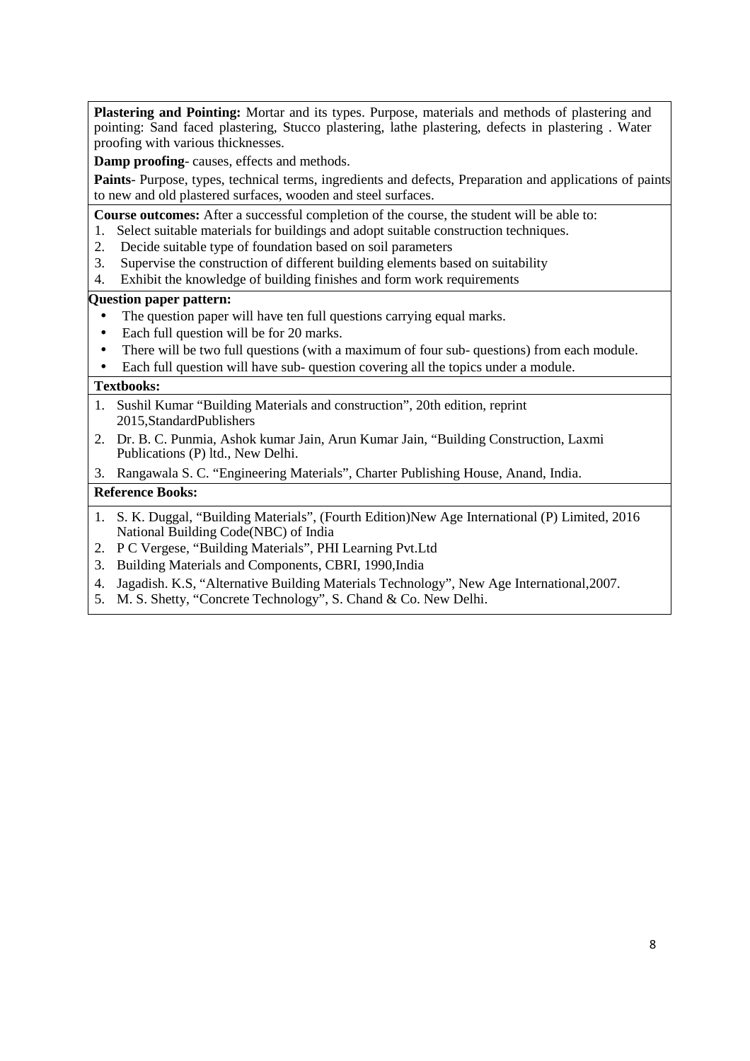**Plastering and Pointing:** Mortar and its types. Purpose, materials and methods of plastering and pointing: Sand faced plastering, Stucco plastering, lathe plastering, defects in plastering . Water proofing with various thicknesses.

**Damp proofing**- causes, effects and methods.

**Paints**- Purpose, types, technical terms, ingredients and defects, Preparation and applications of paints to new and old plastered surfaces, wooden and steel surfaces.

**Course outcomes:** After a successful completion of the course, the student will be able to:

1. Select suitable materials for buildings and adopt suitable construction techniques.
2. Decide suitable type of foundation based on soil parameters
3. Supervise the construction of different building elements based on suitability
4. Exhibit the knowledge of building finishes and form work requirements

**Question paper pattern:**

- The question paper will have ten full questions carrying equal marks.
- Each full question will be for 20 marks.
- There will be two full questions (with a maximum of four sub- questions) from each module.
- Each full question will have sub- question covering all the topics under a module.

**Textbooks:**

1. Sushil Kumar "Building Materials and construction", 20th edition, reprint 2015,StandardPublishers
2. Dr. B. C. Punmia, Ashok kumar Jain, Arun Kumar Jain, "Building Construction, Laxmi Publications (P) ltd., New Delhi.
3. Rangawala S. C. "Engineering Materials", Charter Publishing House, Anand, India.

**Reference Books:**

1. S. K. Duggal, "Building Materials", (Fourth Edition)New Age International (P) Limited, 2016 National Building Code(NBC) of India
2. P C Vergese, "Building Materials", PHI Learning Pvt.Ltd
3. Building Materials and Components, CBRI, 1990,India
4. Jagadish. K.S, "Alternative Building Materials Technology", New Age International,2007.
5. M. S. Shetty, "Concrete Technology", S. Chand & Co. New Delhi.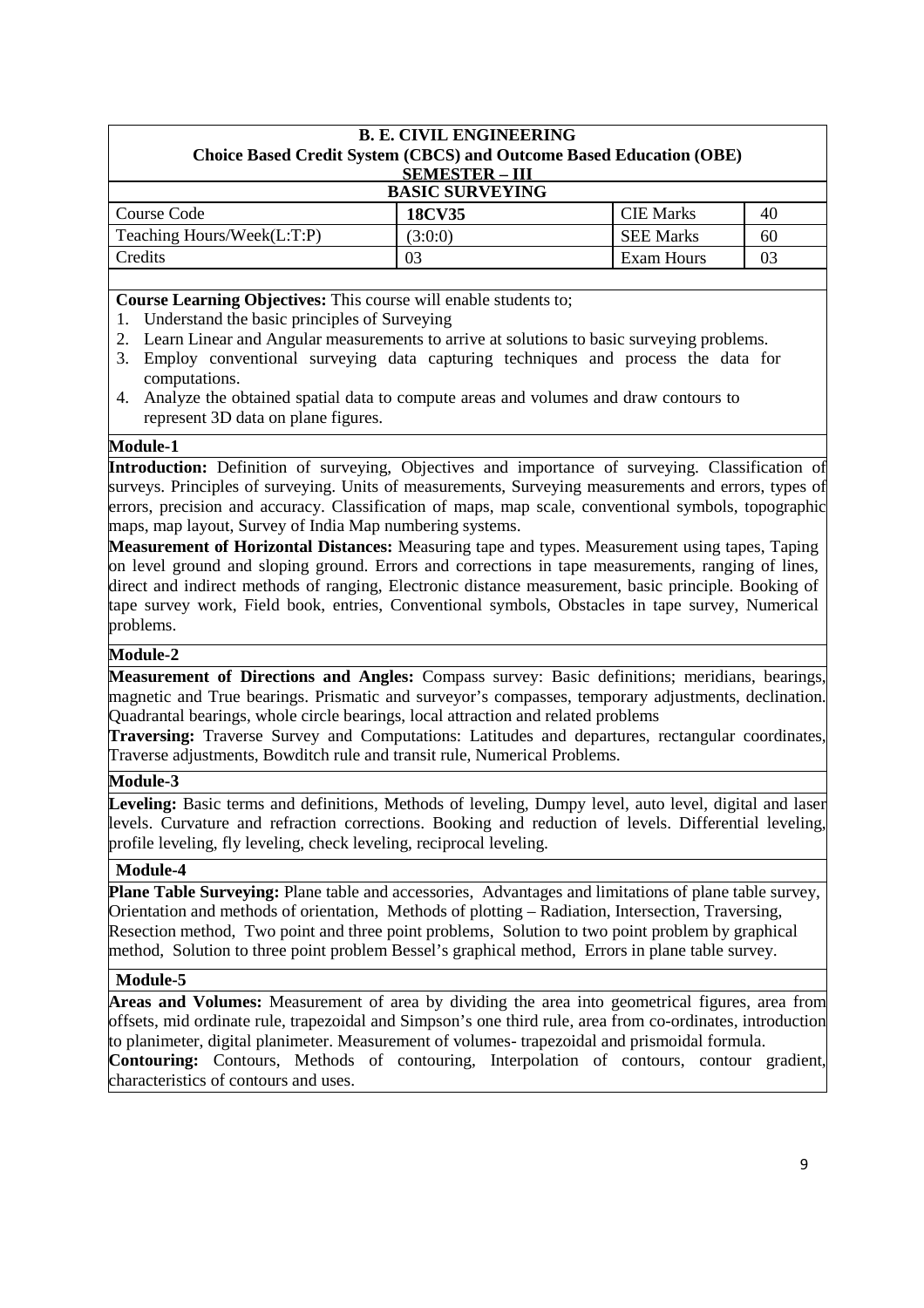**B. E. CIVIL ENGINEERING**
**Choice Based Credit System (CBCS) and Outcome Based Education (OBE)**
**SEMESTER – III**

**BASIC SURVEYING**

| Course Code | **18CV35** | CIE Marks | 40 |
|---|---|---|---|
| Teaching Hours/Week(L:T:P) | (3:0:0) | SEE Marks | 60 |
| Credits | 03 | Exam Hours | 03 |

**Course Learning Objectives:** This course will enable students to;

1. Understand the basic principles of Surveying
2. Learn Linear and Angular measurements to arrive at solutions to basic surveying problems.
3. Employ conventional surveying data capturing techniques and process the data for computations.
4. Analyze the obtained spatial data to compute areas and volumes and draw contours to represent 3D data on plane figures.

## Module-1

**Introduction:** Definition of surveying, Objectives and importance of surveying. Classification of surveys. Principles of surveying. Units of measurements, Surveying measurements and errors, types of errors, precision and accuracy. Classification of maps, map scale, conventional symbols, topographic maps, map layout, Survey of India Map numbering systems.

**Measurement of Horizontal Distances:** Measuring tape and types. Measurement using tapes, Taping on level ground and sloping ground. Errors and corrections in tape measurements, ranging of lines, direct and indirect methods of ranging, Electronic distance measurement, basic principle. Booking of tape survey work, Field book, entries, Conventional symbols, Obstacles in tape survey, Numerical problems.

## Module-2

**Measurement of Directions and Angles:** Compass survey: Basic definitions; meridians, bearings, magnetic and True bearings. Prismatic and surveyor's compasses, temporary adjustments, declination. Quadrantal bearings, whole circle bearings, local attraction and related problems

**Traversing:** Traverse Survey and Computations: Latitudes and departures, rectangular coordinates, Traverse adjustments, Bowditch rule and transit rule, Numerical Problems.

## Module-3

**Leveling:** Basic terms and definitions, Methods of leveling, Dumpy level, auto level, digital and laser levels. Curvature and refraction corrections. Booking and reduction of levels. Differential leveling, profile leveling, fly leveling, check leveling, reciprocal leveling.

## Module-4

**Plane Table Surveying:** Plane table and accessories, Advantages and limitations of plane table survey, Orientation and methods of orientation, Methods of plotting – Radiation, Intersection, Traversing, Resection method, Two point and three point problems, Solution to two point problem by graphical method, Solution to three point problem Bessel's graphical method, Errors in plane table survey.

## Module-5

**Areas and Volumes:** Measurement of area by dividing the area into geometrical figures, area from offsets, mid ordinate rule, trapezoidal and Simpson's one third rule, area from co-ordinates, introduction to planimeter, digital planimeter. Measurement of volumes- trapezoidal and prismoidal formula.

**Contouring:** Contours, Methods of contouring, Interpolation of contours, contour gradient, characteristics of contours and uses.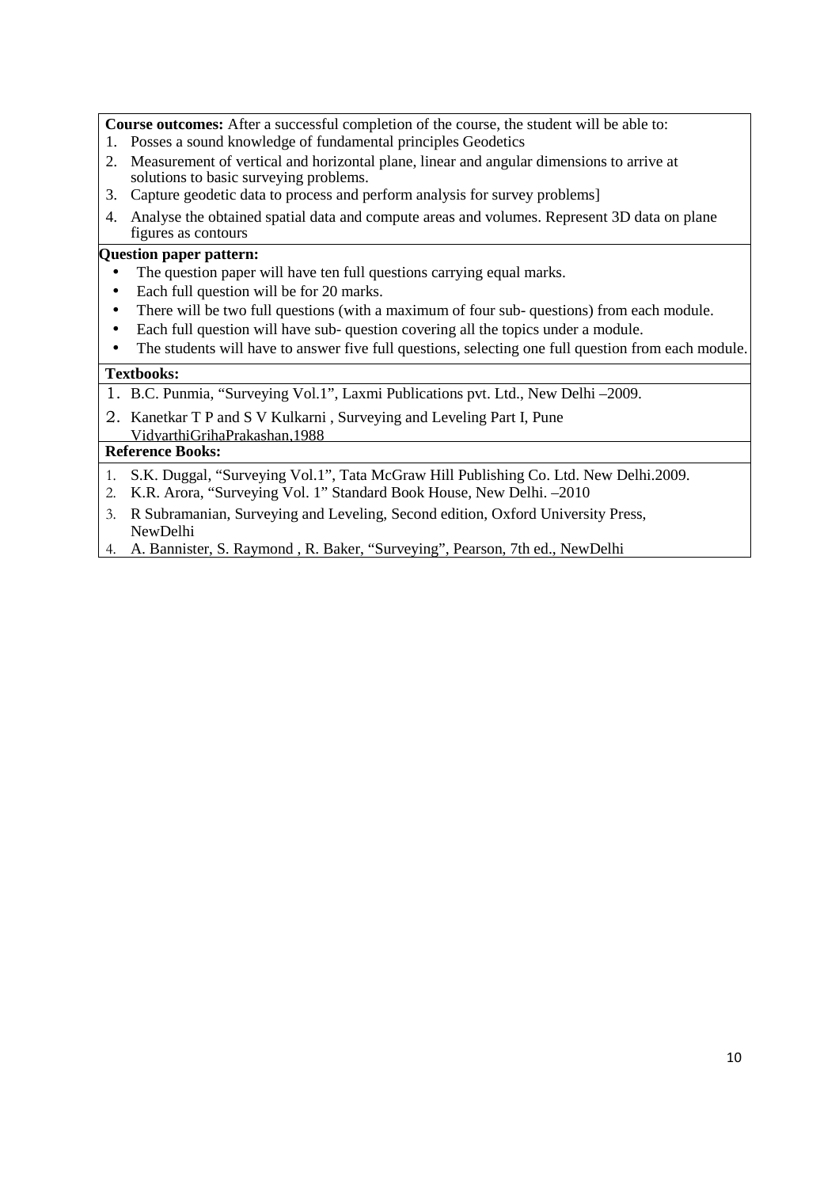**Course outcomes:** After a successful completion of the course, the student will be able to:

1. Posses a sound knowledge of fundamental principles Geodetics
2. Measurement of vertical and horizontal plane, linear and angular dimensions to arrive at solutions to basic surveying problems.
3. Capture geodetic data to process and perform analysis for survey problems]
4. Analyse the obtained spatial data and compute areas and volumes. Represent 3D data on plane figures as contours

**Question paper pattern:**

- The question paper will have ten full questions carrying equal marks.
- Each full question will be for 20 marks.
- There will be two full questions (with a maximum of four sub- questions) from each module.
- Each full question will have sub- question covering all the topics under a module.
- The students will have to answer five full questions, selecting one full question from each module.

**Textbooks:**

1. B.C. Punmia, "Surveying Vol.1", Laxmi Publications pvt. Ltd., New Delhi –2009.
2. Kanetkar T P and S V Kulkarni , Surveying and Leveling Part I, Pune VidyarthiGrihaPrakashan,1988

**Reference Books:**

1. S.K. Duggal, "Surveying Vol.1", Tata McGraw Hill Publishing Co. Ltd. New Delhi.2009.
2. K.R. Arora, "Surveying Vol. 1" Standard Book House, New Delhi. –2010
3. R Subramanian, Surveying and Leveling, Second edition, Oxford University Press, NewDelhi
4. A. Bannister, S. Raymond , R. Baker, "Surveying", Pearson, 7th ed., NewDelhi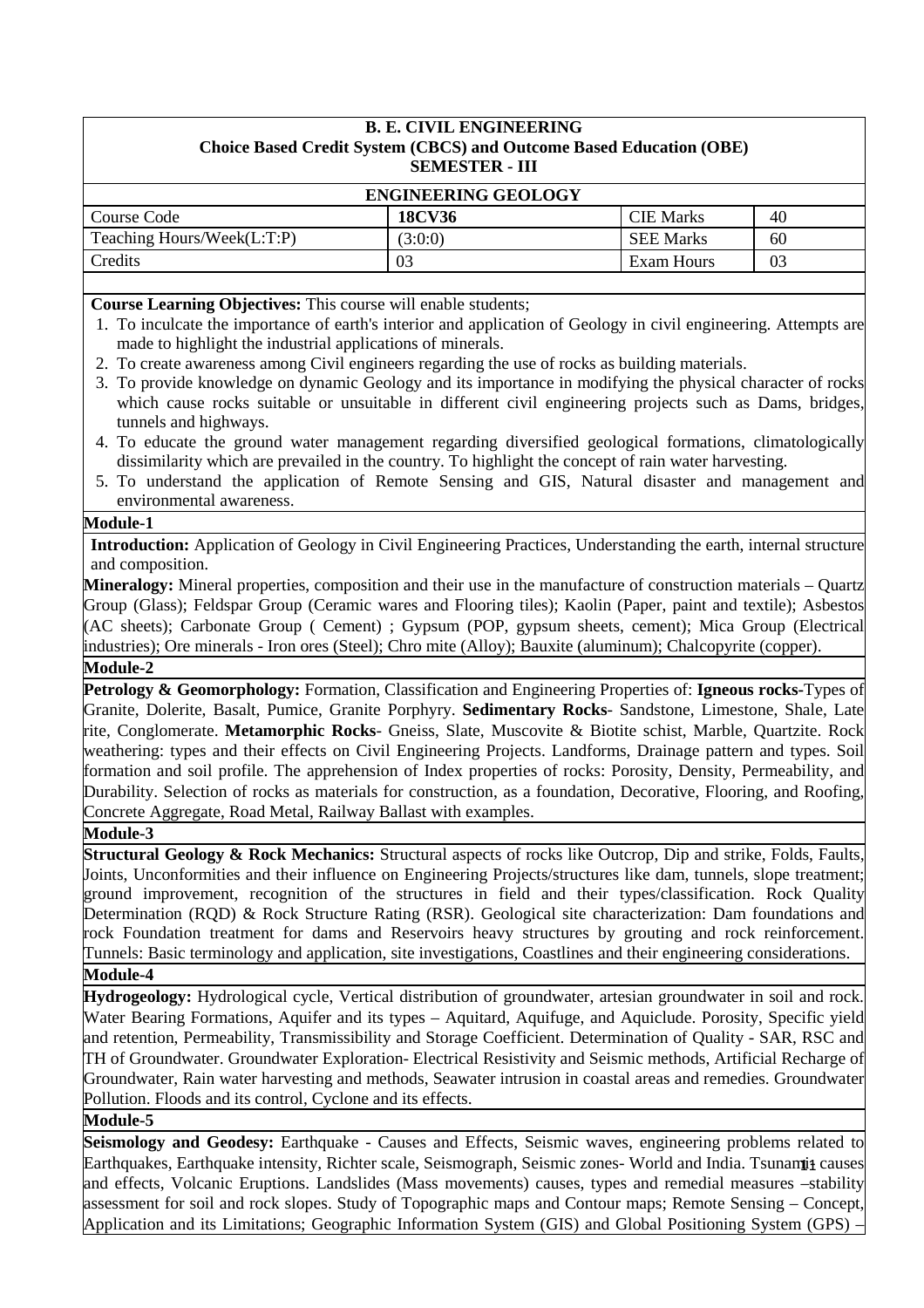**B. E. CIVIL ENGINEERING**
**Choice Based Credit System (CBCS) and Outcome Based Education (OBE)**
**SEMESTER - III**

**ENGINEERING GEOLOGY**

| Course Code | **18CV36** | CIE Marks | 40 |
|---|---|---|---|
| Teaching Hours/Week(L:T:P) | (3:0:0) | SEE Marks | 60 |
| Credits | 03 | Exam Hours | 03 |

**Course Learning Objectives:** This course will enable students;

1. To inculcate the importance of earth's interior and application of Geology in civil engineering. Attempts are made to highlight the industrial applications of minerals.
2. To create awareness among Civil engineers regarding the use of rocks as building materials.
3. To provide knowledge on dynamic Geology and its importance in modifying the physical character of rocks which cause rocks suitable or unsuitable in different civil engineering projects such as Dams, bridges, tunnels and highways.
4. To educate the ground water management regarding diversified geological formations, climatologically dissimilarity which are prevailed in the country. To highlight the concept of rain water harvesting.
5. To understand the application of Remote Sensing and GIS, Natural disaster and management and environmental awareness.

**Module-1**

**Introduction:** Application of Geology in Civil Engineering Practices, Understanding the earth, internal structure and composition.

**Mineralogy:** Mineral properties, composition and their use in the manufacture of construction materials – Quartz Group (Glass); Feldspar Group (Ceramic wares and Flooring tiles); Kaolin (Paper, paint and textile); Asbestos (AC sheets); Carbonate Group ( Cement) ; Gypsum (POP, gypsum sheets, cement); Mica Group (Electrical industries); Ore minerals - Iron ores (Steel); Chro mite (Alloy); Bauxite (aluminum); Chalcopyrite (copper).

**Module-2**

**Petrology & Geomorphology:** Formation, Classification and Engineering Properties of: **Igneous rocks**-Types of Granite, Dolerite, Basalt, Pumice, Granite Porphyry. **Sedimentary Rocks**- Sandstone, Limestone, Shale, Late rite, Conglomerate. **Metamorphic Rocks**- Gneiss, Slate, Muscovite & Biotite schist, Marble, Quartzite. Rock weathering: types and their effects on Civil Engineering Projects. Landforms, Drainage pattern and types. Soil formation and soil profile. The apprehension of Index properties of rocks: Porosity, Density, Permeability, and Durability. Selection of rocks as materials for construction, as a foundation, Decorative, Flooring, and Roofing, Concrete Aggregate, Road Metal, Railway Ballast with examples.

**Module-3**

**Structural Geology & Rock Mechanics:** Structural aspects of rocks like Outcrop, Dip and strike, Folds, Faults, Joints, Unconformities and their influence on Engineering Projects/structures like dam, tunnels, slope treatment; ground improvement, recognition of the structures in field and their types/classification. Rock Quality Determination (RQD) & Rock Structure Rating (RSR). Geological site characterization: Dam foundations and rock Foundation treatment for dams and Reservoirs heavy structures by grouting and rock reinforcement. Tunnels: Basic terminology and application, site investigations, Coastlines and their engineering considerations.

**Module-4**

**Hydrogeology:** Hydrological cycle, Vertical distribution of groundwater, artesian groundwater in soil and rock. Water Bearing Formations, Aquifer and its types – Aquitard, Aquifuge, and Aquiclude. Porosity, Specific yield and retention, Permeability, Transmissibility and Storage Coefficient. Determination of Quality - SAR, RSC and TH of Groundwater. Groundwater Exploration- Electrical Resistivity and Seismic methods, Artificial Recharge of Groundwater, Rain water harvesting and methods, Seawater intrusion in coastal areas and remedies. Groundwater Pollution. Floods and its control, Cyclone and its effects.

**Module-5**

**Seismology and Geodesy:** Earthquake - Causes and Effects, Seismic waves, engineering problems related to Earthquakes, Earthquake intensity, Richter scale, Seismograph, Seismic zones- World and India. Tsunami causes and effects, Volcanic Eruptions. Landslides (Mass movements) causes, types and remedial measures –stability assessment for soil and rock slopes. Study of Topographic maps and Contour maps; Remote Sensing – Concept, Application and its Limitations; Geographic Information System (GIS) and Global Positioning System (GPS) –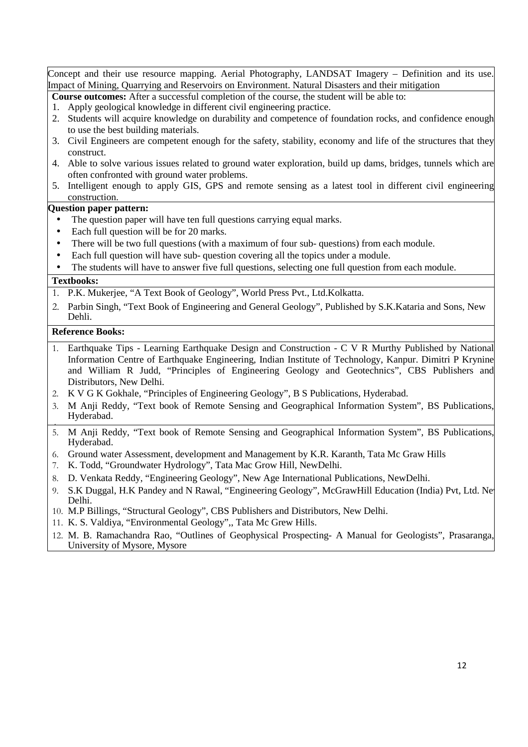Concept and their use resource mapping. Aerial Photography, LANDSAT Imagery – Definition and its use. Impact of Mining, Quarrying and Reservoirs on Environment. Natural Disasters and their mitigation

**Course outcomes:** After a successful completion of the course, the student will be able to:

1. Apply geological knowledge in different civil engineering practice.
2. Students will acquire knowledge on durability and competence of foundation rocks, and confidence enough to use the best building materials.
3. Civil Engineers are competent enough for the safety, stability, economy and life of the structures that they construct.
4. Able to solve various issues related to ground water exploration, build up dams, bridges, tunnels which are often confronted with ground water problems.
5. Intelligent enough to apply GIS, GPS and remote sensing as a latest tool in different civil engineering construction.

**Question paper pattern:**

- The question paper will have ten full questions carrying equal marks.
- Each full question will be for 20 marks.
- There will be two full questions (with a maximum of four sub- questions) from each module.
- Each full question will have sub- question covering all the topics under a module.
- The students will have to answer five full questions, selecting one full question from each module.

**Textbooks:**

1. P.K. Mukerjee, "A Text Book of Geology", World Press Pvt., Ltd.Kolkatta.
2. Parbin Singh, "Text Book of Engineering and General Geology", Published by S.K.Kataria and Sons, New Dehli.

**Reference Books:**

1. Earthquake Tips - Learning Earthquake Design and Construction - C V R Murthy Published by National Information Centre of Earthquake Engineering, Indian Institute of Technology, Kanpur. Dimitri P Krynine and William R Judd, "Principles of Engineering Geology and Geotechnics", CBS Publishers and Distributors, New Delhi.
2. K V G K Gokhale, "Principles of Engineering Geology", B S Publications, Hyderabad.
3. M Anji Reddy, "Text book of Remote Sensing and Geographical Information System", BS Publications, Hyderabad.
5. M Anji Reddy, "Text book of Remote Sensing and Geographical Information System", BS Publications, Hyderabad.
6. Ground water Assessment, development and Management by K.R. Karanth, Tata Mc Graw Hills
7. K. Todd, "Groundwater Hydrology", Tata Mac Grow Hill, NewDelhi.
8. D. Venkata Reddy, "Engineering Geology", New Age International Publications, NewDelhi.
9. S.K Duggal, H.K Pandey and N Rawal, "Engineering Geology", McGrawHill Education (India) Pvt, Ltd. New Delhi.
10. M.P Billings, "Structural Geology", CBS Publishers and Distributors, New Delhi.
11. K. S. Valdiya, "Environmental Geology",, Tata Mc Grew Hills.
12. M. B. Ramachandra Rao, "Outlines of Geophysical Prospecting- A Manual for Geologists", Prasaranga, University of Mysore, Mysore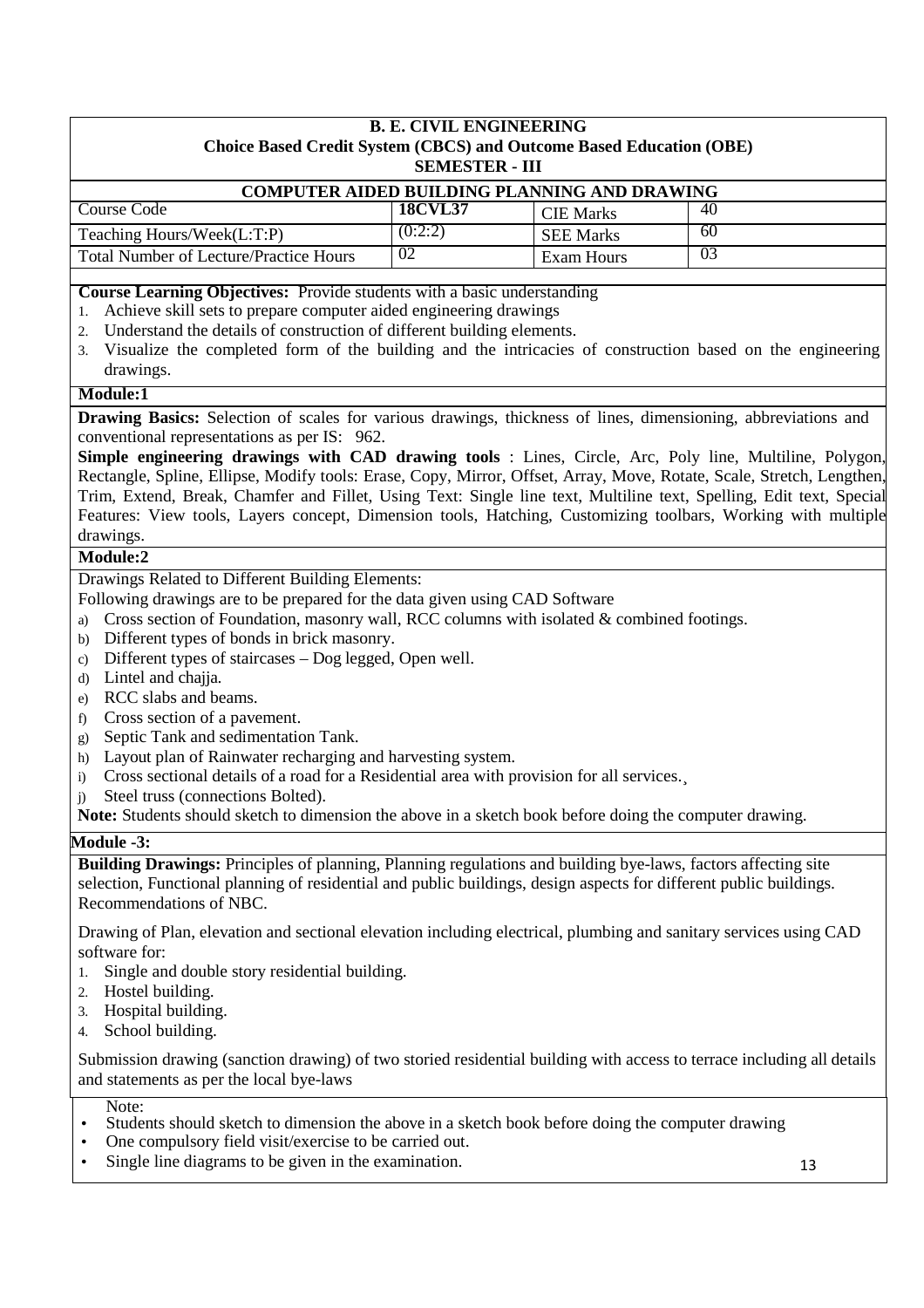**B. E. CIVIL ENGINEERING**
**Choice Based Credit System (CBCS) and Outcome Based Education (OBE)**
**SEMESTER - III**

**COMPUTER AIDED BUILDING PLANNING AND DRAWING**

| Course Code | **18CVL37** | CIE Marks | 40 |
|---|---|---|---|
| Teaching Hours/Week(L:T:P) | (0:2:2) | SEE Marks | 60 |
| Total Number of Lecture/Practice Hours | 02 | Exam Hours | 03 |

**Course Learning Objectives:** Provide students with a basic understanding

1. Achieve skill sets to prepare computer aided engineering drawings
2. Understand the details of construction of different building elements.
3. Visualize the completed form of the building and the intricacies of construction based on the engineering drawings.

**Module:1**

**Drawing Basics:** Selection of scales for various drawings, thickness of lines, dimensioning, abbreviations and conventional representations as per IS: 962.

**Simple engineering drawings with CAD drawing tools** : Lines, Circle, Arc, Poly line, Multiline, Polygon, Rectangle, Spline, Ellipse, Modify tools: Erase, Copy, Mirror, Offset, Array, Move, Rotate, Scale, Stretch, Lengthen, Trim, Extend, Break, Chamfer and Fillet, Using Text: Single line text, Multiline text, Spelling, Edit text, Special Features: View tools, Layers concept, Dimension tools, Hatching, Customizing toolbars, Working with multiple drawings.

**Module:2**

Drawings Related to Different Building Elements:

Following drawings are to be prepared for the data given using CAD Software

a) Cross section of Foundation, masonry wall, RCC columns with isolated & combined footings.
b) Different types of bonds in brick masonry.
c) Different types of staircases – Dog legged, Open well.
d) Lintel and chajja.
e) RCC slabs and beams.
f) Cross section of a pavement.
g) Septic Tank and sedimentation Tank.
h) Layout plan of Rainwater recharging and harvesting system.
i) Cross sectional details of a road for a Residential area with provision for all services.¸
j) Steel truss (connections Bolted).

**Note:** Students should sketch to dimension the above in a sketch book before doing the computer drawing.

**Module -3:**

**Building Drawings:** Principles of planning, Planning regulations and building bye-laws, factors affecting site selection, Functional planning of residential and public buildings, design aspects for different public buildings. Recommendations of NBC.

Drawing of Plan, elevation and sectional elevation including electrical, plumbing and sanitary services using CAD software for:

1. Single and double story residential building.
2. Hostel building.
3. Hospital building.
4. School building.

Submission drawing (sanction drawing) of two storied residential building with access to terrace including all details and statements as per the local bye-laws

Note:

- Students should sketch to dimension the above in a sketch book before doing the computer drawing
- One compulsory field visit/exercise to be carried out.
- Single line diagrams to be given in the examination.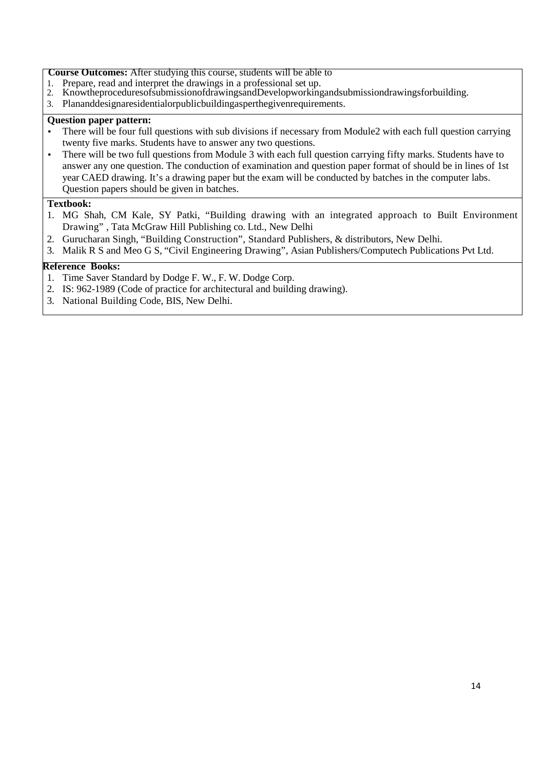**Course Outcomes:** After studying this course, students will be able to

1. Prepare, read and interpret the drawings in a professional set up.
2. Knowtheproceduresofsubmissionofdrawingsand Developworkingandsubmissiondrawingsforbuilding.
3. Plananddesignaresidentialorpublicbuildingasperthegivenrequirements.

**Question paper pattern:**

- There will be four full questions with sub divisions if necessary from Module2 with each full question carrying twenty five marks. Students have to answer any two questions.
- There will be two full questions from Module 3 with each full question carrying fifty marks. Students have to answer any one question. The conduction of examination and question paper format of should be in lines of 1st year CAED drawing. It's a drawing paper but the exam will be conducted by batches in the computer labs. Question papers should be given in batches.

**Textbook:**

1. MG Shah, CM Kale, SY Patki, "Building drawing with an integrated approach to Built Environment Drawing" , Tata McGraw Hill Publishing co. Ltd., New Delhi
2. Gurucharan Singh, "Building Construction", Standard Publishers, & distributors, New Delhi.
3. Malik R S and Meo G S, "Civil Engineering Drawing", Asian Publishers/Computech Publications Pvt Ltd.

**Reference Books:**

1. Time Saver Standard by Dodge F. W., F. W. Dodge Corp.
2. IS: 962-1989 (Code of practice for architectural and building drawing).
3. National Building Code, BIS, New Delhi.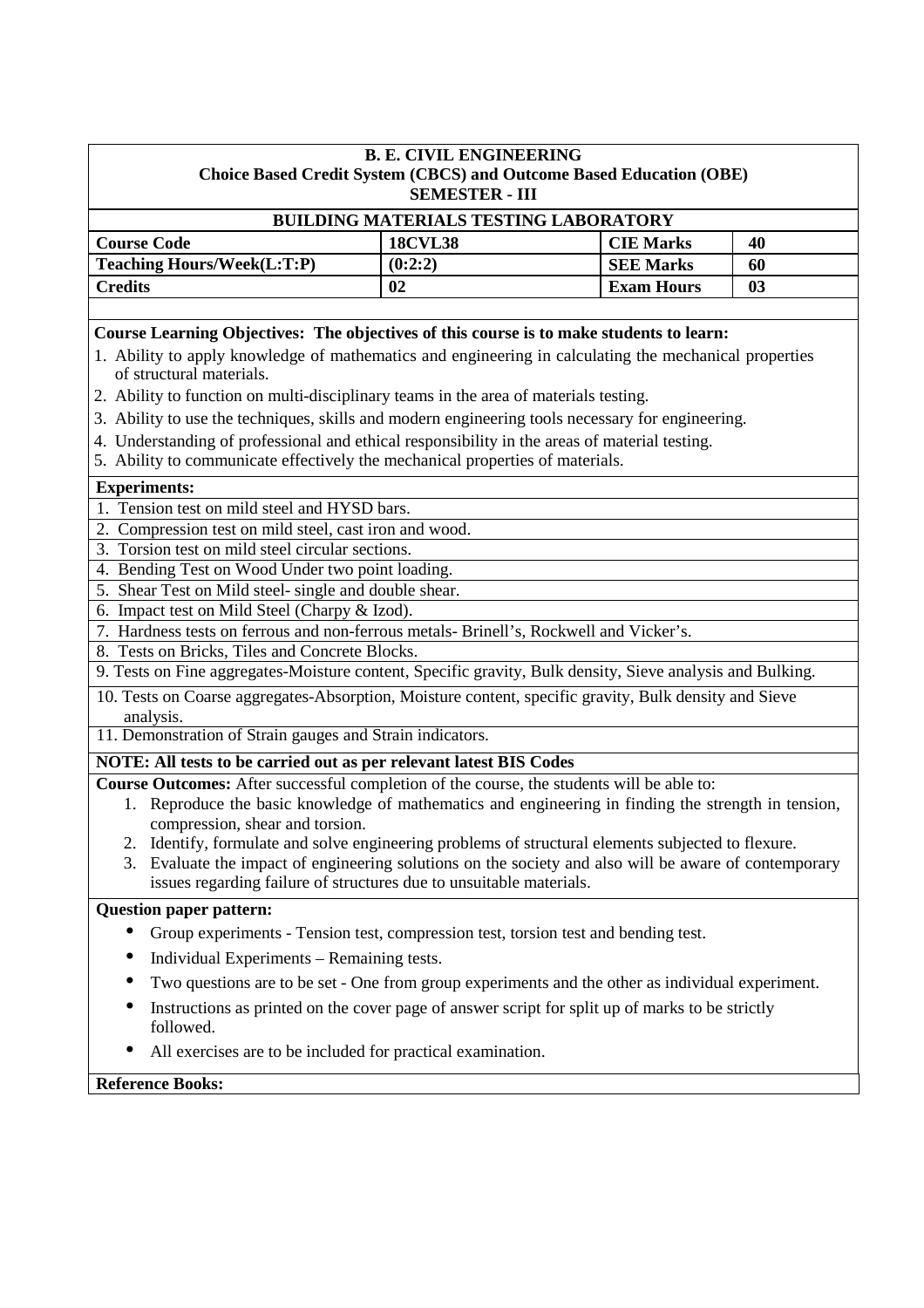**B. E. CIVIL ENGINEERING**
**Choice Based Credit System (CBCS) and Outcome Based Education (OBE)**
**SEMESTER - III**

## BUILDING MATERIALS TESTING LABORATORY

| **Course Code** | **18CVL38** | **CIE Marks** | **40** |
|---|---|---|---|
| **Teaching Hours/Week(L:T:P)** | **(0:2:2)** | **SEE Marks** | **60** |
| **Credits** | **02** | **Exam Hours** | **03** |

**Course Learning Objectives: The objectives of this course is to make students to learn:**

1. Ability to apply knowledge of mathematics and engineering in calculating the mechanical properties of structural materials.
2. Ability to function on multi-disciplinary teams in the area of materials testing.
3. Ability to use the techniques, skills and modern engineering tools necessary for engineering.
4. Understanding of professional and ethical responsibility in the areas of material testing.
5. Ability to communicate effectively the mechanical properties of materials.

**Experiments:**

1. Tension test on mild steel and HYSD bars.
2. Compression test on mild steel, cast iron and wood.
3. Torsion test on mild steel circular sections.
4. Bending Test on Wood Under two point loading.
5. Shear Test on Mild steel- single and double shear.
6. Impact test on Mild Steel (Charpy & Izod).
7. Hardness tests on ferrous and non-ferrous metals- Brinell's, Rockwell and Vicker's.
8. Tests on Bricks, Tiles and Concrete Blocks.
9. Tests on Fine aggregates-Moisture content, Specific gravity, Bulk density, Sieve analysis and Bulking.
10. Tests on Coarse aggregates-Absorption, Moisture content, specific gravity, Bulk density and Sieve analysis.
11. Demonstration of Strain gauges and Strain indicators.

**NOTE: All tests to be carried out as per relevant latest BIS Codes**

**Course Outcomes:** After successful completion of the course, the students will be able to:

1. Reproduce the basic knowledge of mathematics and engineering in finding the strength in tension, compression, shear and torsion.
2. Identify, formulate and solve engineering problems of structural elements subjected to flexure.
3. Evaluate the impact of engineering solutions on the society and also will be aware of contemporary issues regarding failure of structures due to unsuitable materials.

**Question paper pattern:**

- Group experiments - Tension test, compression test, torsion test and bending test.
- Individual Experiments – Remaining tests.
- Two questions are to be set - One from group experiments and the other as individual experiment.
- Instructions as printed on the cover page of answer script for split up of marks to be strictly followed.
- All exercises are to be included for practical examination.

**Reference Books:**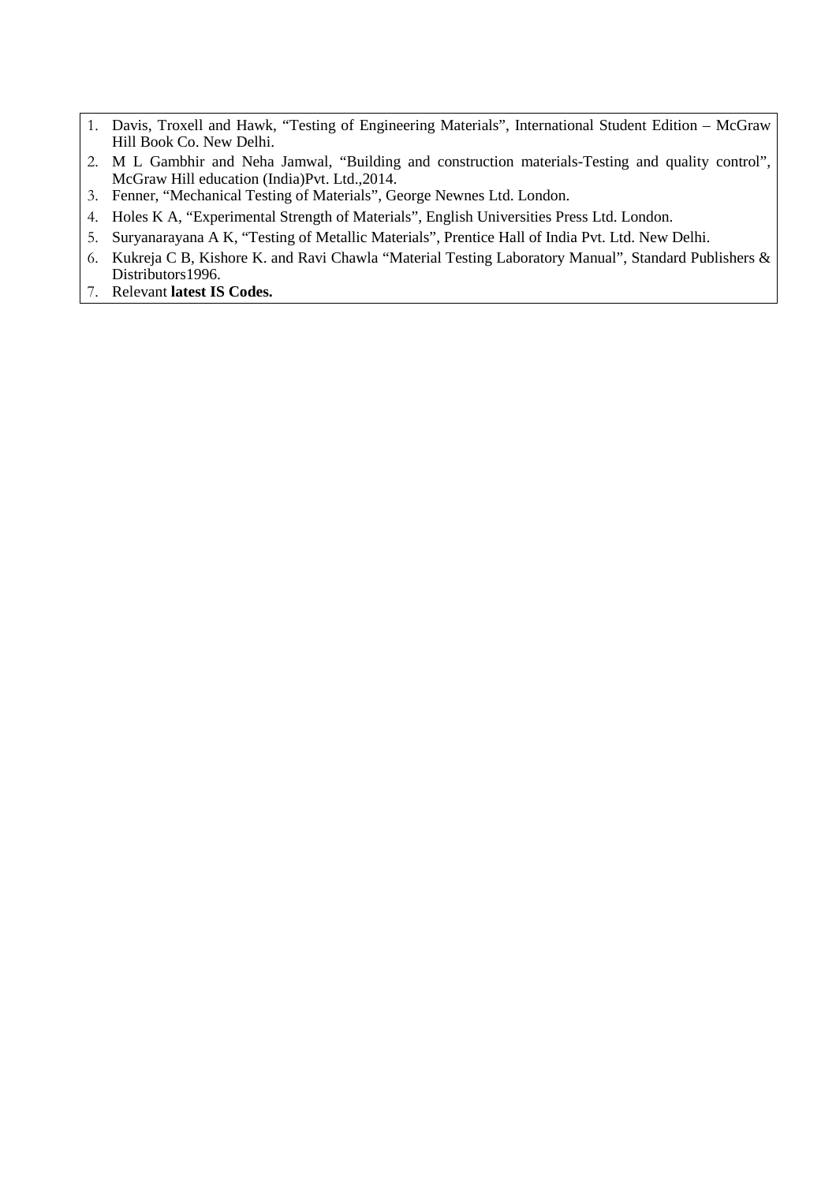1. Davis, Troxell and Hawk, “Testing of Engineering Materials”, International Student Edition – McGraw Hill Book Co. New Delhi.
2. M L Gambhir and Neha Jamwal, “Building and construction materials-Testing and quality control”, McGraw Hill education (India)Pvt. Ltd.,2014.
3. Fenner, “Mechanical Testing of Materials”, George Newnes Ltd. London.
4. Holes K A, “Experimental Strength of Materials”, English Universities Press Ltd. London.
5. Suryanarayana A K, “Testing of Metallic Materials”, Prentice Hall of India Pvt. Ltd. New Delhi.
6. Kukreja C B, Kishore K. and Ravi Chawla “Material Testing Laboratory Manual”, Standard Publishers & Distributors1996.
7. Relevant **latest IS Codes.**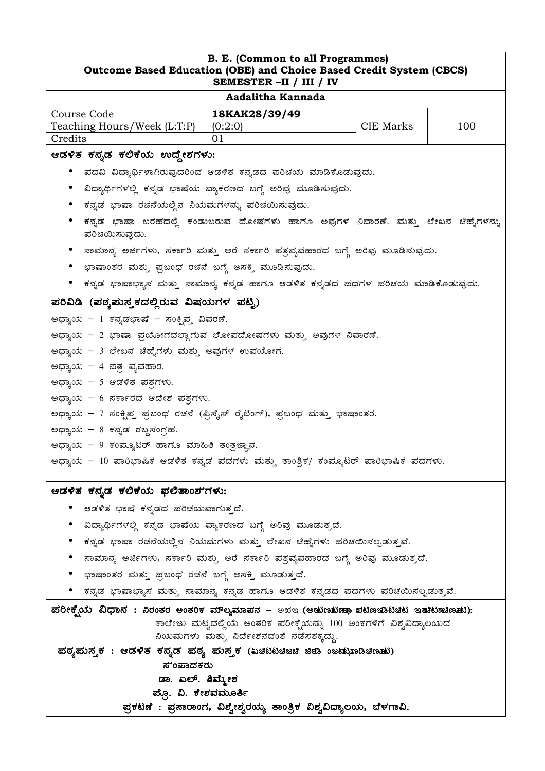**B. E. (Common to all Programmes)**
**Outcome Based Education (OBE) and Choice Based Credit System (CBCS)**
**SEMESTER –II / III / IV**

**Aadalitha Kannada**

| Course Code | 18KAK28/39/49 | CIE Marks | 100 |
|---|---|---|---|
| Teaching Hours/Week (L:T:P) | (0:2:0) | | |
| Credits | 01 | | |

**ಆಡಳಿತ ಕನ್ನಡ ಕಲಿಕೆಯ ಉದ್ದೇಶಗಳು:**

- ಪದವಿ ವಿದ್ಯಾರ್ಥಿಗಳಾಗಿರುವುದರಿಂದ ಆಡಳಿತ ಕನ್ನಡದ ಪರಿಚಯ ಮಾಡಿಕೊಡುವುದು.
- ವಿದ್ಯಾರ್ಥಿಗಳಲ್ಲಿ ಕನ್ನಡ ಭಾಷೆಯ ವ್ಯಾಕರಣದ ಬಗ್ಗೆ ಅರಿವು ಮೂಡಿಸುವುದು.
- ಕನ್ನಡ ಭಾಷಾ ರಚನೆಯಲ್ಲಿನ ನಿಯಮಗಳನ್ನು ಪರಿಚಯಿಸುವುದು.
- ಕನ್ನಡ ಭಾಷಾ ಬರಹದಲ್ಲಿ ಕಂಡುಬರುವ ದೋಷಗಳು ಹಾಗೂ ಅವುಗಳ ನಿವಾರಣೆ. ಮತ್ತು ಲೇಖನ ಚಿಹ್ನೆಗಳನ್ನು ಪರಿಚಯಿಸುವುದು.
- ಸಾಮಾನ್ಯ ಅರ್ಜಿಗಳು, ಸರ್ಕಾರಿ ಮತ್ತು ಅರೆ ಸರ್ಕಾರಿ ಪತ್ರವ್ಯವಹಾರದ ಬಗ್ಗೆ ಅರಿವು ಮೂಡಿಸುವುದು.
- ಭಾಷಾಂತರ ಮತ್ತು ಪ್ರಬಂಧ ರಚನೆ ಬಗ್ಗೆ ಅಸಕ್ತಿ ಮೂಡಿಸುವುದು.
- ಕನ್ನಡ ಭಾಷಾಭ್ಯಾಸ ಮತ್ತು ಸಾಮಾನ್ಯ ಕನ್ನಡ ಹಾಗೂ ಆಡಳಿತ ಕನ್ನಡದ ಪದಗಳ ಪರಿಚಯ ಮಾಡಿಕೊಡುವುದು.

**ಪರಿವಿಡಿ (ಪಠ್ಯಪುಸ್ತಕದಲ್ಲಿರುವ ವಿಷಯಗಳ ಪಟ್ಟಿ)**

ಅಧ್ಯಾಯ – 1 ಕನ್ನಡಭಾಷೆ – ಸಂಕ್ಷಿಪ್ತ ವಿವರಣೆ.

ಅಧ್ಯಾಯ – 2 ಭಾಷಾ ಪ್ರಯೋಗದಲ್ಲಾಗುವ ಲೋಪದೋಷಗಳು ಮತ್ತು ಅವುಗಳ ನಿವಾರಣೆ.

ಅಧ್ಯಾಯ – 3 ಲೇಖನ ಚಿಹ್ನೆಗಳು ಮತ್ತು ಅವುಗಳ ಉಪಯೋಗ.

ಅಧ್ಯಾಯ – 4 ಪತ್ರ ವ್ಯವಹಾರ.

ಅಧ್ಯಾಯ – 5 ಆಡಳಿತ ಪತ್ರಗಳು.

ಅಧ್ಯಾಯ – 6 ಸರ್ಕಾರದ ಆದೇಶ ಪತ್ರಗಳು.

ಅಧ್ಯಾಯ – 7 ಸಂಕ್ಷಿಪ್ತ ಪ್ರಬಂಧ ರಚನೆ (ಪ್ರಿಸೈಸ್ ರೈಟಿಂಗ್), ಪ್ರಬಂಧ ಮತ್ತು ಭಾಷಾಂತರ.

ಅಧ್ಯಾಯ – 8 ಕನ್ನಡ ಶಬ್ದಸಂಗ್ರಹ.

ಅಧ್ಯಾಯ – 9 ಕಂಪ್ಯೂಟರ್ ಹಾಗೂ ಮಾಹಿತಿ ತಂತ್ರಜ್ಞಾನ.

ಅಧ್ಯಾಯ – 10 ಪಾರಿಭಾಷಿಕ ಆಡಳಿತ ಕನ್ನಡ ಪದಗಳು ಮತ್ತು ತಾಂತ್ರಿಕ/ ಕಂಪ್ಯೂಟರ್ ಪಾರಿಭಾಷಿಕ ಪದಗಳು.

**ಆಡಳಿತ ಕನ್ನಡ ಕಲಿಕೆಯ ಫಲಿತಾಂಶಗಳು:**

- ಆಡಳಿತ ಭಾಷೆ ಕನ್ನಡದ ಪರಿಚಯವಾಗುತ್ತದೆ.
- ವಿದ್ಯಾರ್ಥಿಗಳಲ್ಲಿ ಕನ್ನಡ ಭಾಷೆಯ ವ್ಯಾಕರಣದ ಬಗ್ಗೆ ಅರಿವು ಮೂಡುತ್ತದೆ.
- ಕನ್ನಡ ಭಾಷಾ ರಚನೆಯಲ್ಲಿನ ನಿಯಮಗಳು ಮತ್ತು ಲೇಖನ ಚಿಹ್ನೆಗಳು ಪರಿಚಯಿಸಲ್ಪಡುತ್ತವೆ.
- ಸಾಮಾನ್ಯ ಅರ್ಜಿಗಳು, ಸರ್ಕಾರಿ ಮತ್ತು ಅರೆ ಸರ್ಕಾರಿ ಪತ್ರವ್ಯವಹಾರದ ಬಗ್ಗೆ ಅರಿವು ಮೂಡುತ್ತದೆ.
- ಭಾಷಾಂತರ ಮತ್ತು ಪ್ರಬಂಧ ರಚನೆ ಬಗ್ಗೆ ಅಸಕ್ತಿ ಮೂಡುತ್ತದೆ.
- ಕನ್ನಡ ಭಾಷಾಭ್ಯಾಸ ಮತ್ತು ಸಾಮಾನ್ಯ ಕನ್ನಡ ಹಾಗೂ ಆಡಳಿತ ಕನ್ನಡದ ಪದಗಳು ಪರಿಚಯಿಸಲ್ಪಡುತ್ತವೆ.

**ಪರೀಕ್ಷೆಯ ವಿಧಾನ : ನಿರಂತರ ಆಂತರಿಕ ಮೌಲ್ಯಮಾಪನ – ಅಖಇ (ಅಟಿಣಿಟಿಣಾ ಖಟಿಣಜಿಟಿಚಿಟ ಇತುಚಿಟಿಚಿಣಟಿ):**
ಕಾಲೇಜು ಮಟ್ಟದಲ್ಲಿಯೆ ಆಂತರಿಕ ಪರೀಕ್ಷೆಯನ್ನು 100 ಅಂಕಗಳಿಗೆ ವಿಶ್ವವಿದ್ಯಾಲಯದ ನಿಯಮಗಳು ಮತ್ತು ನಿರ್ದೇಶನದಂತೆ ನಡೆಸತಕ್ಕದ್ದು.

**ಪಠ್ಯಪುಸ್ತಕ : ಆಡಳಿತ ಕನ್ನಡ ಪಠ್ಯ ಪುಸ್ತಕ (ಏಚಿಟಿಟಿಚಿಜಚಿ ಜಿಔ ಂಜಟಿಟಿಡಿಚಿಣಟಿ)**

**ಸಂಪಾದಕರು**

**ಡಾ. ಎಲ್. ತಿಮ್ಮೇಶ**

**ಪ್ರೊ. ವಿ. ಕೇಶವಮೂರ್ತಿ**

**ಪ್ರಕಟಣೆ : ಪ್ರಸಾರಾಂಗ, ವಿಶ್ವೇಶ್ವರಯ್ಯ ತಾಂತ್ರಿಕ ವಿಶ್ವವಿದ್ಯಾಲಯ, ಬೆಳಗಾವಿ.**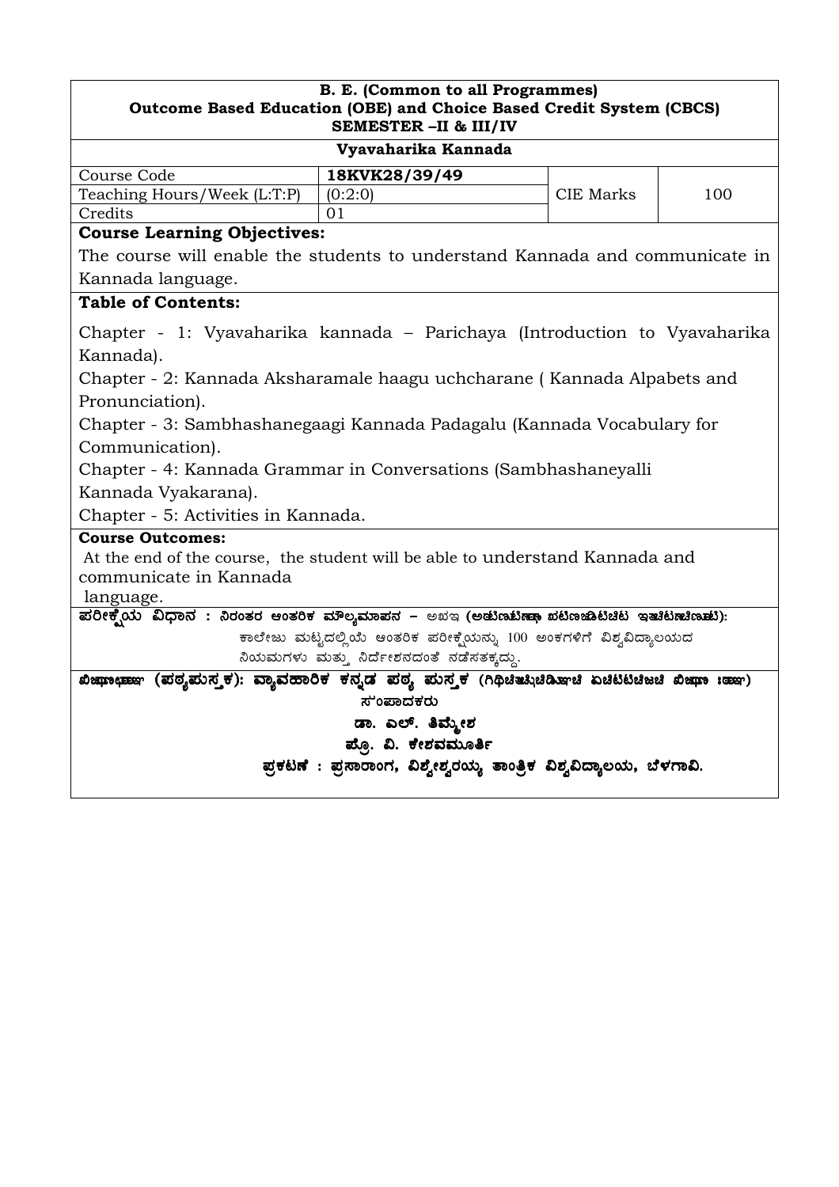**B. E. (Common to all Programmes)**
**Outcome Based Education (OBE) and Choice Based Credit System (CBCS)**
**SEMESTER –II & III/IV**

**Vyavaharika Kannada**

| Course Code | **18KVK28/39/49** | CIE Marks | 100 |
|---|---|---|---|
| Teaching Hours/Week (L:T:P) | (0:2:0) | | |
| Credits | 01 | | |

**Course Learning Objectives:**

The course will enable the students to understand Kannada and communicate in Kannada language.

**Table of Contents:**

Chapter - 1: Vyavaharika kannada – Parichaya (Introduction to Vyavaharika Kannada).

Chapter - 2: Kannada Aksharamale haagu uchcharane ( Kannada Alpabets and Pronunciation).

Chapter - 3: Sambhashanegaagi Kannada Padagalu (Kannada Vocabulary for Communication).

Chapter - 4: Kannada Grammar in Conversations (Sambhashaneyalli Kannada Vyakarana).

Chapter - 5: Activities in Kannada.

**Course Outcomes:**

At the end of the course, the student will be able to understand Kannada and communicate in Kannada language.

**ಪರೀಕ್ಷೆಯ ವಿಧಾನ : ನಿರಂತರ ಆಂತರಿಕ ಮೌಲ್ಯಮಾಪನ – CIE (Continuous Internal Evaluation):**

ಕಾಲೇಜು ಮಟ್ಟದಲ್ಲಿಯೆ ಆಂತರಿಕ ಪರೀಕ್ಷೆಯನ್ನು 100 ಅಂಕಗಳಿಗೆ ವಿಶ್ವವಿದ್ಯಾಲಯದ ನಿಯಮಗಳು ಮತ್ತು ನಿರ್ದೇಶನದಂತೆ ನಡೆಸತಕ್ಕದ್ದು.

**Textbook (ಪಠ್ಯಪುಸ್ತಕ): ವ್ಯಾವಹಾರಿಕ ಕನ್ನಡ ಪಠ್ಯ ಪುಸ್ತಕ (Vyavaharika Kannada Text Book)**

ಸಂಪಾದಕರು

**ಡಾ. ಎಲ್. ತಿಮ್ಮೇಶ**

**ಪ್ರೊ. ವಿ. ಕೇಶವಮೂರ್ತಿ**

**ಪ್ರಕಟಣೆ : ಪ್ರಸಾರಾಂಗ, ವಿಶ್ವೇಶ್ವರಯ್ಯ ತಾಂತ್ರಿಕ ವಿಶ್ವವಿದ್ಯಾಲಯ, ಬೆಳಗಾವಿ.**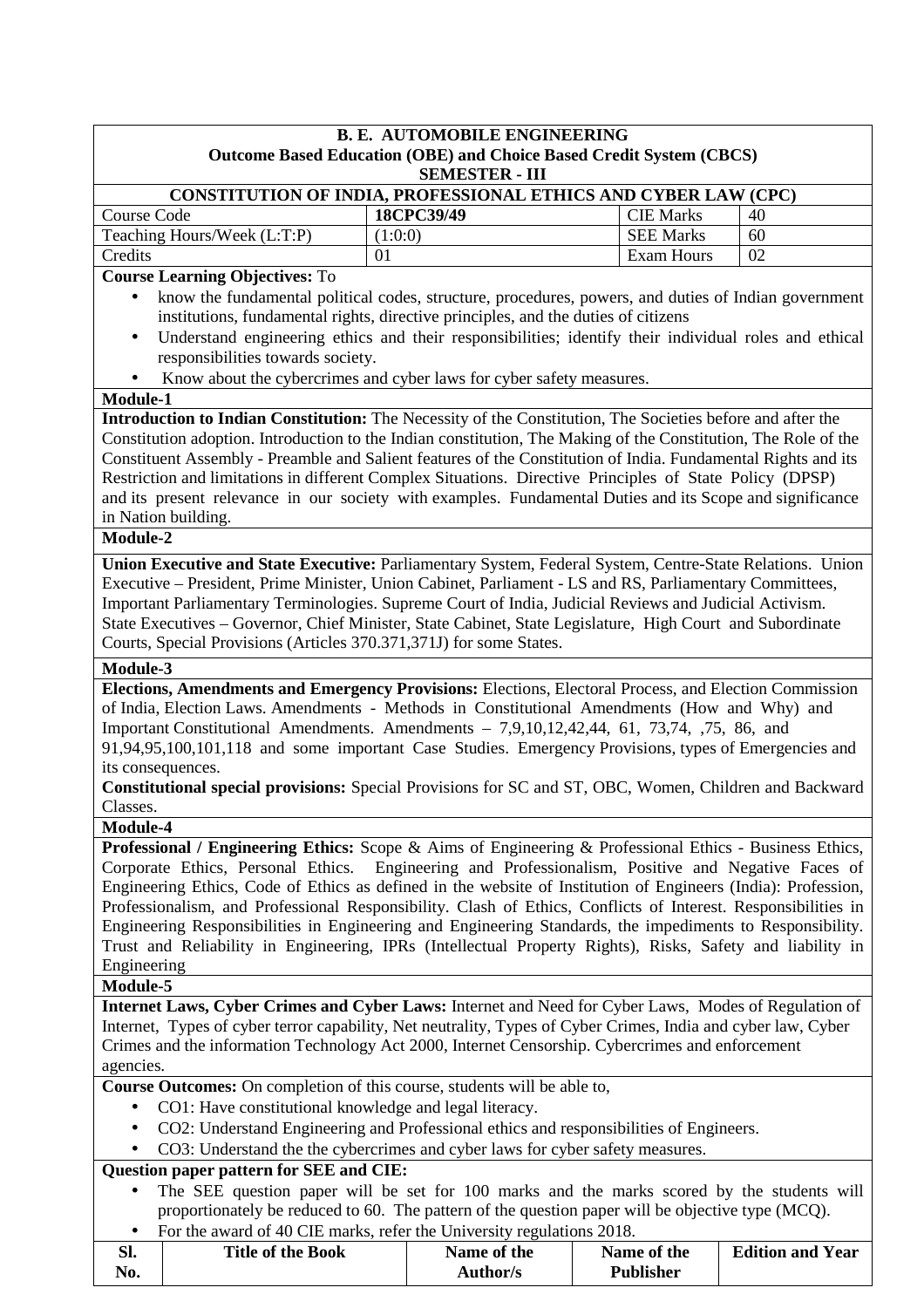**B. E. AUTOMOBILE ENGINEERING**
**Outcome Based Education (OBE) and Choice Based Credit System (CBCS)**
**SEMESTER - III**

**CONSTITUTION OF INDIA, PROFESSIONAL ETHICS AND CYBER LAW (CPC)**

| Course Code | **18CPC39/49** | CIE Marks | 40 |
|---|---|---|---|
| Teaching Hours/Week (L:T:P) | (1:0:0) | SEE Marks | 60 |
| Credits | 01 | Exam Hours | 02 |

**Course Learning Objectives:** To

- know the fundamental political codes, structure, procedures, powers, and duties of Indian government institutions, fundamental rights, directive principles, and the duties of citizens
- Understand engineering ethics and their responsibilities; identify their individual roles and ethical responsibilities towards society.
- Know about the cybercrimes and cyber laws for cyber safety measures.

**Module-1**

**Introduction to Indian Constitution:** The Necessity of the Constitution, The Societies before and after the Constitution adoption. Introduction to the Indian constitution, The Making of the Constitution, The Role of the Constituent Assembly - Preamble and Salient features of the Constitution of India. Fundamental Rights and its Restriction and limitations in different Complex Situations. Directive Principles of State Policy (DPSP) and its present relevance in our society with examples. Fundamental Duties and its Scope and significance in Nation building.

**Module-2**

**Union Executive and State Executive:** Parliamentary System, Federal System, Centre-State Relations. Union Executive – President, Prime Minister, Union Cabinet, Parliament - LS and RS, Parliamentary Committees, Important Parliamentary Terminologies. Supreme Court of India, Judicial Reviews and Judicial Activism. State Executives – Governor, Chief Minister, State Cabinet, State Legislature, High Court and Subordinate Courts, Special Provisions (Articles 370.371,371J) for some States.

**Module-3**

**Elections, Amendments and Emergency Provisions:** Elections, Electoral Process, and Election Commission of India, Election Laws. Amendments - Methods in Constitutional Amendments (How and Why) and Important Constitutional Amendments. Amendments – 7,9,10,12,42,44, 61, 73,74, ,75, 86, and 91,94,95,100,101,118 and some important Case Studies. Emergency Provisions, types of Emergencies and its consequences.

**Constitutional special provisions:** Special Provisions for SC and ST, OBC, Women, Children and Backward Classes.

**Module-4**

**Professional / Engineering Ethics:** Scope & Aims of Engineering & Professional Ethics - Business Ethics, Corporate Ethics, Personal Ethics. Engineering and Professionalism, Positive and Negative Faces of Engineering Ethics, Code of Ethics as defined in the website of Institution of Engineers (India): Profession, Professionalism, and Professional Responsibility. Clash of Ethics, Conflicts of Interest. Responsibilities in Engineering Responsibilities in Engineering and Engineering Standards, the impediments to Responsibility. Trust and Reliability in Engineering, IPRs (Intellectual Property Rights), Risks, Safety and liability in Engineering

**Module-5**

**Internet Laws, Cyber Crimes and Cyber Laws:** Internet and Need for Cyber Laws, Modes of Regulation of Internet, Types of cyber terror capability, Net neutrality, Types of Cyber Crimes, India and cyber law, Cyber Crimes and the information Technology Act 2000, Internet Censorship. Cybercrimes and enforcement agencies.

**Course Outcomes:** On completion of this course, students will be able to,

- CO1: Have constitutional knowledge and legal literacy.
- CO2: Understand Engineering and Professional ethics and responsibilities of Engineers.
- CO3: Understand the the cybercrimes and cyber laws for cyber safety measures.

**Question paper pattern for SEE and CIE:**

- The SEE question paper will be set for 100 marks and the marks scored by the students will proportionately be reduced to 60. The pattern of the question paper will be objective type (MCQ).
- For the award of 40 CIE marks, refer the University regulations 2018.

| Sl. No. | Title of the Book | Name of the Author/s | Name of the Publisher | Edition and Year |
|---|---|---|---|---|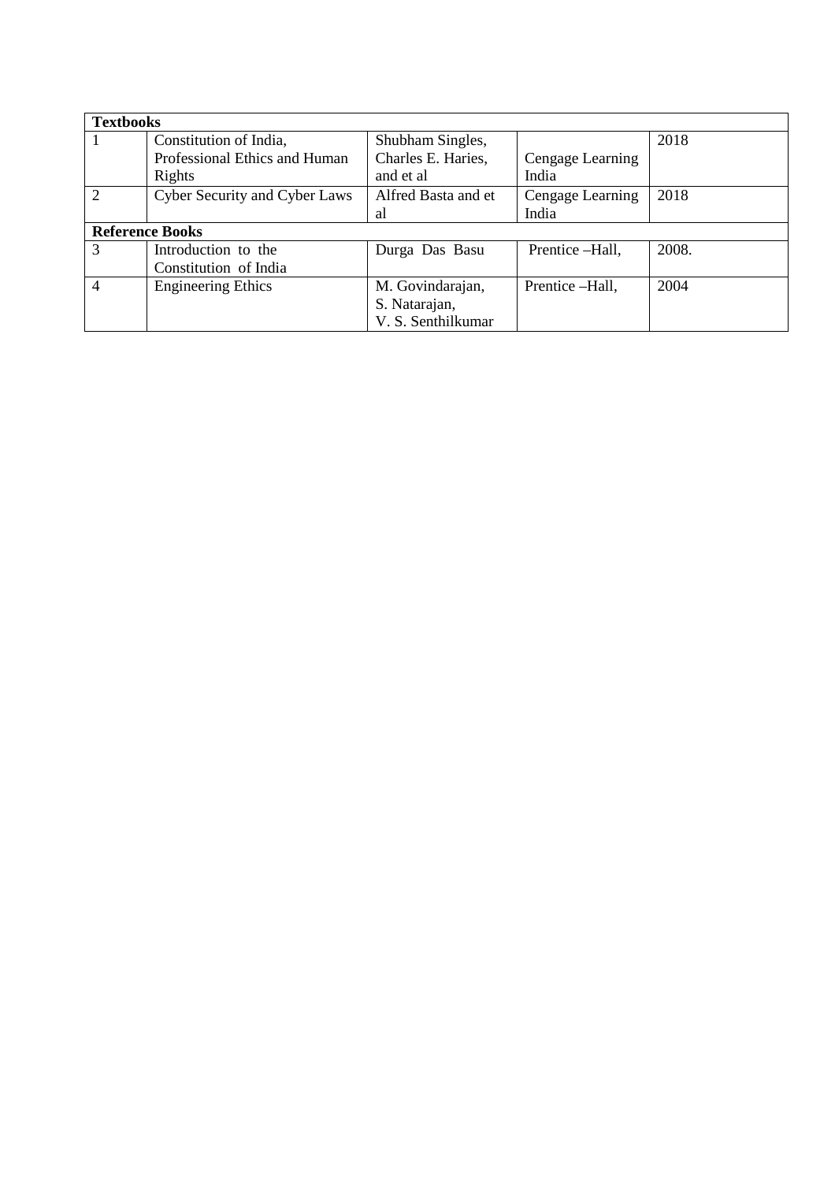| **Textbooks** | | | | |
|---|---|---|---|---|
| 1 | Constitution of India, Professional Ethics and Human Rights | Shubham Singles, Charles E. Haries, and et al | Cengage Learning India | 2018 |
| 2 | Cyber Security and Cyber Laws | Alfred Basta and et al | Cengage Learning India | 2018 |
| **Reference Books** | | | | |
| 3 | Introduction to the Constitution of India | Durga Das Basu | Prentice –Hall, | 2008. |
| 4 | Engineering Ethics | M. Govindarajan, S. Natarajan, V. S. Senthilkumar | Prentice –Hall, | 2004 |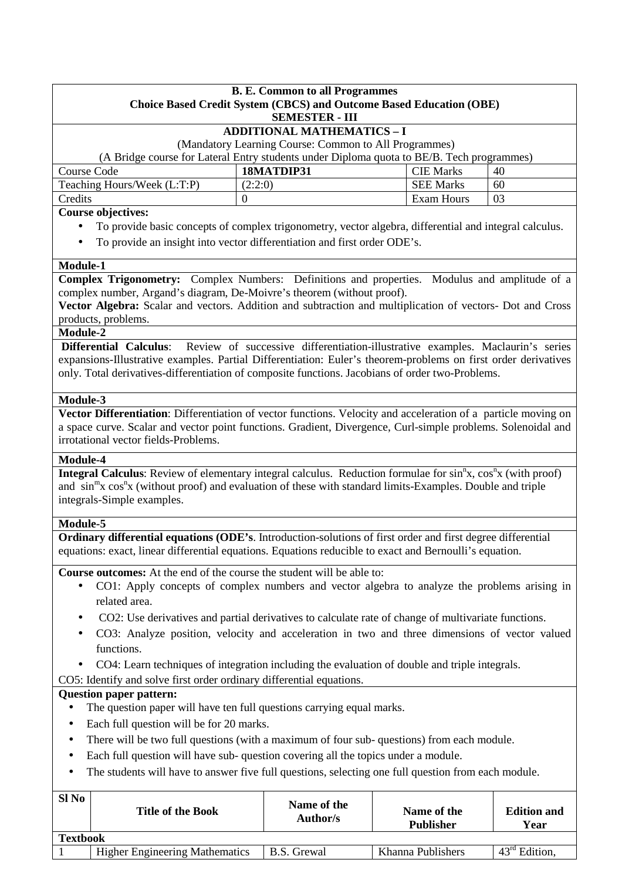**B. E. Common to all Programmes**
**Choice Based Credit System (CBCS) and Outcome Based Education (OBE)**
**SEMESTER - III**

**ADDITIONAL MATHEMATICS – I**
(Mandatory Learning Course: Common to All Programmes)
(A Bridge course for Lateral Entry students under Diploma quota to BE/B. Tech programmes)

| | | | |
|---|---|---|---|
| Course Code | **18MATDIP31** | CIE Marks | 40 |
| Teaching Hours/Week (L:T:P) | (2:2:0) | SEE Marks | 60 |
| Credits | 0 | Exam Hours | 03 |

**Course objectives:**

- To provide basic concepts of complex trigonometry, vector algebra, differential and integral calculus.
- To provide an insight into vector differentiation and first order ODE's.

**Module-1**

**Complex Trigonometry:** Complex Numbers: Definitions and properties. Modulus and amplitude of a complex number, Argand's diagram, De-Moivre's theorem (without proof).
**Vector Algebra:** Scalar and vectors. Addition and subtraction and multiplication of vectors- Dot and Cross products, problems.

**Module-2**

**Differential Calculus**: Review of successive differentiation-illustrative examples. Maclaurin's series expansions-Illustrative examples. Partial Differentiation: Euler's theorem-problems on first order derivatives only. Total derivatives-differentiation of composite functions. Jacobians of order two-Problems.

**Module-3**

**Vector Differentiation**: Differentiation of vector functions. Velocity and acceleration of a particle moving on a space curve. Scalar and vector point functions. Gradient, Divergence, Curl-simple problems. Solenoidal and irrotational vector fields-Problems.

**Module-4**

**Integral Calculus**: Review of elementary integral calculus. Reduction formulae for $\sin^n x$, $\cos^n x$ (with proof) and $\sin^m x \cos^n x$ (without proof) and evaluation of these with standard limits-Examples. Double and triple integrals-Simple examples.

**Module-5**

**Ordinary differential equations (ODE's**. Introduction-solutions of first order and first degree differential equations: exact, linear differential equations. Equations reducible to exact and Bernoulli's equation.

**Course outcomes:** At the end of the course the student will be able to:

- CO1: Apply concepts of complex numbers and vector algebra to analyze the problems arising in related area.
- CO2: Use derivatives and partial derivatives to calculate rate of change of multivariate functions.
- CO3: Analyze position, velocity and acceleration in two and three dimensions of vector valued functions.
- CO4: Learn techniques of integration including the evaluation of double and triple integrals.

CO5: Identify and solve first order ordinary differential equations.

**Question paper pattern:**

- The question paper will have ten full questions carrying equal marks.
- Each full question will be for 20 marks.
- There will be two full questions (with a maximum of four sub- questions) from each module.
- Each full question will have sub- question covering all the topics under a module.
- The students will have to answer five full questions, selecting one full question from each module.

| Sl No | Title of the Book | Name of the Author/s | Name of the Publisher | Edition and Year |
|---|---|---|---|---|
| **Textbook** | | | | |
| 1 | Higher Engineering Mathematics | B.S. Grewal | Khanna Publishers | 43rd Edition, |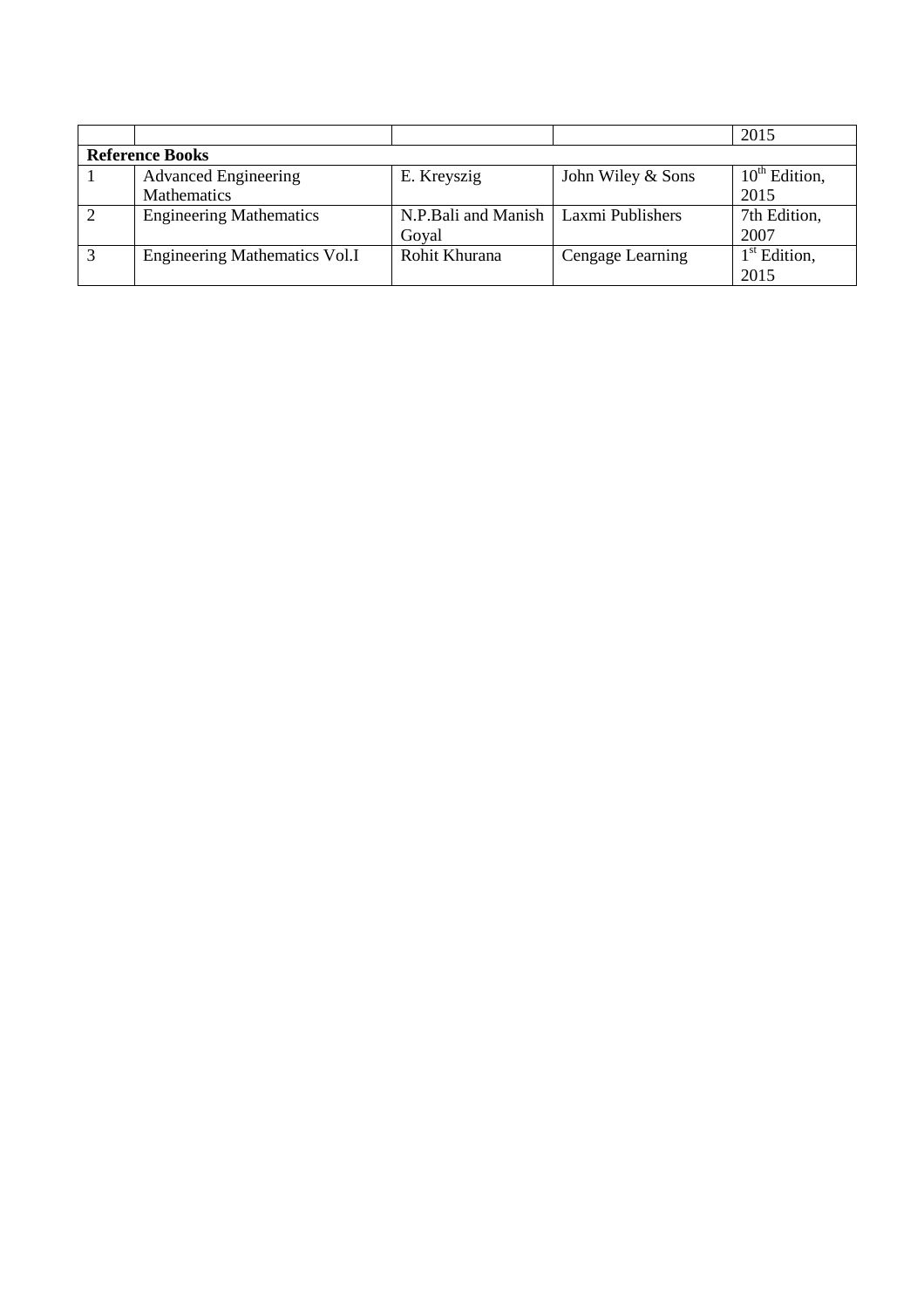|  |  |  |  | 2015 |
|---|---|---|---|---|
| **Reference Books** |  |  |  |  |
| 1 | Advanced Engineering Mathematics | E. Kreyszig | John Wiley & Sons | $10^{th}$ Edition, 2015 |
| 2 | Engineering Mathematics | N.P.Bali and Manish Goyal | Laxmi Publishers | 7th Edition, 2007 |
| 3 | Engineering Mathematics Vol.I | Rohit Khurana | Cengage Learning | $1^{st}$ Edition, 2015 |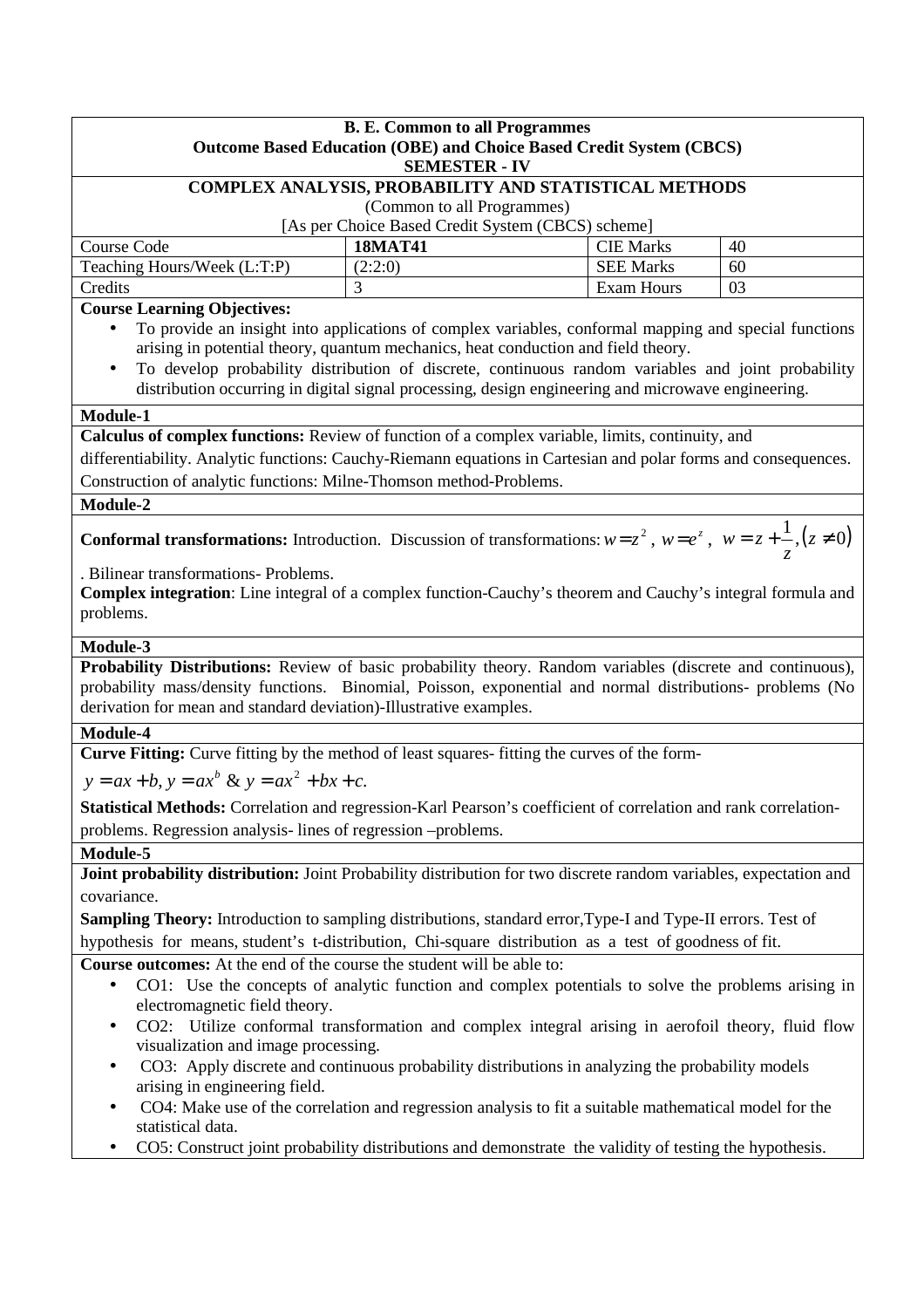**B. E. Common to all Programmes**
**Outcome Based Education (OBE) and Choice Based Credit System (CBCS)**
**SEMESTER - IV**

**COMPLEX ANALYSIS, PROBABILITY AND STATISTICAL METHODS**
(Common to all Programmes)
[As per Choice Based Credit System (CBCS) scheme]

| Course Code | **18MAT41** | CIE Marks | 40 |
|---|---|---|---|
| Teaching Hours/Week (L:T:P) | (2:2:0) | SEE Marks | 60 |
| Credits | 3 | Exam Hours | 03 |

**Course Learning Objectives:**

- To provide an insight into applications of complex variables, conformal mapping and special functions arising in potential theory, quantum mechanics, heat conduction and field theory.
- To develop probability distribution of discrete, continuous random variables and joint probability distribution occurring in digital signal processing, design engineering and microwave engineering.

**Module-1**

**Calculus of complex functions:** Review of function of a complex variable, limits, continuity, and differentiability. Analytic functions: Cauchy-Riemann equations in Cartesian and polar forms and consequences. Construction of analytic functions: Milne-Thomson method-Problems.

**Module-2**

**Conformal transformations:** Introduction. Discussion of transformations: $w = z^2$, $w = e^z$, $w = z + \frac{1}{z}, (z \neq 0)$. Bilinear transformations- Problems.

**Complex integration**: Line integral of a complex function-Cauchy's theorem and Cauchy's integral formula and problems.

**Module-3**

**Probability Distributions:** Review of basic probability theory. Random variables (discrete and continuous), probability mass/density functions. Binomial, Poisson, exponential and normal distributions- problems (No derivation for mean and standard deviation)-Illustrative examples.

**Module-4**

**Curve Fitting:** Curve fitting by the method of least squares- fitting the curves of the form-

$y = ax + b, y = ax^b$ & $y = ax^2 + bx + c.$

**Statistical Methods:** Correlation and regression-Karl Pearson's coefficient of correlation and rank correlation-problems. Regression analysis- lines of regression –problems.

**Module-5**

**Joint probability distribution:** Joint Probability distribution for two discrete random variables, expectation and covariance.

**Sampling Theory:** Introduction to sampling distributions, standard error,Type-I and Type-II errors. Test of hypothesis for means, student's t-distribution, Chi-square distribution as a test of goodness of fit.

**Course outcomes:** At the end of the course the student will be able to:

- CO1: Use the concepts of analytic function and complex potentials to solve the problems arising in electromagnetic field theory.
- CO2: Utilize conformal transformation and complex integral arising in aerofoil theory, fluid flow visualization and image processing.
- CO3: Apply discrete and continuous probability distributions in analyzing the probability models arising in engineering field.
- CO4: Make use of the correlation and regression analysis to fit a suitable mathematical model for the statistical data.
- CO5: Construct joint probability distributions and demonstrate the validity of testing the hypothesis.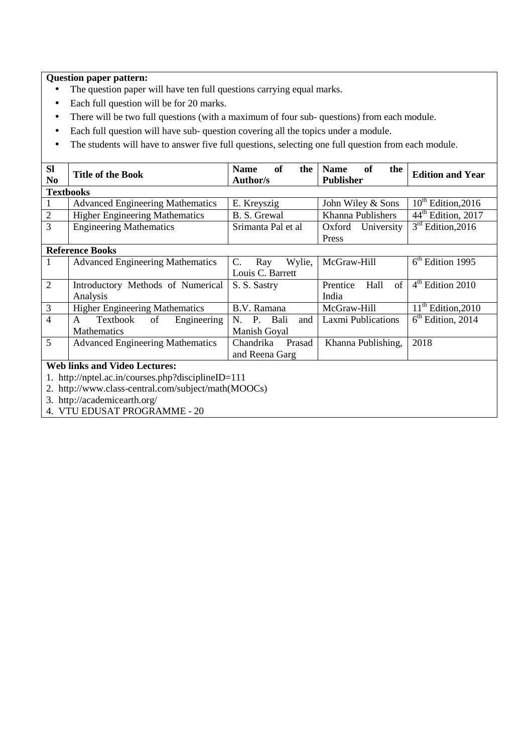**Question paper pattern:**

- The question paper will have ten full questions carrying equal marks.
- Each full question will be for 20 marks.
- There will be two full questions (with a maximum of four sub- questions) from each module.
- Each full question will have sub- question covering all the topics under a module.
- The students will have to answer five full questions, selecting one full question from each module.

| Sl No | Title of the Book | Name of the Author/s | Name of the Publisher | Edition and Year |
|---|---|---|---|---|
| **Textbooks** | | | | |
| 1 | Advanced Engineering Mathematics | E. Kreyszig | John Wiley & Sons | 10th Edition,2016 |
| 2 | Higher Engineering Mathematics | B. S. Grewal | Khanna Publishers | 44th Edition, 2017 |
| 3 | Engineering Mathematics | Srimanta Pal et al | Oxford University Press | 3rd Edition,2016 |
| **Reference Books** | | | | |
| 1 | Advanced Engineering Mathematics | C. Ray Wylie, Louis C. Barrett | McGraw-Hill | 6th Edition 1995 |
| 2 | Introductory Methods of Numerical Analysis | S. S. Sastry | Prentice Hall of India | 4th Edition 2010 |
| 3 | Higher Engineering Mathematics | B.V. Ramana | McGraw-Hill | 11th Edition,2010 |
| 4 | A Textbook of Engineering Mathematics | N. P. Bali and Manish Goyal | Laxmi Publications | 6th Edition, 2014 |
| 5 | Advanced Engineering Mathematics | Chandrika Prasad and Reena Garg | Khanna Publishing, | 2018 |

**Web links and Video Lectures:**

1. http://nptel.ac.in/courses.php?disciplineID=111
2. http://www.class-central.com/subject/math(MOOCs)
3. http://academicearth.org/
4. VTU EDUSAT PROGRAMME - 20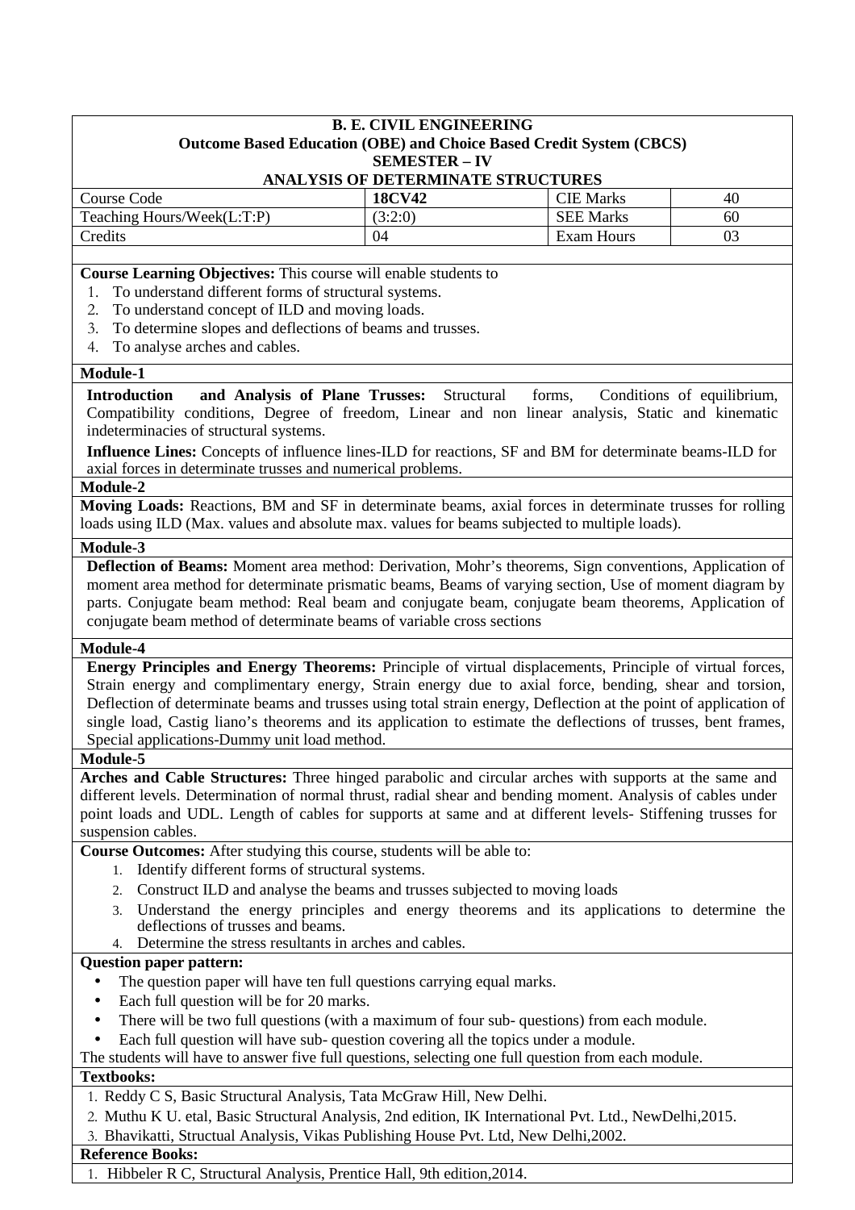**B. E. CIVIL ENGINEERING**
**Outcome Based Education (OBE) and Choice Based Credit System (CBCS)**
**SEMESTER – IV**
**ANALYSIS OF DETERMINATE STRUCTURES**

| Course Code | **18CV42** | CIE Marks | 40 |
|---|---|---|---|
| Teaching Hours/Week(L:T:P) | (3:2:0) | SEE Marks | 60 |
| Credits | 04 | Exam Hours | 03 |

**Course Learning Objectives:** This course will enable students to

1. To understand different forms of structural systems.
2. To understand concept of ILD and moving loads.
3. To determine slopes and deflections of beams and trusses.
4. To analyse arches and cables.

**Module-1**

**Introduction and Analysis of Plane Trusses:** Structural forms, Conditions of equilibrium, Compatibility conditions, Degree of freedom, Linear and non linear analysis, Static and kinematic indeterminacies of structural systems.

**Influence Lines:** Concepts of influence lines-ILD for reactions, SF and BM for determinate beams-ILD for axial forces in determinate trusses and numerical problems.

**Module-2**

**Moving Loads:** Reactions, BM and SF in determinate beams, axial forces in determinate trusses for rolling loads using ILD (Max. values and absolute max. values for beams subjected to multiple loads).

**Module-3**

**Deflection of Beams:** Moment area method: Derivation, Mohr's theorems, Sign conventions, Application of moment area method for determinate prismatic beams, Beams of varying section, Use of moment diagram by parts. Conjugate beam method: Real beam and conjugate beam, conjugate beam theorems, Application of conjugate beam method of determinate beams of variable cross sections

**Module-4**

**Energy Principles and Energy Theorems:** Principle of virtual displacements, Principle of virtual forces, Strain energy and complimentary energy, Strain energy due to axial force, bending, shear and torsion, Deflection of determinate beams and trusses using total strain energy, Deflection at the point of application of single load, Castig liano's theorems and its application to estimate the deflections of trusses, bent frames, Special applications-Dummy unit load method.

**Module-5**

**Arches and Cable Structures:** Three hinged parabolic and circular arches with supports at the same and different levels. Determination of normal thrust, radial shear and bending moment. Analysis of cables under point loads and UDL. Length of cables for supports at same and at different levels- Stiffening trusses for suspension cables.

**Course Outcomes:** After studying this course, students will be able to:

1. Identify different forms of structural systems.
2. Construct ILD and analyse the beams and trusses subjected to moving loads
3. Understand the energy principles and energy theorems and its applications to determine the deflections of trusses and beams.
4. Determine the stress resultants in arches and cables.

**Question paper pattern:**

- The question paper will have ten full questions carrying equal marks.
- Each full question will be for 20 marks.
- There will be two full questions (with a maximum of four sub- questions) from each module.
- Each full question will have sub- question covering all the topics under a module.

The students will have to answer five full questions, selecting one full question from each module.

**Textbooks:**

1. Reddy C S, Basic Structural Analysis, Tata McGraw Hill, New Delhi.
2. Muthu K U. etal, Basic Structural Analysis, 2nd edition, IK International Pvt. Ltd., NewDelhi,2015.
3. Bhavikatti, Structual Analysis, Vikas Publishing House Pvt. Ltd, New Delhi,2002.

**Reference Books:**

1. Hibbeler R C, Structural Analysis, Prentice Hall, 9th edition,2014.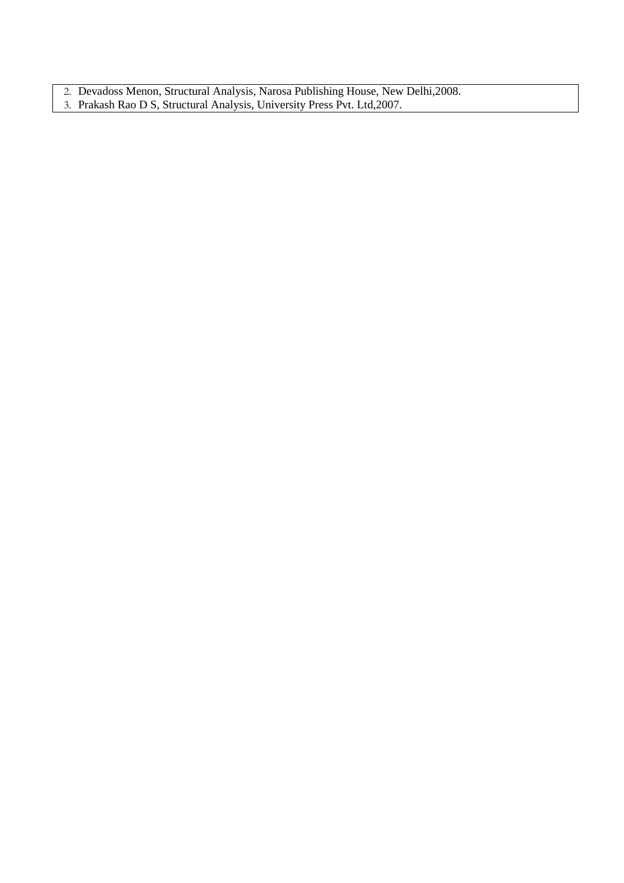2. Devadoss Menon, Structural Analysis, Narosa Publishing House, New Delhi,2008.
3. Prakash Rao D S, Structural Analysis, University Press Pvt. Ltd,2007.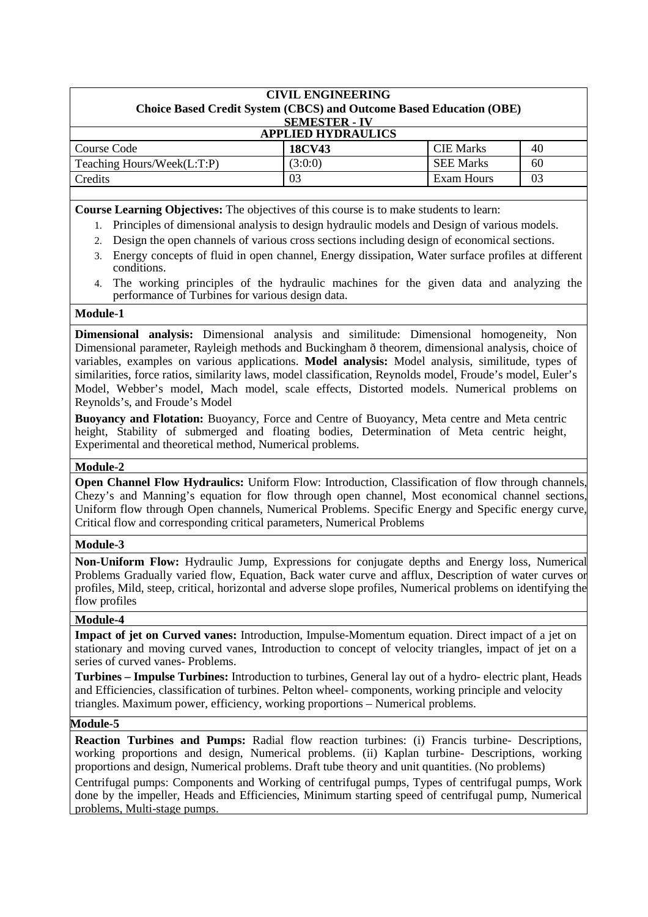**CIVIL ENGINEERING**
**Choice Based Credit System (CBCS) and Outcome Based Education (OBE)**
**SEMESTER - IV**

## APPLIED HYDRAULICS

| Course Code | **18CV43** | CIE Marks | 40 |
|---|---|---|---|
| Teaching Hours/Week(L:T:P) | (3:0:0) | SEE Marks | 60 |
| Credits | 03 | Exam Hours | 03 |

**Course Learning Objectives:** The objectives of this course is to make students to learn:

1. Principles of dimensional analysis to design hydraulic models and Design of various models.
2. Design the open channels of various cross sections including design of economical sections.
3. Energy concepts of fluid in open channel, Energy dissipation, Water surface profiles at different conditions.
4. The working principles of the hydraulic machines for the given data and analyzing the performance of Turbines for various design data.

### Module-1

**Dimensional analysis:** Dimensional analysis and similitude: Dimensional homogeneity, Non Dimensional parameter, Rayleigh methods and Buckingham ð theorem, dimensional analysis, choice of variables, examples on various applications. **Model analysis:** Model analysis, similitude, types of similarities, force ratios, similarity laws, model classification, Reynolds model, Froude's model, Euler's Model, Webber's model, Mach model, scale effects, Distorted models. Numerical problems on Reynolds's, and Froude's Model

**Buoyancy and Flotation:** Buoyancy, Force and Centre of Buoyancy, Meta centre and Meta centric height, Stability of submerged and floating bodies, Determination of Meta centric height, Experimental and theoretical method, Numerical problems.

### Module-2

**Open Channel Flow Hydraulics:** Uniform Flow: Introduction, Classification of flow through channels, Chezy's and Manning's equation for flow through open channel, Most economical channel sections, Uniform flow through Open channels, Numerical Problems. Specific Energy and Specific energy curve, Critical flow and corresponding critical parameters, Numerical Problems

### Module-3

**Non-Uniform Flow:** Hydraulic Jump, Expressions for conjugate depths and Energy loss, Numerical Problems Gradually varied flow, Equation, Back water curve and afflux, Description of water curves or profiles, Mild, steep, critical, horizontal and adverse slope profiles, Numerical problems on identifying the flow profiles

### Module-4

**Impact of jet on Curved vanes:** Introduction, Impulse-Momentum equation. Direct impact of a jet on stationary and moving curved vanes, Introduction to concept of velocity triangles, impact of jet on a series of curved vanes- Problems.

**Turbines – Impulse Turbines:** Introduction to turbines, General lay out of a hydro- electric plant, Heads and Efficiencies, classification of turbines. Pelton wheel- components, working principle and velocity triangles. Maximum power, efficiency, working proportions – Numerical problems.

### Module-5

**Reaction Turbines and Pumps:** Radial flow reaction turbines: (i) Francis turbine- Descriptions, working proportions and design, Numerical problems. (ii) Kaplan turbine- Descriptions, working proportions and design, Numerical problems. Draft tube theory and unit quantities. (No problems)

Centrifugal pumps: Components and Working of centrifugal pumps, Types of centrifugal pumps, Work done by the impeller, Heads and Efficiencies, Minimum starting speed of centrifugal pump, Numerical problems, Multi-stage pumps.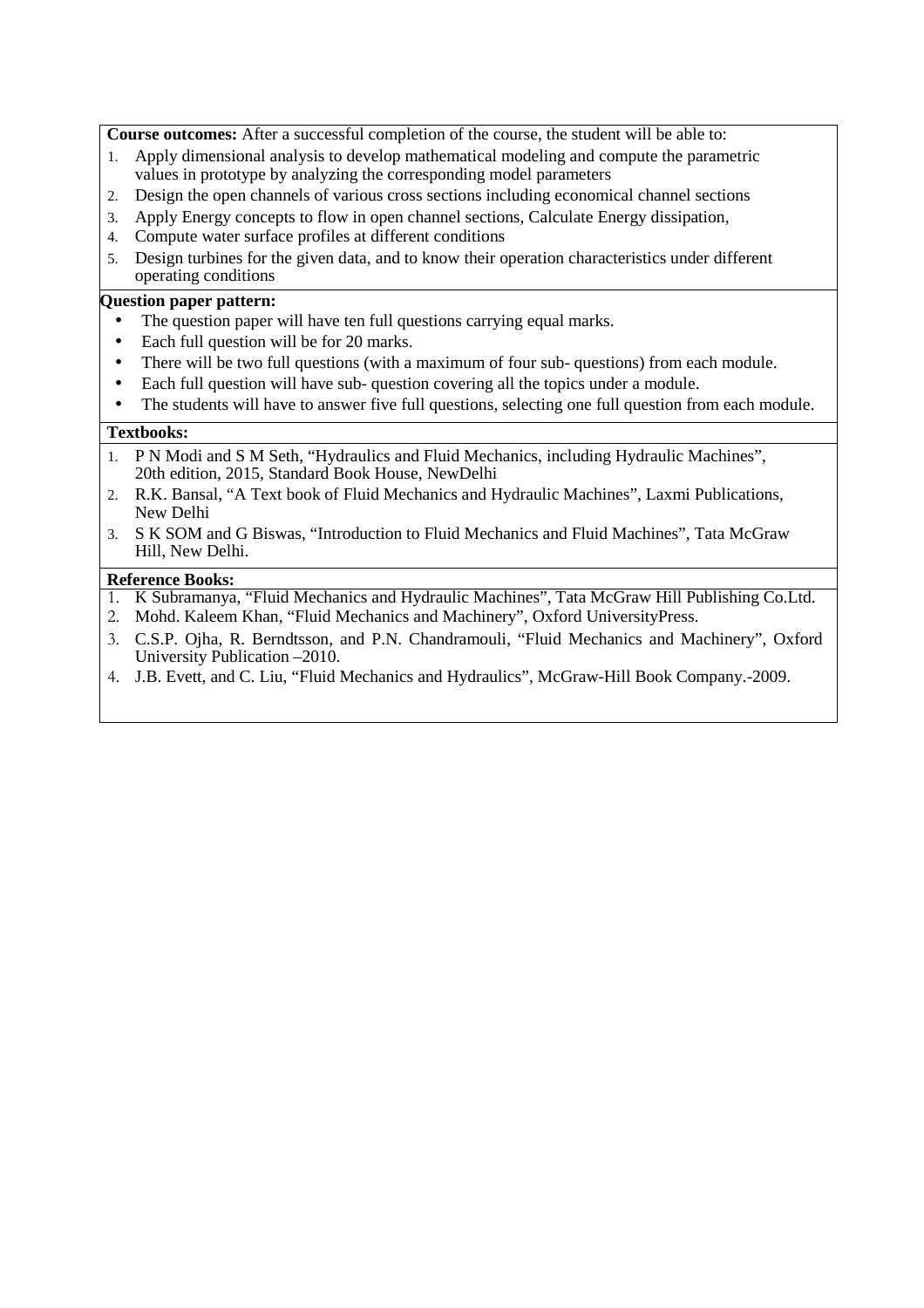**Course outcomes:** After a successful completion of the course, the student will be able to:

1. Apply dimensional analysis to develop mathematical modeling and compute the parametric values in prototype by analyzing the corresponding model parameters
2. Design the open channels of various cross sections including economical channel sections
3. Apply Energy concepts to flow in open channel sections, Calculate Energy dissipation,
4. Compute water surface profiles at different conditions
5. Design turbines for the given data, and to know their operation characteristics under different operating conditions

**Question paper pattern:**

- The question paper will have ten full questions carrying equal marks.
- Each full question will be for 20 marks.
- There will be two full questions (with a maximum of four sub- questions) from each module.
- Each full question will have sub- question covering all the topics under a module.
- The students will have to answer five full questions, selecting one full question from each module.

**Textbooks:**

1. P N Modi and S M Seth, "Hydraulics and Fluid Mechanics, including Hydraulic Machines", 20th edition, 2015, Standard Book House, NewDelhi
2. R.K. Bansal, "A Text book of Fluid Mechanics and Hydraulic Machines", Laxmi Publications, New Delhi
3. S K SOM and G Biswas, "Introduction to Fluid Mechanics and Fluid Machines", Tata McGraw Hill, New Delhi.

**Reference Books:**

1. K Subramanya, "Fluid Mechanics and Hydraulic Machines", Tata McGraw Hill Publishing Co.Ltd.
2. Mohd. Kaleem Khan, "Fluid Mechanics and Machinery", Oxford UniversityPress.
3. C.S.P. Ojha, R. Berndtsson, and P.N. Chandramouli, "Fluid Mechanics and Machinery", Oxford University Publication –2010.
4. J.B. Evett, and C. Liu, "Fluid Mechanics and Hydraulics", McGraw-Hill Book Company.-2009.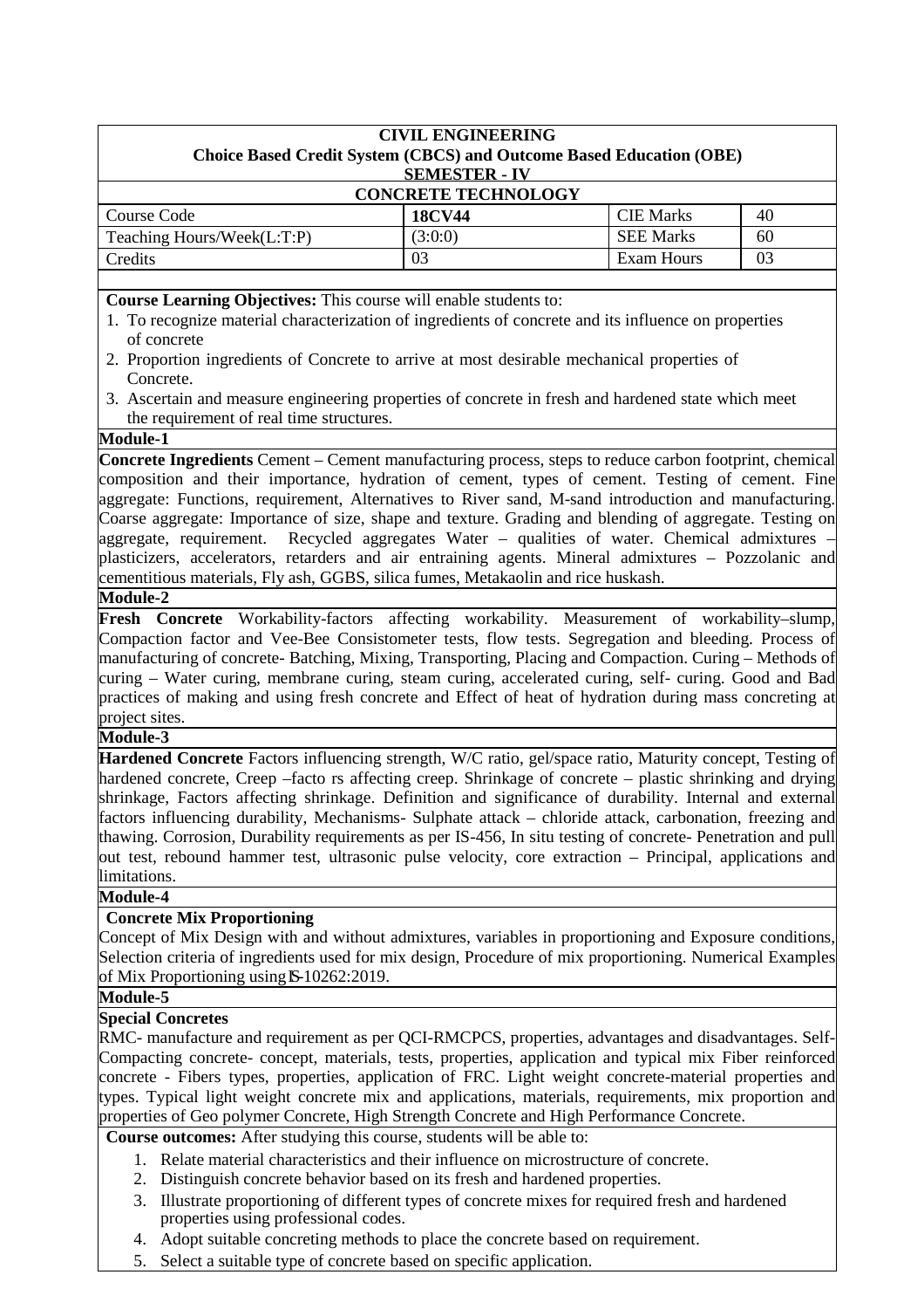# CIVIL ENGINEERING

## Choice Based Credit System (CBCS) and Outcome Based Education (OBE)

### SEMESTER - IV

### CONCRETE TECHNOLOGY

| Course Code | **18CV44** | CIE Marks | 40 |
|---|---|---|---|
| Teaching Hours/Week(L:T:P) | (3:0:0) | SEE Marks | 60 |
| Credits | 03 | Exam Hours | 03 |

**Course Learning Objectives:** This course will enable students to:

1. To recognize material characterization of ingredients of concrete and its influence on properties of concrete
2. Proportion ingredients of Concrete to arrive at most desirable mechanical properties of Concrete.
3. Ascertain and measure engineering properties of concrete in fresh and hardened state which meet the requirement of real time structures.

**Module-1**

**Concrete Ingredients** Cement – Cement manufacturing process, steps to reduce carbon footprint, chemical composition and their importance, hydration of cement, types of cement. Testing of cement. Fine aggregate: Functions, requirement, Alternatives to River sand, M-sand introduction and manufacturing. Coarse aggregate: Importance of size, shape and texture. Grading and blending of aggregate. Testing on aggregate, requirement. Recycled aggregates Water – qualities of water. Chemical admixtures – plasticizers, accelerators, retarders and air entraining agents. Mineral admixtures – Pozzolanic and cementitious materials, Fly ash, GGBS, silica fumes, Metakaolin and rice huskash.

**Module-2**

**Fresh Concrete** Workability-factors affecting workability. Measurement of workability–slump, Compaction factor and Vee-Bee Consistometer tests, flow tests. Segregation and bleeding. Process of manufacturing of concrete- Batching, Mixing, Transporting, Placing and Compaction. Curing – Methods of curing – Water curing, membrane curing, steam curing, accelerated curing, self- curing. Good and Bad practices of making and using fresh concrete and Effect of heat of hydration during mass concreting at project sites.

**Module-3**

**Hardened Concrete** Factors influencing strength, W/C ratio, gel/space ratio, Maturity concept, Testing of hardened concrete, Creep –facto rs affecting creep. Shrinkage of concrete – plastic shrinking and drying shrinkage, Factors affecting shrinkage. Definition and significance of durability. Internal and external factors influencing durability, Mechanisms- Sulphate attack – chloride attack, carbonation, freezing and thawing. Corrosion, Durability requirements as per IS-456, In situ testing of concrete- Penetration and pull out test, rebound hammer test, ultrasonic pulse velocity, core extraction – Principal, applications and limitations.

**Module-4**

**Concrete Mix Proportioning**

Concept of Mix Design with and without admixtures, variables in proportioning and Exposure conditions, Selection criteria of ingredients used for mix design, Procedure of mix proportioning. Numerical Examples of Mix Proportioning using IS-10262:2019.

**Module-5**

**Special Concretes**

RMC- manufacture and requirement as per QCI-RMCPCS, properties, advantages and disadvantages. Self-Compacting concrete- concept, materials, tests, properties, application and typical mix Fiber reinforced concrete - Fibers types, properties, application of FRC. Light weight concrete-material properties and types. Typical light weight concrete mix and applications, materials, requirements, mix proportion and properties of Geo polymer Concrete, High Strength Concrete and High Performance Concrete.

**Course outcomes:** After studying this course, students will be able to:

1. Relate material characteristics and their influence on microstructure of concrete.
2. Distinguish concrete behavior based on its fresh and hardened properties.
3. Illustrate proportioning of different types of concrete mixes for required fresh and hardened properties using professional codes.
4. Adopt suitable concreting methods to place the concrete based on requirement.
5. Select a suitable type of concrete based on specific application.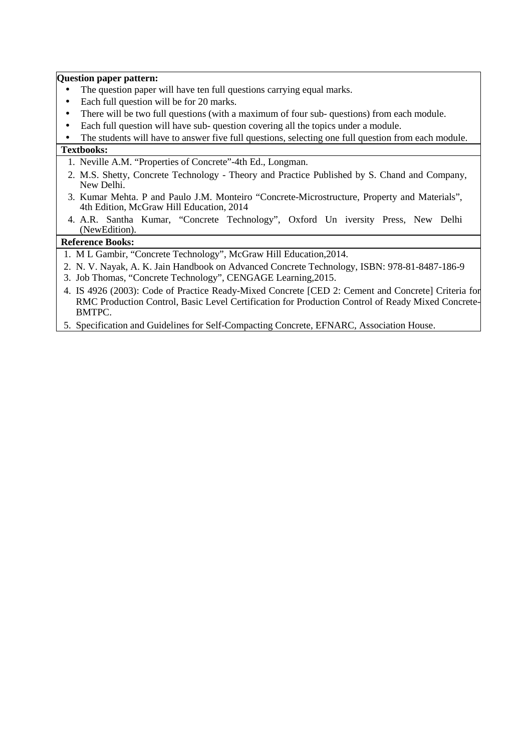**Question paper pattern:**

- The question paper will have ten full questions carrying equal marks.
- Each full question will be for 20 marks.
- There will be two full questions (with a maximum of four sub- questions) from each module.
- Each full question will have sub- question covering all the topics under a module.
- The students will have to answer five full questions, selecting one full question from each module.

**Textbooks:**

1. Neville A.M. "Properties of Concrete"-4th Ed., Longman.
2. M.S. Shetty, Concrete Technology - Theory and Practice Published by S. Chand and Company, New Delhi.
3. Kumar Mehta. P and Paulo J.M. Monteiro "Concrete-Microstructure, Property and Materials", 4th Edition, McGraw Hill Education, 2014
4. A.R. Santha Kumar, "Concrete Technology", Oxford Un iversity Press, New Delhi (NewEdition).

**Reference Books:**

1. M L Gambir, "Concrete Technology", McGraw Hill Education,2014.
2. N. V. Nayak, A. K. Jain Handbook on Advanced Concrete Technology, ISBN: 978-81-8487-186-9
3. Job Thomas, "Concrete Technology", CENGAGE Learning,2015.
4. IS 4926 (2003): Code of Practice Ready-Mixed Concrete [CED 2: Cement and Concrete] Criteria for RMC Production Control, Basic Level Certification for Production Control of Ready Mixed Concrete-BMTPC.
5. Specification and Guidelines for Self-Compacting Concrete, EFNARC, Association House.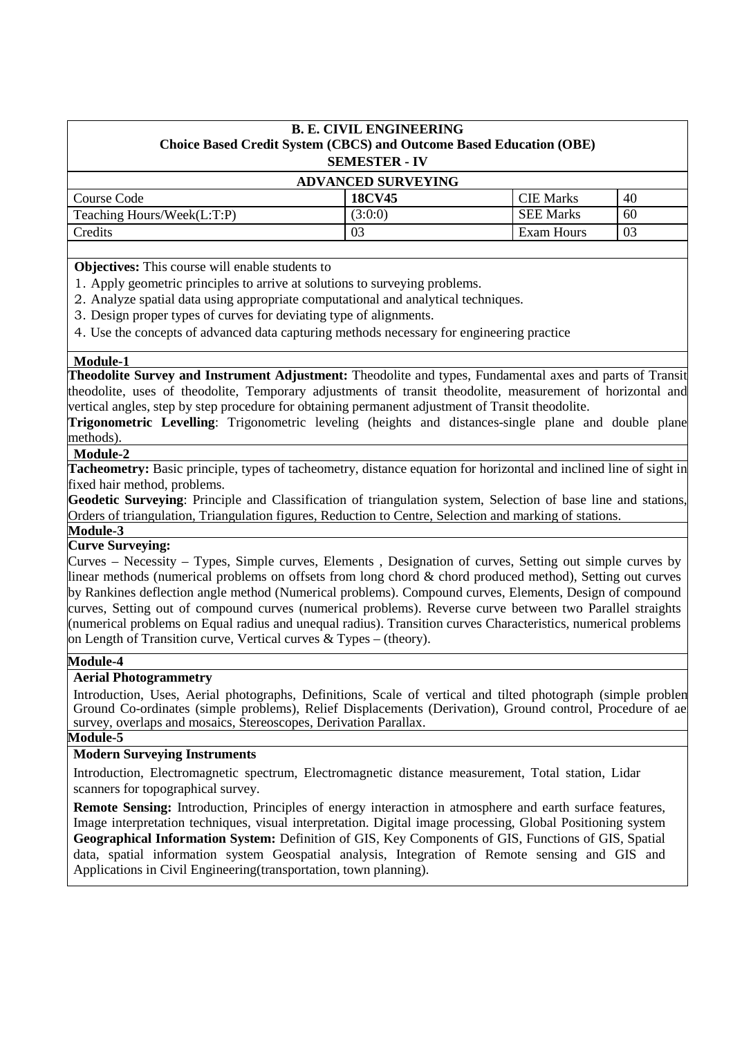**B. E. CIVIL ENGINEERING**
**Choice Based Credit System (CBCS) and Outcome Based Education (OBE)**
**SEMESTER - IV**

**ADVANCED SURVEYING**

| Course Code | **18CV45** | CIE Marks | 40 |
|---|---|---|---|
| Teaching Hours/Week(L:T:P) | (3:0:0) | SEE Marks | 60 |
| Credits | 03 | Exam Hours | 03 |

**Objectives:** This course will enable students to

1. Apply geometric principles to arrive at solutions to surveying problems.
2. Analyze spatial data using appropriate computational and analytical techniques.
3. Design proper types of curves for deviating type of alignments.
4. Use the concepts of advanced data capturing methods necessary for engineering practice

**Module-1**

**Theodolite Survey and Instrument Adjustment:** Theodolite and types, Fundamental axes and parts of Transit theodolite, uses of theodolite, Temporary adjustments of transit theodolite, measurement of horizontal and vertical angles, step by step procedure for obtaining permanent adjustment of Transit theodolite.

**Trigonometric Levelling**: Trigonometric leveling (heights and distances-single plane and double plane methods).

**Module-2**

**Tacheometry:** Basic principle, types of tacheometry, distance equation for horizontal and inclined line of sight in fixed hair method, problems.

**Geodetic Surveying**: Principle and Classification of triangulation system, Selection of base line and stations, Orders of triangulation, Triangulation figures, Reduction to Centre, Selection and marking of stations.

**Module-3**

**Curve Surveying:**

Curves – Necessity – Types, Simple curves, Elements , Designation of curves, Setting out simple curves by linear methods (numerical problems on offsets from long chord & chord produced method), Setting out curves by Rankines deflection angle method (Numerical problems). Compound curves, Elements, Design of compound curves, Setting out of compound curves (numerical problems). Reverse curve between two Parallel straights (numerical problems on Equal radius and unequal radius). Transition curves Characteristics, numerical problems on Length of Transition curve, Vertical curves & Types – (theory).

**Module-4**

**Aerial Photogrammetry**

Introduction, Uses, Aerial photographs, Definitions, Scale of vertical and tilted photograph (simple problen Ground Co-ordinates (simple problems), Relief Displacements (Derivation), Ground control, Procedure of ae survey, overlaps and mosaics, Stereoscopes, Derivation Parallax.

**Module-5**

**Modern Surveying Instruments**

Introduction, Electromagnetic spectrum, Electromagnetic distance measurement, Total station, Lidar scanners for topographical survey.

**Remote Sensing:** Introduction, Principles of energy interaction in atmosphere and earth surface features, Image interpretation techniques, visual interpretation. Digital image processing, Global Positioning system

**Geographical Information System:** Definition of GIS, Key Components of GIS, Functions of GIS, Spatial data, spatial information system Geospatial analysis, Integration of Remote sensing and GIS and Applications in Civil Engineering(transportation, town planning).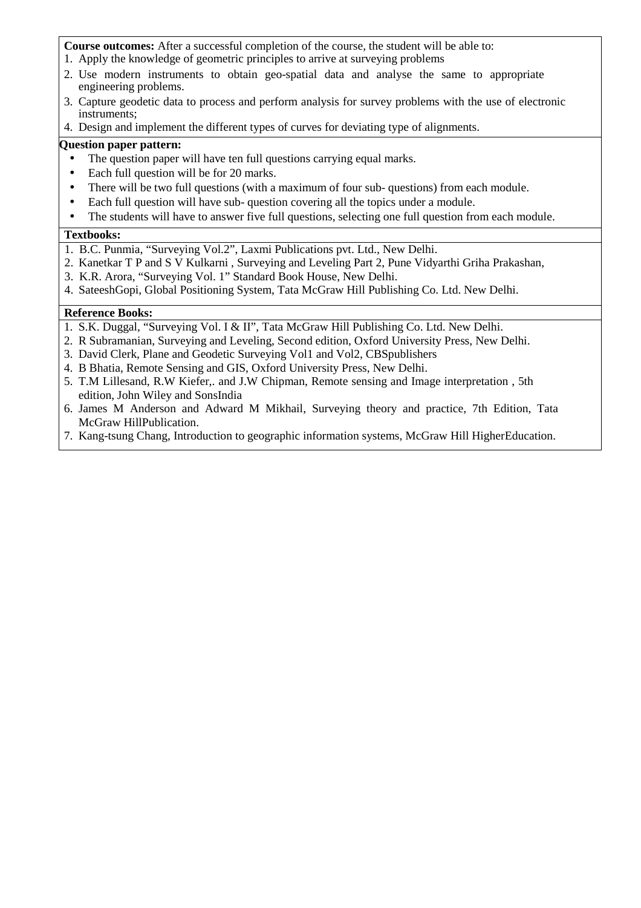**Course outcomes:** After a successful completion of the course, the student will be able to:

1. Apply the knowledge of geometric principles to arrive at surveying problems
2. Use modern instruments to obtain geo-spatial data and analyse the same to appropriate engineering problems.
3. Capture geodetic data to process and perform analysis for survey problems with the use of electronic instruments;
4. Design and implement the different types of curves for deviating type of alignments.

**Question paper pattern:**

- The question paper will have ten full questions carrying equal marks.
- Each full question will be for 20 marks.
- There will be two full questions (with a maximum of four sub- questions) from each module.
- Each full question will have sub- question covering all the topics under a module.
- The students will have to answer five full questions, selecting one full question from each module.

**Textbooks:**

1. B.C. Punmia, "Surveying Vol.2", Laxmi Publications pvt. Ltd., New Delhi.
2. Kanetkar T P and S V Kulkarni , Surveying and Leveling Part 2, Pune Vidyarthi Griha Prakashan,
3. K.R. Arora, "Surveying Vol. 1" Standard Book House, New Delhi.
4. SateeshGopi, Global Positioning System, Tata McGraw Hill Publishing Co. Ltd. New Delhi.

**Reference Books:**

1. S.K. Duggal, "Surveying Vol. I & II", Tata McGraw Hill Publishing Co. Ltd. New Delhi.
2. R Subramanian, Surveying and Leveling, Second edition, Oxford University Press, New Delhi.
3. David Clerk, Plane and Geodetic Surveying Vol1 and Vol2, CBSpublishers
4. B Bhatia, Remote Sensing and GIS, Oxford University Press, New Delhi.
5. T.M Lillesand, R.W Kiefer,. and J.W Chipman, Remote sensing and Image interpretation , 5th edition, John Wiley and SonsIndia
6. James M Anderson and Adward M Mikhail, Surveying theory and practice, 7th Edition, Tata McGraw HillPublication.
7. Kang-tsung Chang, Introduction to geographic information systems, McGraw Hill HigherEducation.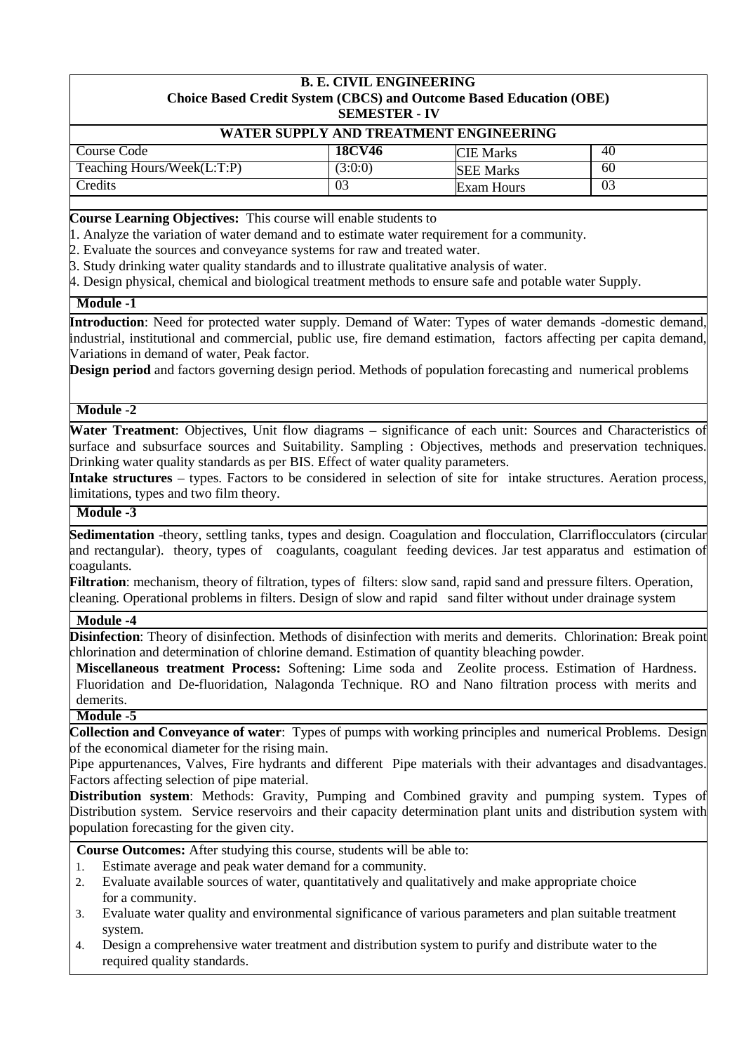**B. E. CIVIL ENGINEERING**
**Choice Based Credit System (CBCS) and Outcome Based Education (OBE)**
**SEMESTER - IV**

## WATER SUPPLY AND TREATMENT ENGINEERING

| Course Code | **18CV46** | CIE Marks | 40 |
|---|---|---|---|
| Teaching Hours/Week(L:T:P) | (3:0:0) | SEE Marks | 60 |
| Credits | 03 | Exam Hours | 03 |

**Course Learning Objectives:** This course will enable students to

1. Analyze the variation of water demand and to estimate water requirement for a community.
2. Evaluate the sources and conveyance systems for raw and treated water.
3. Study drinking water quality standards and to illustrate qualitative analysis of water.
4. Design physical, chemical and biological treatment methods to ensure safe and potable water Supply.

**Module -1**

**Introduction**: Need for protected water supply. Demand of Water: Types of water demands -domestic demand, industrial, institutional and commercial, public use, fire demand estimation, factors affecting per capita demand, Variations in demand of water, Peak factor.

**Design period** and factors governing design period. Methods of population forecasting and numerical problems

**Module -2**

**Water Treatment**: Objectives, Unit flow diagrams – significance of each unit: Sources and Characteristics of surface and subsurface sources and Suitability. Sampling : Objectives, methods and preservation techniques. Drinking water quality standards as per BIS. Effect of water quality parameters.

**Intake structures** – types. Factors to be considered in selection of site for intake structures. Aeration process, limitations, types and two film theory.

**Module -3**

**Sedimentation** -theory, settling tanks, types and design. Coagulation and flocculation, Clarriflocculators (circular and rectangular). theory, types of coagulants, coagulant feeding devices. Jar test apparatus and estimation of coagulants.

**Filtration**: mechanism, theory of filtration, types of filters: slow sand, rapid sand and pressure filters. Operation, cleaning. Operational problems in filters. Design of slow and rapid sand filter without under drainage system

**Module -4**

**Disinfection**: Theory of disinfection. Methods of disinfection with merits and demerits. Chlorination: Break point chlorination and determination of chlorine demand. Estimation of quantity bleaching powder.

**Miscellaneous treatment Process:** Softening: Lime soda and Zeolite process. Estimation of Hardness. Fluoridation and De-fluoridation, Nalagonda Technique. RO and Nano filtration process with merits and demerits.

**Module -5**

**Collection and Conveyance of water**: Types of pumps with working principles and numerical Problems. Design of the economical diameter for the rising main.

Pipe appurtenances, Valves, Fire hydrants and different Pipe materials with their advantages and disadvantages. Factors affecting selection of pipe material.

**Distribution system**: Methods: Gravity, Pumping and Combined gravity and pumping system. Types of Distribution system. Service reservoirs and their capacity determination plant units and distribution system with population forecasting for the given city.

**Course Outcomes:** After studying this course, students will be able to:

1. Estimate average and peak water demand for a community.
2. Evaluate available sources of water, quantitatively and qualitatively and make appropriate choice for a community.
3. Evaluate water quality and environmental significance of various parameters and plan suitable treatment system.
4. Design a comprehensive water treatment and distribution system to purify and distribute water to the required quality standards.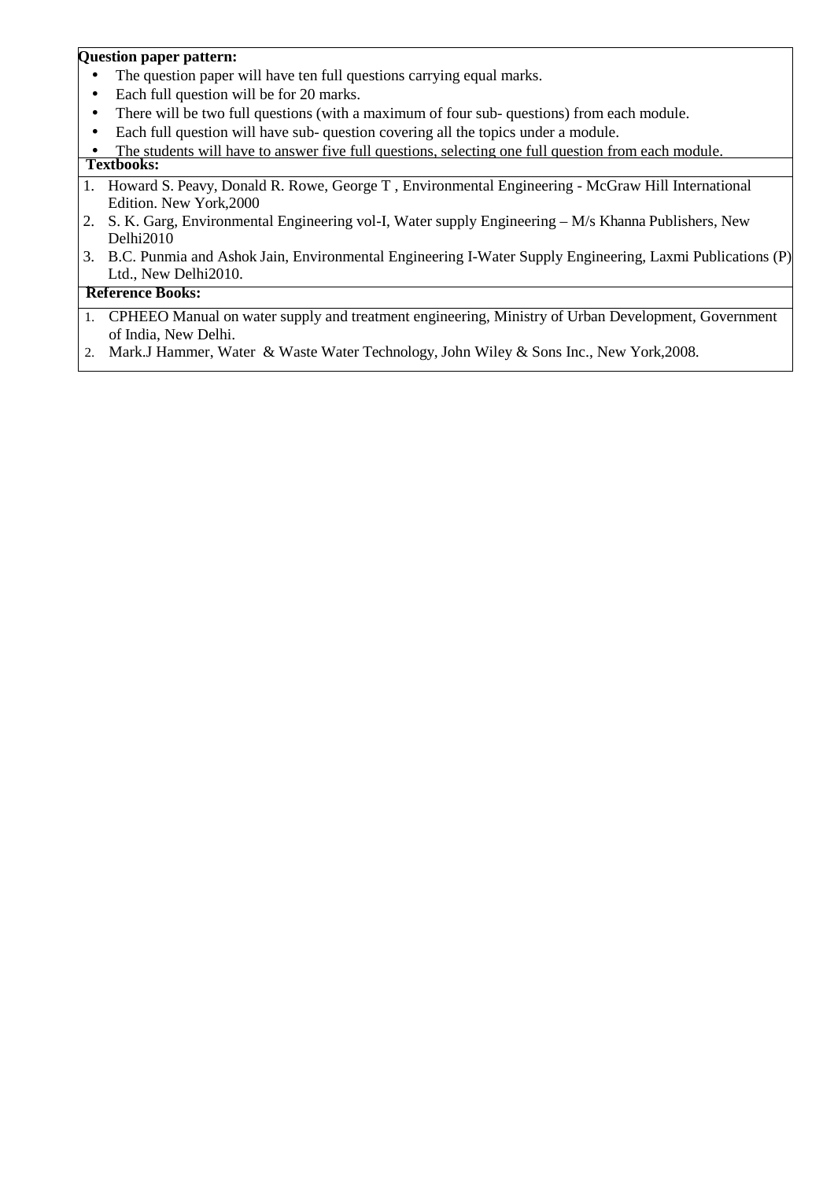**Question paper pattern:**

- The question paper will have ten full questions carrying equal marks.
- Each full question will be for 20 marks.
- There will be two full questions (with a maximum of four sub- questions) from each module.
- Each full question will have sub- question covering all the topics under a module.
- The students will have to answer five full questions, selecting one full question from each module.

**Textbooks:**

1. Howard S. Peavy, Donald R. Rowe, George T , Environmental Engineering - McGraw Hill International Edition. New York,2000
2. S. K. Garg, Environmental Engineering vol-I, Water supply Engineering – M/s Khanna Publishers, New Delhi2010
3. B.C. Punmia and Ashok Jain, Environmental Engineering I-Water Supply Engineering, Laxmi Publications (P) Ltd., New Delhi2010.

**Reference Books:**

1. CPHEEO Manual on water supply and treatment engineering, Ministry of Urban Development, Government of India, New Delhi.
2. Mark.J Hammer, Water & Waste Water Technology, John Wiley & Sons Inc., New York,2008.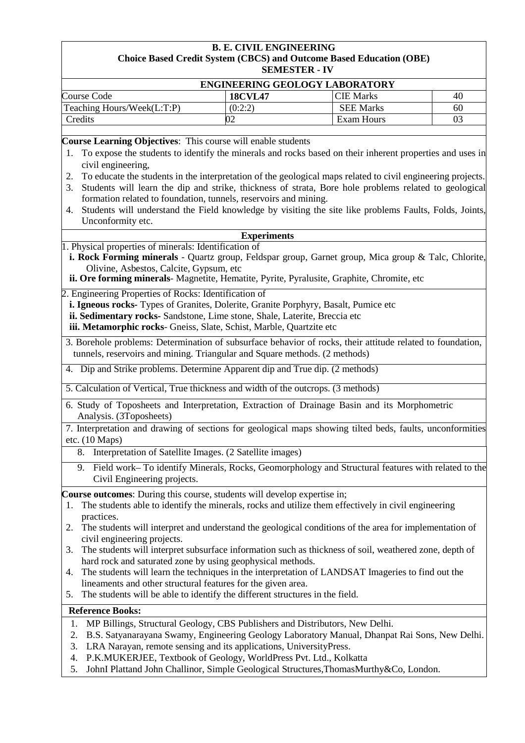**B. E. CIVIL ENGINEERING**
**Choice Based Credit System (CBCS) and Outcome Based Education (OBE)**
**SEMESTER - IV**

**ENGINEERING GEOLOGY LABORATORY**

| Course Code | **18CVL47** | CIE Marks | 40 |
|---|---|---|---|
| Teaching Hours/Week(L:T:P) | (0:2:2) | SEE Marks | 60 |
| Credits | 02 | Exam Hours | 03 |

**Course Learning Objectives**: This course will enable students

1. To expose the students to identify the minerals and rocks based on their inherent properties and uses in civil engineering,
2. To educate the students in the interpretation of the geological maps related to civil engineering projects.
3. Students will learn the dip and strike, thickness of strata, Bore hole problems related to geological formation related to foundation, tunnels, reservoirs and mining.
4. Students will understand the Field knowledge by visiting the site like problems Faults, Folds, Joints, Unconformity etc.

**Experiments**

1. Physical properties of minerals: Identification of
   **i. Rock Forming minerals** - Quartz group, Feldspar group, Garnet group, Mica group & Talc, Chlorite, Olivine, Asbestos, Calcite, Gypsum, etc
   **ii. Ore forming minerals**- Magnetite, Hematite, Pyrite, Pyralusite, Graphite, Chromite, etc
2. Engineering Properties of Rocks: Identification of
   **i. Igneous rocks-** Types of Granites, Dolerite, Granite Porphyry, Basalt, Pumice etc
   **ii. Sedimentary rocks-** Sandstone, Lime stone, Shale, Laterite, Breccia etc
   **iii. Metamorphic rocks**- Gneiss, Slate, Schist, Marble, Quartzite etc
3. Borehole problems: Determination of subsurface behavior of rocks, their attitude related to foundation, tunnels, reservoirs and mining. Triangular and Square methods. (2 methods)
4. Dip and Strike problems. Determine Apparent dip and True dip. (2 methods)
5. Calculation of Vertical, True thickness and width of the outcrops. (3 methods)
6. Study of Toposheets and Interpretation, Extraction of Drainage Basin and its Morphometric Analysis. (3Toposheets)
7. Interpretation and drawing of sections for geological maps showing tilted beds, faults, unconformities etc. (10 Maps)
8. Interpretation of Satellite Images. (2 Satellite images)
9. Field work– To identify Minerals, Rocks, Geomorphology and Structural features with related to the Civil Engineering projects.

**Course outcomes**: During this course, students will develop expertise in;

1. The students able to identify the minerals, rocks and utilize them effectively in civil engineering practices.
2. The students will interpret and understand the geological conditions of the area for implementation of civil engineering projects.
3. The students will interpret subsurface information such as thickness of soil, weathered zone, depth of hard rock and saturated zone by using geophysical methods.
4. The students will learn the techniques in the interpretation of LANDSAT Imageries to find out the lineaments and other structural features for the given area.
5. The students will be able to identify the different structures in the field.

**Reference Books:**

1. MP Billings, Structural Geology, CBS Publishers and Distributors, New Delhi.
2. B.S. Satyanarayana Swamy, Engineering Geology Laboratory Manual, Dhanpat Rai Sons, New Delhi.
3. LRA Narayan, remote sensing and its applications, UniversityPress.
4. P.K.MUKERJEE, Textbook of Geology, WorldPress Pvt. Ltd., Kolkatta
5. JohnI Plattand John Challinor, Simple Geological Structures,ThomasMurthy&Co, London.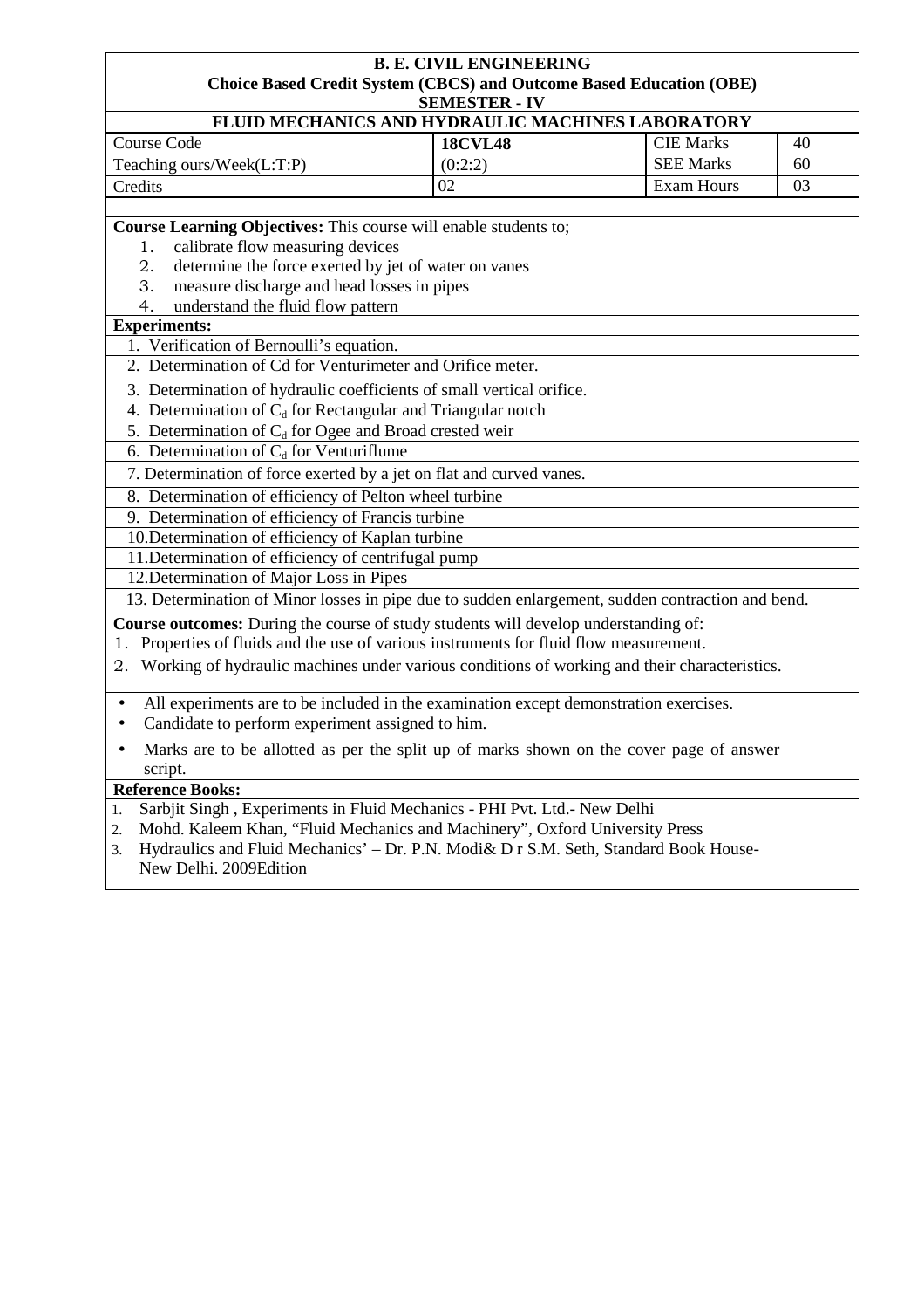**B. E. CIVIL ENGINEERING**
**Choice Based Credit System (CBCS) and Outcome Based Education (OBE)**
**SEMESTER - IV**

## FLUID MECHANICS AND HYDRAULIC MACHINES LABORATORY

| Course Code | **18CVL48** | CIE Marks | 40 |
|---|---|---|---|
| Teaching ours/Week(L:T:P) | (0:2:2) | SEE Marks | 60 |
| Credits | 02 | Exam Hours | 03 |

**Course Learning Objectives:** This course will enable students to;

1. calibrate flow measuring devices
2. determine the force exerted by jet of water on vanes
3. measure discharge and head losses in pipes
4. understand the fluid flow pattern

**Experiments:**

1. Verification of Bernoulli's equation.
2. Determination of Cd for Venturimeter and Orifice meter.
3. Determination of hydraulic coefficients of small vertical orifice.
4. Determination of $C_d$ for Rectangular and Triangular notch
5. Determination of $C_d$ for Ogee and Broad crested weir
6. Determination of $C_d$ for Venturiflume
7. Determination of force exerted by a jet on flat and curved vanes.
8. Determination of efficiency of Pelton wheel turbine
9. Determination of efficiency of Francis turbine
10. Determination of efficiency of Kaplan turbine
11. Determination of efficiency of centrifugal pump
12. Determination of Major Loss in Pipes
13. Determination of Minor losses in pipe due to sudden enlargement, sudden contraction and bend.

**Course outcomes:** During the course of study students will develop understanding of:

1. Properties of fluids and the use of various instruments for fluid flow measurement.
2. Working of hydraulic machines under various conditions of working and their characteristics.

- All experiments are to be included in the examination except demonstration exercises.
- Candidate to perform experiment assigned to him.
- Marks are to be allotted as per the split up of marks shown on the cover page of answer script.

**Reference Books:**

1. Sarbjit Singh , Experiments in Fluid Mechanics - PHI Pvt. Ltd.- New Delhi
2. Mohd. Kaleem Khan, "Fluid Mechanics and Machinery", Oxford University Press
3. Hydraulics and Fluid Mechanics' – Dr. P.N. Modi& D r S.M. Seth, Standard Book House- New Delhi. 2009Edition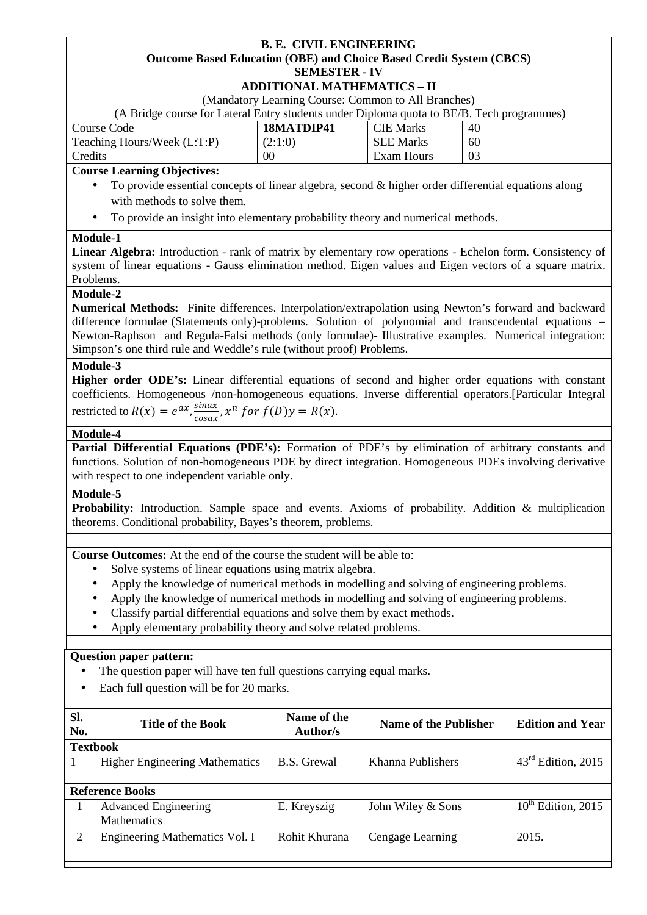**B. E. CIVIL ENGINEERING**
**Outcome Based Education (OBE) and Choice Based Credit System (CBCS)**
**SEMESTER - IV**

**ADDITIONAL MATHEMATICS – II**

(Mandatory Learning Course: Common to All Branches)

(A Bridge course for Lateral Entry students under Diploma quota to BE/B. Tech programmes)

| Course Code | **18MATDIP41** | CIE Marks | 40 |
|---|---|---|---|
| Teaching Hours/Week (L:T:P) | (2:1:0) | SEE Marks | 60 |
| Credits | 00 | Exam Hours | 03 |

**Course Learning Objectives:**

- To provide essential concepts of linear algebra, second & higher order differential equations along with methods to solve them.
- To provide an insight into elementary probability theory and numerical methods.

**Module-1**

**Linear Algebra:** Introduction - rank of matrix by elementary row operations - Echelon form. Consistency of system of linear equations - Gauss elimination method. Eigen values and Eigen vectors of a square matrix. Problems.

**Module-2**

**Numerical Methods:** Finite differences. Interpolation/extrapolation using Newton's forward and backward difference formulae (Statements only)-problems. Solution of polynomial and transcendental equations – Newton-Raphson and Regula-Falsi methods (only formulae)- Illustrative examples. Numerical integration: Simpson's one third rule and Weddle's rule (without proof) Problems.

**Module-3**

**Higher order ODE's:** Linear differential equations of second and higher order equations with constant coefficients. Homogeneous /non-homogeneous equations. Inverse differential operators.[Particular Integral restricted to $R(x) = e^{ax}, \frac{sinax}{cosax}, x^n \ for \ f(D)y = R(x)$.

**Module-4**

**Partial Differential Equations (PDE's):** Formation of PDE's by elimination of arbitrary constants and functions. Solution of non-homogeneous PDE by direct integration. Homogeneous PDEs involving derivative with respect to one independent variable only.

**Module-5**

**Probability:** Introduction. Sample space and events. Axioms of probability. Addition & multiplication theorems. Conditional probability, Bayes's theorem, problems.

**Course Outcomes:** At the end of the course the student will be able to:

- Solve systems of linear equations using matrix algebra.
- Apply the knowledge of numerical methods in modelling and solving of engineering problems.
- Apply the knowledge of numerical methods in modelling and solving of engineering problems.
- Classify partial differential equations and solve them by exact methods.
- Apply elementary probability theory and solve related problems.

**Question paper pattern:**

- The question paper will have ten full questions carrying equal marks.
- Each full question will be for 20 marks.

| Sl. No. | Title of the Book | Name of the Author/s | Name of the Publisher | Edition and Year |
|---|---|---|---|---|
| **Textbook** | | | | |
| 1 | Higher Engineering Mathematics | B.S. Grewal | Khanna Publishers | 43rd Edition, 2015 |
| **Reference Books** | | | | |
| 1 | Advanced Engineering Mathematics | E. Kreyszig | John Wiley & Sons | 10th Edition, 2015 |
| 2 | Engineering Mathematics Vol. I | Rohit Khurana | Cengage Learning | 2015. |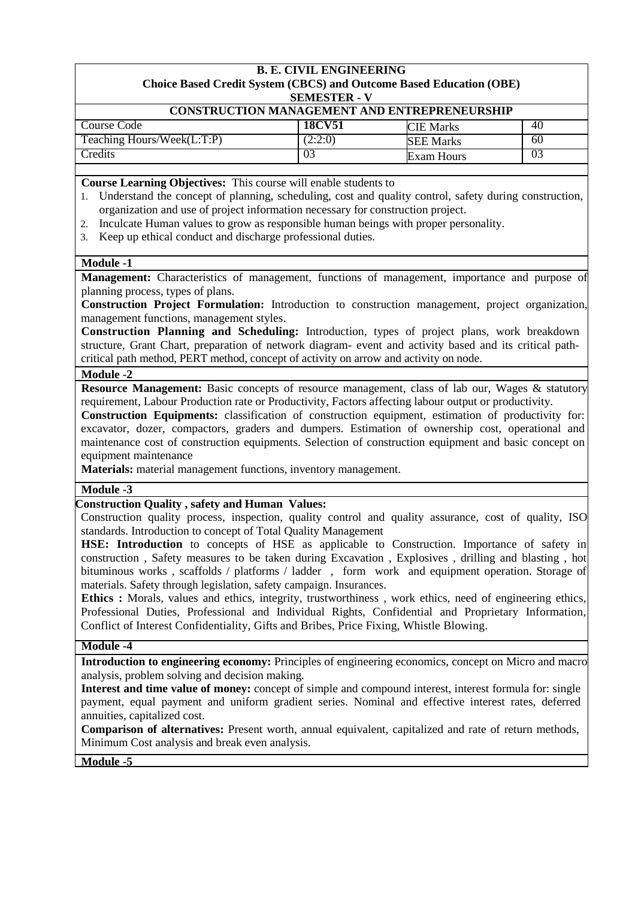**B. E. CIVIL ENGINEERING**
**Choice Based Credit System (CBCS) and Outcome Based Education (OBE)**
**SEMESTER - V**

## CONSTRUCTION MANAGEMENT AND ENTREPRENEURSHIP

| Course Code | 18CV51 | CIE Marks | 40 |
|---|---|---|---|
| Teaching Hours/Week(L:T:P) | (2:2:0) | SEE Marks | 60 |
| Credits | 03 | Exam Hours | 03 |

**Course Learning Objectives:** This course will enable students to

1. Understand the concept of planning, scheduling, cost and quality control, safety during construction, organization and use of project information necessary for construction project.
2. Inculcate Human values to grow as responsible human beings with proper personality.
3. Keep up ethical conduct and discharge professional duties.

**Module -1**

**Management:** Characteristics of management, functions of management, importance and purpose of planning process, types of plans.

**Construction Project Formulation:** Introduction to construction management, project organization, management functions, management styles.

**Construction Planning and Scheduling:** Introduction, types of project plans, work breakdown structure, Grant Chart, preparation of network diagram- event and activity based and its critical path- critical path method, PERT method, concept of activity on arrow and activity on node.

**Module -2**

**Resource Management:** Basic concepts of resource management, class of lab our, Wages & statutory requirement, Labour Production rate or Productivity, Factors affecting labour output or productivity.

**Construction Equipments:** classification of construction equipment, estimation of productivity for: excavator, dozer, compactors, graders and dumpers. Estimation of ownership cost, operational and maintenance cost of construction equipments. Selection of construction equipment and basic concept on equipment maintenance

**Materials:** material management functions, inventory management.

**Module -3**

**Construction Quality , safety and Human Values:**

Construction quality process, inspection, quality control and quality assurance, cost of quality, ISO standards. Introduction to concept of Total Quality Management

**HSE: Introduction** to concepts of HSE as applicable to Construction. Importance of safety in construction , Safety measures to be taken during Excavation , Explosives , drilling and blasting , hot bituminous works , scaffolds / platforms / ladder , form work and equipment operation. Storage of materials. Safety through legislation, safety campaign. Insurances.

**Ethics :** Morals, values and ethics, integrity, trustworthiness , work ethics, need of engineering ethics, Professional Duties, Professional and Individual Rights, Confidential and Proprietary Information, Conflict of Interest Confidentiality, Gifts and Bribes, Price Fixing, Whistle Blowing.

**Module -4**

**Introduction to engineering economy:** Principles of engineering economics, concept on Micro and macro analysis, problem solving and decision making.

**Interest and time value of money:** concept of simple and compound interest, interest formula for: single payment, equal payment and uniform gradient series. Nominal and effective interest rates, deferred annuities, capitalized cost.

**Comparison of alternatives:** Present worth, annual equivalent, capitalized and rate of return methods, Minimum Cost analysis and break even analysis.

**Module -5**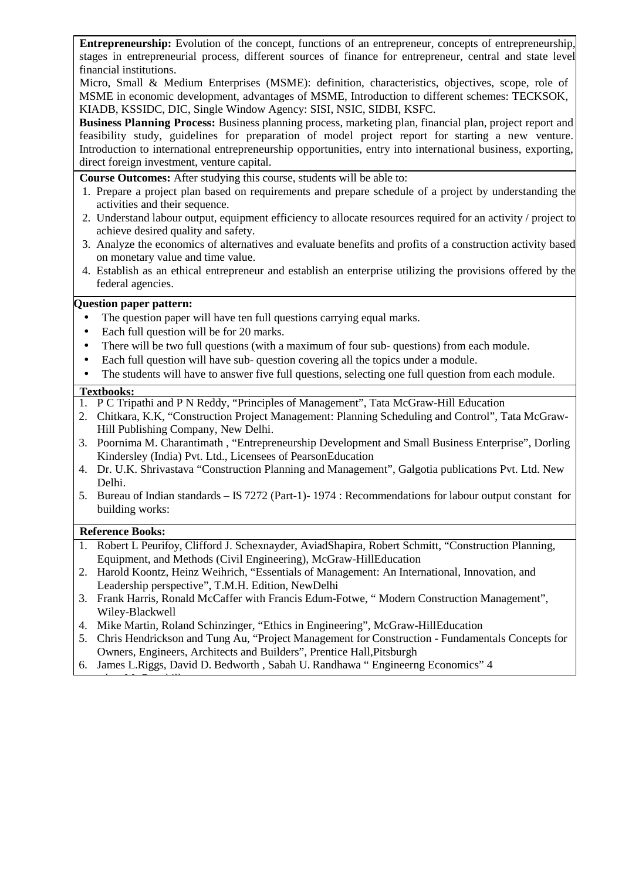**Entrepreneurship:** Evolution of the concept, functions of an entrepreneur, concepts of entrepreneurship, stages in entrepreneurial process, different sources of finance for entrepreneur, central and state level financial institutions.

Micro, Small & Medium Enterprises (MSME): definition, characteristics, objectives, scope, role of MSME in economic development, advantages of MSME, Introduction to different schemes: TECKSOK, KIADB, KSSIDC, DIC, Single Window Agency: SISI, NSIC, SIDBI, KSFC.

**Business Planning Process:** Business planning process, marketing plan, financial plan, project report and feasibility study, guidelines for preparation of model project report for starting a new venture. Introduction to international entrepreneurship opportunities, entry into international business, exporting, direct foreign investment, venture capital.

**Course Outcomes:** After studying this course, students will be able to:

1. Prepare a project plan based on requirements and prepare schedule of a project by understanding the activities and their sequence.
2. Understand labour output, equipment efficiency to allocate resources required for an activity / project to achieve desired quality and safety.
3. Analyze the economics of alternatives and evaluate benefits and profits of a construction activity based on monetary value and time value.
4. Establish as an ethical entrepreneur and establish an enterprise utilizing the provisions offered by the federal agencies.

**Question paper pattern:**

- The question paper will have ten full questions carrying equal marks.
- Each full question will be for 20 marks.
- There will be two full questions (with a maximum of four sub- questions) from each module.
- Each full question will have sub- question covering all the topics under a module.
- The students will have to answer five full questions, selecting one full question from each module.

**Textbooks:**

1. P C Tripathi and P N Reddy, "Principles of Management", Tata McGraw-Hill Education
2. Chitkara, K.K, "Construction Project Management: Planning Scheduling and Control", Tata McGraw-Hill Publishing Company, New Delhi.
3. Poornima M. Charantimath , "Entrepreneurship Development and Small Business Enterprise", Dorling Kindersley (India) Pvt. Ltd., Licensees of PearsonEducation
4. Dr. U.K. Shrivastava "Construction Planning and Management", Galgotia publications Pvt. Ltd. New Delhi.
5. Bureau of Indian standards – IS 7272 (Part-1)- 1974 : Recommendations for labour output constant for building works:

**Reference Books:**

1. Robert L Peurifoy, Clifford J. Schexnayder, AviadShapira, Robert Schmitt, "Construction Planning, Equipment, and Methods (Civil Engineering), McGraw-HillEducation
2. Harold Koontz, Heinz Weihrich, "Essentials of Management: An International, Innovation, and Leadership perspective", T.M.H. Edition, NewDelhi
3. Frank Harris, Ronald McCaffer with Francis Edum-Fotwe, " Modern Construction Management", Wiley-Blackwell
4. Mike Martin, Roland Schinzinger, "Ethics in Engineering", McGraw-HillEducation
5. Chris Hendrickson and Tung Au, "Project Management for Construction - Fundamentals Concepts for Owners, Engineers, Architects and Builders", Prentice Hall,Pitsburgh
6. James L.Riggs, David D. Bedworth , Sabah U. Randhawa " Engineerng Economics" 4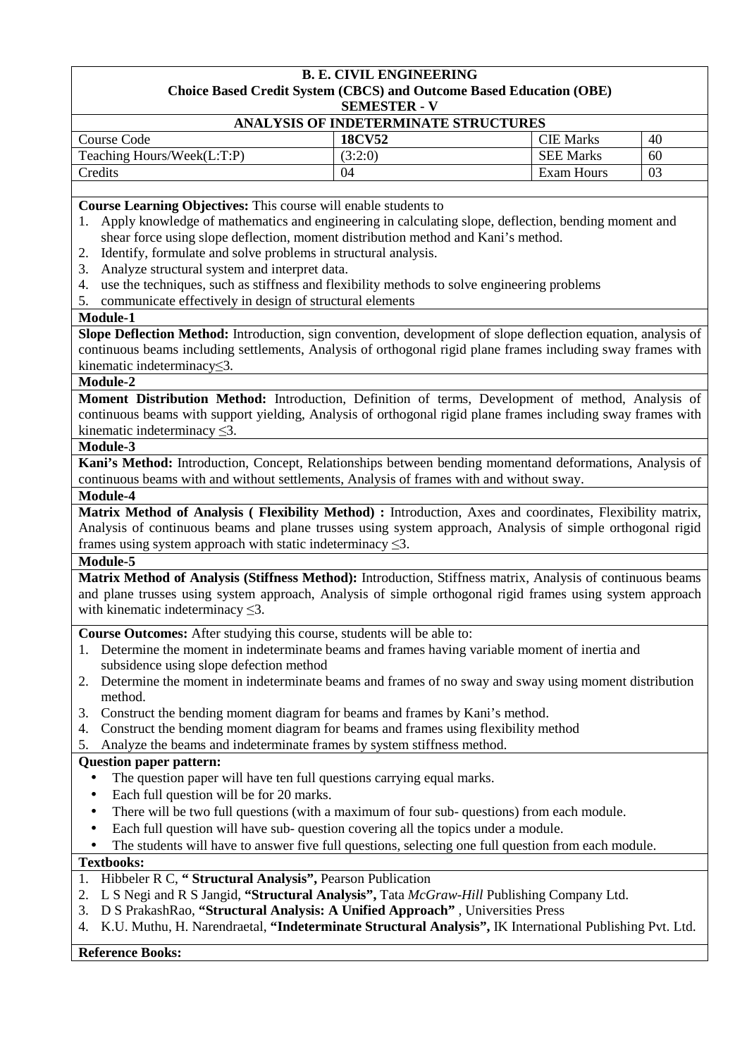**B. E. CIVIL ENGINEERING**
**Choice Based Credit System (CBCS) and Outcome Based Education (OBE)**
**SEMESTER - V**

## ANALYSIS OF INDETERMINATE STRUCTURES

| Course Code | **18CV52** | CIE Marks | 40 |
|---|---|---|---|
| Teaching Hours/Week(L:T:P) | (3:2:0) | SEE Marks | 60 |
| Credits | 04 | Exam Hours | 03 |

**Course Learning Objectives:** This course will enable students to

1. Apply knowledge of mathematics and engineering in calculating slope, deflection, bending moment and shear force using slope deflection, moment distribution method and Kani's method.
2. Identify, formulate and solve problems in structural analysis.
3. Analyze structural system and interpret data.
4. use the techniques, such as stiffness and flexibility methods to solve engineering problems
5. communicate effectively in design of structural elements

**Module-1**

**Slope Deflection Method:** Introduction, sign convention, development of slope deflection equation, analysis of continuous beams including settlements, Analysis of orthogonal rigid plane frames including sway frames with kinematic indeterminacy$\leq$3.

**Module-2**

**Moment Distribution Method:** Introduction, Definition of terms, Development of method, Analysis of continuous beams with support yielding, Analysis of orthogonal rigid plane frames including sway frames with kinematic indeterminacy $\leq$3.

**Module-3**

**Kani's Method:** Introduction, Concept, Relationships between bending momentand deformations, Analysis of continuous beams with and without settlements, Analysis of frames with and without sway.

**Module-4**

**Matrix Method of Analysis ( Flexibility Method) :** Introduction, Axes and coordinates, Flexibility matrix, Analysis of continuous beams and plane trusses using system approach, Analysis of simple orthogonal rigid frames using system approach with static indeterminacy $\leq$3.

**Module-5**

**Matrix Method of Analysis (Stiffness Method):** Introduction, Stiffness matrix, Analysis of continuous beams and plane trusses using system approach, Analysis of simple orthogonal rigid frames using system approach with kinematic indeterminacy $\leq$3.

**Course Outcomes:** After studying this course, students will be able to:

1. Determine the moment in indeterminate beams and frames having variable moment of inertia and subsidence using slope defection method
2. Determine the moment in indeterminate beams and frames of no sway and sway using moment distribution method.
3. Construct the bending moment diagram for beams and frames by Kani's method.
4. Construct the bending moment diagram for beams and frames using flexibility method
5. Analyze the beams and indeterminate frames by system stiffness method.

**Question paper pattern:**

- The question paper will have ten full questions carrying equal marks.
- Each full question will be for 20 marks.
- There will be two full questions (with a maximum of four sub- questions) from each module.
- Each full question will have sub- question covering all the topics under a module.
- The students will have to answer five full questions, selecting one full question from each module.

**Textbooks:**

1. Hibbeler R C, **" Structural Analysis",** Pearson Publication
2. L S Negi and R S Jangid, **"Structural Analysis",** Tata *McGraw-Hill* Publishing Company Ltd.
3. D S PrakashRao, **"Structural Analysis: A Unified Approach"** , Universities Press
4. K.U. Muthu, H. Narendraetal, **"Indeterminate Structural Analysis",** IK International Publishing Pvt. Ltd.

**Reference Books:**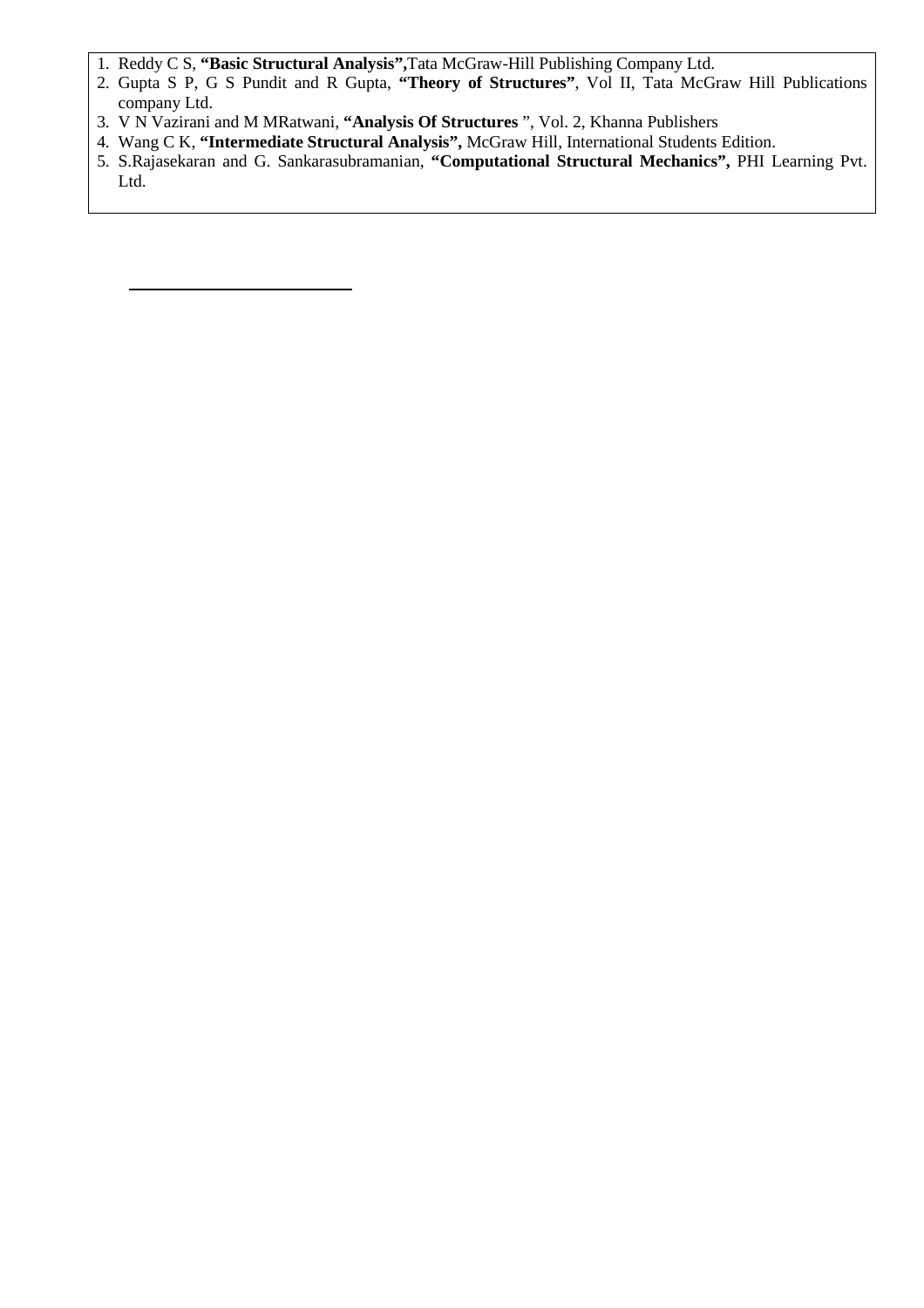1. Reddy C S, **"Basic Structural Analysis",**Tata McGraw-Hill Publishing Company Ltd.
2. Gupta S P, G S Pundit and R Gupta, **"Theory of Structures"**, Vol II, Tata McGraw Hill Publications company Ltd.
3. V N Vazirani and M MRatwani, **"Analysis Of Structures** ", Vol. 2, Khanna Publishers
4. Wang C K, **"Intermediate Structural Analysis",** McGraw Hill, International Students Edition.
5. S.Rajasekaran and G. Sankarasubramanian, **"Computational Structural Mechanics",** PHI Learning Pvt. Ltd.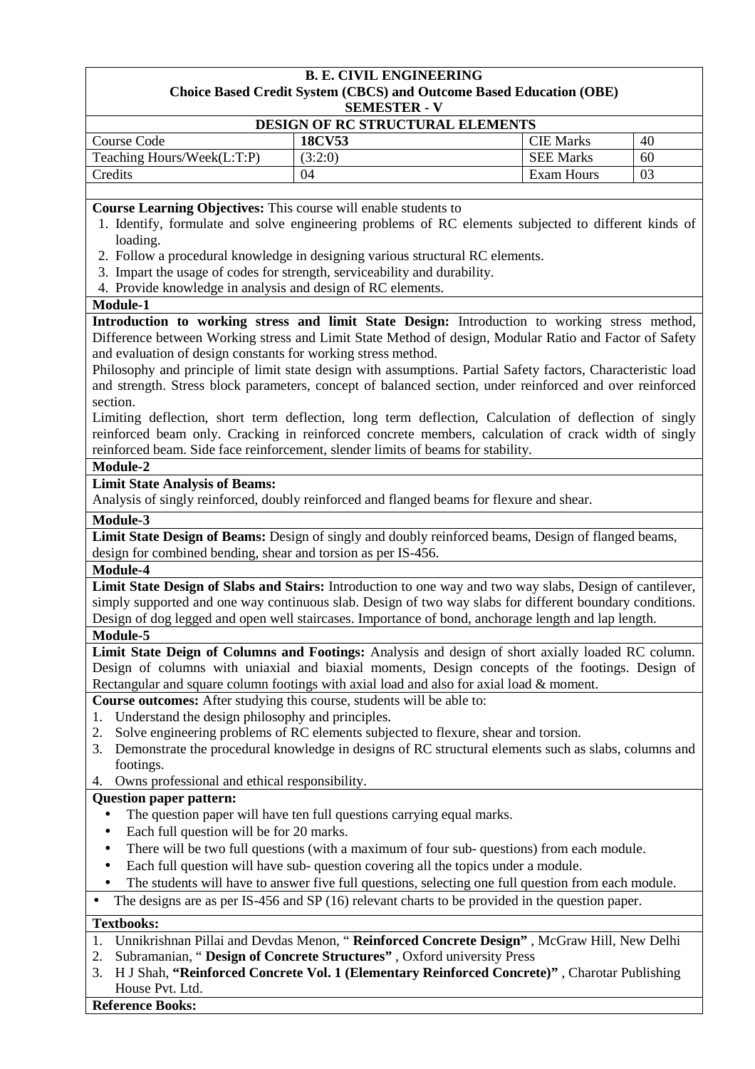**B. E. CIVIL ENGINEERING**
**Choice Based Credit System (CBCS) and Outcome Based Education (OBE)**
**SEMESTER - V**

**DESIGN OF RC STRUCTURAL ELEMENTS**

| Course Code | **18CV53** | CIE Marks | 40 |
|---|---|---|---|
| Teaching Hours/Week(L:T:P) | (3:2:0) | SEE Marks | 60 |
| Credits | 04 | Exam Hours | 03 |

**Course Learning Objectives:** This course will enable students to

1. Identify, formulate and solve engineering problems of RC elements subjected to different kinds of loading.
2. Follow a procedural knowledge in designing various structural RC elements.
3. Impart the usage of codes for strength, serviceability and durability.
4. Provide knowledge in analysis and design of RC elements.

**Module-1**

**Introduction to working stress and limit State Design:** Introduction to working stress method, Difference between Working stress and Limit State Method of design, Modular Ratio and Factor of Safety and evaluation of design constants for working stress method.

Philosophy and principle of limit state design with assumptions. Partial Safety factors, Characteristic load and strength. Stress block parameters, concept of balanced section, under reinforced and over reinforced section.

Limiting deflection, short term deflection, long term deflection, Calculation of deflection of singly reinforced beam only. Cracking in reinforced concrete members, calculation of crack width of singly reinforced beam. Side face reinforcement, slender limits of beams for stability.

**Module-2**

**Limit State Analysis of Beams:**

Analysis of singly reinforced, doubly reinforced and flanged beams for flexure and shear.

**Module-3**

**Limit State Design of Beams:** Design of singly and doubly reinforced beams, Design of flanged beams, design for combined bending, shear and torsion as per IS-456.

**Module-4**

**Limit State Design of Slabs and Stairs:** Introduction to one way and two way slabs, Design of cantilever, simply supported and one way continuous slab. Design of two way slabs for different boundary conditions. Design of dog legged and open well staircases. Importance of bond, anchorage length and lap length.

**Module-5**

**Limit State Deign of Columns and Footings:** Analysis and design of short axially loaded RC column. Design of columns with uniaxial and biaxial moments, Design concepts of the footings. Design of Rectangular and square column footings with axial load and also for axial load & moment.

**Course outcomes:** After studying this course, students will be able to:

1. Understand the design philosophy and principles.
2. Solve engineering problems of RC elements subjected to flexure, shear and torsion.
3. Demonstrate the procedural knowledge in designs of RC structural elements such as slabs, columns and footings.
4. Owns professional and ethical responsibility.

**Question paper pattern:**

- The question paper will have ten full questions carrying equal marks.
- Each full question will be for 20 marks.
- There will be two full questions (with a maximum of four sub- questions) from each module.
- Each full question will have sub- question covering all the topics under a module.
- The students will have to answer five full questions, selecting one full question from each module.
- The designs are as per IS-456 and SP (16) relevant charts to be provided in the question paper.

**Textbooks:**

1. Unnikrishnan Pillai and Devdas Menon, " **Reinforced Concrete Design"** , McGraw Hill, New Delhi
2. Subramanian, " **Design of Concrete Structures"** , Oxford university Press
3. H J Shah, **"Reinforced Concrete Vol. 1 (Elementary Reinforced Concrete)"** , Charotar Publishing House Pvt. Ltd.

**Reference Books:**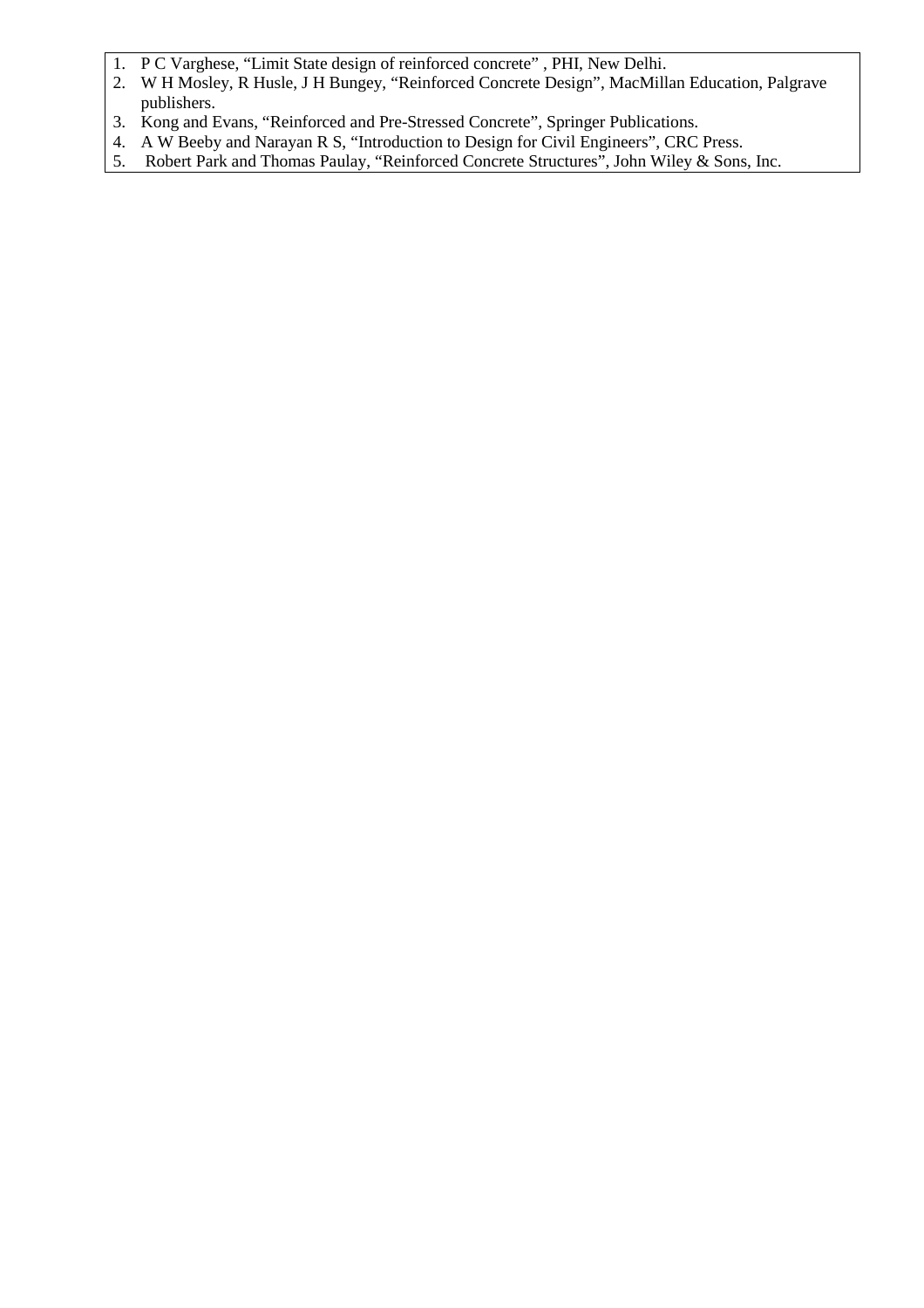1. P C Varghese, “Limit State design of reinforced concrete” , PHI, New Delhi.
2. W H Mosley, R Husle, J H Bungey, “Reinforced Concrete Design”, MacMillan Education, Palgrave publishers.
3. Kong and Evans, “Reinforced and Pre-Stressed Concrete”, Springer Publications.
4. A W Beeby and Narayan R S, “Introduction to Design for Civil Engineers”, CRC Press.
5. Robert Park and Thomas Paulay, “Reinforced Concrete Structures”, John Wiley & Sons, Inc.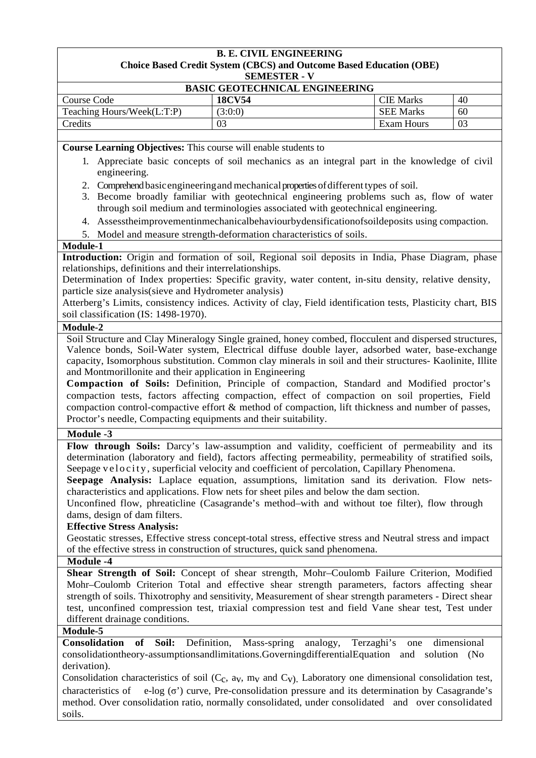**B. E. CIVIL ENGINEERING**
**Choice Based Credit System (CBCS) and Outcome Based Education (OBE)**
**SEMESTER - V**

**BASIC GEOTECHNICAL ENGINEERING**

| Course Code | **18CV54** | CIE Marks | 40 |
|---|---|---|---|
| Teaching Hours/Week(L:T:P) | (3:0:0) | SEE Marks | 60 |
| Credits | 03 | Exam Hours | 03 |

**Course Learning Objectives:** This course will enable students to

1. Appreciate basic concepts of soil mechanics as an integral part in the knowledge of civil engineering.
2. Comprehend basic engineering and mechanical properties of different types of soil.
3. Become broadly familiar with geotechnical engineering problems such as, flow of water through soil medium and terminologies associated with geotechnical engineering.
4. Assess the improvement in mechanical behaviour by densification of soil deposits using compaction.
5. Model and measure strength-deformation characteristics of soils.

**Module-1**

**Introduction:** Origin and formation of soil, Regional soil deposits in India, Phase Diagram, phase relationships, definitions and their interrelationships.

Determination of Index properties: Specific gravity, water content, in-situ density, relative density, particle size analysis(sieve and Hydrometer analysis)

Atterberg's Limits, consistency indices. Activity of clay, Field identification tests, Plasticity chart, BIS soil classification (IS: 1498-1970).

**Module-2**

Soil Structure and Clay Mineralogy Single grained, honey combed, flocculent and dispersed structures, Valence bonds, Soil-Water system, Electrical diffuse double layer, adsorbed water, base-exchange capacity, Isomorphous substitution. Common clay minerals in soil and their structures- Kaolinite, Illite and Montmorillonite and their application in Engineering

**Compaction of Soils:** Definition, Principle of compaction, Standard and Modified proctor's compaction tests, factors affecting compaction, effect of compaction on soil properties, Field compaction control-compactive effort & method of compaction, lift thickness and number of passes, Proctor's needle, Compacting equipments and their suitability.

**Module -3**

**Flow through Soils:** Darcy's law-assumption and validity, coefficient of permeability and its determination (laboratory and field), factors affecting permeability, permeability of stratified soils, Seepage velocity, superficial velocity and coefficient of percolation, Capillary Phenomena.

**Seepage Analysis:** Laplace equation, assumptions, limitation sand its derivation. Flow nets-characteristics and applications. Flow nets for sheet piles and below the dam section.

Unconfined flow, phreaticline (Casagrande's method–with and without toe filter), flow through dams, design of dam filters.

**Effective Stress Analysis:**

Geostatic stresses, Effective stress concept-total stress, effective stress and Neutral stress and impact of the effective stress in construction of structures, quick sand phenomena.

**Module -4**

**Shear Strength of Soil:** Concept of shear strength, Mohr–Coulomb Failure Criterion, Modified Mohr–Coulomb Criterion Total and effective shear strength parameters, factors affecting shear strength of soils. Thixotrophy and sensitivity, Measurement of shear strength parameters - Direct shear test, unconfined compression test, triaxial compression test and field Vane shear test, Test under different drainage conditions.

**Module-5**

**Consolidation of Soil:** Definition, Mass-spring analogy, Terzaghi's one dimensional consolidation theory-assumptions and limitations. Governing differential Equation and solution (No derivation).

Consolidation characteristics of soil ($C_C$, $a_V$, $m_V$ and $C_V$). Laboratory one dimensional consolidation test, characteristics of e-log ($\sigma'$) curve, Pre-consolidation pressure and its determination by Casagrande's method. Over consolidation ratio, normally consolidated, under consolidated and over consolidated soils.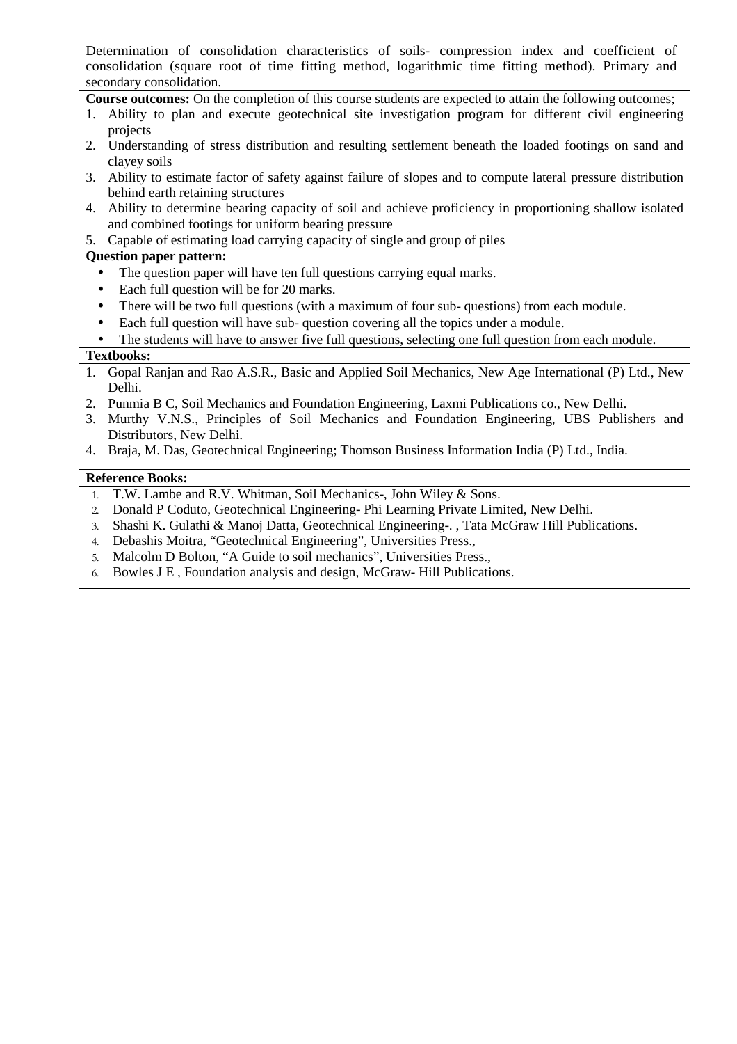Determination of consolidation characteristics of soils- compression index and coefficient of consolidation (square root of time fitting method, logarithmic time fitting method). Primary and secondary consolidation.

**Course outcomes:** On the completion of this course students are expected to attain the following outcomes;

1. Ability to plan and execute geotechnical site investigation program for different civil engineering projects
2. Understanding of stress distribution and resulting settlement beneath the loaded footings on sand and clayey soils
3. Ability to estimate factor of safety against failure of slopes and to compute lateral pressure distribution behind earth retaining structures
4. Ability to determine bearing capacity of soil and achieve proficiency in proportioning shallow isolated and combined footings for uniform bearing pressure
5. Capable of estimating load carrying capacity of single and group of piles

**Question paper pattern:**

- The question paper will have ten full questions carrying equal marks.
- Each full question will be for 20 marks.
- There will be two full questions (with a maximum of four sub- questions) from each module.
- Each full question will have sub- question covering all the topics under a module.
- The students will have to answer five full questions, selecting one full question from each module.

**Textbooks:**

1. Gopal Ranjan and Rao A.S.R., Basic and Applied Soil Mechanics, New Age International (P) Ltd., New Delhi.
2. Punmia B C, Soil Mechanics and Foundation Engineering, Laxmi Publications co., New Delhi.
3. Murthy V.N.S., Principles of Soil Mechanics and Foundation Engineering, UBS Publishers and Distributors, New Delhi.
4. Braja, M. Das, Geotechnical Engineering; Thomson Business Information India (P) Ltd., India.

**Reference Books:**

1. T.W. Lambe and R.V. Whitman, Soil Mechanics-, John Wiley & Sons.
2. Donald P Coduto, Geotechnical Engineering- Phi Learning Private Limited, New Delhi.
3. Shashi K. Gulathi & Manoj Datta, Geotechnical Engineering-. , Tata McGraw Hill Publications.
4. Debashis Moitra, "Geotechnical Engineering", Universities Press.,
5. Malcolm D Bolton, "A Guide to soil mechanics", Universities Press.,
6. Bowles J E , Foundation analysis and design, McGraw- Hill Publications.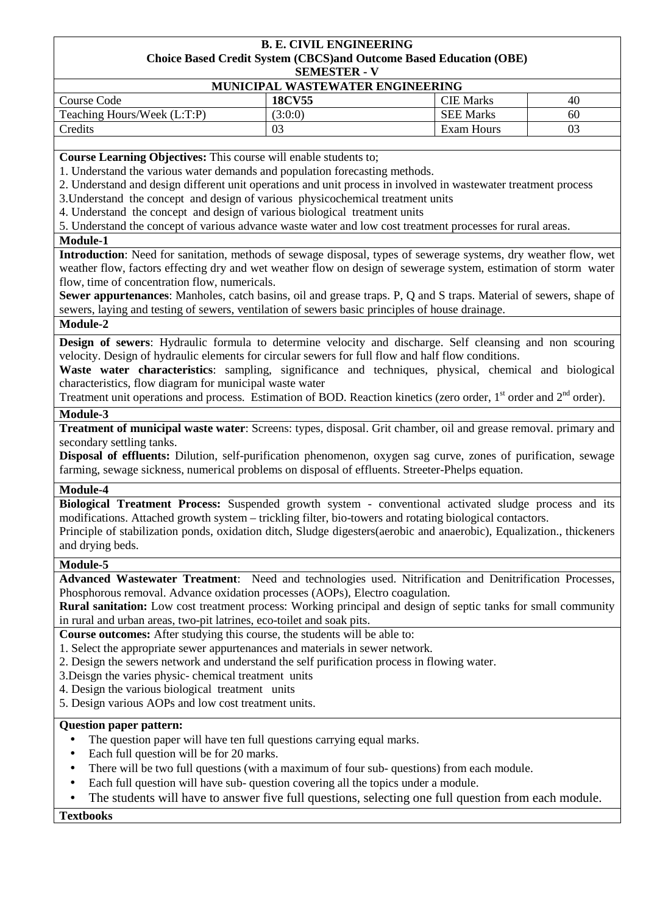**B. E. CIVIL ENGINEERING**
**Choice Based Credit System (CBCS)and Outcome Based Education (OBE)**
**SEMESTER - V**

**MUNICIPAL WASTEWATER ENGINEERING**

| Course Code | **18CV55** | CIE Marks | 40 |
|---|---|---|---|
| Teaching Hours/Week (L:T:P) | (3:0:0) | SEE Marks | 60 |
| Credits | 03 | Exam Hours | 03 |

**Course Learning Objectives:** This course will enable students to;

1. Understand the various water demands and population forecasting methods.
2. Understand and design different unit operations and unit process in involved in wastewater treatment process
3. Understand the concept and design of various physicochemical treatment units
4. Understand the concept and design of various biological treatment units
5. Understand the concept of various advance waste water and low cost treatment processes for rural areas.

**Module-1**

**Introduction**: Need for sanitation, methods of sewage disposal, types of sewerage systems, dry weather flow, wet weather flow, factors effecting dry and wet weather flow on design of sewerage system, estimation of storm water flow, time of concentration flow, numericals.

**Sewer appurtenances**: Manholes, catch basins, oil and grease traps. P, Q and S traps. Material of sewers, shape of sewers, laying and testing of sewers, ventilation of sewers basic principles of house drainage.

**Module-2**

**Design of sewers**: Hydraulic formula to determine velocity and discharge. Self cleansing and non scouring velocity. Design of hydraulic elements for circular sewers for full flow and half flow conditions.

**Waste water characteristics**: sampling, significance and techniques, physical, chemical and biological characteristics, flow diagram for municipal waste water

Treatment unit operations and process. Estimation of BOD. Reaction kinetics (zero order, 1$^{st}$ order and 2$^{nd}$ order).

**Module-3**

**Treatment of municipal waste water**: Screens: types, disposal. Grit chamber, oil and grease removal. primary and secondary settling tanks.

**Disposal of effluents:** Dilution, self-purification phenomenon, oxygen sag curve, zones of purification, sewage farming, sewage sickness, numerical problems on disposal of effluents. Streeter-Phelps equation.

**Module-4**

**Biological Treatment Process:** Suspended growth system - conventional activated sludge process and its modifications. Attached growth system – trickling filter, bio-towers and rotating biological contactors.

Principle of stabilization ponds, oxidation ditch, Sludge digesters(aerobic and anaerobic), Equalization., thickeners and drying beds.

**Module-5**

**Advanced Wastewater Treatment**: Need and technologies used. Nitrification and Denitrification Processes, Phosphorous removal. Advance oxidation processes (AOPs), Electro coagulation.

**Rural sanitation:** Low cost treatment process: Working principal and design of septic tanks for small community in rural and urban areas, two-pit latrines, eco-toilet and soak pits.

**Course outcomes:** After studying this course, the students will be able to:

1. Select the appropriate sewer appurtenances and materials in sewer network.
2. Design the sewers network and understand the self purification process in flowing water.
3. Deisgn the varies physic- chemical treatment units
4. Design the various biological treatment units
5. Design various AOPs and low cost treatment units.

**Question paper pattern:**

- The question paper will have ten full questions carrying equal marks.
- Each full question will be for 20 marks.
- There will be two full questions (with a maximum of four sub- questions) from each module.
- Each full question will have sub- question covering all the topics under a module.
- The students will have to answer five full questions, selecting one full question from each module.

**Textbooks**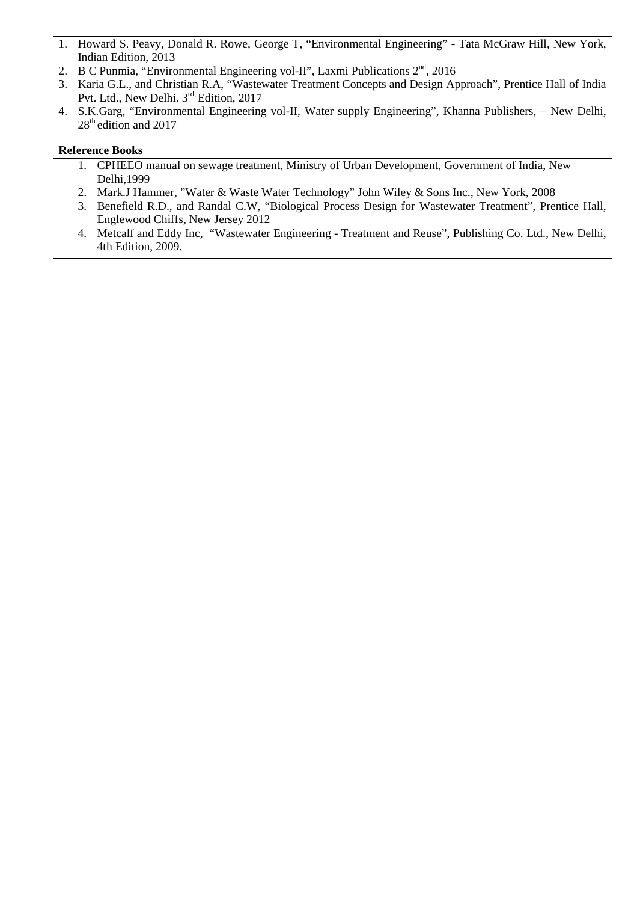1. Howard S. Peavy, Donald R. Rowe, George T, "Environmental Engineering" - Tata McGraw Hill, New York, Indian Edition, 2013
2. B C Punmia, "Environmental Engineering vol-II", Laxmi Publications 2nd, 2016
3. Karia G.L., and Christian R.A, "Wastewater Treatment Concepts and Design Approach", Prentice Hall of India Pvt. Ltd., New Delhi. 3rd, Edition, 2017
4. S.K.Garg, "Environmental Engineering vol-II, Water supply Engineering", Khanna Publishers, – New Delhi, 28th edition and 2017

**Reference Books**

1. CPHEEO manual on sewage treatment, Ministry of Urban Development, Government of India, New Delhi,1999
2. Mark.J Hammer, "Water & Waste Water Technology" John Wiley & Sons Inc., New York, 2008
3. Benefield R.D., and Randal C.W, "Biological Process Design for Wastewater Treatment", Prentice Hall, Englewood Chiffs, New Jersey 2012
4. Metcalf and Eddy Inc, "Wastewater Engineering - Treatment and Reuse", Publishing Co. Ltd., New Delhi, 4th Edition, 2009.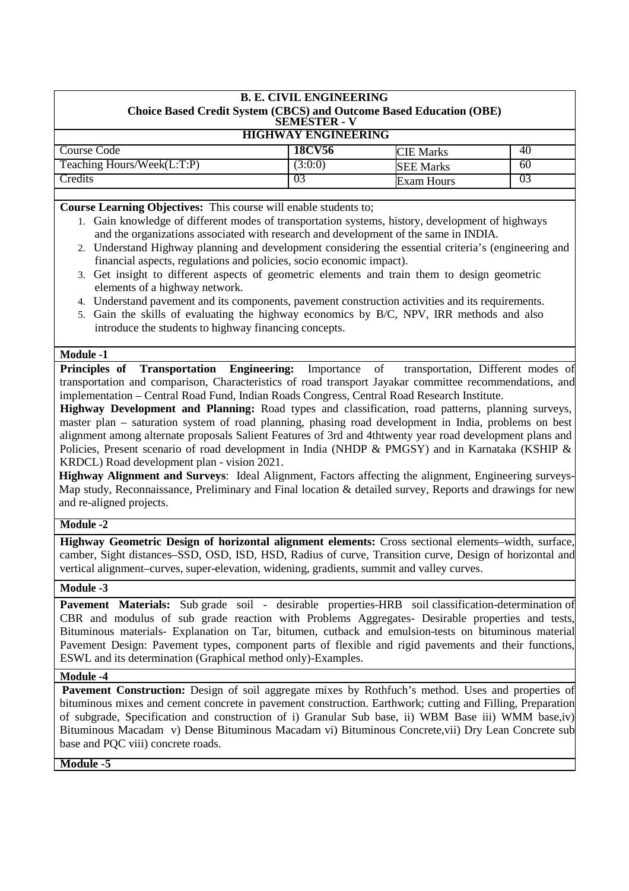**B. E. CIVIL ENGINEERING**

**Choice Based Credit System (CBCS) and Outcome Based Education (OBE)**

**SEMESTER - V**

**HIGHWAY ENGINEERING**

| Course Code | **18CV56** | CIE Marks | 40 |
|---|---|---|---|
| Teaching Hours/Week(L:T:P) | (3:0:0) | SEE Marks | 60 |
| Credits | 03 | Exam Hours | 03 |

**Course Learning Objectives:** This course will enable students to;

1. Gain knowledge of different modes of transportation systems, history, development of highways and the organizations associated with research and development of the same in INDIA.
2. Understand Highway planning and development considering the essential criteria's (engineering and financial aspects, regulations and policies, socio economic impact).
3. Get insight to different aspects of geometric elements and train them to design geometric elements of a highway network.
4. Understand pavement and its components, pavement construction activities and its requirements.
5. Gain the skills of evaluating the highway economics by B/C, NPV, IRR methods and also introduce the students to highway financing concepts.

**Module -1**

**Principles of Transportation Engineering:** Importance of transportation, Different modes of transportation and comparison, Characteristics of road transport Jayakar committee recommendations, and implementation – Central Road Fund, Indian Roads Congress, Central Road Research Institute.

**Highway Development and Planning:** Road types and classification, road patterns, planning surveys, master plan – saturation system of road planning, phasing road development in India, problems on best alignment among alternate proposals Salient Features of 3rd and 4thtwenty year road development plans and Policies, Present scenario of road development in India (NHDP & PMGSY) and in Karnataka (KSHIP & KRDCL) Road development plan - vision 2021.

**Highway Alignment and Surveys**: Ideal Alignment, Factors affecting the alignment, Engineering surveys-Map study, Reconnaissance, Preliminary and Final location & detailed survey, Reports and drawings for new and re-aligned projects.

**Module -2**

**Highway Geometric Design of horizontal alignment elements:** Cross sectional elements–width, surface, camber, Sight distances–SSD, OSD, ISD, HSD, Radius of curve, Transition curve, Design of horizontal and vertical alignment–curves, super-elevation, widening, gradients, summit and valley curves.

**Module -3**

**Pavement Materials:** Sub grade soil - desirable properties-HRB soil classification-determination of CBR and modulus of sub grade reaction with Problems Aggregates- Desirable properties and tests, Bituminous materials- Explanation on Tar, bitumen, cutback and emulsion-tests on bituminous material Pavement Design: Pavement types, component parts of flexible and rigid pavements and their functions, ESWL and its determination (Graphical method only)-Examples.

**Module -4**

**Pavement Construction:** Design of soil aggregate mixes by Rothfuch's method. Uses and properties of bituminous mixes and cement concrete in pavement construction. Earthwork; cutting and Filling, Preparation of subgrade, Specification and construction of i) Granular Sub base, ii) WBM Base iii) WMM base,iv) Bituminous Macadam v) Dense Bituminous Macadam vi) Bituminous Concrete,vii) Dry Lean Concrete sub base and PQC viii) concrete roads.

**Module -5**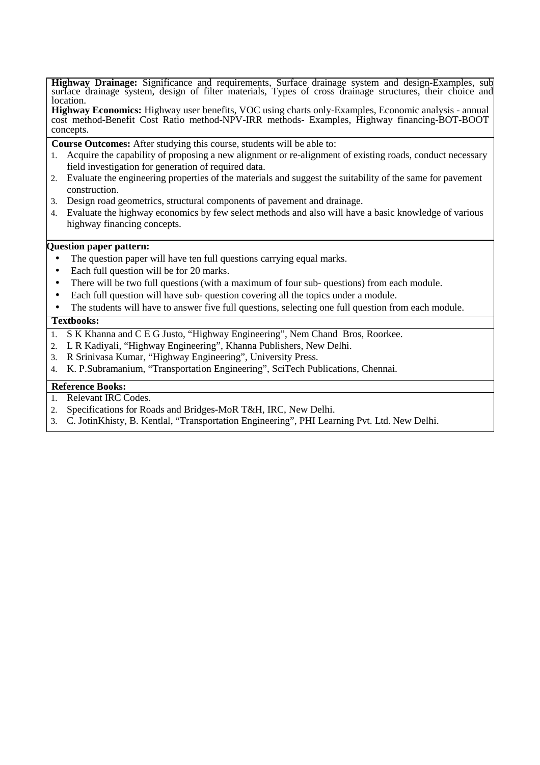**Highway Drainage:** Significance and requirements, Surface drainage system and design-Examples, sub surface drainage system, design of filter materials, Types of cross drainage structures, their choice and location.

**Highway Economics:** Highway user benefits, VOC using charts only-Examples, Economic analysis - annual cost method-Benefit Cost Ratio method-NPV-IRR methods- Examples, Highway financing-BOT-BOOT concepts.

**Course Outcomes:** After studying this course, students will be able to:

1. Acquire the capability of proposing a new alignment or re-alignment of existing roads, conduct necessary field investigation for generation of required data.
2. Evaluate the engineering properties of the materials and suggest the suitability of the same for pavement construction.
3. Design road geometrics, structural components of pavement and drainage.
4. Evaluate the highway economics by few select methods and also will have a basic knowledge of various highway financing concepts.

**Question paper pattern:**

- The question paper will have ten full questions carrying equal marks.
- Each full question will be for 20 marks.
- There will be two full questions (with a maximum of four sub- questions) from each module.
- Each full question will have sub- question covering all the topics under a module.
- The students will have to answer five full questions, selecting one full question from each module.

**Textbooks:**

1. S K Khanna and C E G Justo, "Highway Engineering", Nem Chand Bros, Roorkee.
2. L R Kadiyali, "Highway Engineering", Khanna Publishers, New Delhi.
3. R Srinivasa Kumar, "Highway Engineering", University Press.
4. K. P.Subramanium, "Transportation Engineering", SciTech Publications, Chennai.

**Reference Books:**

1. Relevant IRC Codes.
2. Specifications for Roads and Bridges-MoR T&H, IRC, New Delhi.
3. C. JotinKhisty, B. Kentlal, "Transportation Engineering", PHI Learning Pvt. Ltd. New Delhi.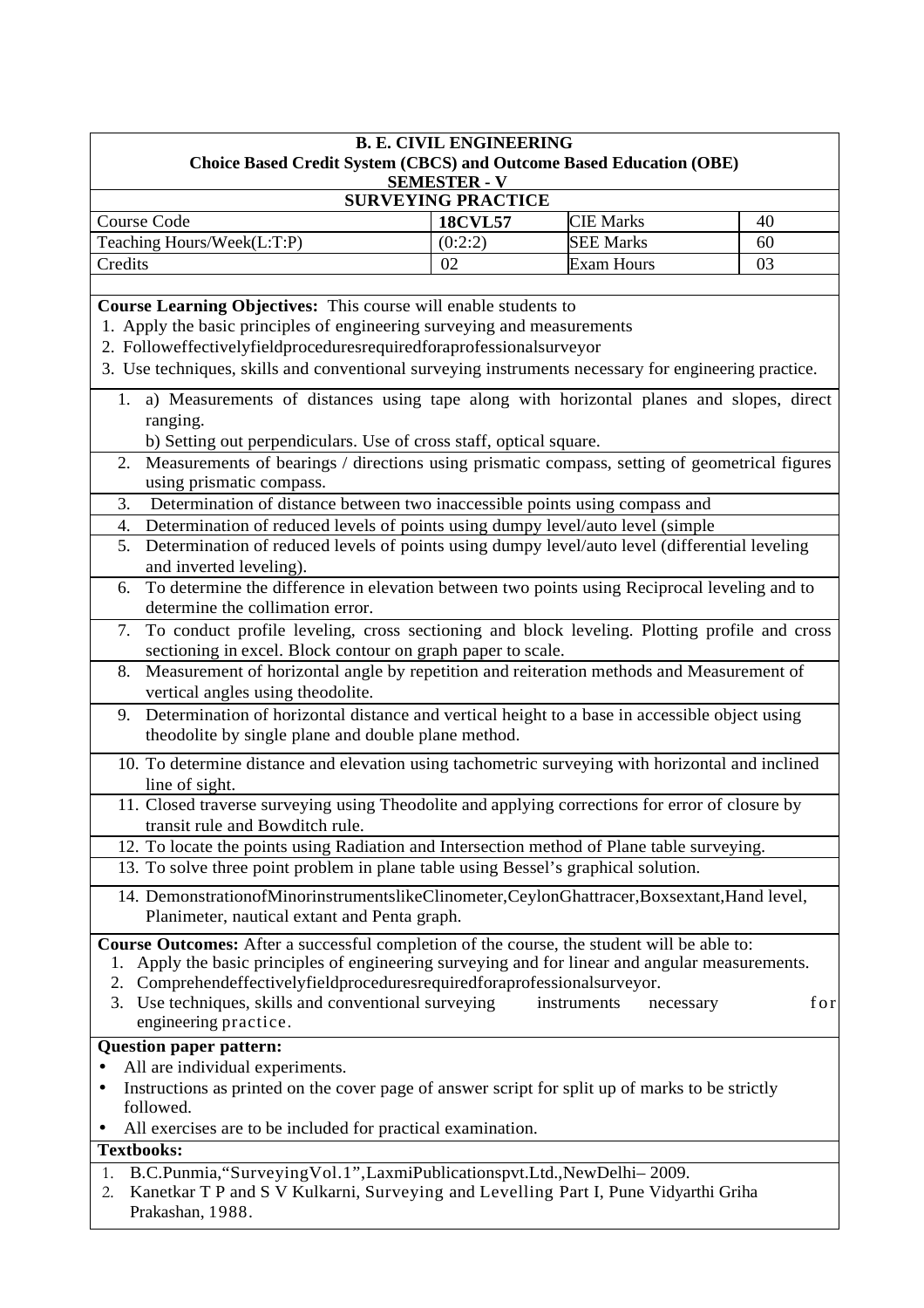**B. E. CIVIL ENGINEERING**
**Choice Based Credit System (CBCS) and Outcome Based Education (OBE)**
**SEMESTER - V**

**SURVEYING PRACTICE**

| Course Code | 18CVL57 | CIE Marks | 40 |
|---|---|---|---|
| Teaching Hours/Week(L:T:P) | (0:2:2) | SEE Marks | 60 |
| Credits | 02 | Exam Hours | 03 |

**Course Learning Objectives:** This course will enable students to

1. Apply the basic principles of engineering surveying and measurements
2. Followeffectivelyfieldproceduresrequiredforaprofessionalsurveyor
3. Use techniques, skills and conventional surveying instruments necessary for engineering practice.

1. a) Measurements of distances using tape along with horizontal planes and slopes, direct ranging.
   b) Setting out perpendiculars. Use of cross staff, optical square.
2. Measurements of bearings / directions using prismatic compass, setting of geometrical figures using prismatic compass.
3. Determination of distance between two inaccessible points using compass and
4. Determination of reduced levels of points using dumpy level/auto level (simple
5. Determination of reduced levels of points using dumpy level/auto level (differential leveling and inverted leveling).
6. To determine the difference in elevation between two points using Reciprocal leveling and to determine the collimation error.
7. To conduct profile leveling, cross sectioning and block leveling. Plotting profile and cross sectioning in excel. Block contour on graph paper to scale.
8. Measurement of horizontal angle by repetition and reiteration methods and Measurement of vertical angles using theodolite.
9. Determination of horizontal distance and vertical height to a base in accessible object using theodolite by single plane and double plane method.
10. To determine distance and elevation using tachometric surveying with horizontal and inclined line of sight.
11. Closed traverse surveying using Theodolite and applying corrections for error of closure by transit rule and Bowditch rule.
12. To locate the points using Radiation and Intersection method of Plane table surveying.
13. To solve three point problem in plane table using Bessel's graphical solution.
14. DemonstrationofMinorinstrumentslikeClinometer,CeylonGhattracer,Boxsextant,Hand level, Planimeter, nautical extant and Penta graph.

**Course Outcomes:** After a successful completion of the course, the student will be able to:

1. Apply the basic principles of engineering surveying and for linear and angular measurements.
2. Comprehendeffectivelyfieldproceduresrequiredforaprofessionalsurveyor.
3. Use techniques, skills and conventional surveying instruments necessary for engineering practice.

**Question paper pattern:**

- All are individual experiments.
- Instructions as printed on the cover page of answer script for split up of marks to be strictly followed.
- All exercises are to be included for practical examination.

**Textbooks:**

1. B.C.Punmia,"SurveyingVol.1",LaxmiPublicationspvt.Ltd.,NewDelhi– 2009.
2. Kanetkar T P and S V Kulkarni, Surveying and Levelling Part I, Pune Vidyarthi Griha Prakashan, 1988.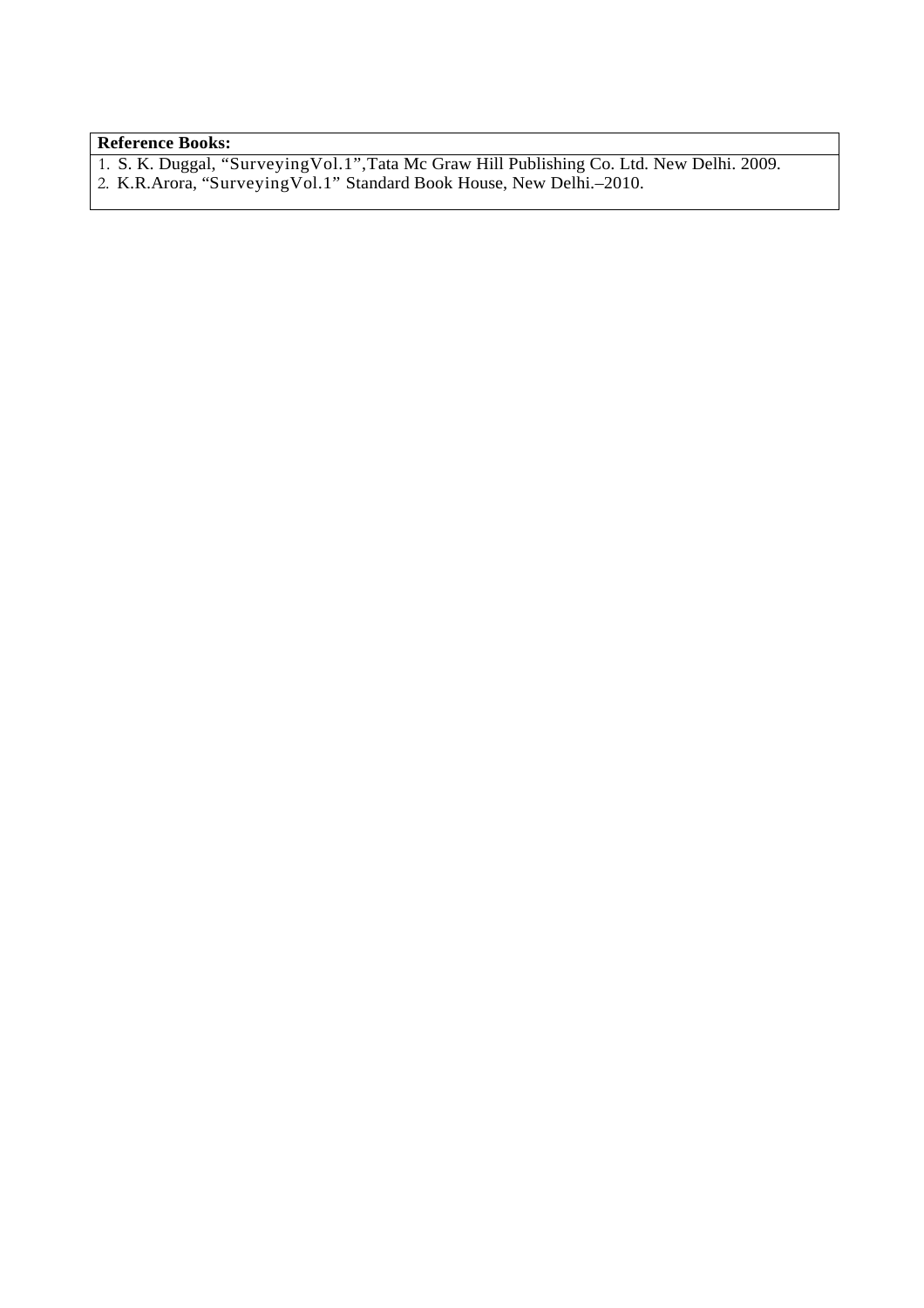**Reference Books:**

1. S. K. Duggal, "SurveyingVol.1",Tata Mc Graw Hill Publishing Co. Ltd. New Delhi. 2009.
2. K.R.Arora, "SurveyingVol.1" Standard Book House, New Delhi.–2010.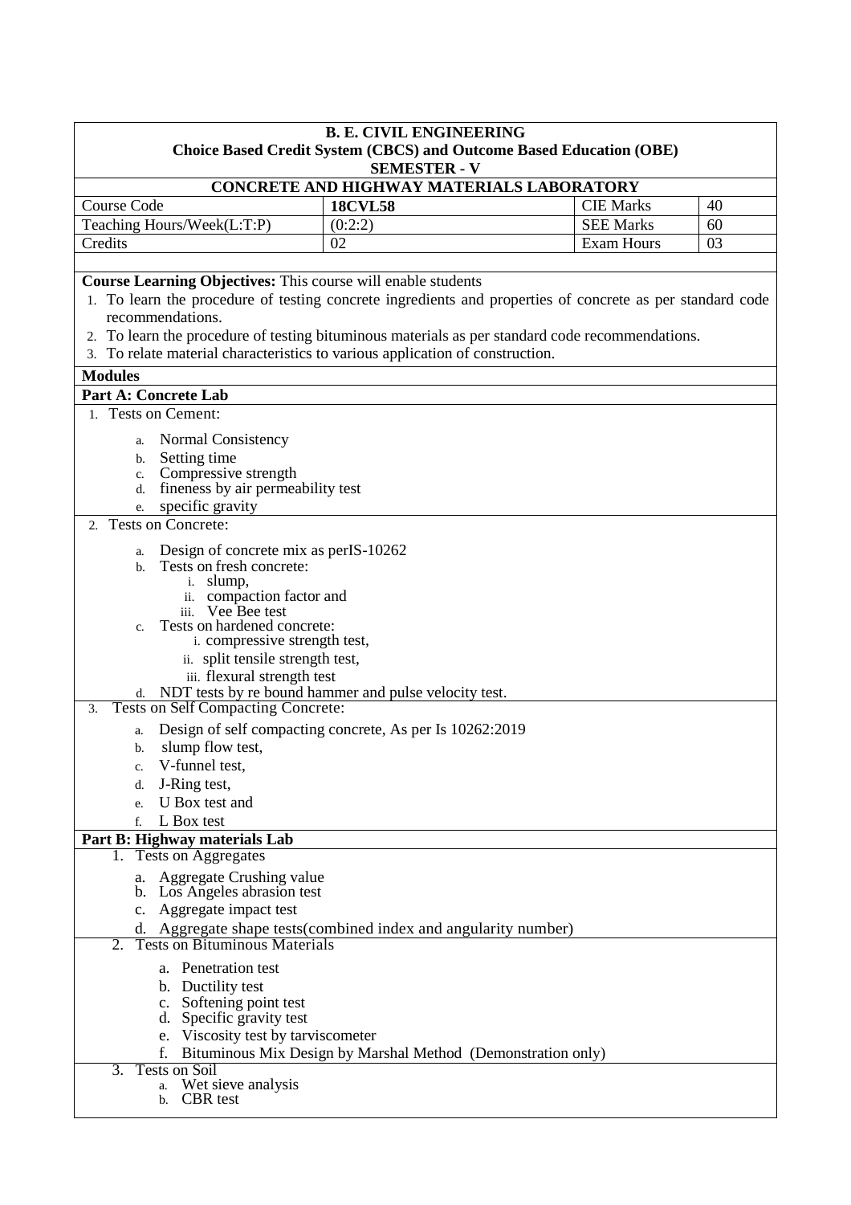**B. E. CIVIL ENGINEERING**
**Choice Based Credit System (CBCS) and Outcome Based Education (OBE)**
**SEMESTER - V**

**CONCRETE AND HIGHWAY MATERIALS LABORATORY**

| Course Code | **18CVL58** | CIE Marks | 40 |
|---|---|---|---|
| Teaching Hours/Week(L:T:P) | (0:2:2) | SEE Marks | 60 |
| Credits | 02 | Exam Hours | 03 |

**Course Learning Objectives:** This course will enable students

1. To learn the procedure of testing concrete ingredients and properties of concrete as per standard code recommendations.
2. To learn the procedure of testing bituminous materials as per standard code recommendations.
3. To relate material characteristics to various application of construction.

**Modules**

**Part A: Concrete Lab**

1. Tests on Cement:
   a. Normal Consistency
   b. Setting time
   c. Compressive strength
   d. fineness by air permeability test
   e. specific gravity
2. Tests on Concrete:
   a. Design of concrete mix as perIS-10262
   b. Tests on fresh concrete:
      i. slump,
      ii. compaction factor and
      iii. Vee Bee test
   c. Tests on hardened concrete:
      i. compressive strength test,
      ii. split tensile strength test,
      iii. flexural strength test
   d. NDT tests by re bound hammer and pulse velocity test.
3. Tests on Self Compacting Concrete:
   a. Design of self compacting concrete, As per Is 10262:2019
   b. slump flow test,
   c. V-funnel test,
   d. J-Ring test,
   e. U Box test and
   f. L Box test

**Part B: Highway materials Lab**

1. Tests on Aggregates
   a. Aggregate Crushing value
   b. Los Angeles abrasion test
   c. Aggregate impact test
   d. Aggregate shape tests(combined index and angularity number)
2. Tests on Bituminous Materials
   a. Penetration test
   b. Ductility test
   c. Softening point test
   d. Specific gravity test
   e. Viscosity test by tarviscometer
   f. Bituminous Mix Design by Marshal Method (Demonstration only)
3. Tests on Soil
   a. Wet sieve analysis
   b. CBR test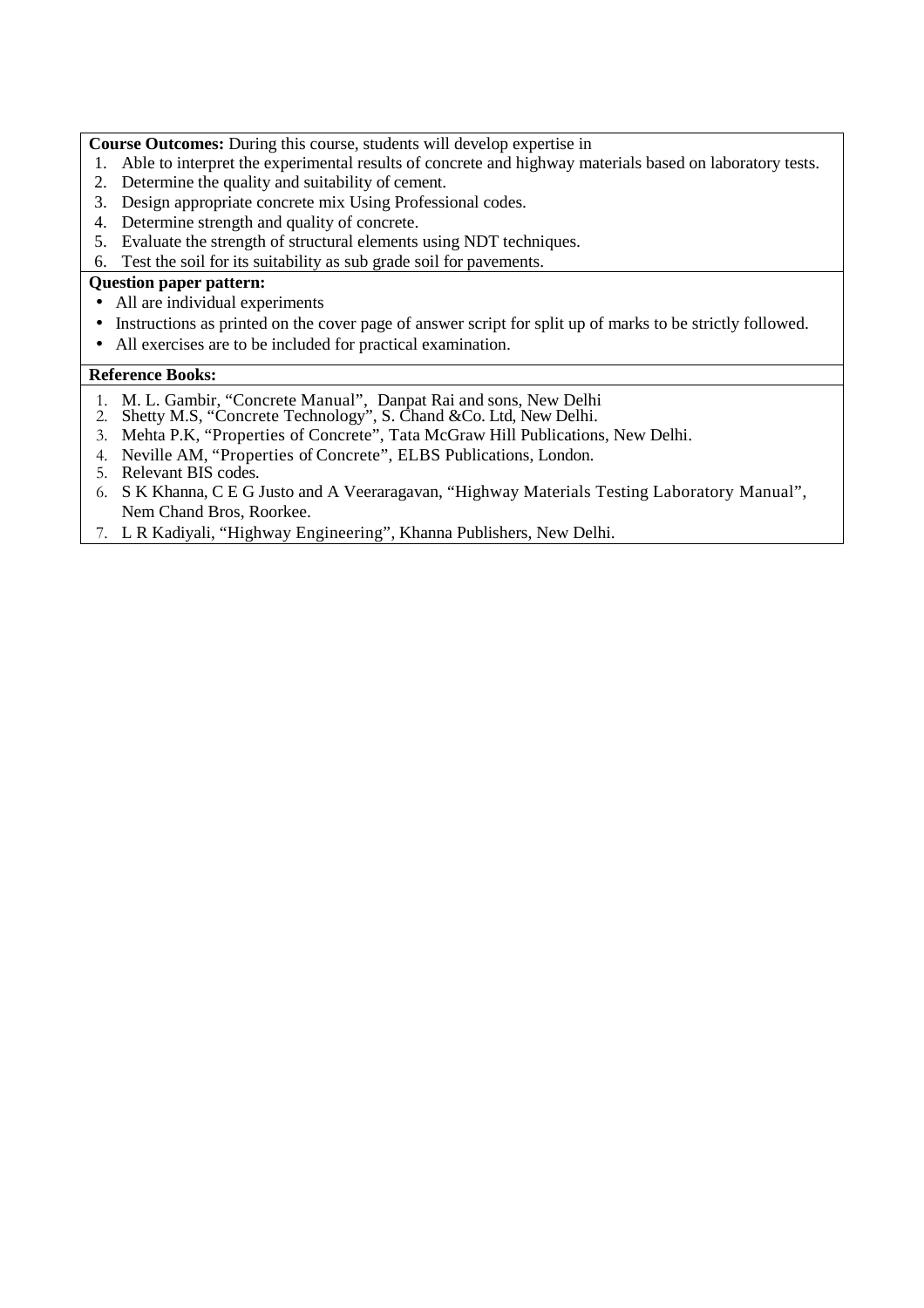**Course Outcomes:** During this course, students will develop expertise in

1. Able to interpret the experimental results of concrete and highway materials based on laboratory tests.
2. Determine the quality and suitability of cement.
3. Design appropriate concrete mix Using Professional codes.
4. Determine strength and quality of concrete.
5. Evaluate the strength of structural elements using NDT techniques.
6. Test the soil for its suitability as sub grade soil for pavements.

**Question paper pattern:**

- All are individual experiments
- Instructions as printed on the cover page of answer script for split up of marks to be strictly followed.
- All exercises are to be included for practical examination.

**Reference Books:**

1. M. L. Gambir, "Concrete Manual", Danpat Rai and sons, New Delhi
2. Shetty M.S, "Concrete Technology", S. Chand &Co. Ltd, New Delhi.
3. Mehta P.K, "Properties of Concrete", Tata McGraw Hill Publications, New Delhi.
4. Neville AM, "Properties of Concrete", ELBS Publications, London.
5. Relevant BIS codes.
6. S K Khanna, C E G Justo and A Veeraragavan, "Highway Materials Testing Laboratory Manual", Nem Chand Bros, Roorkee.
7. L R Kadiyali, "Highway Engineering", Khanna Publishers, New Delhi.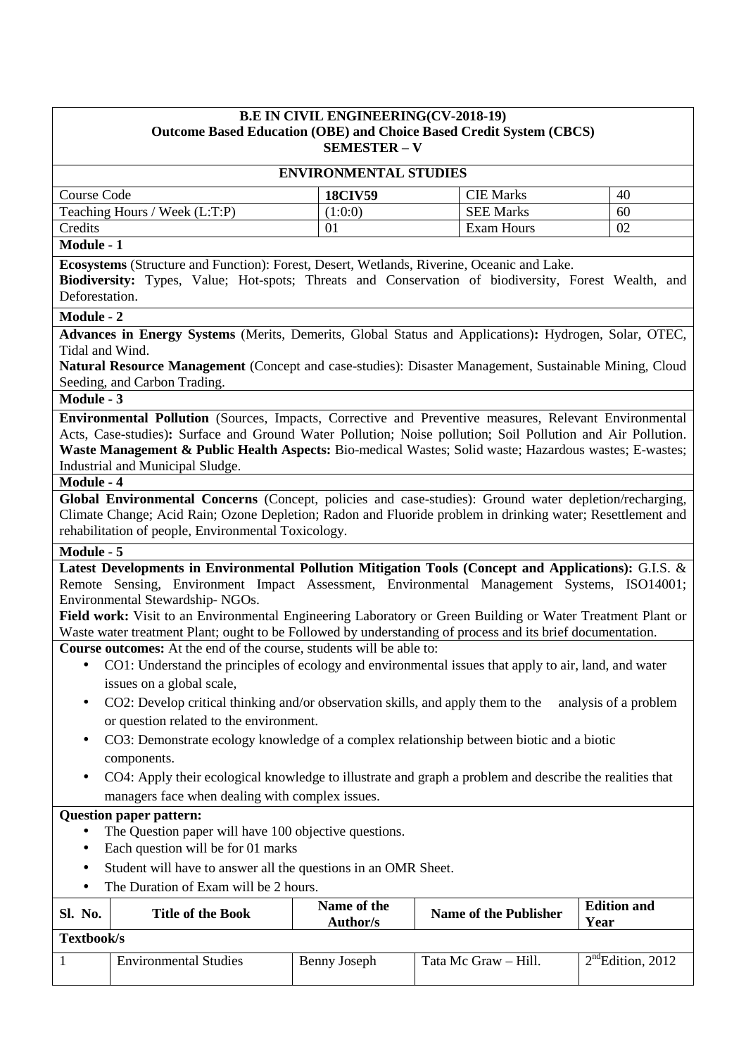**B.E IN CIVIL ENGINEERING(CV-2018-19)**
**Outcome Based Education (OBE) and Choice Based Credit System (CBCS)**
**SEMESTER – V**

## ENVIRONMENTAL STUDIES

| Course Code | **18CIV59** | CIE Marks | 40 |
|---|---|---|---|
| Teaching Hours / Week (L:T:P) | (1:0:0) | SEE Marks | 60 |
| Credits | 01 | Exam Hours | 02 |

**Module - 1**

**Ecosystems** (Structure and Function): Forest, Desert, Wetlands, Riverine, Oceanic and Lake.
**Biodiversity:** Types, Value; Hot-spots; Threats and Conservation of biodiversity, Forest Wealth, and Deforestation.

**Module - 2**

**Advances in Energy Systems** (Merits, Demerits, Global Status and Applications)**:** Hydrogen, Solar, OTEC, Tidal and Wind.
**Natural Resource Management** (Concept and case-studies): Disaster Management, Sustainable Mining, Cloud Seeding, and Carbon Trading.

**Module - 3**

**Environmental Pollution** (Sources, Impacts, Corrective and Preventive measures, Relevant Environmental Acts, Case-studies)**:** Surface and Ground Water Pollution; Noise pollution; Soil Pollution and Air Pollution.
**Waste Management & Public Health Aspects:** Bio-medical Wastes; Solid waste; Hazardous wastes; E-wastes; Industrial and Municipal Sludge.

**Module - 4**

**Global Environmental Concerns** (Concept, policies and case-studies): Ground water depletion/recharging, Climate Change; Acid Rain; Ozone Depletion; Radon and Fluoride problem in drinking water; Resettlement and rehabilitation of people, Environmental Toxicology.

**Module - 5**

**Latest Developments in Environmental Pollution Mitigation Tools (Concept and Applications):** G.I.S. & Remote Sensing, Environment Impact Assessment, Environmental Management Systems, ISO14001; Environmental Stewardship- NGOs.
**Field work:** Visit to an Environmental Engineering Laboratory or Green Building or Water Treatment Plant or Waste water treatment Plant; ought to be Followed by understanding of process and its brief documentation.

**Course outcomes:** At the end of the course, students will be able to:

- CO1: Understand the principles of ecology and environmental issues that apply to air, land, and water issues on a global scale,
- CO2: Develop critical thinking and/or observation skills, and apply them to the analysis of a problem or question related to the environment.
- CO3: Demonstrate ecology knowledge of a complex relationship between biotic and a biotic components.
- CO4: Apply their ecological knowledge to illustrate and graph a problem and describe the realities that managers face when dealing with complex issues.

**Question paper pattern:**

- The Question paper will have 100 objective questions.
- Each question will be for 01 marks
- Student will have to answer all the questions in an OMR Sheet.
- The Duration of Exam will be 2 hours.

| Sl. No. | Title of the Book | Name of the Author/s | Name of the Publisher | Edition and Year |
|---|---|---|---|---|
| **Textbook/s** | | | | |
| 1 | Environmental Studies | Benny Joseph | Tata Mc Graw – Hill. | 2nd Edition, 2012 |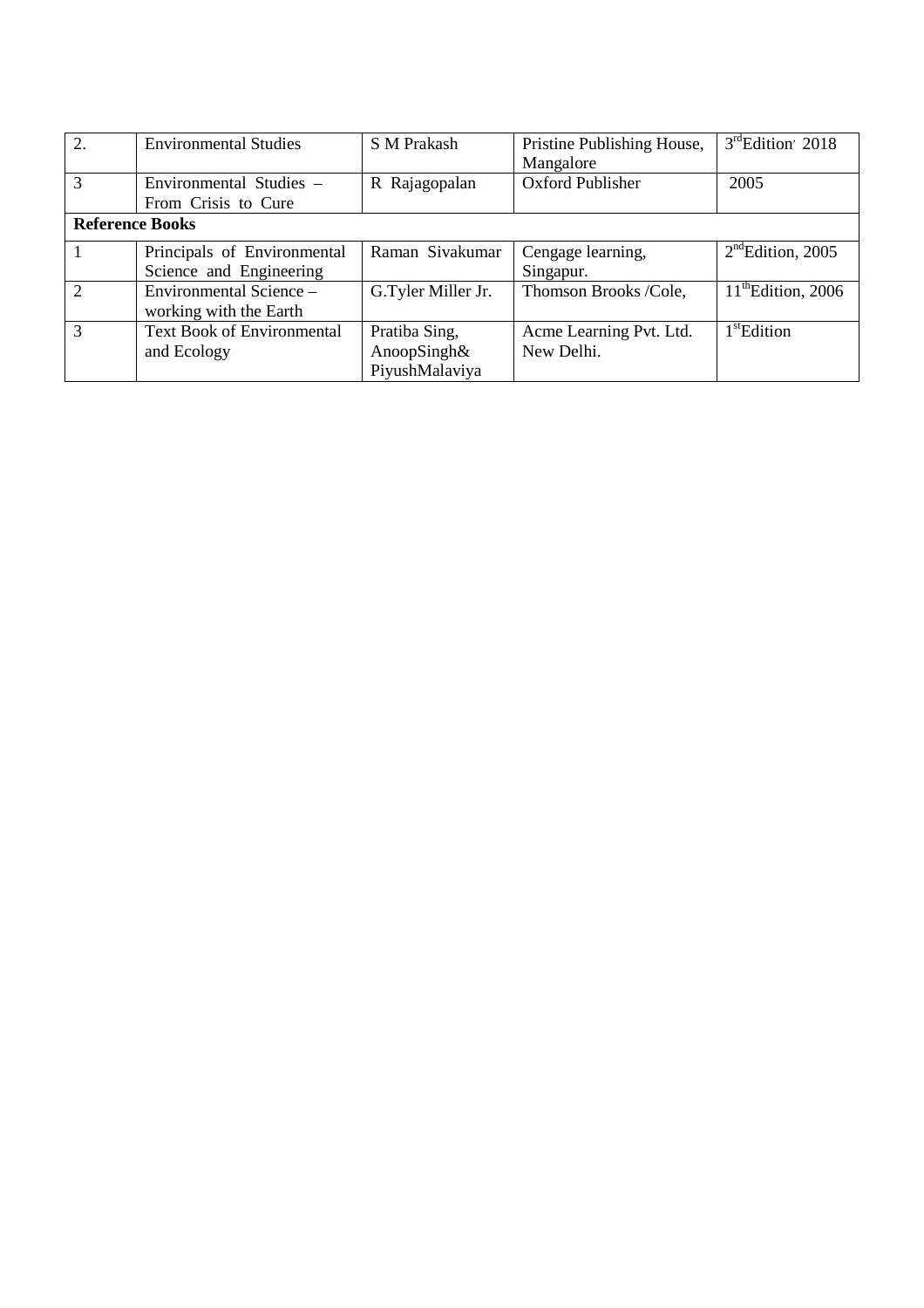| | | | | |
|---|---|---|---|---|
| 2. | Environmental Studies | S M Prakash | Pristine Publishing House, Mangalore | 3rd Edition, 2018 |
| 3 | Environmental Studies – From Crisis to Cure | R Rajagopalan | Oxford Publisher | 2005 |
| **Reference Books** | | | | |
| 1 | Principals of Environmental Science and Engineering | Raman Sivakumar | Cengage learning, Singapur. | 2nd Edition, 2005 |
| 2 | Environmental Science – working with the Earth | G.Tyler Miller Jr. | Thomson Brooks /Cole, | 11th Edition, 2006 |
| 3 | Text Book of Environmental and Ecology | Pratiba Sing, AnoopSingh& PiyushMalaviya | Acme Learning Pvt. Ltd. New Delhi. | 1st Edition |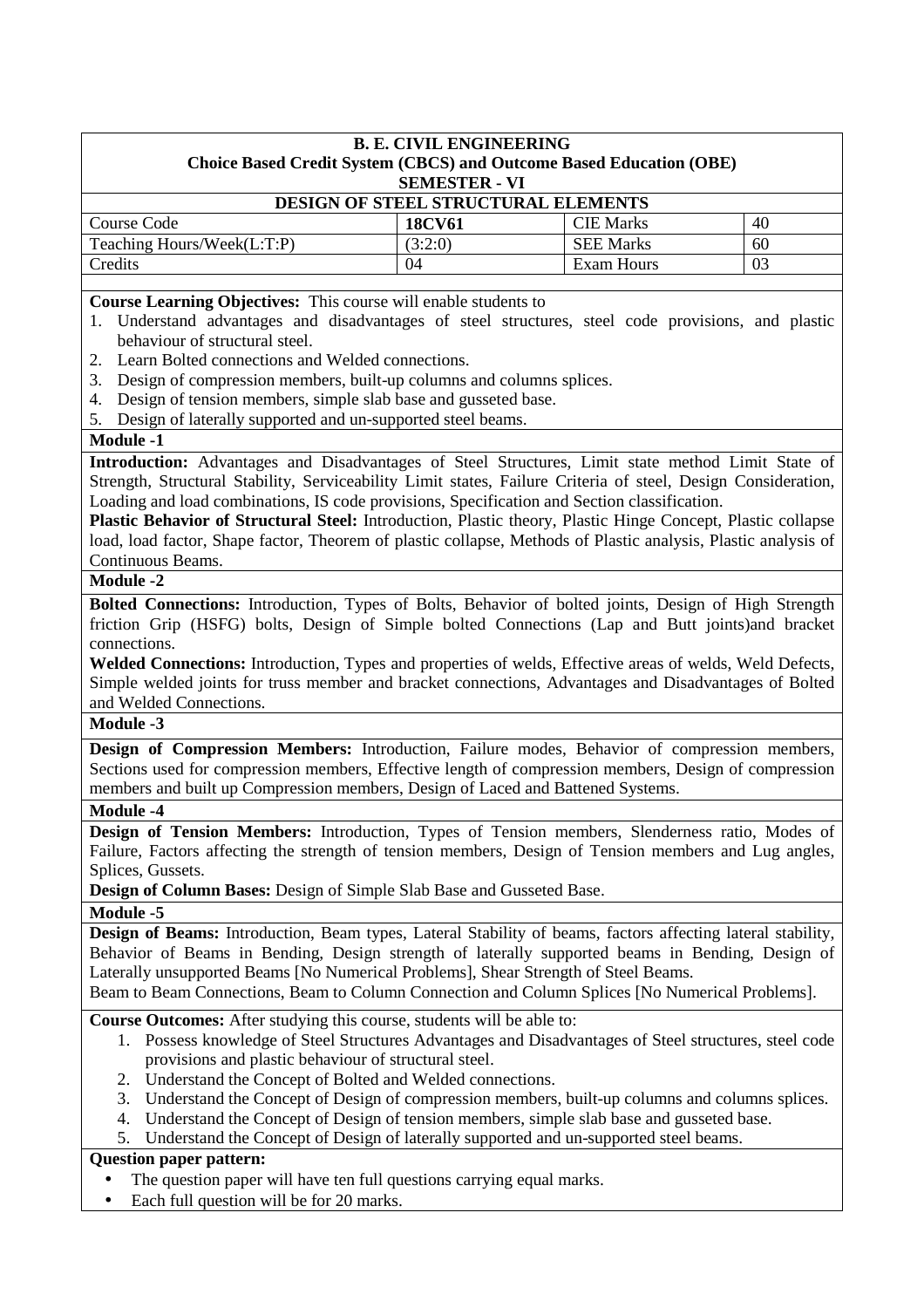**B. E. CIVIL ENGINEERING**
**Choice Based Credit System (CBCS) and Outcome Based Education (OBE)**
**SEMESTER - VI**

**DESIGN OF STEEL STRUCTURAL ELEMENTS**

| Course Code | **18CV61** | CIE Marks | 40 |
|---|---|---|---|
| Teaching Hours/Week(L:T:P) | (3:2:0) | SEE Marks | 60 |
| Credits | 04 | Exam Hours | 03 |

**Course Learning Objectives:** This course will enable students to

1. Understand advantages and disadvantages of steel structures, steel code provisions, and plastic behaviour of structural steel.
2. Learn Bolted connections and Welded connections.
3. Design of compression members, built-up columns and columns splices.
4. Design of tension members, simple slab base and gusseted base.
5. Design of laterally supported and un-supported steel beams.

**Module -1**

**Introduction:** Advantages and Disadvantages of Steel Structures, Limit state method Limit State of Strength, Structural Stability, Serviceability Limit states, Failure Criteria of steel, Design Consideration, Loading and load combinations, IS code provisions, Specification and Section classification.

**Plastic Behavior of Structural Steel:** Introduction, Plastic theory, Plastic Hinge Concept, Plastic collapse load, load factor, Shape factor, Theorem of plastic collapse, Methods of Plastic analysis, Plastic analysis of Continuous Beams.

**Module -2**

**Bolted Connections:** Introduction, Types of Bolts, Behavior of bolted joints, Design of High Strength friction Grip (HSFG) bolts, Design of Simple bolted Connections (Lap and Butt joints)and bracket connections.

**Welded Connections:** Introduction, Types and properties of welds, Effective areas of welds, Weld Defects, Simple welded joints for truss member and bracket connections, Advantages and Disadvantages of Bolted and Welded Connections.

**Module -3**

**Design of Compression Members:** Introduction, Failure modes, Behavior of compression members, Sections used for compression members, Effective length of compression members, Design of compression members and built up Compression members, Design of Laced and Battened Systems.

**Module -4**

**Design of Tension Members:** Introduction, Types of Tension members, Slenderness ratio, Modes of Failure, Factors affecting the strength of tension members, Design of Tension members and Lug angles, Splices, Gussets.

**Design of Column Bases:** Design of Simple Slab Base and Gusseted Base.

**Module -5**

**Design of Beams:** Introduction, Beam types, Lateral Stability of beams, factors affecting lateral stability, Behavior of Beams in Bending, Design strength of laterally supported beams in Bending, Design of Laterally unsupported Beams [No Numerical Problems], Shear Strength of Steel Beams.

Beam to Beam Connections, Beam to Column Connection and Column Splices [No Numerical Problems].

**Course Outcomes:** After studying this course, students will be able to:

1. Possess knowledge of Steel Structures Advantages and Disadvantages of Steel structures, steel code provisions and plastic behaviour of structural steel.
2. Understand the Concept of Bolted and Welded connections.
3. Understand the Concept of Design of compression members, built-up columns and columns splices.
4. Understand the Concept of Design of tension members, simple slab base and gusseted base.
5. Understand the Concept of Design of laterally supported and un-supported steel beams.

**Question paper pattern:**

- The question paper will have ten full questions carrying equal marks.
- Each full question will be for 20 marks.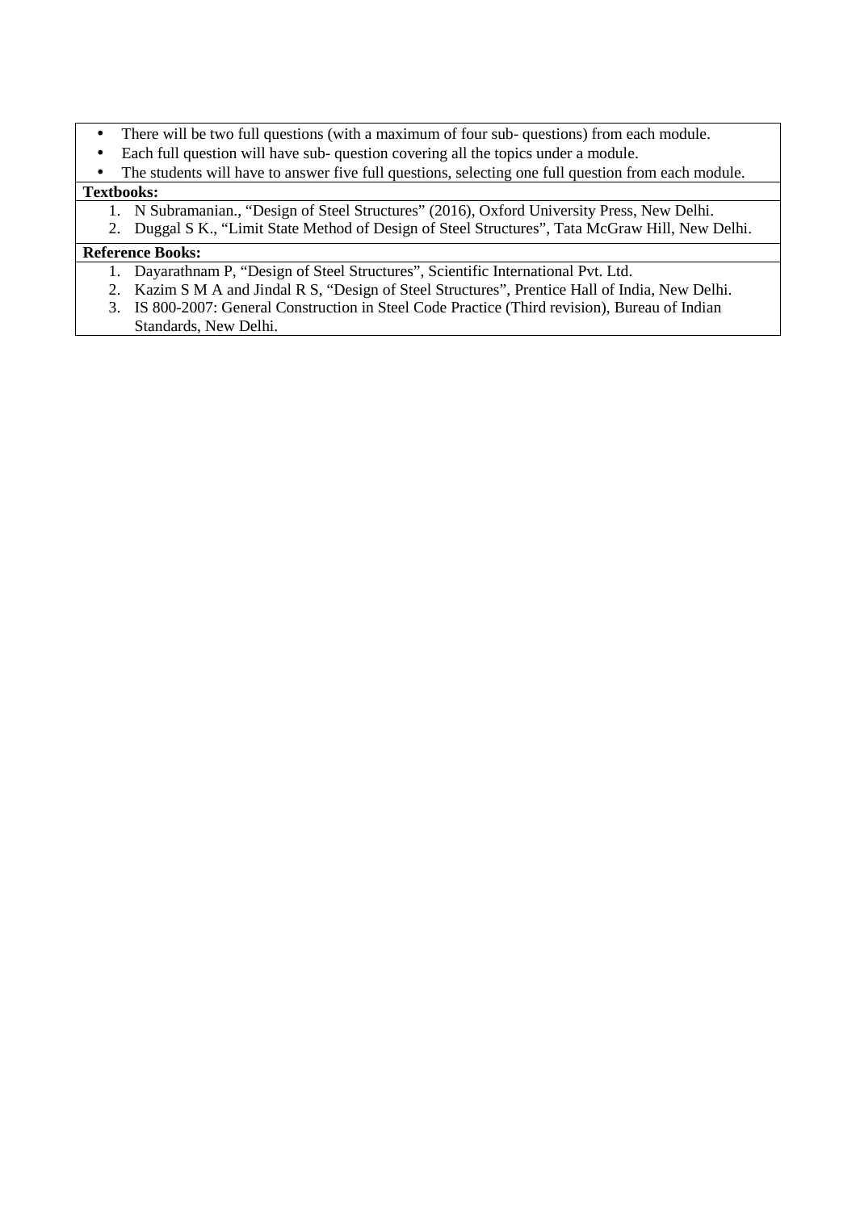- There will be two full questions (with a maximum of four sub- questions) from each module.
- Each full question will have sub- question covering all the topics under a module.
- The students will have to answer five full questions, selecting one full question from each module.

**Textbooks:**

1. N Subramanian., "Design of Steel Structures" (2016), Oxford University Press, New Delhi.
2. Duggal S K., "Limit State Method of Design of Steel Structures", Tata McGraw Hill, New Delhi.

**Reference Books:**

1. Dayarathnam P, "Design of Steel Structures", Scientific International Pvt. Ltd.
2. Kazim S M A and Jindal R S, "Design of Steel Structures", Prentice Hall of India, New Delhi.
3. IS 800-2007: General Construction in Steel Code Practice (Third revision), Bureau of Indian Standards, New Delhi.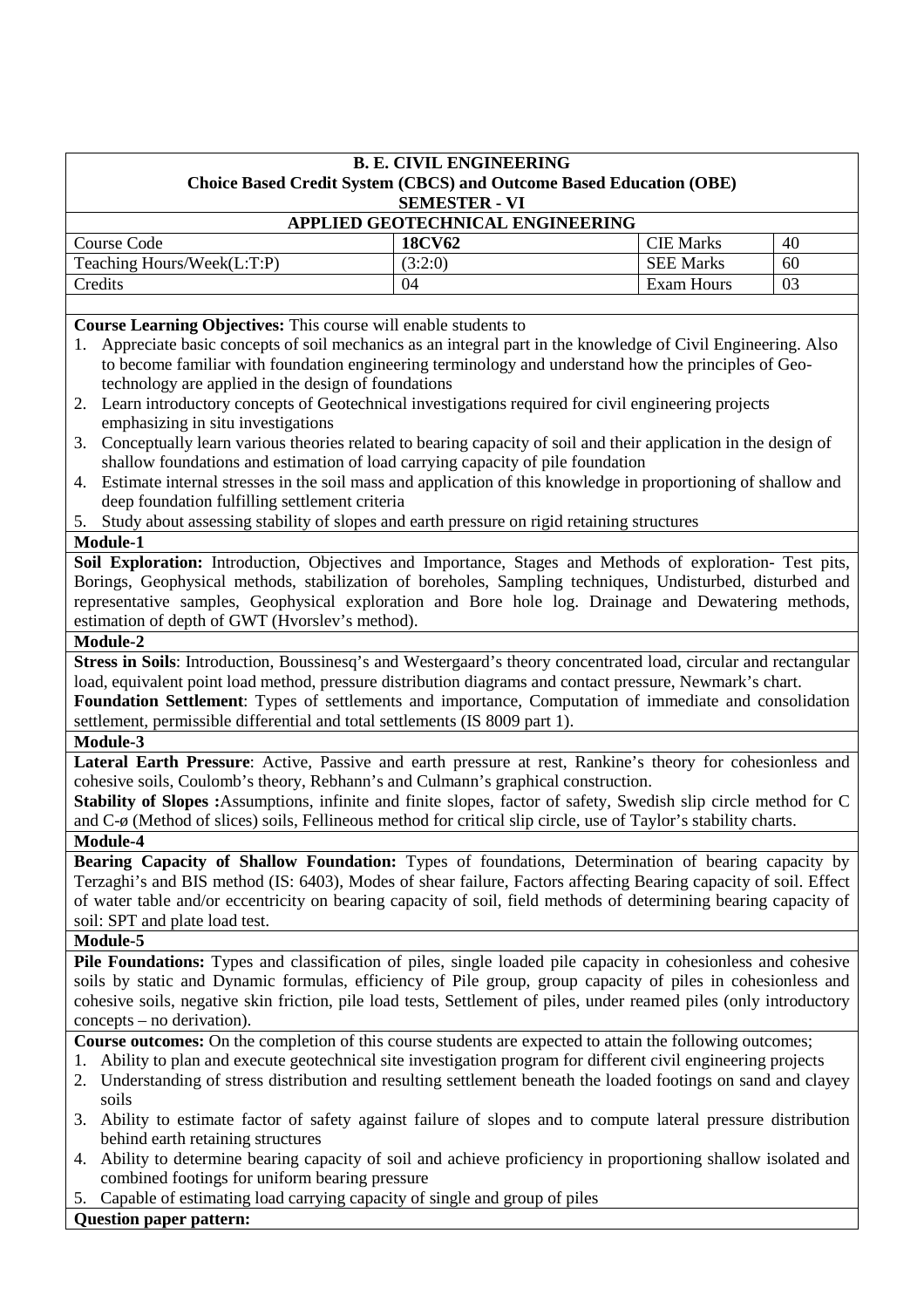**B. E. CIVIL ENGINEERING**
**Choice Based Credit System (CBCS) and Outcome Based Education (OBE)**
**SEMESTER - VI**

**APPLIED GEOTECHNICAL ENGINEERING**

| Course Code | **18CV62** | CIE Marks | 40 |
|---|---|---|---|
| Teaching Hours/Week(L:T:P) | (3:2:0) | SEE Marks | 60 |
| Credits | 04 | Exam Hours | 03 |

**Course Learning Objectives:** This course will enable students to

1. Appreciate basic concepts of soil mechanics as an integral part in the knowledge of Civil Engineering. Also to become familiar with foundation engineering terminology and understand how the principles of Geo-technology are applied in the design of foundations
2. Learn introductory concepts of Geotechnical investigations required for civil engineering projects emphasizing in situ investigations
3. Conceptually learn various theories related to bearing capacity of soil and their application in the design of shallow foundations and estimation of load carrying capacity of pile foundation
4. Estimate internal stresses in the soil mass and application of this knowledge in proportioning of shallow and deep foundation fulfilling settlement criteria
5. Study about assessing stability of slopes and earth pressure on rigid retaining structures

**Module-1**

**Soil Exploration:** Introduction, Objectives and Importance, Stages and Methods of exploration- Test pits, Borings, Geophysical methods, stabilization of boreholes, Sampling techniques, Undisturbed, disturbed and representative samples, Geophysical exploration and Bore hole log. Drainage and Dewatering methods, estimation of depth of GWT (Hvorslev's method).

**Module-2**

**Stress in Soils**: Introduction, Boussinesq's and Westergaard's theory concentrated load, circular and rectangular load, equivalent point load method, pressure distribution diagrams and contact pressure, Newmark's chart.

**Foundation Settlement**: Types of settlements and importance, Computation of immediate and consolidation settlement, permissible differential and total settlements (IS 8009 part 1).

**Module-3**

**Lateral Earth Pressure**: Active, Passive and earth pressure at rest, Rankine's theory for cohesionless and cohesive soils, Coulomb's theory, Rebhann's and Culmann's graphical construction.

**Stability of Slopes :**Assumptions, infinite and finite slopes, factor of safety, Swedish slip circle method for C and C-ø (Method of slices) soils, Fellineous method for critical slip circle, use of Taylor's stability charts.

**Module-4**

**Bearing Capacity of Shallow Foundation:** Types of foundations, Determination of bearing capacity by Terzaghi's and BIS method (IS: 6403), Modes of shear failure, Factors affecting Bearing capacity of soil. Effect of water table and/or eccentricity on bearing capacity of soil, field methods of determining bearing capacity of soil: SPT and plate load test.

**Module-5**

**Pile Foundations:** Types and classification of piles, single loaded pile capacity in cohesionless and cohesive soils by static and Dynamic formulas, efficiency of Pile group, group capacity of piles in cohesionless and cohesive soils, negative skin friction, pile load tests, Settlement of piles, under reamed piles (only introductory concepts – no derivation).

**Course outcomes:** On the completion of this course students are expected to attain the following outcomes;

1. Ability to plan and execute geotechnical site investigation program for different civil engineering projects
2. Understanding of stress distribution and resulting settlement beneath the loaded footings on sand and clayey soils
3. Ability to estimate factor of safety against failure of slopes and to compute lateral pressure distribution behind earth retaining structures
4. Ability to determine bearing capacity of soil and achieve proficiency in proportioning shallow isolated and combined footings for uniform bearing pressure
5. Capable of estimating load carrying capacity of single and group of piles

**Question paper pattern:**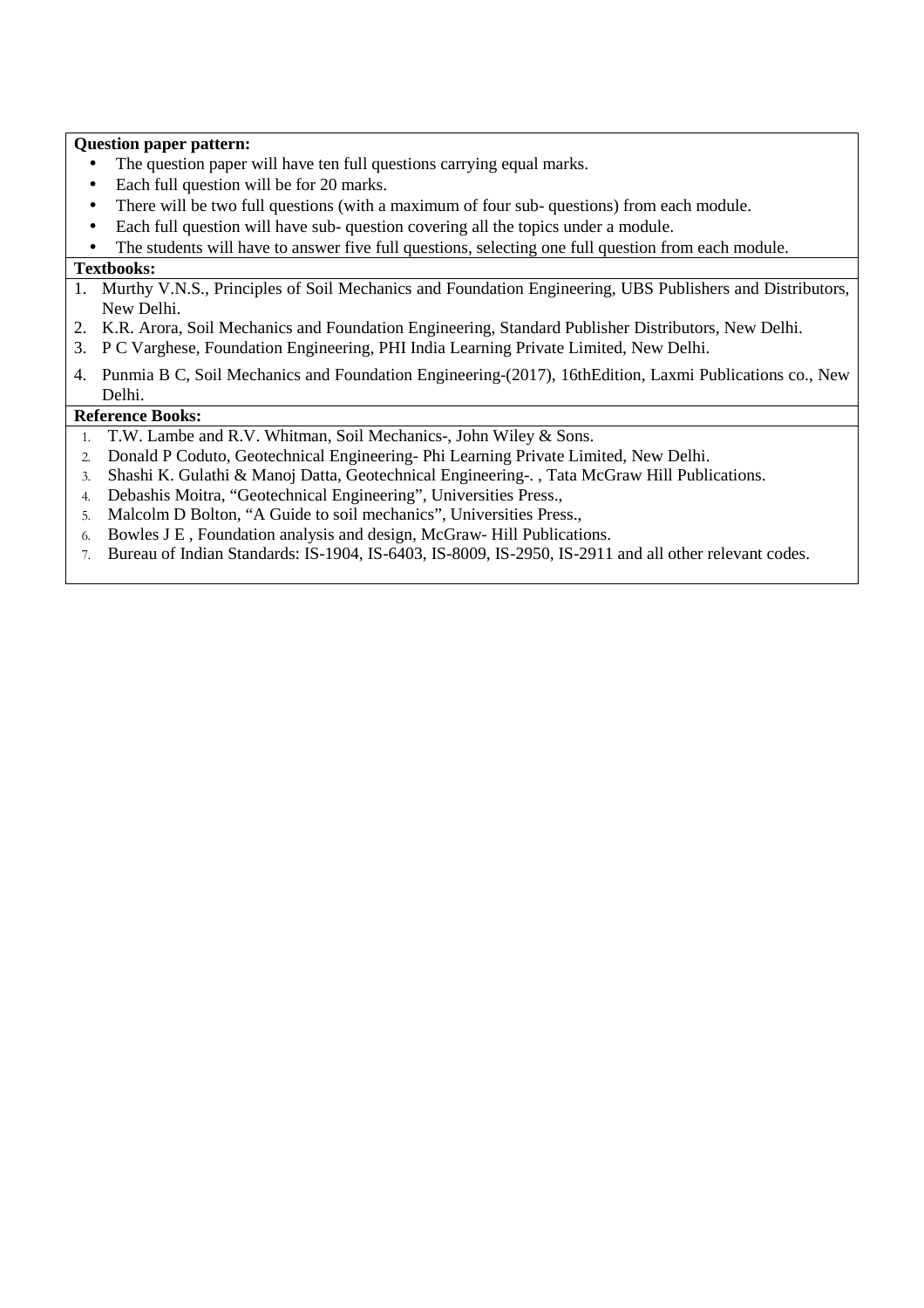**Question paper pattern:**

- The question paper will have ten full questions carrying equal marks.
- Each full question will be for 20 marks.
- There will be two full questions (with a maximum of four sub- questions) from each module.
- Each full question will have sub- question covering all the topics under a module.
- The students will have to answer five full questions, selecting one full question from each module.

**Textbooks:**

1. Murthy V.N.S., Principles of Soil Mechanics and Foundation Engineering, UBS Publishers and Distributors, New Delhi.
2. K.R. Arora, Soil Mechanics and Foundation Engineering, Standard Publisher Distributors, New Delhi.
3. P C Varghese, Foundation Engineering, PHI India Learning Private Limited, New Delhi.
4. Punmia B C, Soil Mechanics and Foundation Engineering-(2017), 16thEdition, Laxmi Publications co., New Delhi.

**Reference Books:**

1. T.W. Lambe and R.V. Whitman, Soil Mechanics-, John Wiley & Sons.
2. Donald P Coduto, Geotechnical Engineering- Phi Learning Private Limited, New Delhi.
3. Shashi K. Gulathi & Manoj Datta, Geotechnical Engineering-. , Tata McGraw Hill Publications.
4. Debashis Moitra, "Geotechnical Engineering", Universities Press.,
5. Malcolm D Bolton, "A Guide to soil mechanics", Universities Press.,
6. Bowles J E , Foundation analysis and design, McGraw- Hill Publications.
7. Bureau of Indian Standards: IS-1904, IS-6403, IS-8009, IS-2950, IS-2911 and all other relevant codes.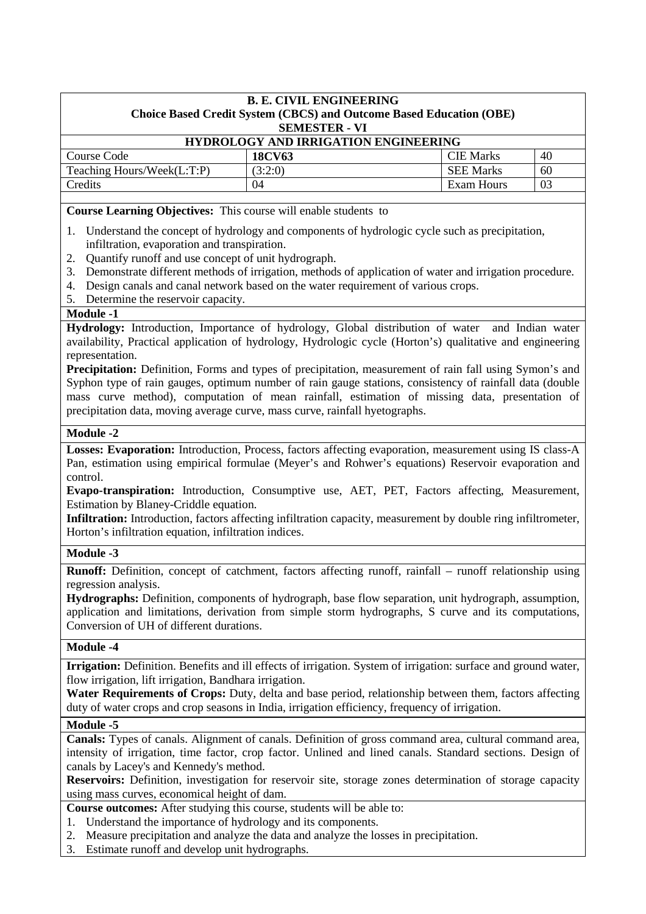**B. E. CIVIL ENGINEERING**
**Choice Based Credit System (CBCS) and Outcome Based Education (OBE)**
**SEMESTER - VI**

**HYDROLOGY AND IRRIGATION ENGINEERING**

| Course Code | **18CV63** | CIE Marks | 40 |
|---|---|---|---|
| Teaching Hours/Week(L:T:P) | (3:2:0) | SEE Marks | 60 |
| Credits | 04 | Exam Hours | 03 |

**Course Learning Objectives:** This course will enable students to

1. Understand the concept of hydrology and components of hydrologic cycle such as precipitation, infiltration, evaporation and transpiration.
2. Quantify runoff and use concept of unit hydrograph.
3. Demonstrate different methods of irrigation, methods of application of water and irrigation procedure.
4. Design canals and canal network based on the water requirement of various crops.
5. Determine the reservoir capacity.

**Module -1**

**Hydrology:** Introduction, Importance of hydrology, Global distribution of water and Indian water availability, Practical application of hydrology, Hydrologic cycle (Horton's) qualitative and engineering representation.

**Precipitation:** Definition, Forms and types of precipitation, measurement of rain fall using Symon's and Syphon type of rain gauges, optimum number of rain gauge stations, consistency of rainfall data (double mass curve method), computation of mean rainfall, estimation of missing data, presentation of precipitation data, moving average curve, mass curve, rainfall hyetographs.

**Module -2**

**Losses: Evaporation:** Introduction, Process, factors affecting evaporation, measurement using IS class-A Pan, estimation using empirical formulae (Meyer's and Rohwer's equations) Reservoir evaporation and control.

**Evapo-transpiration:** Introduction, Consumptive use, AET, PET, Factors affecting, Measurement, Estimation by Blaney-Criddle equation.

**Infiltration:** Introduction, factors affecting infiltration capacity, measurement by double ring infiltrometer, Horton's infiltration equation, infiltration indices.

**Module -3**

**Runoff:** Definition, concept of catchment, factors affecting runoff, rainfall – runoff relationship using regression analysis.

**Hydrographs:** Definition, components of hydrograph, base flow separation, unit hydrograph, assumption, application and limitations, derivation from simple storm hydrographs, S curve and its computations, Conversion of UH of different durations.

**Module -4**

**Irrigation:** Definition. Benefits and ill effects of irrigation. System of irrigation: surface and ground water, flow irrigation, lift irrigation, Bandhara irrigation.

**Water Requirements of Crops:** Duty, delta and base period, relationship between them, factors affecting duty of water crops and crop seasons in India, irrigation efficiency, frequency of irrigation.

**Module -5**

**Canals:** Types of canals. Alignment of canals. Definition of gross command area, cultural command area, intensity of irrigation, time factor, crop factor. Unlined and lined canals. Standard sections. Design of canals by Lacey's and Kennedy's method.

**Reservoirs:** Definition, investigation for reservoir site, storage zones determination of storage capacity using mass curves, economical height of dam.

**Course outcomes:** After studying this course, students will be able to:

1. Understand the importance of hydrology and its components.
2. Measure precipitation and analyze the data and analyze the losses in precipitation.
3. Estimate runoff and develop unit hydrographs.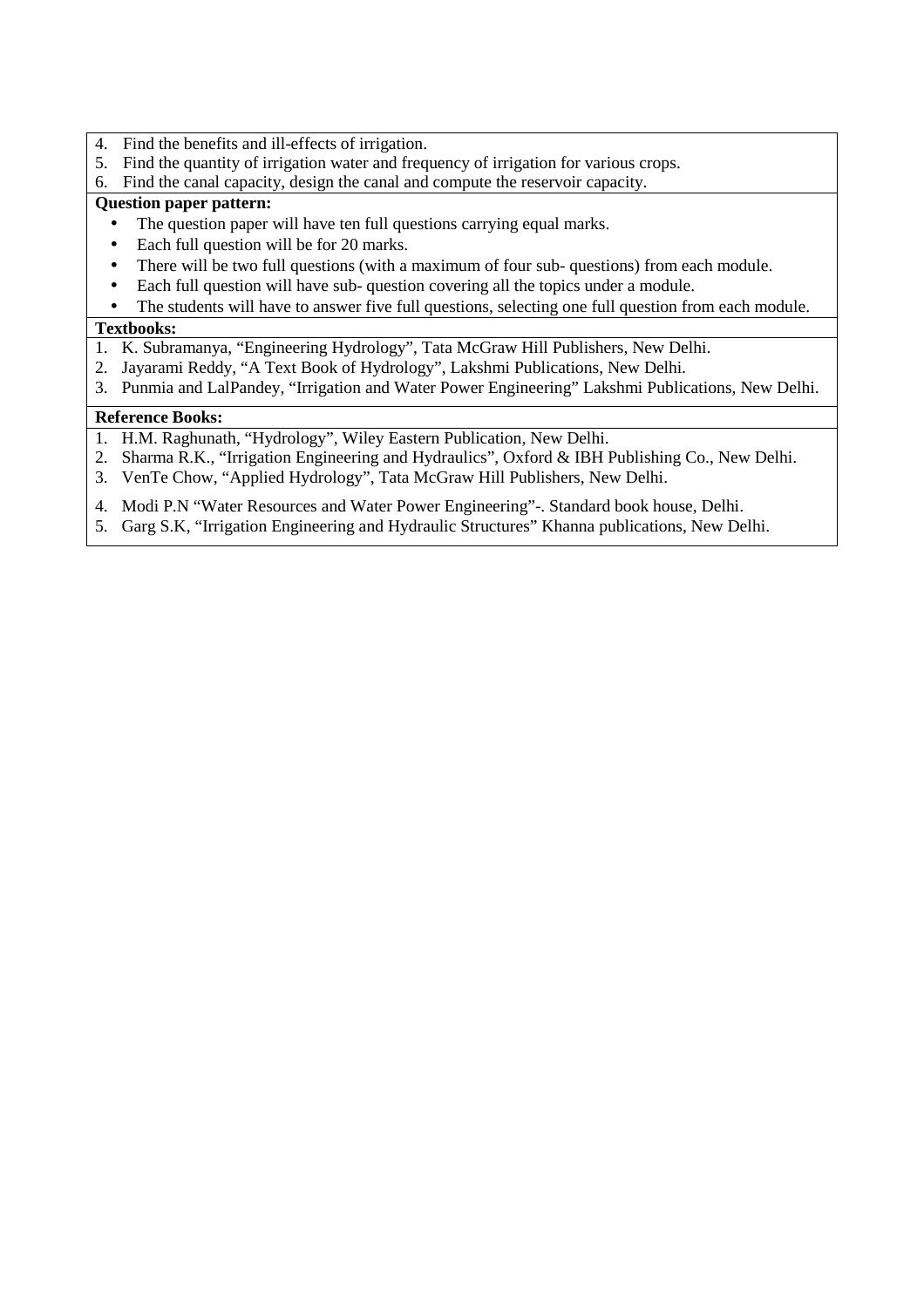4. Find the benefits and ill-effects of irrigation.
5. Find the quantity of irrigation water and frequency of irrigation for various crops.
6. Find the canal capacity, design the canal and compute the reservoir capacity.

**Question paper pattern:**

- The question paper will have ten full questions carrying equal marks.
- Each full question will be for 20 marks.
- There will be two full questions (with a maximum of four sub- questions) from each module.
- Each full question will have sub- question covering all the topics under a module.
- The students will have to answer five full questions, selecting one full question from each module.

**Textbooks:**

1. K. Subramanya, "Engineering Hydrology", Tata McGraw Hill Publishers, New Delhi.
2. Jayarami Reddy, "A Text Book of Hydrology", Lakshmi Publications, New Delhi.
3. Punmia and LalPandey, "Irrigation and Water Power Engineering" Lakshmi Publications, New Delhi.

**Reference Books:**

1. H.M. Raghunath, "Hydrology", Wiley Eastern Publication, New Delhi.
2. Sharma R.K., "Irrigation Engineering and Hydraulics", Oxford & IBH Publishing Co., New Delhi.
3. VenTe Chow, "Applied Hydrology", Tata McGraw Hill Publishers, New Delhi.
4. Modi P.N "Water Resources and Water Power Engineering"-. Standard book house, Delhi.
5. Garg S.K, "Irrigation Engineering and Hydraulic Structures" Khanna publications, New Delhi.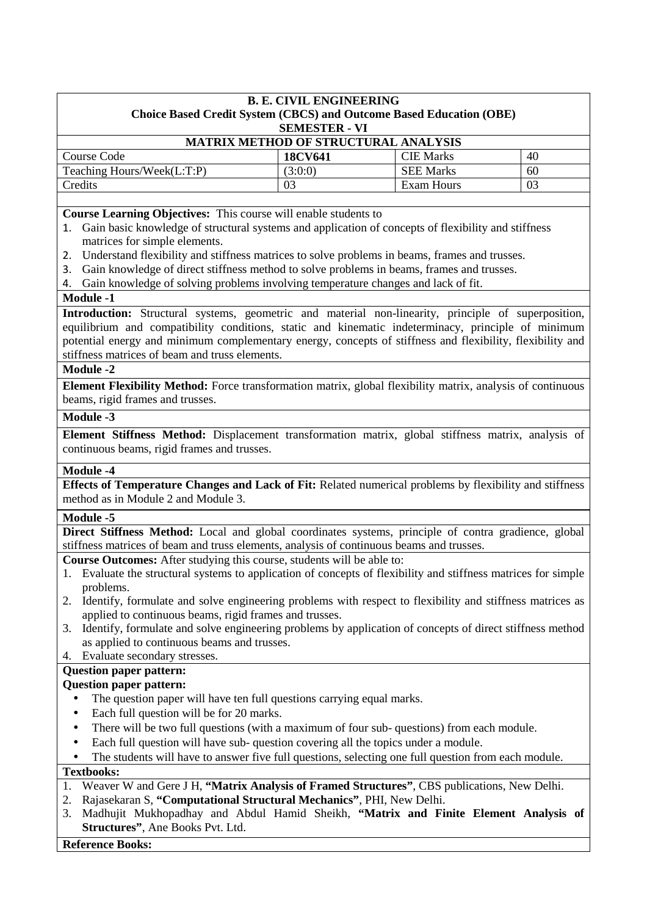**B. E. CIVIL ENGINEERING**
**Choice Based Credit System (CBCS) and Outcome Based Education (OBE)**
**SEMESTER - VI**

**MATRIX METHOD OF STRUCTURAL ANALYSIS**

| Course Code | **18CV641** | CIE Marks | 40 |
|---|---|---|---|
| Teaching Hours/Week(L:T:P) | (3:0:0) | SEE Marks | 60 |
| Credits | 03 | Exam Hours | 03 |

**Course Learning Objectives:** This course will enable students to

1. Gain basic knowledge of structural systems and application of concepts of flexibility and stiffness matrices for simple elements.
2. Understand flexibility and stiffness matrices to solve problems in beams, frames and trusses.
3. Gain knowledge of direct stiffness method to solve problems in beams, frames and trusses.
4. Gain knowledge of solving problems involving temperature changes and lack of fit.

**Module -1**

**Introduction:** Structural systems, geometric and material non-linearity, principle of superposition, equilibrium and compatibility conditions, static and kinematic indeterminacy, principle of minimum potential energy and minimum complementary energy, concepts of stiffness and flexibility, flexibility and stiffness matrices of beam and truss elements.

**Module -2**

**Element Flexibility Method:** Force transformation matrix, global flexibility matrix, analysis of continuous beams, rigid frames and trusses.

**Module -3**

**Element Stiffness Method:** Displacement transformation matrix, global stiffness matrix, analysis of continuous beams, rigid frames and trusses.

**Module -4**

**Effects of Temperature Changes and Lack of Fit:** Related numerical problems by flexibility and stiffness method as in Module 2 and Module 3.

**Module -5**

**Direct Stiffness Method:** Local and global coordinates systems, principle of contra gradience, global stiffness matrices of beam and truss elements, analysis of continuous beams and trusses.

**Course Outcomes:** After studying this course, students will be able to:

1. Evaluate the structural systems to application of concepts of flexibility and stiffness matrices for simple problems.
2. Identify, formulate and solve engineering problems with respect to flexibility and stiffness matrices as applied to continuous beams, rigid frames and trusses.
3. Identify, formulate and solve engineering problems by application of concepts of direct stiffness method as applied to continuous beams and trusses.
4. Evaluate secondary stresses.

**Question paper pattern:**

**Question paper pattern:**

- The question paper will have ten full questions carrying equal marks.
- Each full question will be for 20 marks.
- There will be two full questions (with a maximum of four sub- questions) from each module.
- Each full question will have sub- question covering all the topics under a module.
- The students will have to answer five full questions, selecting one full question from each module.

**Textbooks:**

1. Weaver W and Gere J H, **"Matrix Analysis of Framed Structures"**, CBS publications, New Delhi.
2. Rajasekaran S, **"Computational Structural Mechanics"**, PHI, New Delhi.
3. Madhujit Mukhopadhay and Abdul Hamid Sheikh, **"Matrix and Finite Element Analysis of Structures"**, Ane Books Pvt. Ltd.

**Reference Books:**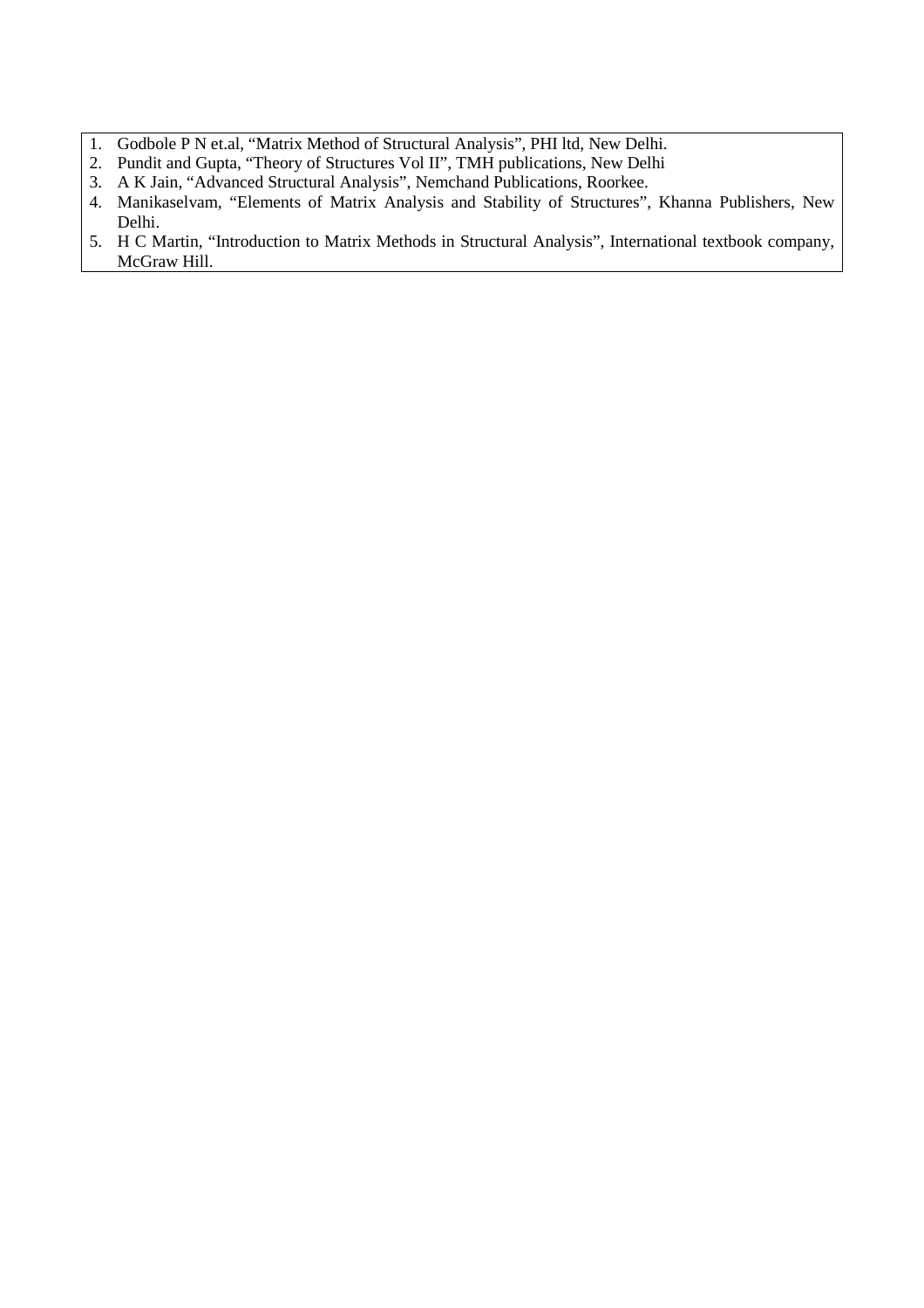1. Godbole P N et.al, “Matrix Method of Structural Analysis”, PHI ltd, New Delhi.
2. Pundit and Gupta, “Theory of Structures Vol II”, TMH publications, New Delhi
3. A K Jain, “Advanced Structural Analysis”, Nemchand Publications, Roorkee.
4. Manikaselvam, “Elements of Matrix Analysis and Stability of Structures”, Khanna Publishers, New Delhi.
5. H C Martin, “Introduction to Matrix Methods in Structural Analysis”, International textbook company, McGraw Hill.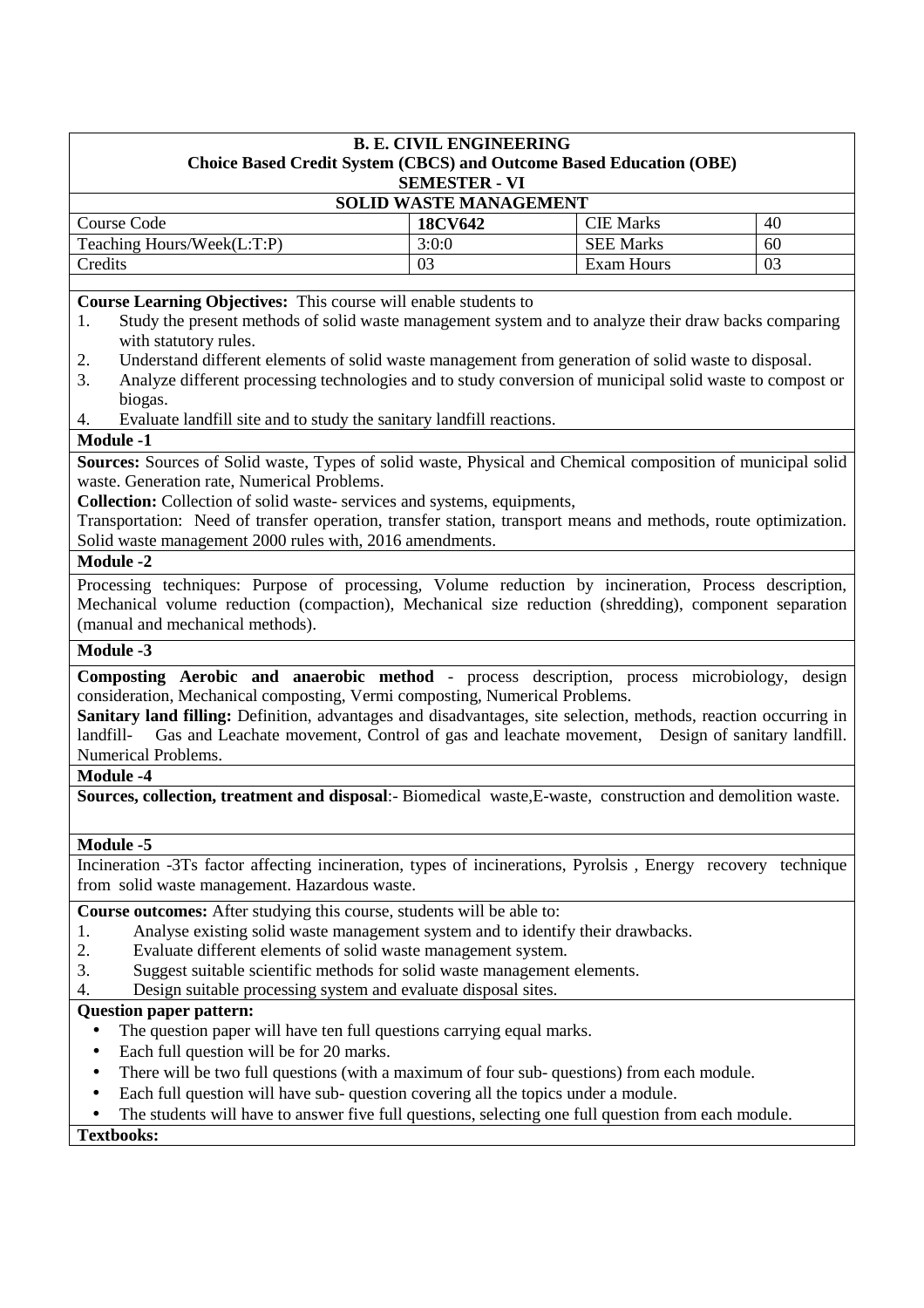**B. E. CIVIL ENGINEERING**
**Choice Based Credit System (CBCS) and Outcome Based Education (OBE)**
**SEMESTER - VI**

## SOLID WASTE MANAGEMENT

| Course Code | 18CV642 | CIE Marks | 40 |
|---|---|---|---|
| Teaching Hours/Week(L:T:P) | 3:0:0 | SEE Marks | 60 |
| Credits | 03 | Exam Hours | 03 |

**Course Learning Objectives:** This course will enable students to

1. Study the present methods of solid waste management system and to analyze their draw backs comparing with statutory rules.
2. Understand different elements of solid waste management from generation of solid waste to disposal.
3. Analyze different processing technologies and to study conversion of municipal solid waste to compost or biogas.
4. Evaluate landfill site and to study the sanitary landfill reactions.

### Module -1

**Sources:** Sources of Solid waste, Types of solid waste, Physical and Chemical composition of municipal solid waste. Generation rate, Numerical Problems.

**Collection:** Collection of solid waste- services and systems, equipments,

Transportation: Need of transfer operation, transfer station, transport means and methods, route optimization. Solid waste management 2000 rules with, 2016 amendments.

### Module -2

Processing techniques: Purpose of processing, Volume reduction by incineration, Process description, Mechanical volume reduction (compaction), Mechanical size reduction (shredding), component separation (manual and mechanical methods).

### Module -3

**Composting Aerobic and anaerobic method** - process description, process microbiology, design consideration, Mechanical composting, Vermi composting, Numerical Problems.

**Sanitary land filling:** Definition, advantages and disadvantages, site selection, methods, reaction occurring in landfill- Gas and Leachate movement, Control of gas and leachate movement, Design of sanitary landfill. Numerical Problems.

### Module -4

**Sources, collection, treatment and disposal**:- Biomedical waste,E-waste, construction and demolition waste.

### Module -5

Incineration -3Ts factor affecting incineration, types of incinerations, Pyrolsis , Energy recovery technique from solid waste management. Hazardous waste.

**Course outcomes:** After studying this course, students will be able to:

1. Analyse existing solid waste management system and to identify their drawbacks.
2. Evaluate different elements of solid waste management system.
3. Suggest suitable scientific methods for solid waste management elements.
4. Design suitable processing system and evaluate disposal sites.

**Question paper pattern:**

- The question paper will have ten full questions carrying equal marks.
- Each full question will be for 20 marks.
- There will be two full questions (with a maximum of four sub- questions) from each module.
- Each full question will have sub- question covering all the topics under a module.
- The students will have to answer five full questions, selecting one full question from each module.

**Textbooks:**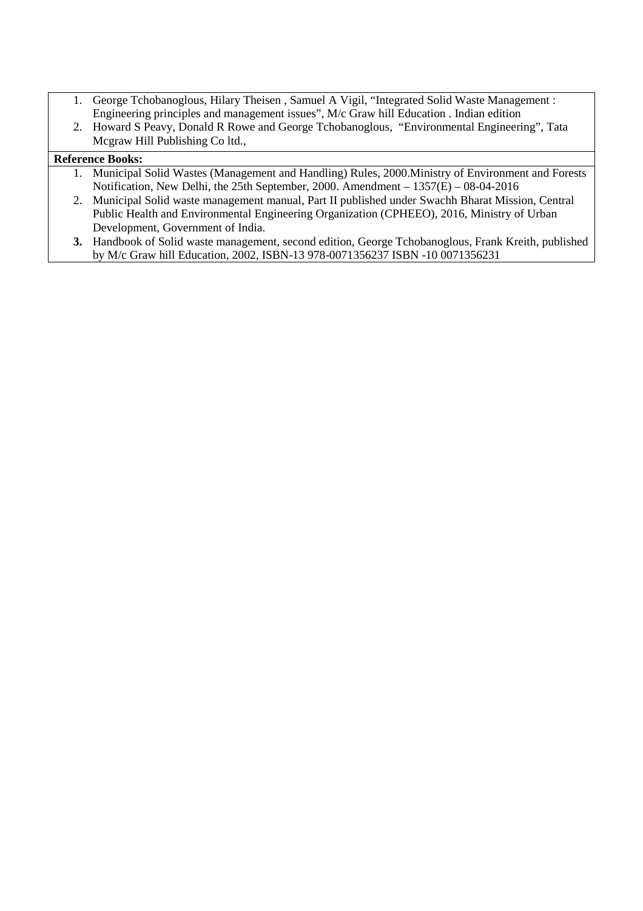1. George Tchobanoglous, Hilary Theisen , Samuel A Vigil, "Integrated Solid Waste Management : Engineering principles and management issues", M/c Graw hill Education . Indian edition
2. Howard S Peavy, Donald R Rowe and George Tchobanoglous, "Environmental Engineering", Tata Mcgraw Hill Publishing Co ltd.,

**Reference Books:**

1. Municipal Solid Wastes (Management and Handling) Rules, 2000.Ministry of Environment and Forests Notification, New Delhi, the 25th September, 2000. Amendment – 1357(E) – 08-04-2016
2. Municipal Solid waste management manual, Part II published under Swachh Bharat Mission, Central Public Health and Environmental Engineering Organization (CPHEEO), 2016, Ministry of Urban Development, Government of India.
3. Handbook of Solid waste management, second edition, George Tchobanoglous, Frank Kreith, published by M/c Graw hill Education, 2002, ISBN-13 978-0071356237 ISBN -10 0071356231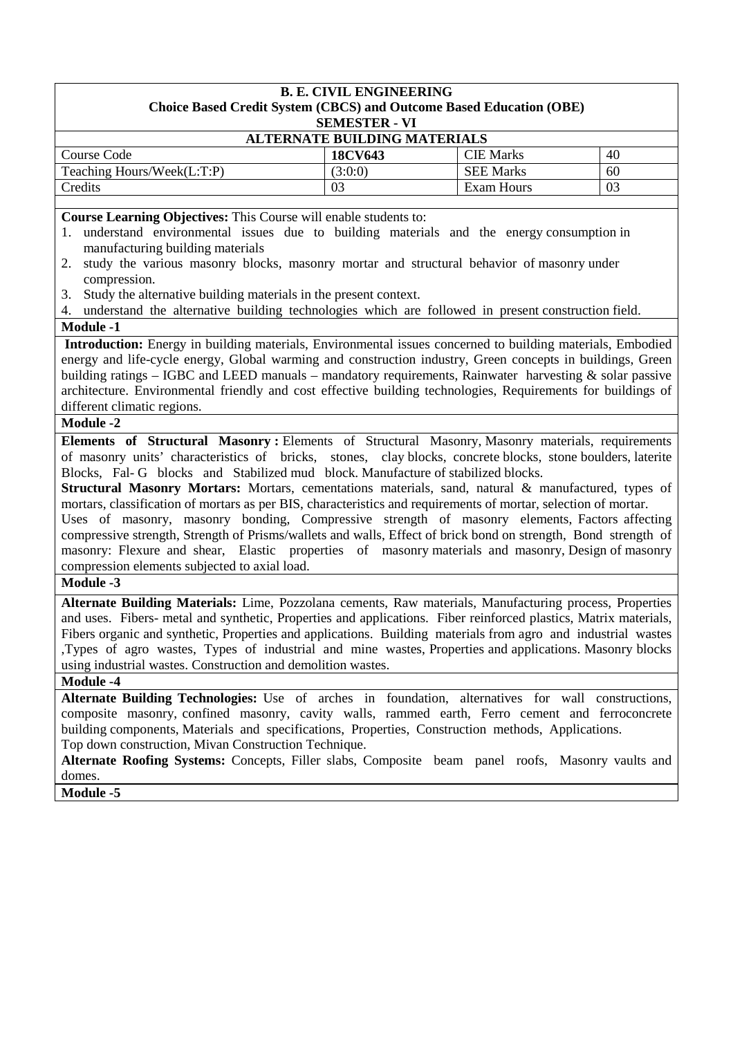**B. E. CIVIL ENGINEERING**
**Choice Based Credit System (CBCS) and Outcome Based Education (OBE)**
**SEMESTER - VI**

**ALTERNATE BUILDING MATERIALS**

| Course Code | **18CV643** | CIE Marks | 40 |
|---|---|---|---|
| Teaching Hours/Week(L:T:P) | (3:0:0) | SEE Marks | 60 |
| Credits | 03 | Exam Hours | 03 |

**Course Learning Objectives:** This Course will enable students to:

1. understand environmental issues due to building materials and the energy consumption in manufacturing building materials
2. study the various masonry blocks, masonry mortar and structural behavior of masonry under compression.
3. Study the alternative building materials in the present context.
4. understand the alternative building technologies which are followed in present construction field.

**Module -1**

**Introduction:** Energy in building materials, Environmental issues concerned to building materials, Embodied energy and life-cycle energy, Global warming and construction industry, Green concepts in buildings, Green building ratings – IGBC and LEED manuals – mandatory requirements, Rainwater harvesting & solar passive architecture. Environmental friendly and cost effective building technologies, Requirements for buildings of different climatic regions.

**Module -2**

**Elements of Structural Masonry :** Elements of Structural Masonry, Masonry materials, requirements of masonry units' characteristics of bricks, stones, clay blocks, concrete blocks, stone boulders, laterite Blocks, Fal- G blocks and Stabilized mud block. Manufacture of stabilized blocks.

**Structural Masonry Mortars:** Mortars, cementations materials, sand, natural & manufactured, types of mortars, classification of mortars as per BIS, characteristics and requirements of mortar, selection of mortar.

Uses of masonry, masonry bonding, Compressive strength of masonry elements, Factors affecting compressive strength, Strength of Prisms/wallets and walls, Effect of brick bond on strength, Bond strength of masonry: Flexure and shear, Elastic properties of masonry materials and masonry, Design of masonry compression elements subjected to axial load.

**Module -3**

**Alternate Building Materials:** Lime, Pozzolana cements, Raw materials, Manufacturing process, Properties and uses. Fibers- metal and synthetic, Properties and applications. Fiber reinforced plastics, Matrix materials, Fibers organic and synthetic, Properties and applications. Building materials from agro and industrial wastes ,Types of agro wastes, Types of industrial and mine wastes, Properties and applications. Masonry blocks using industrial wastes. Construction and demolition wastes.

**Module -4**

**Alternate Building Technologies:** Use of arches in foundation, alternatives for wall constructions, composite masonry, confined masonry, cavity walls, rammed earth, Ferro cement and ferroconcrete building components, Materials and specifications, Properties, Construction methods, Applications.

Top down construction, Mivan Construction Technique.

**Alternate Roofing Systems:** Concepts, Filler slabs, Composite beam panel roofs, Masonry vaults and domes.

**Module -5**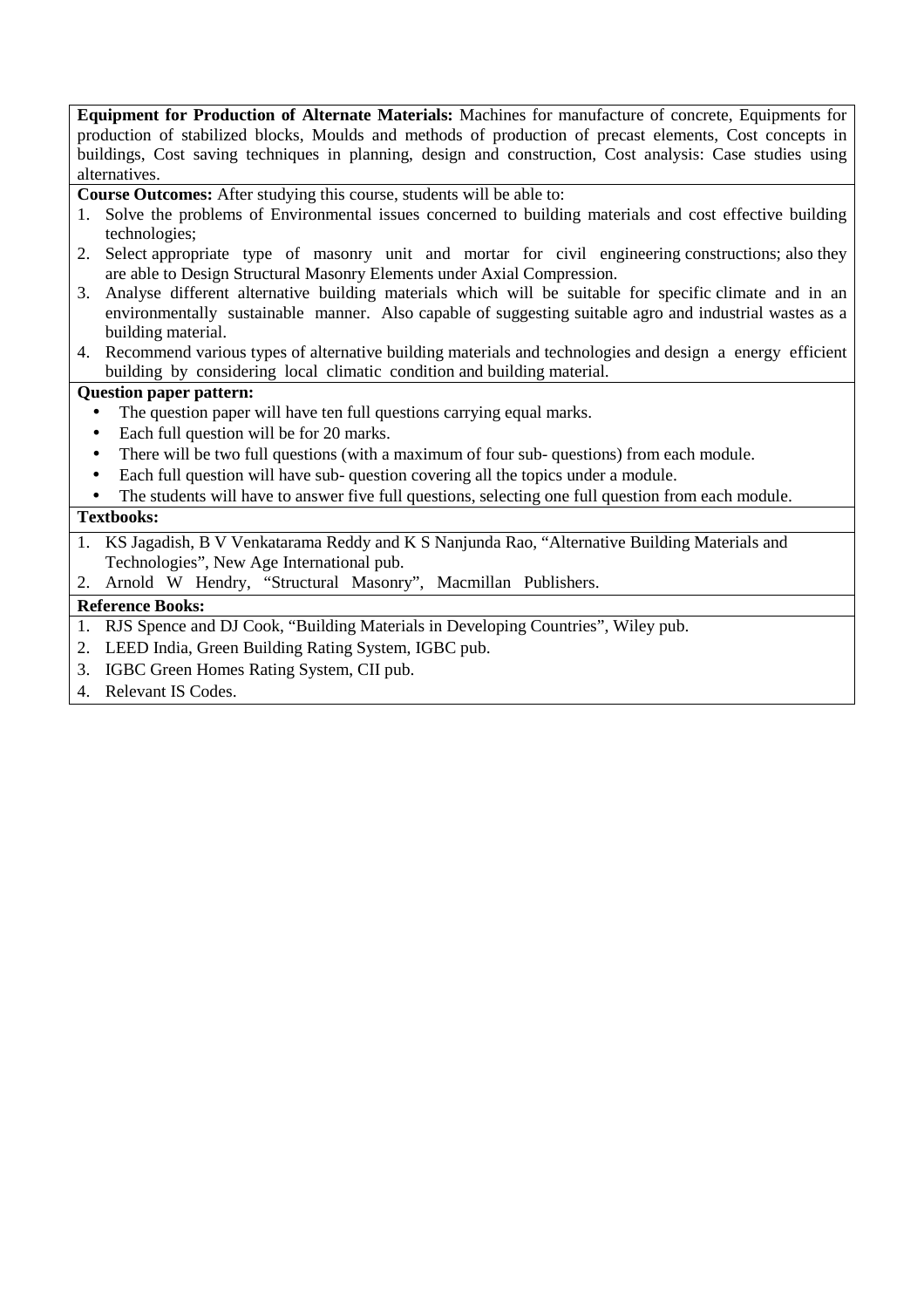**Equipment for Production of Alternate Materials:** Machines for manufacture of concrete, Equipments for production of stabilized blocks, Moulds and methods of production of precast elements, Cost concepts in buildings, Cost saving techniques in planning, design and construction, Cost analysis: Case studies using alternatives.

**Course Outcomes:** After studying this course, students will be able to:

1. Solve the problems of Environmental issues concerned to building materials and cost effective building technologies;
2. Select appropriate type of masonry unit and mortar for civil engineering constructions; also they are able to Design Structural Masonry Elements under Axial Compression.
3. Analyse different alternative building materials which will be suitable for specific climate and in an environmentally sustainable manner. Also capable of suggesting suitable agro and industrial wastes as a building material.
4. Recommend various types of alternative building materials and technologies and design a energy efficient building by considering local climatic condition and building material.

**Question paper pattern:**

- The question paper will have ten full questions carrying equal marks.
- Each full question will be for 20 marks.
- There will be two full questions (with a maximum of four sub- questions) from each module.
- Each full question will have sub- question covering all the topics under a module.
- The students will have to answer five full questions, selecting one full question from each module.

**Textbooks:**

1. KS Jagadish, B V Venkatarama Reddy and K S Nanjunda Rao, "Alternative Building Materials and Technologies", New Age International pub.
2. Arnold W Hendry, "Structural Masonry", Macmillan Publishers.

**Reference Books:**

1. RJS Spence and DJ Cook, "Building Materials in Developing Countries", Wiley pub.
2. LEED India, Green Building Rating System, IGBC pub.
3. IGBC Green Homes Rating System, CII pub.
4. Relevant IS Codes.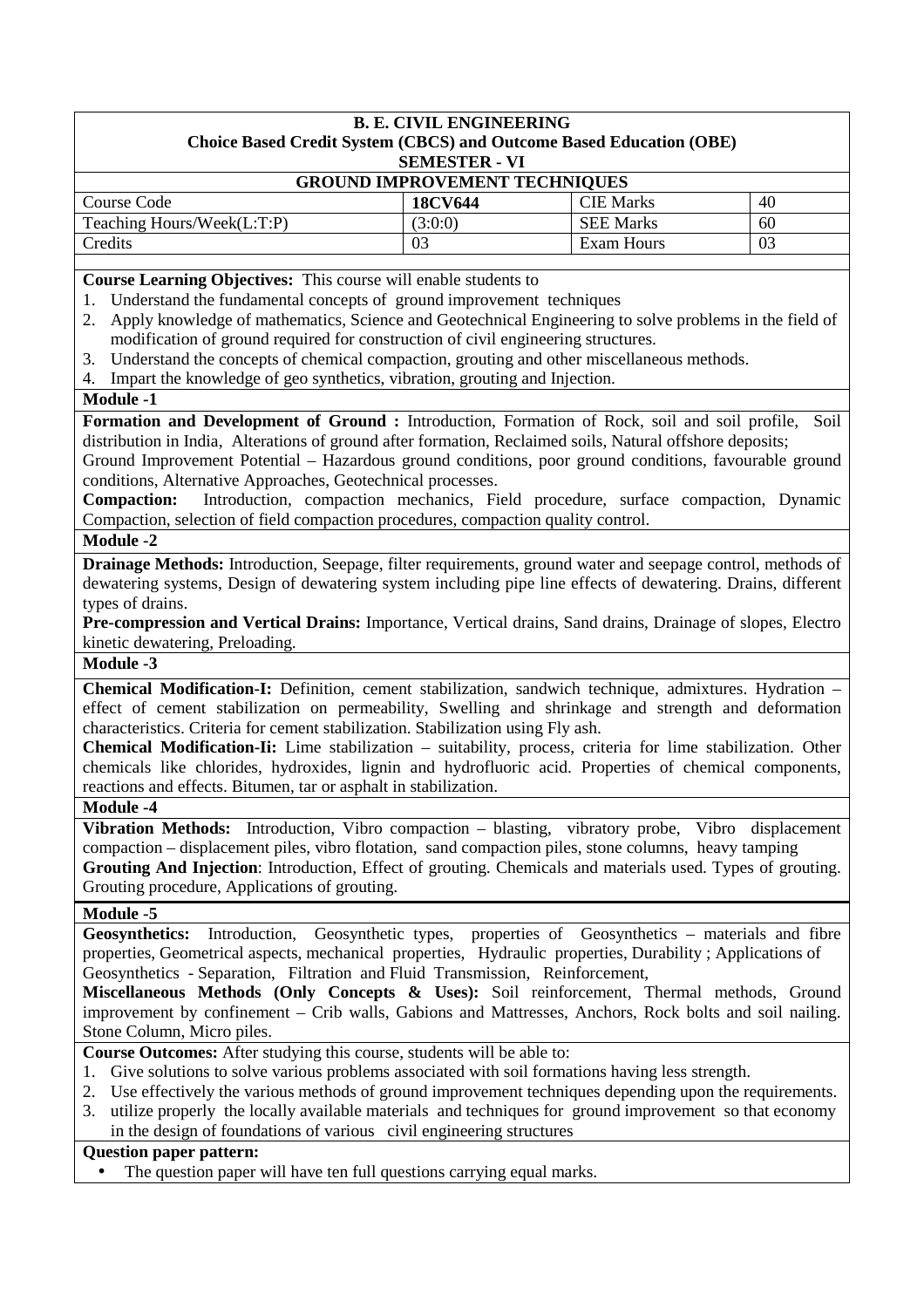**B. E. CIVIL ENGINEERING**
**Choice Based Credit System (CBCS) and Outcome Based Education (OBE)**
**SEMESTER - VI**

## GROUND IMPROVEMENT TECHNIQUES

| Course Code | **18CV644** | CIE Marks | 40 |
|---|---|---|---|
| Teaching Hours/Week(L:T:P) | (3:0:0) | SEE Marks | 60 |
| Credits | 03 | Exam Hours | 03 |

**Course Learning Objectives:** This course will enable students to

1. Understand the fundamental concepts of ground improvement techniques
2. Apply knowledge of mathematics, Science and Geotechnical Engineering to solve problems in the field of modification of ground required for construction of civil engineering structures.
3. Understand the concepts of chemical compaction, grouting and other miscellaneous methods.
4. Impart the knowledge of geo synthetics, vibration, grouting and Injection.

**Module -1**

**Formation and Development of Ground :** Introduction, Formation of Rock, soil and soil profile, Soil distribution in India, Alterations of ground after formation, Reclaimed soils, Natural offshore deposits;
Ground Improvement Potential – Hazardous ground conditions, poor ground conditions, favourable ground conditions, Alternative Approaches, Geotechnical processes.
**Compaction:** Introduction, compaction mechanics, Field procedure, surface compaction, Dynamic Compaction, selection of field compaction procedures, compaction quality control.

**Module -2**

**Drainage Methods:** Introduction, Seepage, filter requirements, ground water and seepage control, methods of dewatering systems, Design of dewatering system including pipe line effects of dewatering. Drains, different types of drains.
**Pre-compression and Vertical Drains:** Importance, Vertical drains, Sand drains, Drainage of slopes, Electro kinetic dewatering, Preloading.

**Module -3**

**Chemical Modification-I:** Definition, cement stabilization, sandwich technique, admixtures. Hydration – effect of cement stabilization on permeability, Swelling and shrinkage and strength and deformation characteristics. Criteria for cement stabilization. Stabilization using Fly ash.
**Chemical Modification-Ii:** Lime stabilization – suitability, process, criteria for lime stabilization. Other chemicals like chlorides, hydroxides, lignin and hydrofluoric acid. Properties of chemical components, reactions and effects. Bitumen, tar or asphalt in stabilization.

**Module -4**

**Vibration Methods:** Introduction, Vibro compaction – blasting, vibratory probe, Vibro displacement compaction – displacement piles, vibro flotation, sand compaction piles, stone columns, heavy tamping
**Grouting And Injection**: Introduction, Effect of grouting. Chemicals and materials used. Types of grouting. Grouting procedure, Applications of grouting.

**Module -5**

**Geosynthetics:** Introduction, Geosynthetic types, properties of Geosynthetics – materials and fibre properties, Geometrical aspects, mechanical properties, Hydraulic properties, Durability ; Applications of Geosynthetics - Separation, Filtration and Fluid Transmission, Reinforcement,
**Miscellaneous Methods (Only Concepts & Uses):** Soil reinforcement, Thermal methods, Ground improvement by confinement – Crib walls, Gabions and Mattresses, Anchors, Rock bolts and soil nailing. Stone Column, Micro piles.

**Course Outcomes:** After studying this course, students will be able to:

1. Give solutions to solve various problems associated with soil formations having less strength.
2. Use effectively the various methods of ground improvement techniques depending upon the requirements.
3. utilize properly the locally available materials and techniques for ground improvement so that economy in the design of foundations of various civil engineering structures

**Question paper pattern:**

- The question paper will have ten full questions carrying equal marks.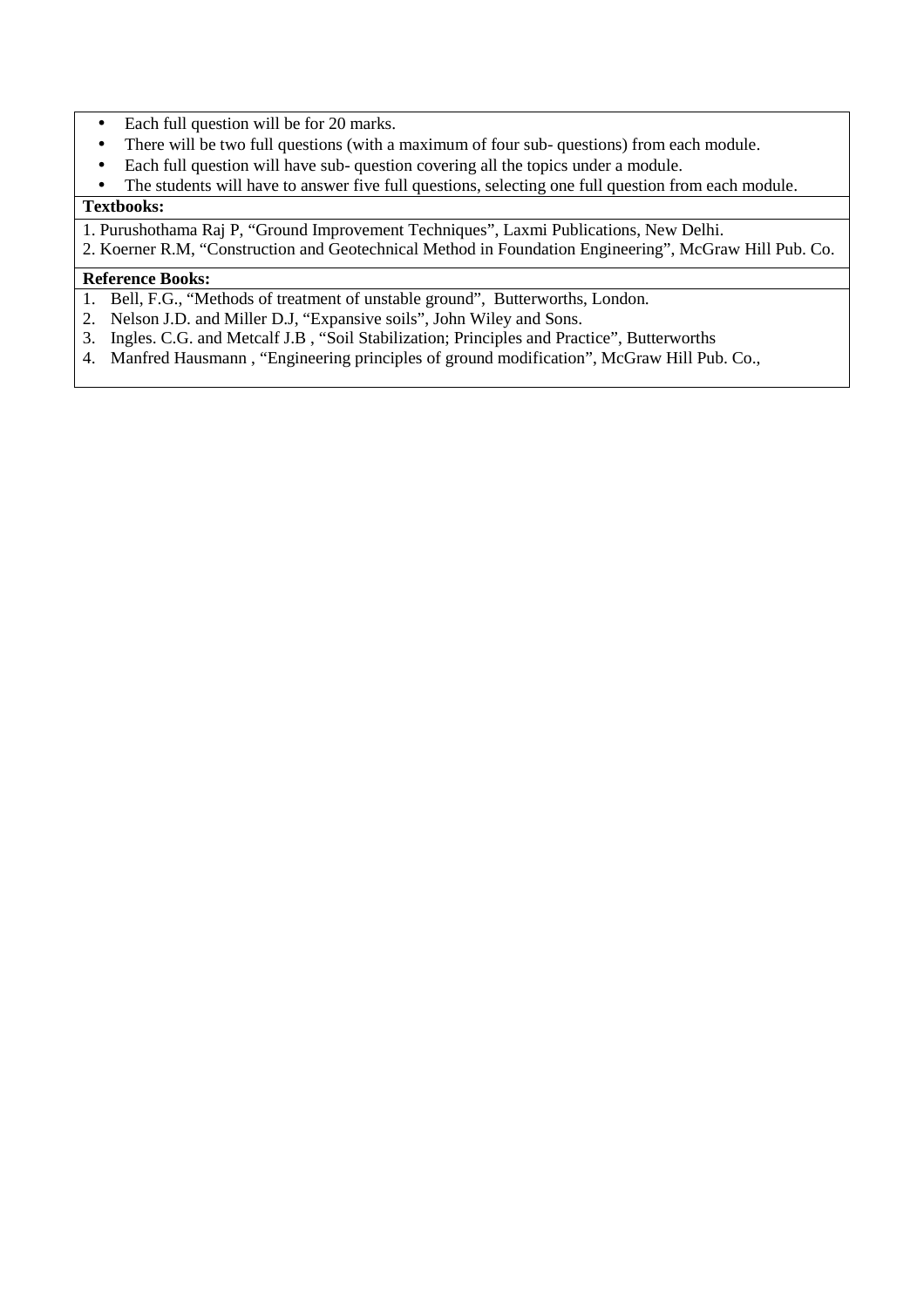- Each full question will be for 20 marks.
- There will be two full questions (with a maximum of four sub- questions) from each module.
- Each full question will have sub- question covering all the topics under a module.
- The students will have to answer five full questions, selecting one full question from each module.

**Textbooks:**

1. Purushothama Raj P, "Ground Improvement Techniques", Laxmi Publications, New Delhi.
2. Koerner R.M, "Construction and Geotechnical Method in Foundation Engineering", McGraw Hill Pub. Co.

**Reference Books:**

1. Bell, F.G., "Methods of treatment of unstable ground", Butterworths, London.
2. Nelson J.D. and Miller D.J, "Expansive soils", John Wiley and Sons.
3. Ingles. C.G. and Metcalf J.B , "Soil Stabilization; Principles and Practice", Butterworths
4. Manfred Hausmann , "Engineering principles of ground modification", McGraw Hill Pub. Co.,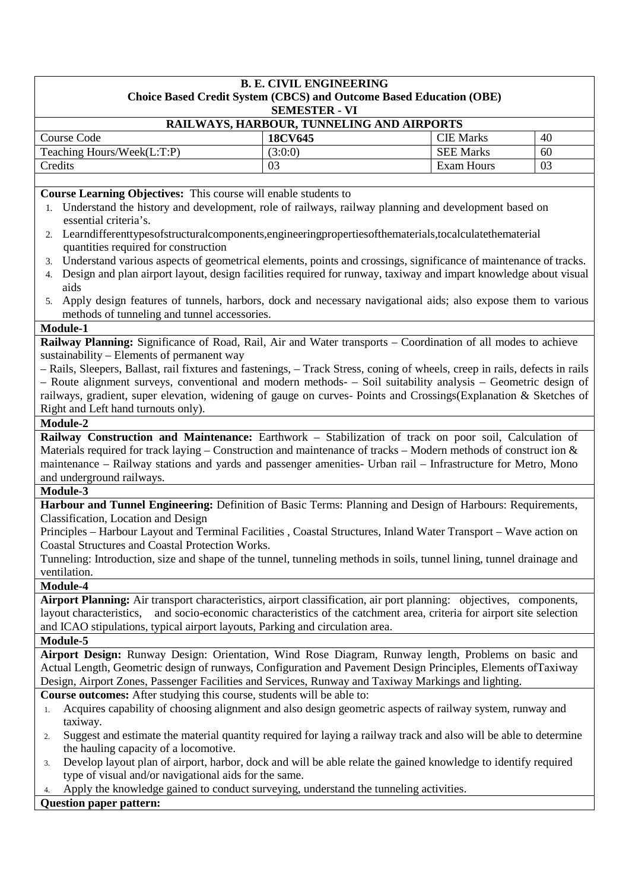**B. E. CIVIL ENGINEERING**
**Choice Based Credit System (CBCS) and Outcome Based Education (OBE)**
**SEMESTER - VI**

**RAILWAYS, HARBOUR, TUNNELING AND AIRPORTS**

| Course Code | **18CV645** | CIE Marks | 40 |
|---|---|---|---|
| Teaching Hours/Week(L:T:P) | (3:0:0) | SEE Marks | 60 |
| Credits | 03 | Exam Hours | 03 |

**Course Learning Objectives:** This course will enable students to

1. Understand the history and development, role of railways, railway planning and development based on essential criteria's.
2. Learndifferenttypesofstructuralcomponents,engineeringpropertiesofthematerials,tocalculatethematerial quantities required for construction
3. Understand various aspects of geometrical elements, points and crossings, significance of maintenance of tracks.
4. Design and plan airport layout, design facilities required for runway, taxiway and impart knowledge about visual aids
5. Apply design features of tunnels, harbors, dock and necessary navigational aids; also expose them to various methods of tunneling and tunnel accessories.

**Module-1**

**Railway Planning:** Significance of Road, Rail, Air and Water transports – Coordination of all modes to achieve sustainability – Elements of permanent way
– Rails, Sleepers, Ballast, rail fixtures and fastenings, – Track Stress, coning of wheels, creep in rails, defects in rails – Route alignment surveys, conventional and modern methods- – Soil suitability analysis – Geometric design of railways, gradient, super elevation, widening of gauge on curves- Points and Crossings(Explanation & Sketches of Right and Left hand turnouts only).

**Module-2**

**Railway Construction and Maintenance:** Earthwork – Stabilization of track on poor soil, Calculation of Materials required for track laying – Construction and maintenance of tracks – Modern methods of construct ion & maintenance – Railway stations and yards and passenger amenities- Urban rail – Infrastructure for Metro, Mono and underground railways.

**Module-3**

**Harbour and Tunnel Engineering:** Definition of Basic Terms: Planning and Design of Harbours: Requirements, Classification, Location and Design
Principles – Harbour Layout and Terminal Facilities , Coastal Structures, Inland Water Transport – Wave action on Coastal Structures and Coastal Protection Works.
Tunneling: Introduction, size and shape of the tunnel, tunneling methods in soils, tunnel lining, tunnel drainage and ventilation.

**Module-4**

**Airport Planning:** Air transport characteristics, airport classification, air port planning: objectives, components, layout characteristics, and socio-economic characteristics of the catchment area, criteria for airport site selection and ICAO stipulations, typical airport layouts, Parking and circulation area.

**Module-5**

**Airport Design:** Runway Design: Orientation, Wind Rose Diagram, Runway length, Problems on basic and Actual Length, Geometric design of runways, Configuration and Pavement Design Principles, Elements ofTaxiway Design, Airport Zones, Passenger Facilities and Services, Runway and Taxiway Markings and lighting.

**Course outcomes:** After studying this course, students will be able to:

1. Acquires capability of choosing alignment and also design geometric aspects of railway system, runway and taxiway.
2. Suggest and estimate the material quantity required for laying a railway track and also will be able to determine the hauling capacity of a locomotive.
3. Develop layout plan of airport, harbor, dock and will be able relate the gained knowledge to identify required type of visual and/or navigational aids for the same.
4. Apply the knowledge gained to conduct surveying, understand the tunneling activities.

**Question paper pattern:**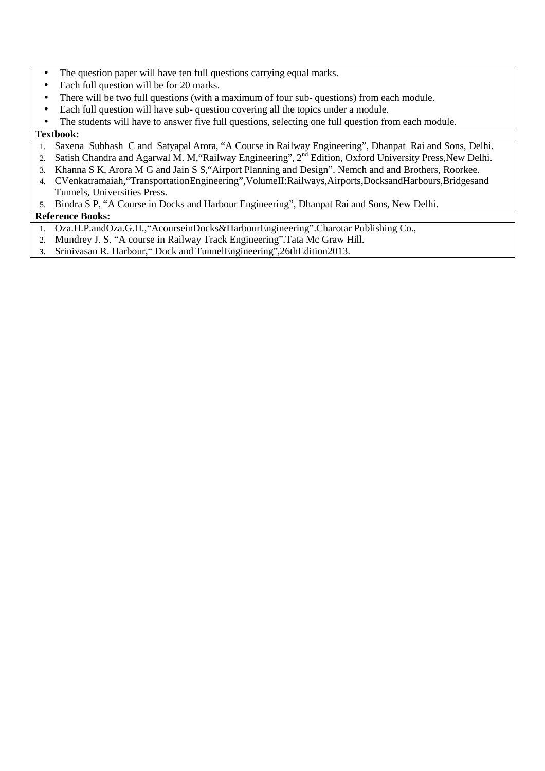- The question paper will have ten full questions carrying equal marks.
- Each full question will be for 20 marks.
- There will be two full questions (with a maximum of four sub- questions) from each module.
- Each full question will have sub- question covering all the topics under a module.
- The students will have to answer five full questions, selecting one full question from each module.

**Textbook:**

1. Saxena Subhash C and Satyapal Arora, "A Course in Railway Engineering", Dhanpat Rai and Sons, Delhi.
2. Satish Chandra and Agarwal M. M,"Railway Engineering", 2nd Edition, Oxford University Press,New Delhi.
3. Khanna S K, Arora M G and Jain S S,"Airport Planning and Design", Nemch and and Brothers, Roorkee.
4. CVenkatramaiah,"TransportationEngineering",VolumeII:Railways,Airports,DocksandHarbours,Bridgesand Tunnels, Universities Press.
5. Bindra S P, "A Course in Docks and Harbour Engineering", Dhanpat Rai and Sons, New Delhi.

**Reference Books:**

1. Oza.H.P.andOza.G.H.,"AcourseinDocks&HarbourEngineering".Charotar Publishing Co.,
2. Mundrey J. S. "A course in Railway Track Engineering".Tata Mc Graw Hill.
3. Srinivasan R. Harbour," Dock and TunnelEngineering",26thEdition2013.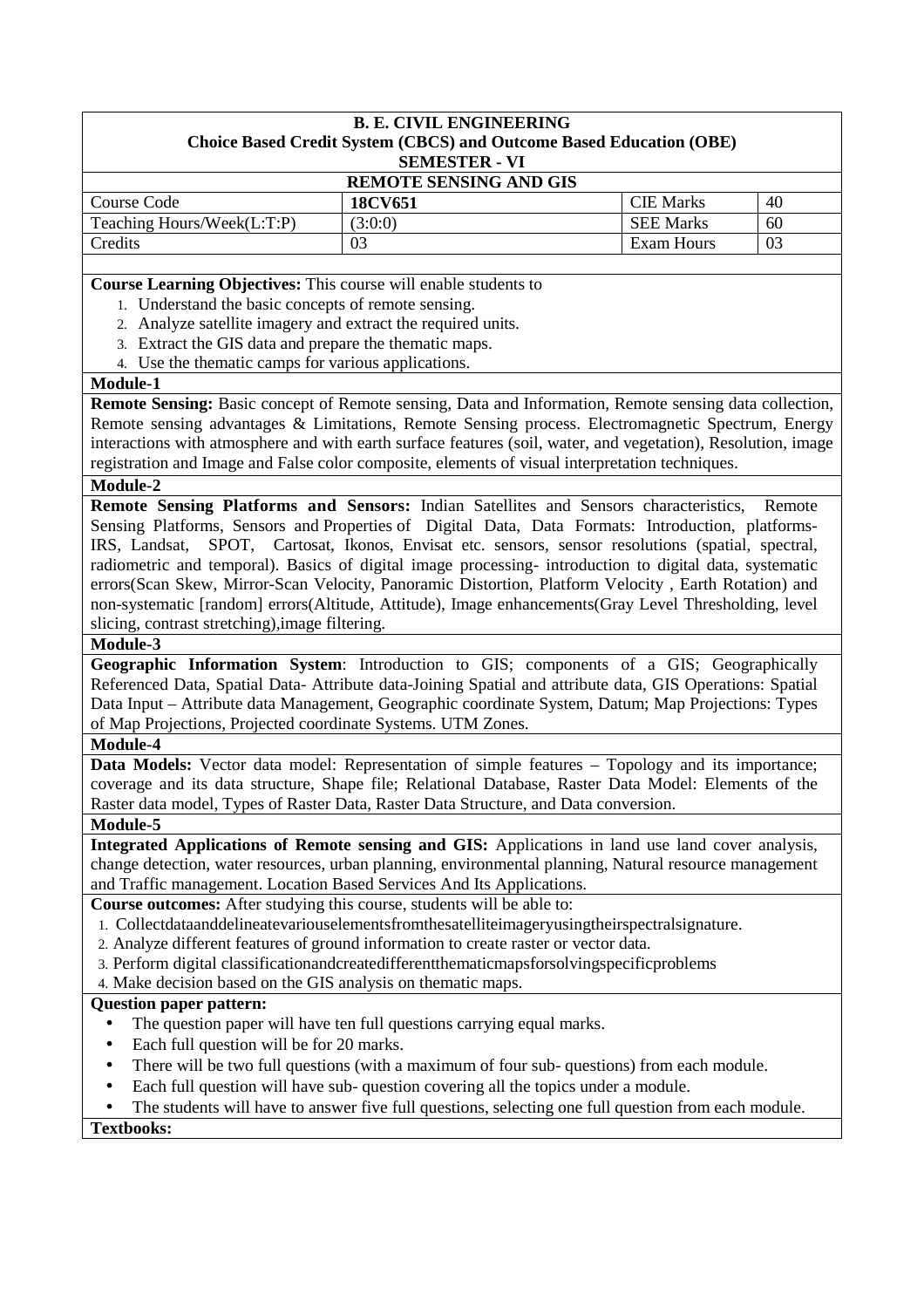**B. E. CIVIL ENGINEERING**
**Choice Based Credit System (CBCS) and Outcome Based Education (OBE)**
**SEMESTER - VI**

**REMOTE SENSING AND GIS**

| Course Code | 18CV651 | CIE Marks | 40 |
|---|---|---|---|
| Teaching Hours/Week(L:T:P) | (3:0:0) | SEE Marks | 60 |
| Credits | 03 | Exam Hours | 03 |

**Course Learning Objectives:** This course will enable students to

1. Understand the basic concepts of remote sensing.
2. Analyze satellite imagery and extract the required units.
3. Extract the GIS data and prepare the thematic maps.
4. Use the thematic camps for various applications.

**Module-1**

**Remote Sensing:** Basic concept of Remote sensing, Data and Information, Remote sensing data collection, Remote sensing advantages & Limitations, Remote Sensing process. Electromagnetic Spectrum, Energy interactions with atmosphere and with earth surface features (soil, water, and vegetation), Resolution, image registration and Image and False color composite, elements of visual interpretation techniques.

**Module-2**

**Remote Sensing Platforms and Sensors:** Indian Satellites and Sensors characteristics, Remote Sensing Platforms, Sensors and Properties of Digital Data, Data Formats: Introduction, platforms- IRS, Landsat, SPOT, Cartosat, Ikonos, Envisat etc. sensors, sensor resolutions (spatial, spectral, radiometric and temporal). Basics of digital image processing- introduction to digital data, systematic errors(Scan Skew, Mirror-Scan Velocity, Panoramic Distortion, Platform Velocity , Earth Rotation) and non-systematic [random] errors(Altitude, Attitude), Image enhancements(Gray Level Thresholding, level slicing, contrast stretching),image filtering.

**Module-3**

**Geographic Information System**: Introduction to GIS; components of a GIS; Geographically Referenced Data, Spatial Data- Attribute data-Joining Spatial and attribute data, GIS Operations: Spatial Data Input – Attribute data Management, Geographic coordinate System, Datum; Map Projections: Types of Map Projections, Projected coordinate Systems. UTM Zones.

**Module-4**

**Data Models:** Vector data model: Representation of simple features – Topology and its importance; coverage and its data structure, Shape file; Relational Database, Raster Data Model: Elements of the Raster data model, Types of Raster Data, Raster Data Structure, and Data conversion.

**Module-5**

**Integrated Applications of Remote sensing and GIS:** Applications in land use land cover analysis, change detection, water resources, urban planning, environmental planning, Natural resource management and Traffic management. Location Based Services And Its Applications.

**Course outcomes:** After studying this course, students will be able to:

1. Collectdataanddelineatevariouselementsfromthesatelliteimageryusingtheirspectralsignature.
2. Analyze different features of ground information to create raster or vector data.
3. Perform digital classificationandcreatedifferentthematicmapsforsolvingspecificproblems
4. Make decision based on the GIS analysis on thematic maps.

**Question paper pattern:**

- The question paper will have ten full questions carrying equal marks.
- Each full question will be for 20 marks.
- There will be two full questions (with a maximum of four sub- questions) from each module.
- Each full question will have sub- question covering all the topics under a module.
- The students will have to answer five full questions, selecting one full question from each module.

**Textbooks:**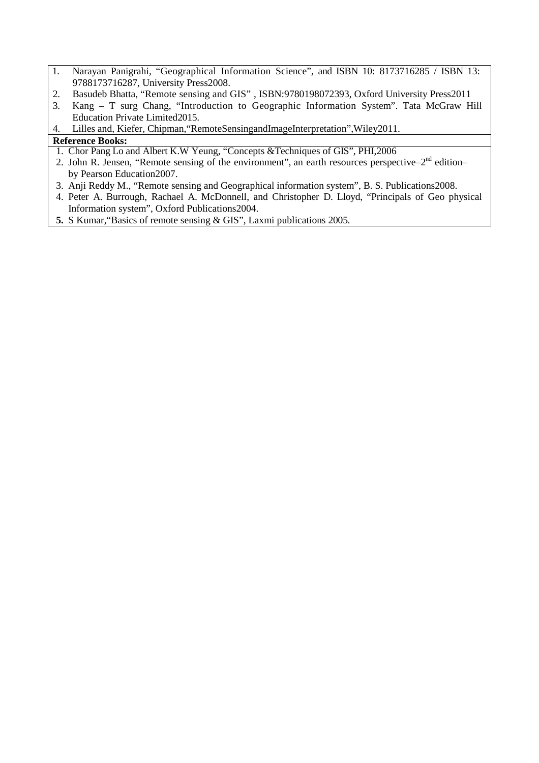1. Narayan Panigrahi, "Geographical Information Science", and ISBN 10: 8173716285 / ISBN 13: 9788173716287, University Press2008.
2. Basudeb Bhatta, "Remote sensing and GIS" , ISBN:9780198072393, Oxford University Press2011
3. Kang – T surg Chang, "Introduction to Geographic Information System". Tata McGraw Hill Education Private Limited2015.
4. Lilles and, Kiefer, Chipman,"RemoteSensingandImageInterpretation",Wiley2011.

**Reference Books:**

1. Chor Pang Lo and Albert K.W Yeung, "Concepts &Techniques of GIS", PHI,2006
2. John R. Jensen, "Remote sensing of the environment", an earth resources perspective–2nd edition– by Pearson Education2007.
3. Anji Reddy M., "Remote sensing and Geographical information system", B. S. Publications2008.
4. Peter A. Burrough, Rachael A. McDonnell, and Christopher D. Lloyd, "Principals of Geo physical Information system", Oxford Publications2004.
5. S Kumar,"Basics of remote sensing & GIS", Laxmi publications 2005.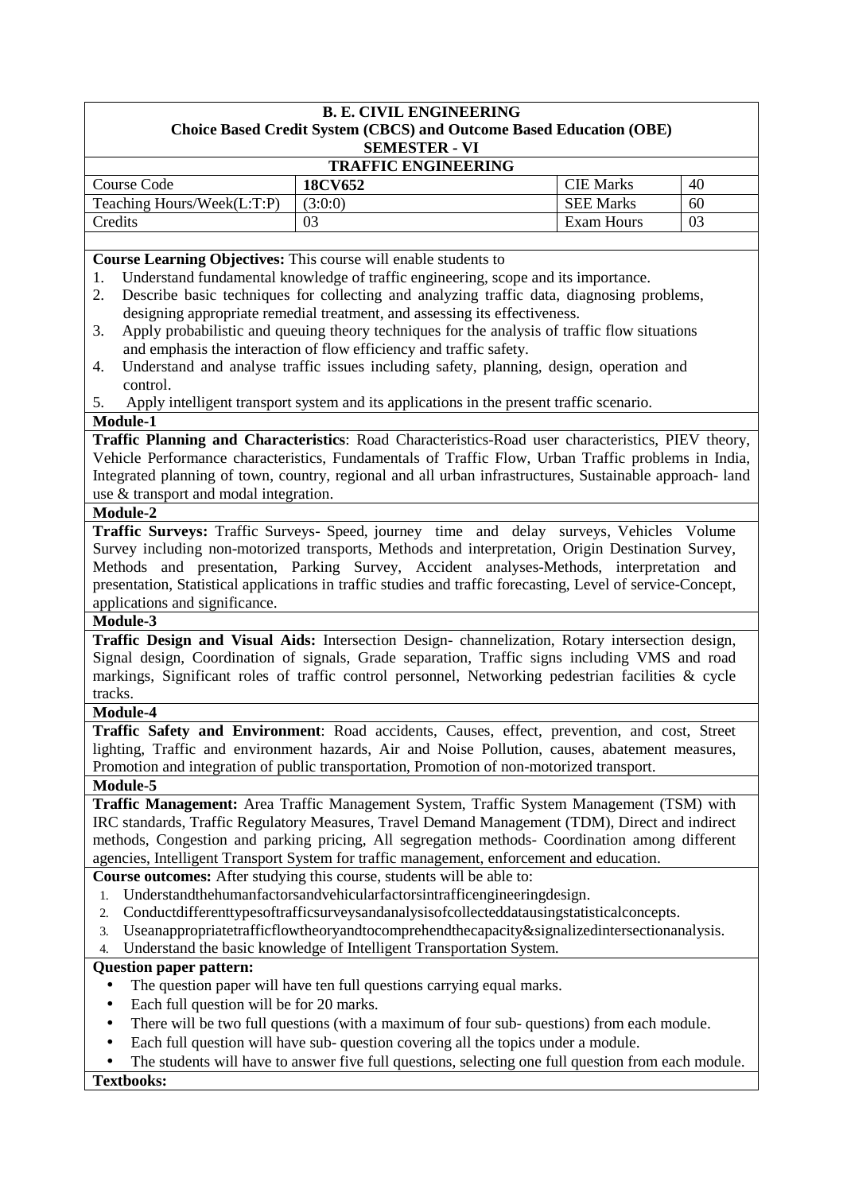**B. E. CIVIL ENGINEERING**
**Choice Based Credit System (CBCS) and Outcome Based Education (OBE)**
**SEMESTER - VI**

**TRAFFIC ENGINEERING**

| Course Code | **18CV652** | CIE Marks | 40 |
|---|---|---|---|
| Teaching Hours/Week(L:T:P) | (3:0:0) | SEE Marks | 60 |
| Credits | 03 | Exam Hours | 03 |

**Course Learning Objectives:** This course will enable students to

1. Understand fundamental knowledge of traffic engineering, scope and its importance.
2. Describe basic techniques for collecting and analyzing traffic data, diagnosing problems, designing appropriate remedial treatment, and assessing its effectiveness.
3. Apply probabilistic and queuing theory techniques for the analysis of traffic flow situations and emphasis the interaction of flow efficiency and traffic safety.
4. Understand and analyse traffic issues including safety, planning, design, operation and control.
5. Apply intelligent transport system and its applications in the present traffic scenario.

**Module-1**

**Traffic Planning and Characteristics**: Road Characteristics-Road user characteristics, PIEV theory, Vehicle Performance characteristics, Fundamentals of Traffic Flow, Urban Traffic problems in India, Integrated planning of town, country, regional and all urban infrastructures, Sustainable approach- land use & transport and modal integration.

**Module-2**

**Traffic Surveys:** Traffic Surveys- Speed, journey time and delay surveys, Vehicles Volume Survey including non-motorized transports, Methods and interpretation, Origin Destination Survey, Methods and presentation, Parking Survey, Accident analyses-Methods, interpretation and presentation, Statistical applications in traffic studies and traffic forecasting, Level of service-Concept, applications and significance.

**Module-3**

**Traffic Design and Visual Aids:** Intersection Design- channelization, Rotary intersection design, Signal design, Coordination of signals, Grade separation, Traffic signs including VMS and road markings, Significant roles of traffic control personnel, Networking pedestrian facilities & cycle tracks.

**Module-4**

**Traffic Safety and Environment**: Road accidents, Causes, effect, prevention, and cost, Street lighting, Traffic and environment hazards, Air and Noise Pollution, causes, abatement measures, Promotion and integration of public transportation, Promotion of non-motorized transport.

**Module-5**

**Traffic Management:** Area Traffic Management System, Traffic System Management (TSM) with IRC standards, Traffic Regulatory Measures, Travel Demand Management (TDM), Direct and indirect methods, Congestion and parking pricing, All segregation methods- Coordination among different agencies, Intelligent Transport System for traffic management, enforcement and education.

**Course outcomes:** After studying this course, students will be able to:

1. Understandthehumanfactorsandvehicularfactorsintrafficengineeringdesign.
2. Conductdifferenttypesoftrafficsurveysandanalysisofcollecteddatausingstatisticalconcepts.
3. Useanappropriatetrafficflowtheoryandtocomprehendthecapacity&signalizedintersectionanalysis.
4. Understand the basic knowledge of Intelligent Transportation System.

**Question paper pattern:**

- The question paper will have ten full questions carrying equal marks.
- Each full question will be for 20 marks.
- There will be two full questions (with a maximum of four sub- questions) from each module.
- Each full question will have sub- question covering all the topics under a module.
- The students will have to answer five full questions, selecting one full question from each module.

**Textbooks:**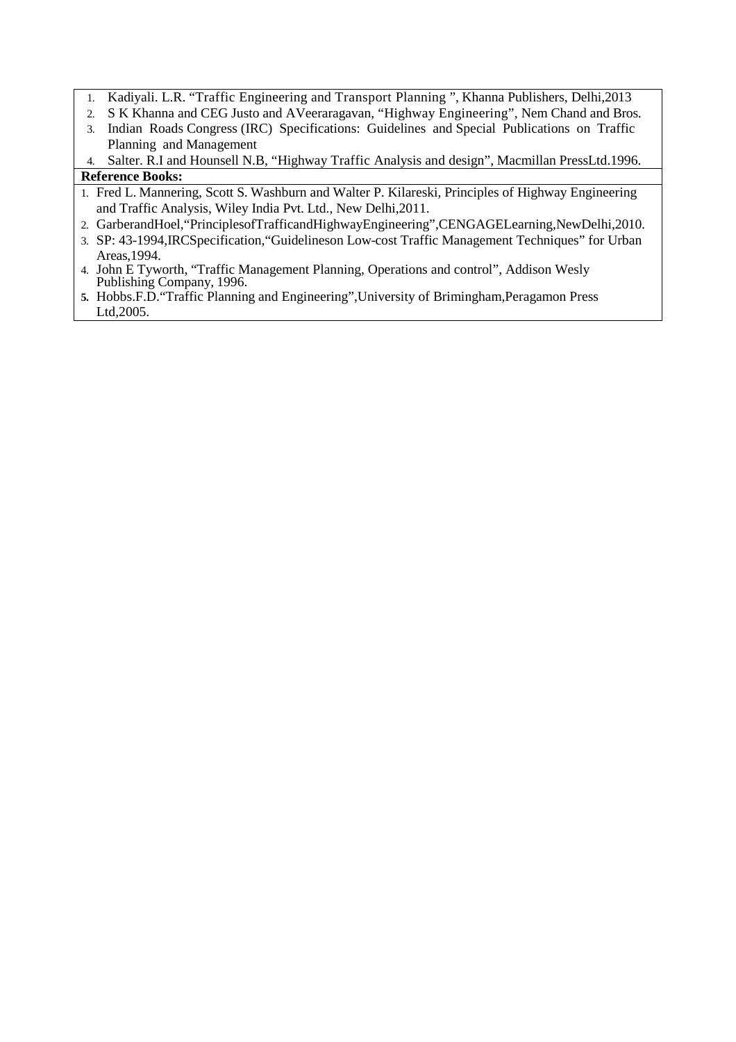1. Kadiyali. L.R. "Traffic Engineering and Transport Planning ", Khanna Publishers, Delhi,2013
2. S K Khanna and CEG Justo and AVeeraragavan, "Highway Engineering", Nem Chand and Bros.
3. Indian Roads Congress (IRC) Specifications: Guidelines and Special Publications on Traffic Planning and Management
4. Salter. R.I and Hounsell N.B, "Highway Traffic Analysis and design", Macmillan PressLtd.1996.

**Reference Books:**

1. Fred L. Mannering, Scott S. Washburn and Walter P. Kilareski, Principles of Highway Engineering and Traffic Analysis, Wiley India Pvt. Ltd., New Delhi,2011.
2. GarberandHoel,"PrinciplesofTrafficandHighwayEngineering",CENGAGELearning,NewDelhi,2010.
3. SP: 43-1994,IRCSpecification,"Guidelineson Low-cost Traffic Management Techniques" for Urban Areas,1994.
4. John E Tyworth, "Traffic Management Planning, Operations and control", Addison Wesly Publishing Company, 1996.
5. Hobbs.F.D."Traffic Planning and Engineering",University of Brimingham,Peragamon Press Ltd,2005.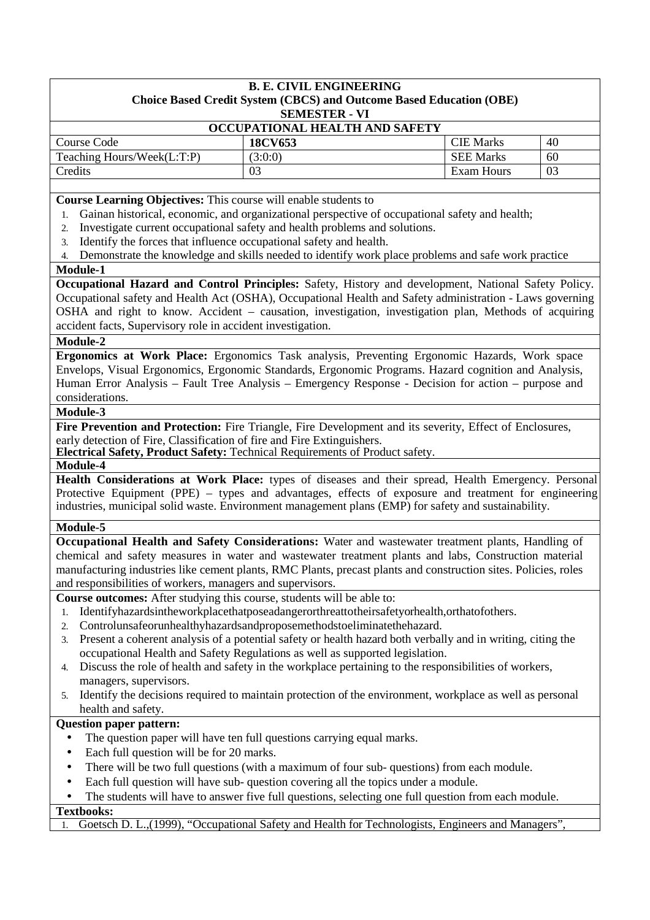**B. E. CIVIL ENGINEERING**
**Choice Based Credit System (CBCS) and Outcome Based Education (OBE)**
**SEMESTER - VI**

**OCCUPATIONAL HEALTH AND SAFETY**

| Course Code | **18CV653** | CIE Marks | 40 |
|---|---|---|---|
| Teaching Hours/Week(L:T:P) | (3:0:0) | SEE Marks | 60 |
| Credits | 03 | Exam Hours | 03 |

**Course Learning Objectives:** This course will enable students to

1. Gainan historical, economic, and organizational perspective of occupational safety and health;
2. Investigate current occupational safety and health problems and solutions.
3. Identify the forces that influence occupational safety and health.
4. Demonstrate the knowledge and skills needed to identify work place problems and safe work practice

**Module-1**

**Occupational Hazard and Control Principles:** Safety, History and development, National Safety Policy. Occupational safety and Health Act (OSHA), Occupational Health and Safety administration - Laws governing OSHA and right to know. Accident – causation, investigation, investigation plan, Methods of acquiring accident facts, Supervisory role in accident investigation.

**Module-2**

**Ergonomics at Work Place:** Ergonomics Task analysis, Preventing Ergonomic Hazards, Work space Envelops, Visual Ergonomics, Ergonomic Standards, Ergonomic Programs. Hazard cognition and Analysis, Human Error Analysis – Fault Tree Analysis – Emergency Response - Decision for action – purpose and considerations.

**Module-3**

**Fire Prevention and Protection:** Fire Triangle, Fire Development and its severity, Effect of Enclosures, early detection of Fire, Classification of fire and Fire Extinguishers.
**Electrical Safety, Product Safety:** Technical Requirements of Product safety.

**Module-4**

**Health Considerations at Work Place:** types of diseases and their spread, Health Emergency. Personal Protective Equipment (PPE) – types and advantages, effects of exposure and treatment for engineering industries, municipal solid waste. Environment management plans (EMP) for safety and sustainability.

**Module-5**

**Occupational Health and Safety Considerations:** Water and wastewater treatment plants, Handling of chemical and safety measures in water and wastewater treatment plants and labs, Construction material manufacturing industries like cement plants, RMC Plants, precast plants and construction sites. Policies, roles and responsibilities of workers, managers and supervisors.

**Course outcomes:** After studying this course, students will be able to:

1. Identifyhazardsintheworkplacethatposeadangerorthreattotheirsafetyorhealth,orthatofothers.
2. Controlunsafeorunhealthyhazardsandproposemethodstoeliminatethehazard.
3. Present a coherent analysis of a potential safety or health hazard both verbally and in writing, citing the occupational Health and Safety Regulations as well as supported legislation.
4. Discuss the role of health and safety in the workplace pertaining to the responsibilities of workers, managers, supervisors.
5. Identify the decisions required to maintain protection of the environment, workplace as well as personal health and safety.

**Question paper pattern:**

- The question paper will have ten full questions carrying equal marks.
- Each full question will be for 20 marks.
- There will be two full questions (with a maximum of four sub- questions) from each module.
- Each full question will have sub- question covering all the topics under a module.
- The students will have to answer five full questions, selecting one full question from each module.

**Textbooks:**

1. Goetsch D. L.,(1999), "Occupational Safety and Health for Technologists, Engineers and Managers",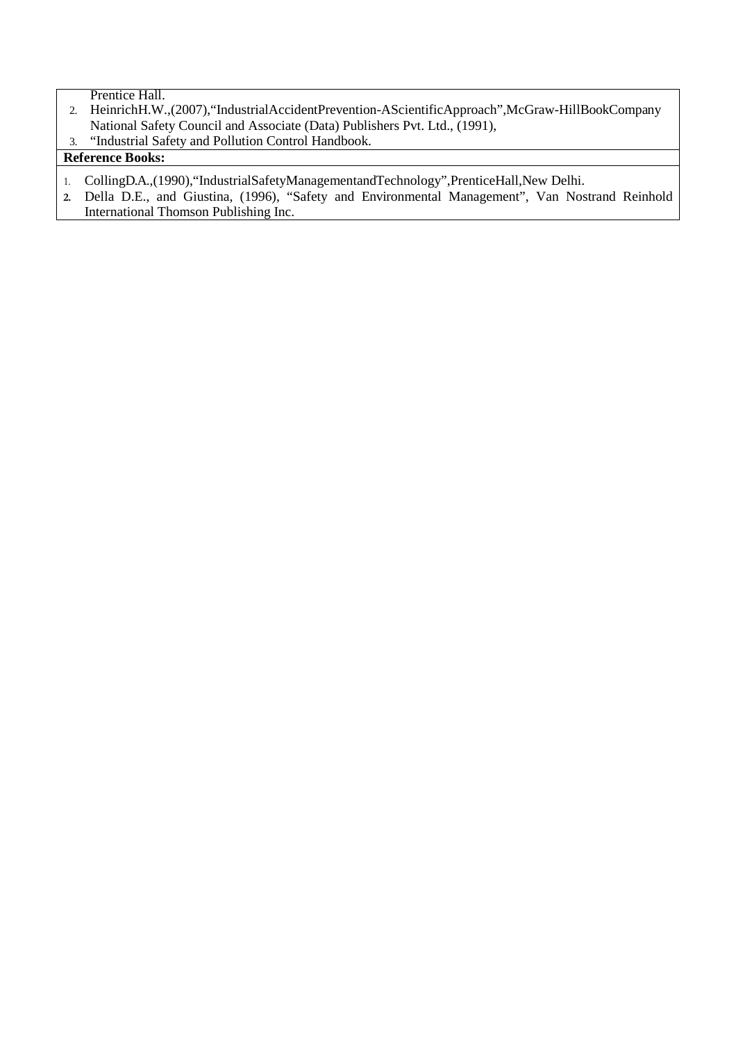Prentice Hall.

2. HeinrichH.W.,(2007),“IndustrialAccidentPrevention-AScientificApproach”,McGraw-HillBookCompany National Safety Council and Associate (Data) Publishers Pvt. Ltd., (1991),
3. “Industrial Safety and Pollution Control Handbook.

**Reference Books:**

1. CollingD.A.,(1990),“IndustrialSafetyManagementandTechnology”,PrenticeHall,New Delhi.
2. Della D.E., and Giustina, (1996), “Safety and Environmental Management”, Van Nostrand Reinhold International Thomson Publishing Inc.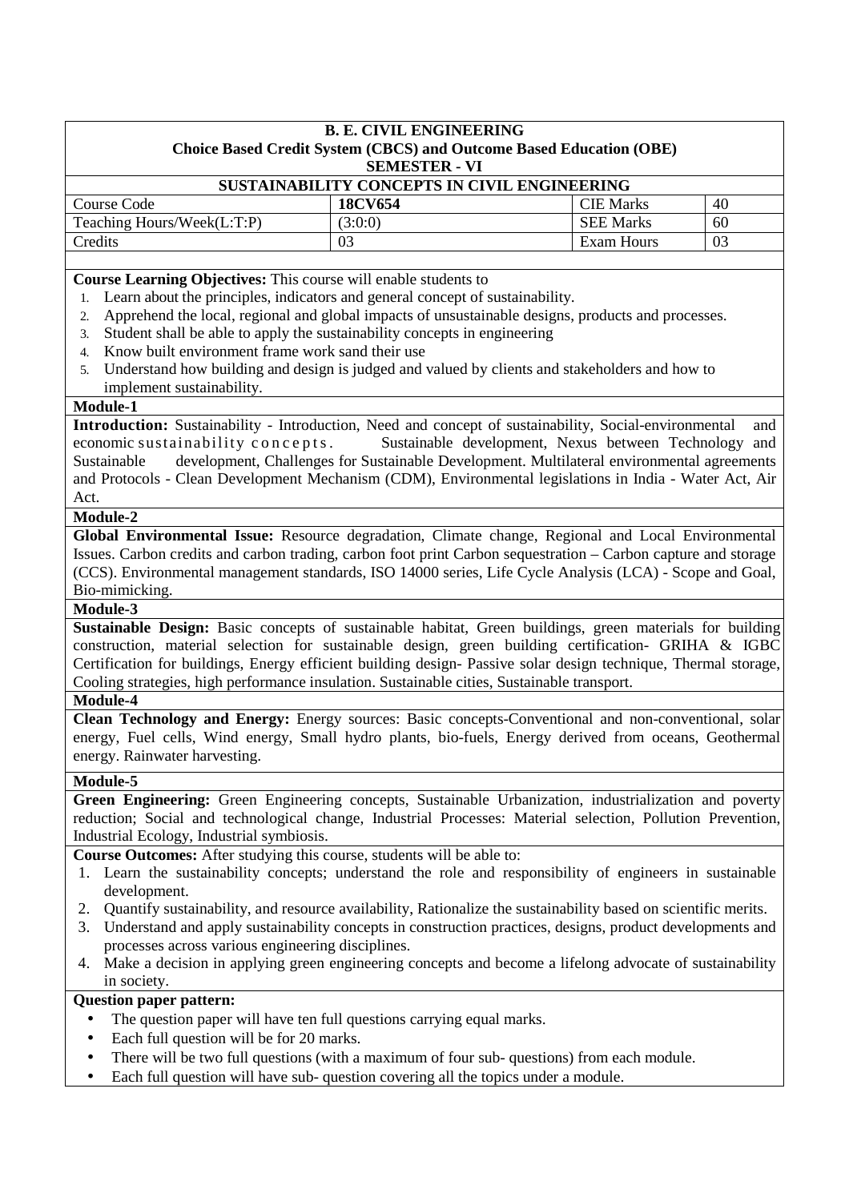**B. E. CIVIL ENGINEERING**

**Choice Based Credit System (CBCS) and Outcome Based Education (OBE)**

**SEMESTER - VI**

**SUSTAINABILITY CONCEPTS IN CIVIL ENGINEERING**

| Course Code | **18CV654** | CIE Marks | 40 |
|---|---|---|---|
| Teaching Hours/Week(L:T:P) | (3:0:0) | SEE Marks | 60 |
| Credits | 03 | Exam Hours | 03 |

**Course Learning Objectives:** This course will enable students to

1. Learn about the principles, indicators and general concept of sustainability.
2. Apprehend the local, regional and global impacts of unsustainable designs, products and processes.
3. Student shall be able to apply the sustainability concepts in engineering
4. Know built environment frame work sand their use
5. Understand how building and design is judged and valued by clients and stakeholders and how to implement sustainability.

**Module-1**

**Introduction:** Sustainability - Introduction, Need and concept of sustainability, Social-environmental and economic sustainability concepts. Sustainable development, Nexus between Technology and Sustainable development, Challenges for Sustainable Development. Multilateral environmental agreements and Protocols - Clean Development Mechanism (CDM), Environmental legislations in India - Water Act, Air Act.

**Module-2**

**Global Environmental Issue:** Resource degradation, Climate change, Regional and Local Environmental Issues. Carbon credits and carbon trading, carbon foot print Carbon sequestration – Carbon capture and storage (CCS). Environmental management standards, ISO 14000 series, Life Cycle Analysis (LCA) - Scope and Goal, Bio-mimicking.

**Module-3**

**Sustainable Design:** Basic concepts of sustainable habitat, Green buildings, green materials for building construction, material selection for sustainable design, green building certification- GRIHA & IGBC Certification for buildings, Energy efficient building design- Passive solar design technique, Thermal storage, Cooling strategies, high performance insulation. Sustainable cities, Sustainable transport.

**Module-4**

**Clean Technology and Energy:** Energy sources: Basic concepts-Conventional and non-conventional, solar energy, Fuel cells, Wind energy, Small hydro plants, bio-fuels, Energy derived from oceans, Geothermal energy. Rainwater harvesting.

**Module-5**

**Green Engineering:** Green Engineering concepts, Sustainable Urbanization, industrialization and poverty reduction; Social and technological change, Industrial Processes: Material selection, Pollution Prevention, Industrial Ecology, Industrial symbiosis.

**Course Outcomes:** After studying this course, students will be able to:

1. Learn the sustainability concepts; understand the role and responsibility of engineers in sustainable development.
2. Quantify sustainability, and resource availability, Rationalize the sustainability based on scientific merits.
3. Understand and apply sustainability concepts in construction practices, designs, product developments and processes across various engineering disciplines.
4. Make a decision in applying green engineering concepts and become a lifelong advocate of sustainability in society.

**Question paper pattern:**

- The question paper will have ten full questions carrying equal marks.
- Each full question will be for 20 marks.
- There will be two full questions (with a maximum of four sub- questions) from each module.
- Each full question will have sub- question covering all the topics under a module.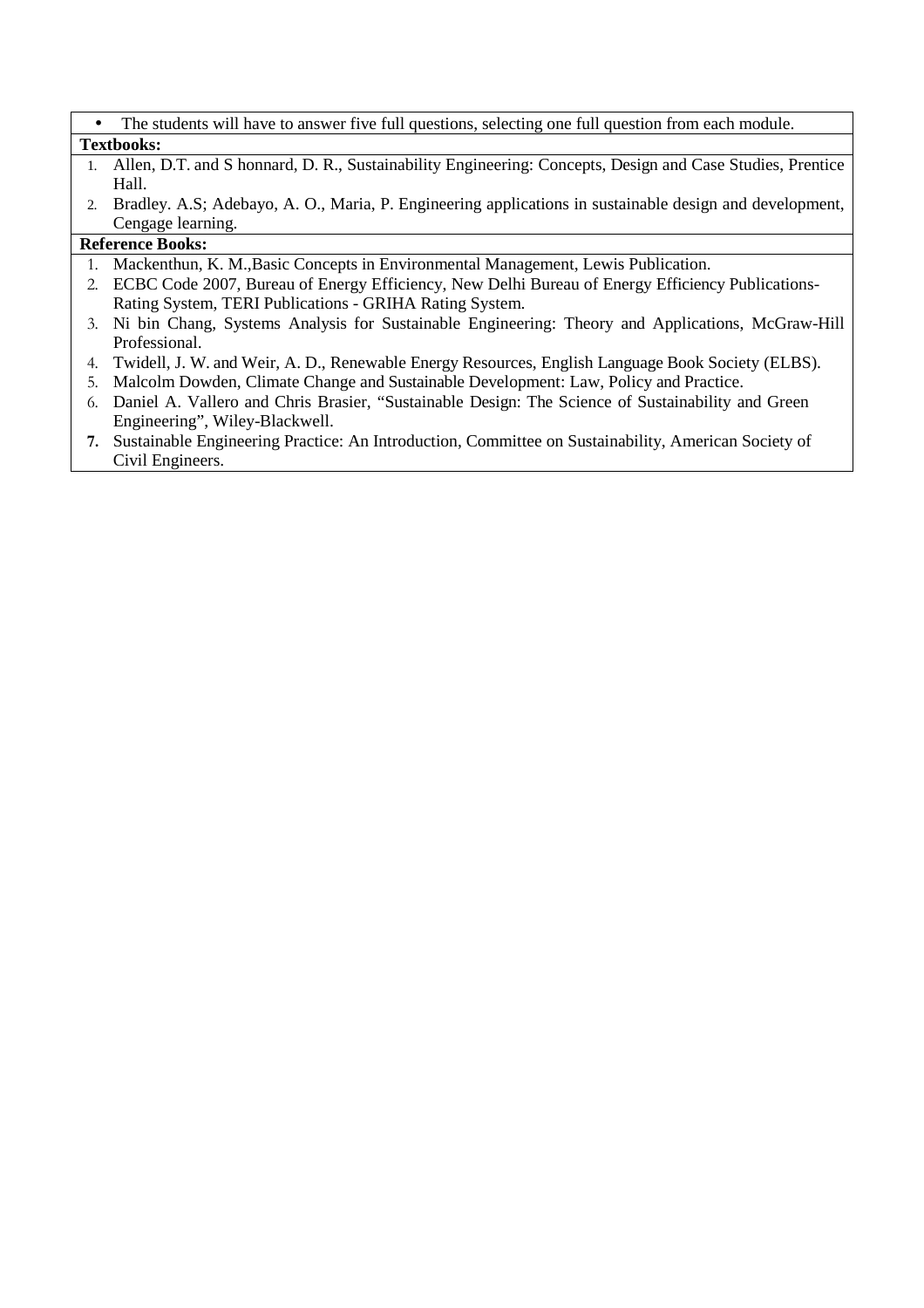- The students will have to answer five full questions, selecting one full question from each module.

**Textbooks:**

1. Allen, D.T. and S honnard, D. R., Sustainability Engineering: Concepts, Design and Case Studies, Prentice Hall.
2. Bradley. A.S; Adebayo, A. O., Maria, P. Engineering applications in sustainable design and development, Cengage learning.

**Reference Books:**

1. Mackenthun, K. M.,Basic Concepts in Environmental Management, Lewis Publication.
2. ECBC Code 2007, Bureau of Energy Efficiency, New Delhi Bureau of Energy Efficiency Publications-Rating System, TERI Publications - GRIHA Rating System.
3. Ni bin Chang, Systems Analysis for Sustainable Engineering: Theory and Applications, McGraw-Hill Professional.
4. Twidell, J. W. and Weir, A. D., Renewable Energy Resources, English Language Book Society (ELBS).
5. Malcolm Dowden, Climate Change and Sustainable Development: Law, Policy and Practice.
6. Daniel A. Vallero and Chris Brasier, "Sustainable Design: The Science of Sustainability and Green Engineering", Wiley-Blackwell.
7. Sustainable Engineering Practice: An Introduction, Committee on Sustainability, American Society of Civil Engineers.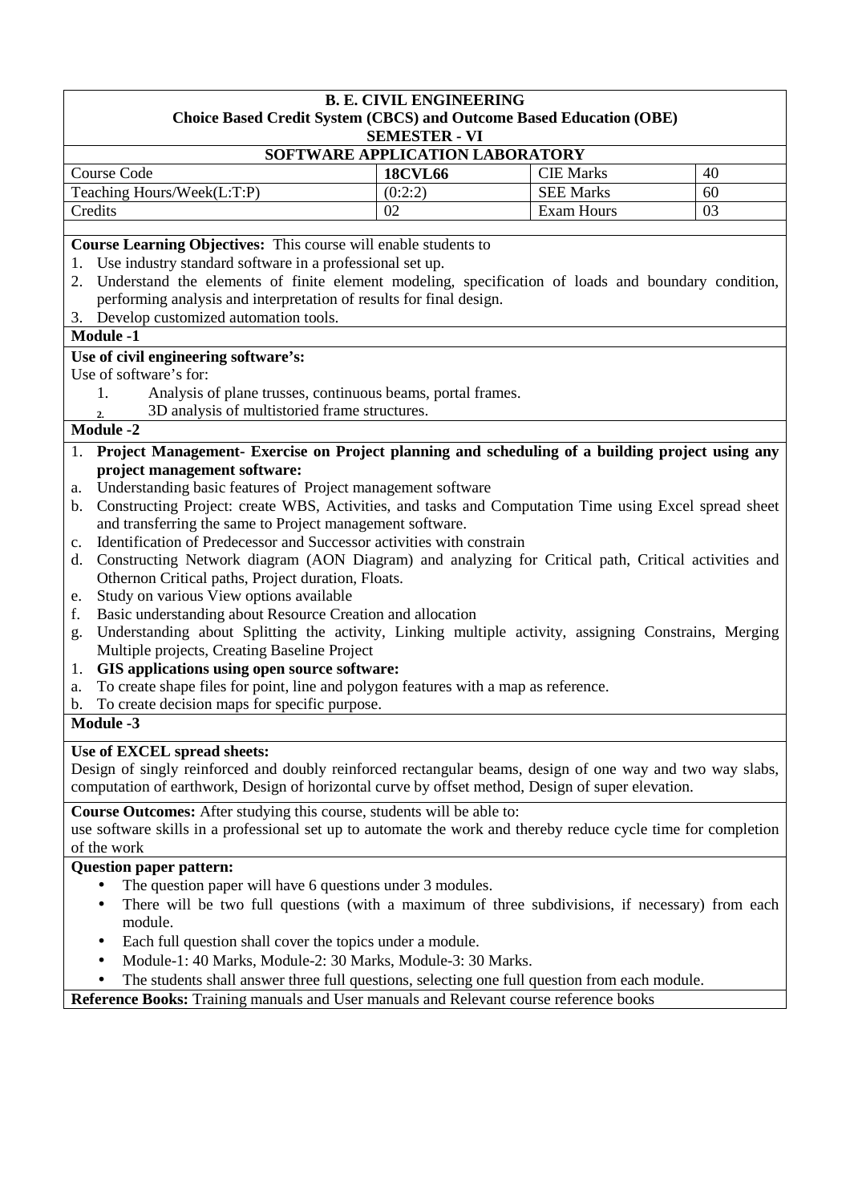**B. E. CIVIL ENGINEERING**
**Choice Based Credit System (CBCS) and Outcome Based Education (OBE)**
**SEMESTER - VI**

**SOFTWARE APPLICATION LABORATORY**

| Course Code | **18CVL66** | CIE Marks | 40 |
|---|---|---|---|
| Teaching Hours/Week(L:T:P) | (0:2:2) | SEE Marks | 60 |
| Credits | 02 | Exam Hours | 03 |

**Course Learning Objectives:** This course will enable students to

1. Use industry standard software in a professional set up.
2. Understand the elements of finite element modeling, specification of loads and boundary condition, performing analysis and interpretation of results for final design.
3. Develop customized automation tools.

**Module -1**

**Use of civil engineering software's:**

Use of software's for:

1. Analysis of plane trusses, continuous beams, portal frames.
2. 3D analysis of multistoried frame structures.

**Module -2**

1. **Project Management- Exercise on Project planning and scheduling of a building project using any project management software:**

a. Understanding basic features of Project management software
b. Constructing Project: create WBS, Activities, and tasks and Computation Time using Excel spread sheet and transferring the same to Project management software.
c. Identification of Predecessor and Successor activities with constrain
d. Constructing Network diagram (AON Diagram) and analyzing for Critical path, Critical activities and Othernon Critical paths, Project duration, Floats.
e. Study on various View options available
f. Basic understanding about Resource Creation and allocation
g. Understanding about Splitting the activity, Linking multiple activity, assigning Constrains, Merging Multiple projects, Creating Baseline Project

1. **GIS applications using open source software:**

a. To create shape files for point, line and polygon features with a map as reference.
b. To create decision maps for specific purpose.

**Module -3**

**Use of EXCEL spread sheets:**

Design of singly reinforced and doubly reinforced rectangular beams, design of one way and two way slabs, computation of earthwork, Design of horizontal curve by offset method, Design of super elevation.

**Course Outcomes:** After studying this course, students will be able to:

use software skills in a professional set up to automate the work and thereby reduce cycle time for completion of the work

**Question paper pattern:**

- The question paper will have 6 questions under 3 modules.
- There will be two full questions (with a maximum of three subdivisions, if necessary) from each module.
- Each full question shall cover the topics under a module.
- Module-1: 40 Marks, Module-2: 30 Marks, Module-3: 30 Marks.
- The students shall answer three full questions, selecting one full question from each module.

**Reference Books:** Training manuals and User manuals and Relevant course reference books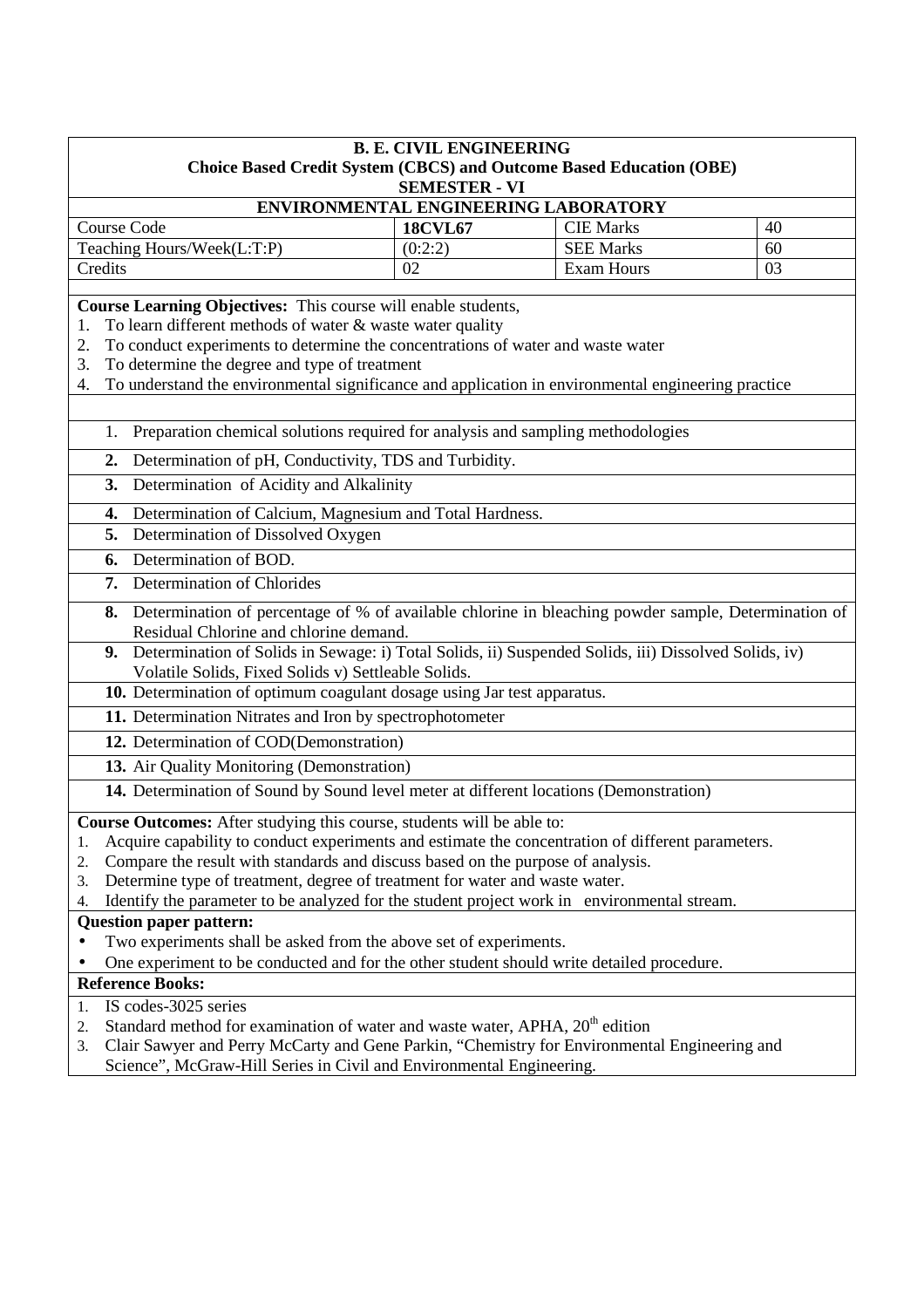**B. E. CIVIL ENGINEERING**

**Choice Based Credit System (CBCS) and Outcome Based Education (OBE)**

**SEMESTER - VI**

**ENVIRONMENTAL ENGINEERING LABORATORY**

| | | | |
|---|---|---|---|
| Course Code | **18CVL67** | CIE Marks | 40 |
| Teaching Hours/Week(L:T:P) | (0:2:2) | SEE Marks | 60 |
| Credits | 02 | Exam Hours | 03 |

**Course Learning Objectives:** This course will enable students,

1. To learn different methods of water & waste water quality
2. To conduct experiments to determine the concentrations of water and waste water
3. To determine the degree and type of treatment
4. To understand the environmental significance and application in environmental engineering practice

1. Preparation chemical solutions required for analysis and sampling methodologies
2. Determination of pH, Conductivity, TDS and Turbidity.
3. Determination of Acidity and Alkalinity
4. Determination of Calcium, Magnesium and Total Hardness.
5. Determination of Dissolved Oxygen
6. Determination of BOD.
7. Determination of Chlorides
8. Determination of percentage of % of available chlorine in bleaching powder sample, Determination of Residual Chlorine and chlorine demand.
9. Determination of Solids in Sewage: i) Total Solids, ii) Suspended Solids, iii) Dissolved Solids, iv) Volatile Solids, Fixed Solids v) Settleable Solids.
10. Determination of optimum coagulant dosage using Jar test apparatus.
11. Determination Nitrates and Iron by spectrophotometer
12. Determination of COD(Demonstration)
13. Air Quality Monitoring (Demonstration)
14. Determination of Sound by Sound level meter at different locations (Demonstration)

**Course Outcomes:** After studying this course, students will be able to:

1. Acquire capability to conduct experiments and estimate the concentration of different parameters.
2. Compare the result with standards and discuss based on the purpose of analysis.
3. Determine type of treatment, degree of treatment for water and waste water.
4. Identify the parameter to be analyzed for the student project work in environmental stream.

**Question paper pattern:**

- Two experiments shall be asked from the above set of experiments.
- One experiment to be conducted and for the other student should write detailed procedure.

**Reference Books:**

1. IS codes-3025 series
2. Standard method for examination of water and waste water, APHA, 20th edition
3. Clair Sawyer and Perry McCarty and Gene Parkin, "Chemistry for Environmental Engineering and Science", McGraw-Hill Series in Civil and Environmental Engineering.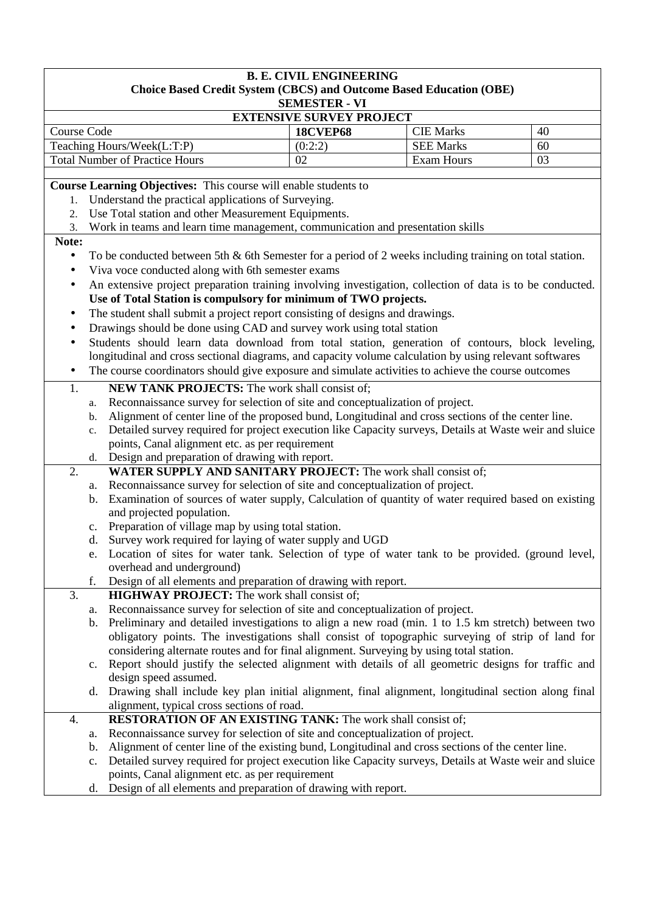**B. E. CIVIL ENGINEERING**
**Choice Based Credit System (CBCS) and Outcome Based Education (OBE)**
**SEMESTER - VI**

**EXTENSIVE SURVEY PROJECT**

| Course Code | **18CVEP68** | CIE Marks | 40 |
|---|---|---|---|
| Teaching Hours/Week(L:T:P) | (0:2:2) | SEE Marks | 60 |
| Total Number of Practice Hours | 02 | Exam Hours | 03 |

**Course Learning Objectives:** This course will enable students to

1. Understand the practical applications of Surveying.
2. Use Total station and other Measurement Equipments.
3. Work in teams and learn time management, communication and presentation skills

**Note:**

- To be conducted between 5th & 6th Semester for a period of 2 weeks including training on total station.
- Viva voce conducted along with 6th semester exams
- An extensive project preparation training involving investigation, collection of data is to be conducted. **Use of Total Station is compulsory for minimum of TWO projects.**
- The student shall submit a project report consisting of designs and drawings.
- Drawings should be done using CAD and survey work using total station
- Students should learn data download from total station, generation of contours, block leveling, longitudinal and cross sectional diagrams, and capacity volume calculation by using relevant softwares
- The course coordinators should give exposure and simulate activities to achieve the course outcomes

1. **NEW TANK PROJECTS:** The work shall consist of;
   a. Reconnaissance survey for selection of site and conceptualization of project.
   b. Alignment of center line of the proposed bund, Longitudinal and cross sections of the center line.
   c. Detailed survey required for project execution like Capacity surveys, Details at Waste weir and sluice points, Canal alignment etc. as per requirement
   d. Design and preparation of drawing with report.

2. **WATER SUPPLY AND SANITARY PROJECT:** The work shall consist of;
   a. Reconnaissance survey for selection of site and conceptualization of project.
   b. Examination of sources of water supply, Calculation of quantity of water required based on existing and projected population.
   c. Preparation of village map by using total station.
   d. Survey work required for laying of water supply and UGD
   e. Location of sites for water tank. Selection of type of water tank to be provided. (ground level, overhead and underground)
   f. Design of all elements and preparation of drawing with report.

3. **HIGHWAY PROJECT:** The work shall consist of;
   a. Reconnaissance survey for selection of site and conceptualization of project.
   b. Preliminary and detailed investigations to align a new road (min. 1 to 1.5 km stretch) between two obligatory points. The investigations shall consist of topographic surveying of strip of land for considering alternate routes and for final alignment. Surveying by using total station.
   c. Report should justify the selected alignment with details of all geometric designs for traffic and design speed assumed.
   d. Drawing shall include key plan initial alignment, final alignment, longitudinal section along final alignment, typical cross sections of road.

4. **RESTORATION OF AN EXISTING TANK:** The work shall consist of;
   a. Reconnaissance survey for selection of site and conceptualization of project.
   b. Alignment of center line of the existing bund, Longitudinal and cross sections of the center line.
   c. Detailed survey required for project execution like Capacity surveys, Details at Waste weir and sluice points, Canal alignment etc. as per requirement
   d. Design of all elements and preparation of drawing with report.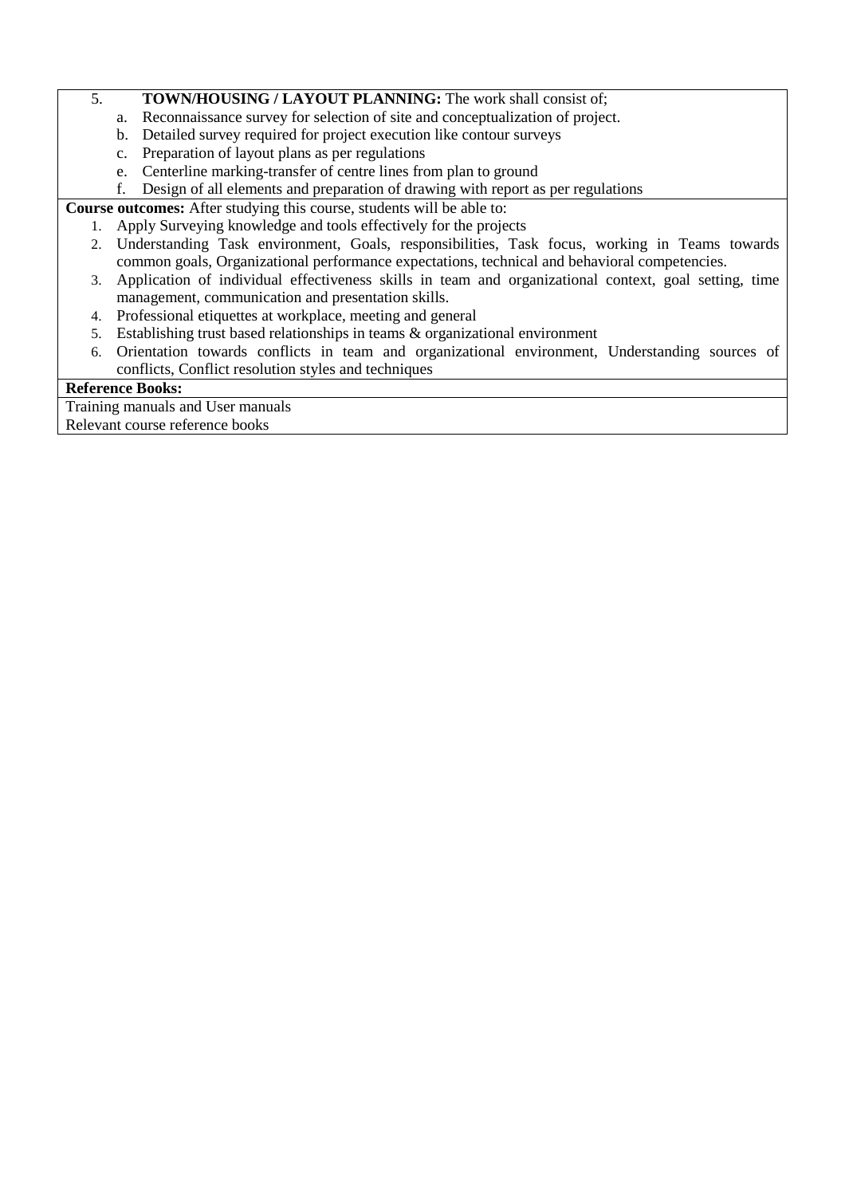5. **TOWN/HOUSING / LAYOUT PLANNING:** The work shall consist of;
   a. Reconnaissance survey for selection of site and conceptualization of project.
   b. Detailed survey required for project execution like contour surveys
   c. Preparation of layout plans as per regulations
   e. Centerline marking-transfer of centre lines from plan to ground
   f. Design of all elements and preparation of drawing with report as per regulations

**Course outcomes:** After studying this course, students will be able to:

1. Apply Surveying knowledge and tools effectively for the projects
2. Understanding Task environment, Goals, responsibilities, Task focus, working in Teams towards common goals, Organizational performance expectations, technical and behavioral competencies.
3. Application of individual effectiveness skills in team and organizational context, goal setting, time management, communication and presentation skills.
4. Professional etiquettes at workplace, meeting and general
5. Establishing trust based relationships in teams & organizational environment
6. Orientation towards conflicts in team and organizational environment, Understanding sources of conflicts, Conflict resolution styles and techniques

**Reference Books:**

Training manuals and User manuals

Relevant course reference books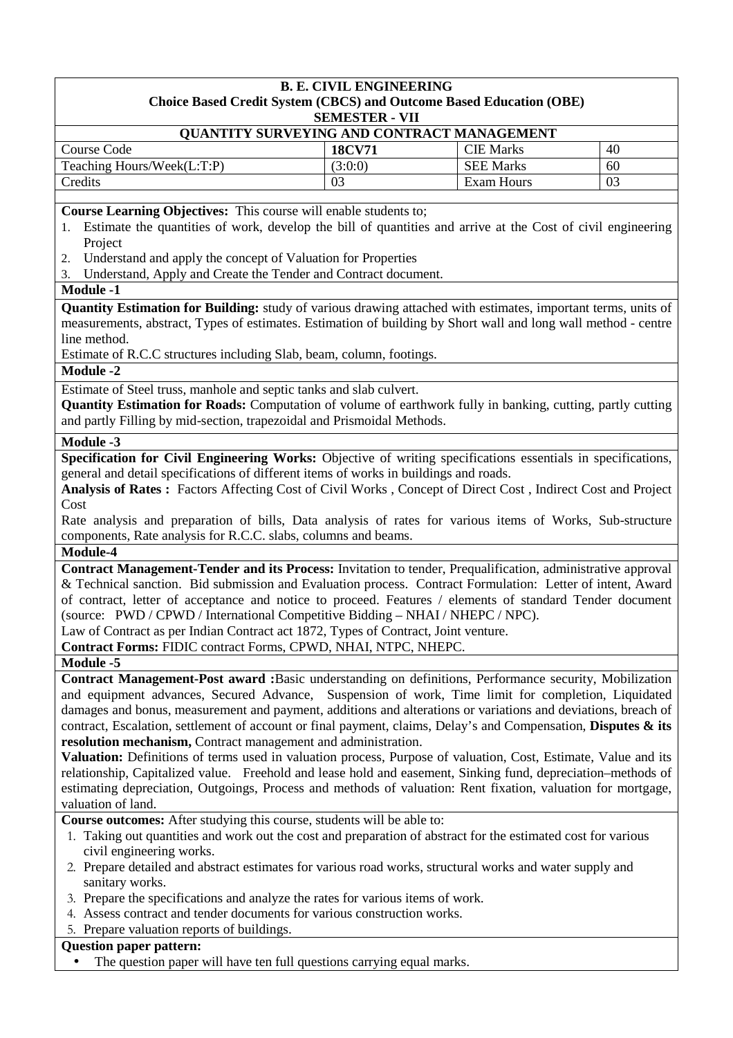**B. E. CIVIL ENGINEERING**
**Choice Based Credit System (CBCS) and Outcome Based Education (OBE)**
**SEMESTER - VII**

## QUANTITY SURVEYING AND CONTRACT MANAGEMENT

| Course Code | **18CV71** | CIE Marks | 40 |
|---|---|---|---|
| Teaching Hours/Week(L:T:P) | (3:0:0) | SEE Marks | 60 |
| Credits | 03 | Exam Hours | 03 |

**Course Learning Objectives:** This course will enable students to;

1. Estimate the quantities of work, develop the bill of quantities and arrive at the Cost of civil engineering Project
2. Understand and apply the concept of Valuation for Properties
3. Understand, Apply and Create the Tender and Contract document.

### Module -1

**Quantity Estimation for Building:** study of various drawing attached with estimates, important terms, units of measurements, abstract, Types of estimates. Estimation of building by Short wall and long wall method - centre line method.

Estimate of R.C.C structures including Slab, beam, column, footings.

### Module -2

Estimate of Steel truss, manhole and septic tanks and slab culvert.

**Quantity Estimation for Roads:** Computation of volume of earthwork fully in banking, cutting, partly cutting and partly Filling by mid-section, trapezoidal and Prismoidal Methods.

### Module -3

**Specification for Civil Engineering Works:** Objective of writing specifications essentials in specifications, general and detail specifications of different items of works in buildings and roads.

**Analysis of Rates :** Factors Affecting Cost of Civil Works , Concept of Direct Cost , Indirect Cost and Project Cost

Rate analysis and preparation of bills, Data analysis of rates for various items of Works, Sub-structure components, Rate analysis for R.C.C. slabs, columns and beams.

### Module-4

**Contract Management-Tender and its Process:** Invitation to tender, Prequalification, administrative approval & Technical sanction. Bid submission and Evaluation process. Contract Formulation: Letter of intent, Award of contract, letter of acceptance and notice to proceed. Features / elements of standard Tender document (source: PWD / CPWD / International Competitive Bidding – NHAI / NHEPC / NPC).

Law of Contract as per Indian Contract act 1872, Types of Contract, Joint venture.

**Contract Forms:** FIDIC contract Forms, CPWD, NHAI, NTPC, NHEPC.

### Module -5

**Contract Management-Post award :**Basic understanding on definitions, Performance security, Mobilization and equipment advances, Secured Advance, Suspension of work, Time limit for completion, Liquidated damages and bonus, measurement and payment, additions and alterations or variations and deviations, breach of contract, Escalation, settlement of account or final payment, claims, Delay's and Compensation, **Disputes & its resolution mechanism,** Contract management and administration.

**Valuation:** Definitions of terms used in valuation process, Purpose of valuation, Cost, Estimate, Value and its relationship, Capitalized value. Freehold and lease hold and easement, Sinking fund, depreciation–methods of estimating depreciation, Outgoings, Process and methods of valuation: Rent fixation, valuation for mortgage, valuation of land.

**Course outcomes:** After studying this course, students will be able to:

1. Taking out quantities and work out the cost and preparation of abstract for the estimated cost for various civil engineering works.
2. Prepare detailed and abstract estimates for various road works, structural works and water supply and sanitary works.
3. Prepare the specifications and analyze the rates for various items of work.
4. Assess contract and tender documents for various construction works.
5. Prepare valuation reports of buildings.

**Question paper pattern:**

- The question paper will have ten full questions carrying equal marks.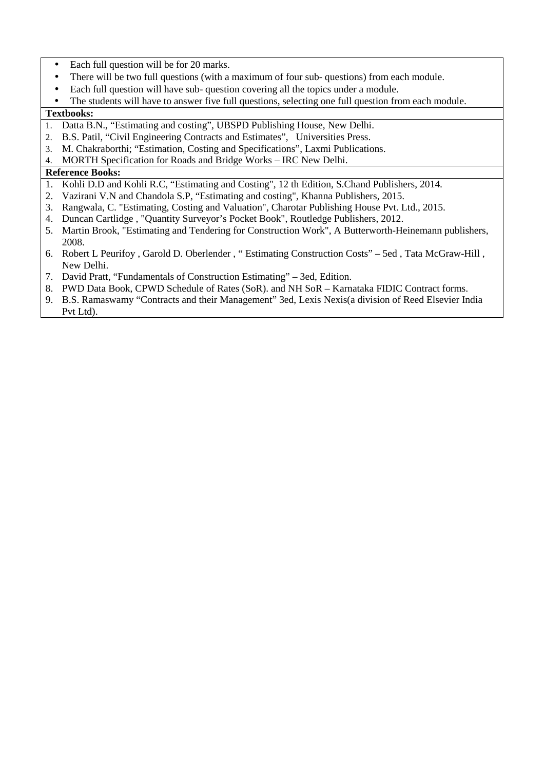- Each full question will be for 20 marks.
- There will be two full questions (with a maximum of four sub- questions) from each module.
- Each full question will have sub- question covering all the topics under a module.
- The students will have to answer five full questions, selecting one full question from each module.

**Textbooks:**

1. Datta B.N., "Estimating and costing", UBSPD Publishing House, New Delhi.
2. B.S. Patil, "Civil Engineering Contracts and Estimates", Universities Press.
3. M. Chakraborthi; "Estimation, Costing and Specifications", Laxmi Publications.
4. MORTH Specification for Roads and Bridge Works – IRC New Delhi.

**Reference Books:**

1. Kohli D.D and Kohli R.C, "Estimating and Costing", 12 th Edition, S.Chand Publishers, 2014.
2. Vazirani V.N and Chandola S.P, "Estimating and costing", Khanna Publishers, 2015.
3. Rangwala, C. "Estimating, Costing and Valuation", Charotar Publishing House Pvt. Ltd., 2015.
4. Duncan Cartlidge , "Quantity Surveyor's Pocket Book", Routledge Publishers, 2012.
5. Martin Brook, "Estimating and Tendering for Construction Work", A Butterworth-Heinemann publishers, 2008.
6. Robert L Peurifoy , Garold D. Oberlender , " Estimating Construction Costs" – 5ed , Tata McGraw-Hill , New Delhi.
7. David Pratt, "Fundamentals of Construction Estimating" – 3ed, Edition.
8. PWD Data Book, CPWD Schedule of Rates (SoR). and NH SoR – Karnataka FIDIC Contract forms.
9. B.S. Ramaswamy "Contracts and their Management" 3ed, Lexis Nexis(a division of Reed Elsevier India Pvt Ltd).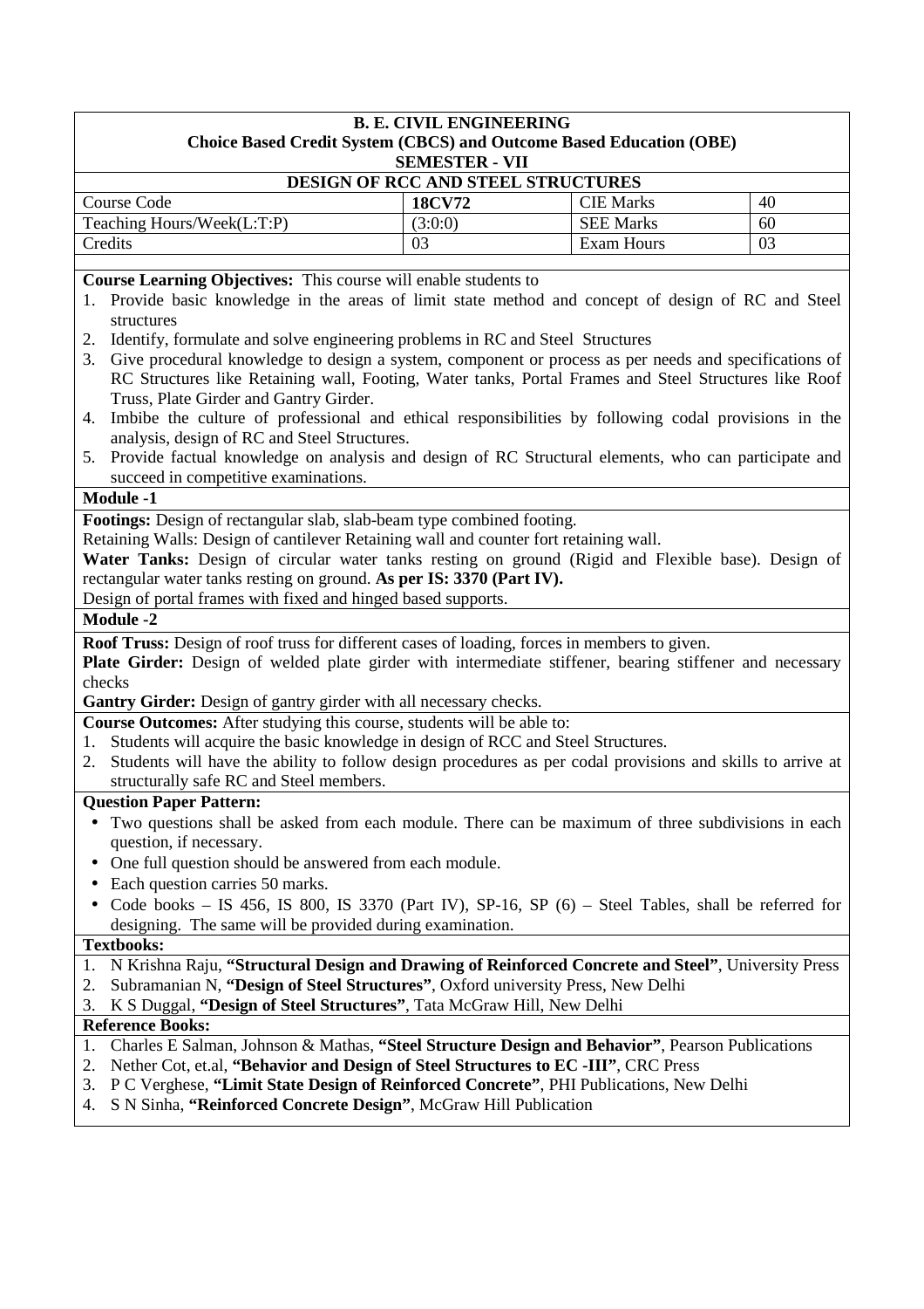**B. E. CIVIL ENGINEERING**
**Choice Based Credit System (CBCS) and Outcome Based Education (OBE)**
**SEMESTER - VII**

**DESIGN OF RCC AND STEEL STRUCTURES**

| Course Code | **18CV72** | CIE Marks | 40 |
|---|---|---|---|
| Teaching Hours/Week(L:T:P) | (3:0:0) | SEE Marks | 60 |
| Credits | 03 | Exam Hours | 03 |

**Course Learning Objectives:** This course will enable students to

1. Provide basic knowledge in the areas of limit state method and concept of design of RC and Steel structures
2. Identify, formulate and solve engineering problems in RC and Steel Structures
3. Give procedural knowledge to design a system, component or process as per needs and specifications of RC Structures like Retaining wall, Footing, Water tanks, Portal Frames and Steel Structures like Roof Truss, Plate Girder and Gantry Girder.
4. Imbibe the culture of professional and ethical responsibilities by following codal provisions in the analysis, design of RC and Steel Structures.
5. Provide factual knowledge on analysis and design of RC Structural elements, who can participate and succeed in competitive examinations.

**Module -1**

**Footings:** Design of rectangular slab, slab-beam type combined footing.
Retaining Walls: Design of cantilever Retaining wall and counter fort retaining wall.
**Water Tanks:** Design of circular water tanks resting on ground (Rigid and Flexible base). Design of rectangular water tanks resting on ground. **As per IS: 3370 (Part IV).**
Design of portal frames with fixed and hinged based supports.

**Module -2**

**Roof Truss:** Design of roof truss for different cases of loading, forces in members to given.
**Plate Girder:** Design of welded plate girder with intermediate stiffener, bearing stiffener and necessary checks
**Gantry Girder:** Design of gantry girder with all necessary checks.

**Course Outcomes:** After studying this course, students will be able to:

1. Students will acquire the basic knowledge in design of RCC and Steel Structures.
2. Students will have the ability to follow design procedures as per codal provisions and skills to arrive at structurally safe RC and Steel members.

**Question Paper Pattern:**

- Two questions shall be asked from each module. There can be maximum of three subdivisions in each question, if necessary.
- One full question should be answered from each module.
- Each question carries 50 marks.
- Code books – IS 456, IS 800, IS 3370 (Part IV), SP-16, SP (6) – Steel Tables, shall be referred for designing. The same will be provided during examination.

**Textbooks:**

1. N Krishna Raju, **"Structural Design and Drawing of Reinforced Concrete and Steel"**, University Press
2. Subramanian N, **"Design of Steel Structures"**, Oxford university Press, New Delhi
3. K S Duggal, **"Design of Steel Structures"**, Tata McGraw Hill, New Delhi

**Reference Books:**

1. Charles E Salman, Johnson & Mathas, **"Steel Structure Design and Behavior"**, Pearson Publications
2. Nether Cot, et.al, **"Behavior and Design of Steel Structures to EC -III"**, CRC Press
3. P C Verghese, **"Limit State Design of Reinforced Concrete"**, PHI Publications, New Delhi
4. S N Sinha, **"Reinforced Concrete Design"**, McGraw Hill Publication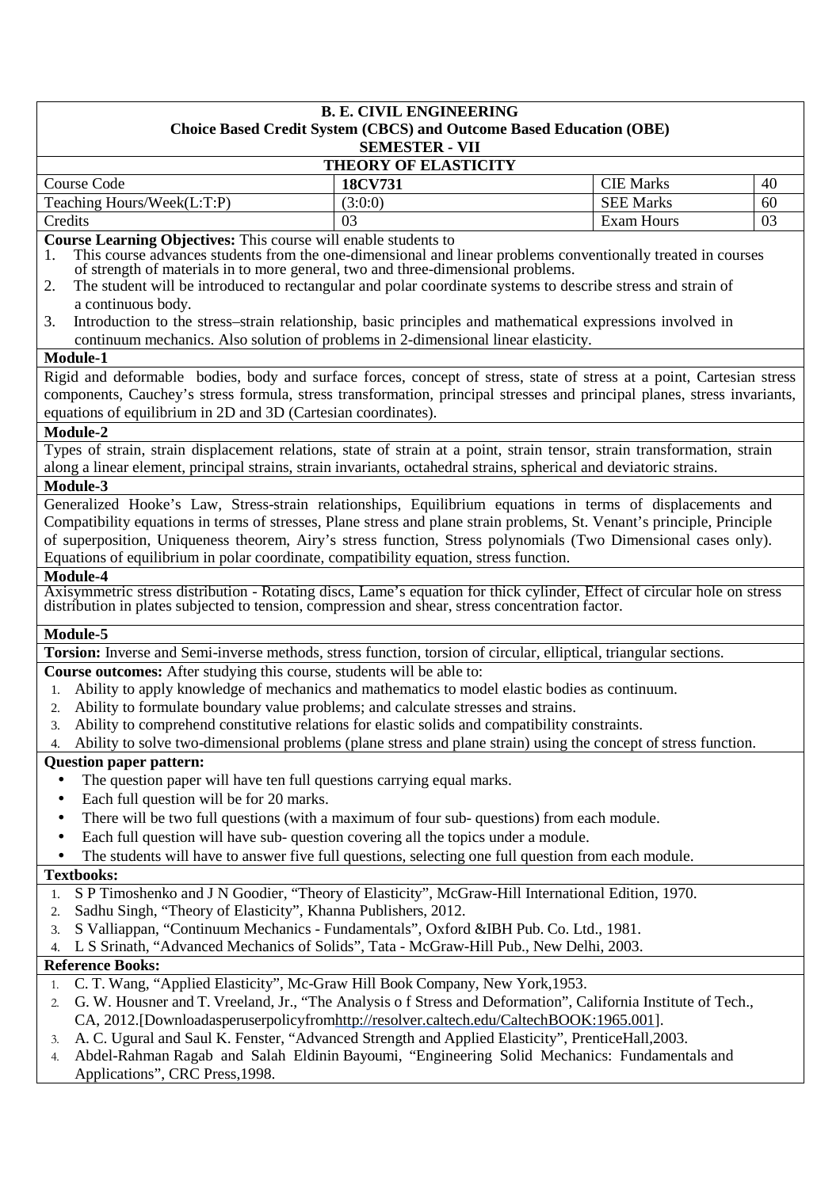**B. E. CIVIL ENGINEERING**
**Choice Based Credit System (CBCS) and Outcome Based Education (OBE)**
**SEMESTER - VII**

## THEORY OF ELASTICITY

| Course Code | **18CV731** | CIE Marks | 40 |
|---|---|---|---|
| Teaching Hours/Week(L:T:P) | (3:0:0) | SEE Marks | 60 |
| Credits | 03 | Exam Hours | 03 |

**Course Learning Objectives:** This course will enable students to

1. This course advances students from the one-dimensional and linear problems conventionally treated in courses of strength of materials in to more general, two and three-dimensional problems.
2. The student will be introduced to rectangular and polar coordinate systems to describe stress and strain of a continuous body.
3. Introduction to the stress–strain relationship, basic principles and mathematical expressions involved in continuum mechanics. Also solution of problems in 2-dimensional linear elasticity.

**Module-1**

Rigid and deformable bodies, body and surface forces, concept of stress, state of stress at a point, Cartesian stress components, Cauchey's stress formula, stress transformation, principal stresses and principal planes, stress invariants, equations of equilibrium in 2D and 3D (Cartesian coordinates).

**Module-2**

Types of strain, strain displacement relations, state of strain at a point, strain tensor, strain transformation, strain along a linear element, principal strains, strain invariants, octahedral strains, spherical and deviatoric strains.

**Module-3**

Generalized Hooke's Law, Stress-strain relationships, Equilibrium equations in terms of displacements and Compatibility equations in terms of stresses, Plane stress and plane strain problems, St. Venant's principle, Principle of superposition, Uniqueness theorem, Airy's stress function, Stress polynomials (Two Dimensional cases only). Equations of equilibrium in polar coordinate, compatibility equation, stress function.

**Module-4**

Axisymmetric stress distribution - Rotating discs, Lame's equation for thick cylinder, Effect of circular hole on stress distribution in plates subjected to tension, compression and shear, stress concentration factor.

**Module-5**

**Torsion:** Inverse and Semi-inverse methods, stress function, torsion of circular, elliptical, triangular sections.

**Course outcomes:** After studying this course, students will be able to:

1. Ability to apply knowledge of mechanics and mathematics to model elastic bodies as continuum.
2. Ability to formulate boundary value problems; and calculate stresses and strains.
3. Ability to comprehend constitutive relations for elastic solids and compatibility constraints.
4. Ability to solve two-dimensional problems (plane stress and plane strain) using the concept of stress function.

**Question paper pattern:**

- The question paper will have ten full questions carrying equal marks.
- Each full question will be for 20 marks.
- There will be two full questions (with a maximum of four sub- questions) from each module.
- Each full question will have sub- question covering all the topics under a module.
- The students will have to answer five full questions, selecting one full question from each module.

**Textbooks:**

1. S P Timoshenko and J N Goodier, "Theory of Elasticity", McGraw-Hill International Edition, 1970.
2. Sadhu Singh, "Theory of Elasticity", Khanna Publishers, 2012.
3. S Valliappan, "Continuum Mechanics - Fundamentals", Oxford &IBH Pub. Co. Ltd., 1981.
4. L S Srinath, "Advanced Mechanics of Solids", Tata - McGraw-Hill Pub., New Delhi, 2003.

**Reference Books:**

1. C. T. Wang, "Applied Elasticity", Mc-Graw Hill Book Company, New York,1953.
2. G. W. Housner and T. Vreeland, Jr., "The Analysis o f Stress and Deformation", California Institute of Tech., CA, 2012.[Downloadasperuserpolicyfromhttp://resolver.caltech.edu/CaltechBOOK:1965.001].
3. A. C. Ugural and Saul K. Fenster, "Advanced Strength and Applied Elasticity", PrenticeHall,2003.
4. Abdel-Rahman Ragab and Salah Eldinin Bayoumi, "Engineering Solid Mechanics: Fundamentals and Applications", CRC Press,1998.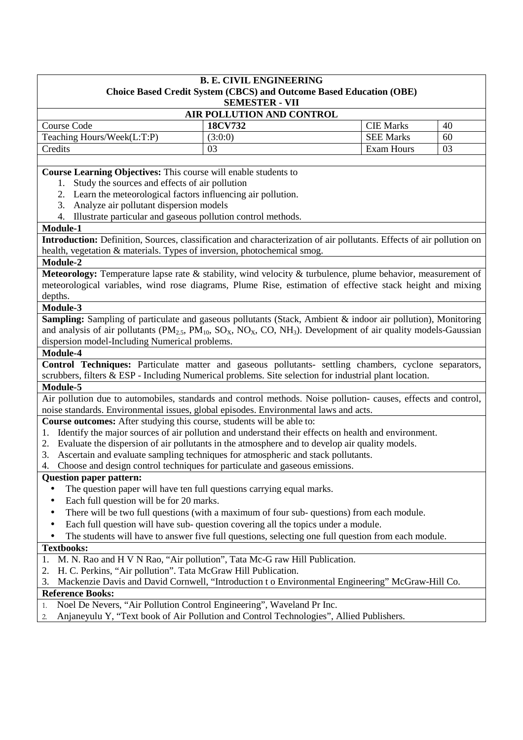**B. E. CIVIL ENGINEERING**
**Choice Based Credit System (CBCS) and Outcome Based Education (OBE)**
**SEMESTER - VII**

## AIR POLLUTION AND CONTROL

| Course Code | **18CV732** | CIE Marks | 40 |
|---|---|---|---|
| Teaching Hours/Week(L:T:P) | (3:0:0) | SEE Marks | 60 |
| Credits | 03 | Exam Hours | 03 |

**Course Learning Objectives:** This course will enable students to

1. Study the sources and effects of air pollution
2. Learn the meteorological factors influencing air pollution.
3. Analyze air pollutant dispersion models
4. Illustrate particular and gaseous pollution control methods.

**Module-1**

**Introduction:** Definition, Sources, classification and characterization of air pollutants. Effects of air pollution on health, vegetation & materials. Types of inversion, photochemical smog.

**Module-2**

**Meteorology:** Temperature lapse rate & stability, wind velocity & turbulence, plume behavior, measurement of meteorological variables, wind rose diagrams, Plume Rise, estimation of effective stack height and mixing depths.

**Module-3**

**Sampling:** Sampling of particulate and gaseous pollutants (Stack, Ambient & indoor air pollution), Monitoring and analysis of air pollutants ($PM_{2.5}$, $PM_{10}$, $SO_X$, $NO_X$, CO, $NH_3$). Development of air quality models-Gaussian dispersion model-Including Numerical problems.

**Module-4**

**Control Techniques:** Particulate matter and gaseous pollutants- settling chambers, cyclone separators, scrubbers, filters & ESP - Including Numerical problems. Site selection for industrial plant location.

**Module-5**

Air pollution due to automobiles, standards and control methods. Noise pollution- causes, effects and control, noise standards. Environmental issues, global episodes. Environmental laws and acts.

**Course outcomes:** After studying this course, students will be able to:

1. Identify the major sources of air pollution and understand their effects on health and environment.
2. Evaluate the dispersion of air pollutants in the atmosphere and to develop air quality models.
3. Ascertain and evaluate sampling techniques for atmospheric and stack pollutants.
4. Choose and design control techniques for particulate and gaseous emissions.

**Question paper pattern:**

- The question paper will have ten full questions carrying equal marks.
- Each full question will be for 20 marks.
- There will be two full questions (with a maximum of four sub- questions) from each module.
- Each full question will have sub- question covering all the topics under a module.
- The students will have to answer five full questions, selecting one full question from each module.

**Textbooks:**

1. M. N. Rao and H V N Rao, "Air pollution", Tata Mc-G raw Hill Publication.
2. H. C. Perkins, "Air pollution". Tata McGraw Hill Publication.
3. Mackenzie Davis and David Cornwell, "Introduction t o Environmental Engineering" McGraw-Hill Co.

**Reference Books:**

1. Noel De Nevers, "Air Pollution Control Engineering", Waveland Pr Inc.
2. Anjaneyulu Y, "Text book of Air Pollution and Control Technologies", Allied Publishers.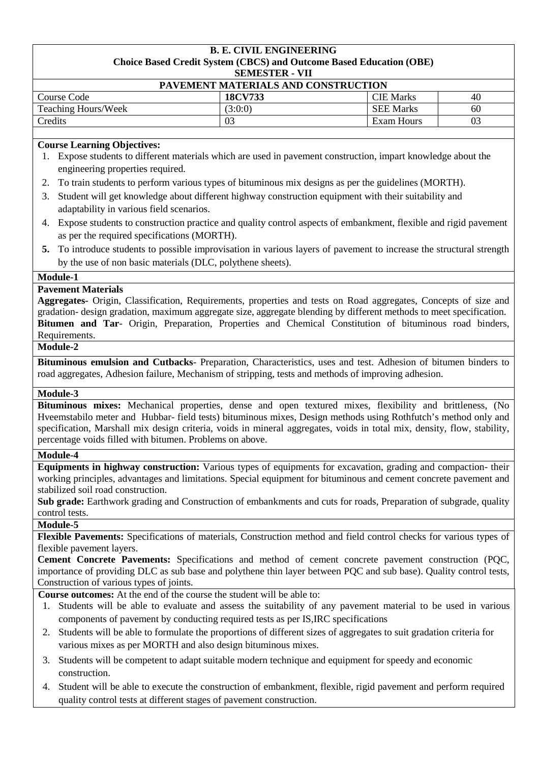**B. E. CIVIL ENGINEERING**
**Choice Based Credit System (CBCS) and Outcome Based Education (OBE)**
**SEMESTER - VII**

## PAVEMENT MATERIALS AND CONSTRUCTION

| Course Code | **18CV733** | CIE Marks | 40 |
|---|---|---|---|
| Teaching Hours/Week | (3:0:0) | SEE Marks | 60 |
| Credits | 03 | Exam Hours | 03 |

**Course Learning Objectives:**

1. Expose students to different materials which are used in pavement construction, impart knowledge about the engineering properties required.
2. To train students to perform various types of bituminous mix designs as per the guidelines (MORTH).
3. Student will get knowledge about different highway construction equipment with their suitability and adaptability in various field scenarios.
4. Expose students to construction practice and quality control aspects of embankment, flexible and rigid pavement as per the required specifications (MORTH).
5. To introduce students to possible improvisation in various layers of pavement to increase the structural strength by the use of non basic materials (DLC, polythene sheets).

**Module-1**

**Pavement Materials**

**Aggregates-** Origin, Classification, Requirements, properties and tests on Road aggregates, Concepts of size and gradation- design gradation, maximum aggregate size, aggregate blending by different methods to meet specification.

**Bitumen and Tar**- Origin, Preparation, Properties and Chemical Constitution of bituminous road binders, Requirements.

**Module-2**

**Bituminous emulsion and Cutbacks**- Preparation, Characteristics, uses and test. Adhesion of bitumen binders to road aggregates, Adhesion failure, Mechanism of stripping, tests and methods of improving adhesion.

**Module-3**

**Bituminous mixes:** Mechanical properties, dense and open textured mixes, flexibility and brittleness, (No Hveemstabilo meter and Hubbar- field tests) bituminous mixes, Design methods using Rothfutch's method only and specification, Marshall mix design criteria, voids in mineral aggregates, voids in total mix, density, flow, stability, percentage voids filled with bitumen. Problems on above.

**Module-4**

**Equipments in highway construction:** Various types of equipments for excavation, grading and compaction- their working principles, advantages and limitations. Special equipment for bituminous and cement concrete pavement and stabilized soil road construction.

**Sub grade:** Earthwork grading and Construction of embankments and cuts for roads, Preparation of subgrade, quality control tests.

**Module-5**

**Flexible Pavements:** Specifications of materials, Construction method and field control checks for various types of flexible pavement layers.

**Cement Concrete Pavements:** Specifications and method of cement concrete pavement construction (PQC, importance of providing DLC as sub base and polythene thin layer between PQC and sub base). Quality control tests, Construction of various types of joints.

**Course outcomes:** At the end of the course the student will be able to:

1. Students will be able to evaluate and assess the suitability of any pavement material to be used in various components of pavement by conducting required tests as per IS,IRC specifications
2. Students will be able to formulate the proportions of different sizes of aggregates to suit gradation criteria for various mixes as per MORTH and also design bituminous mixes.
3. Students will be competent to adapt suitable modern technique and equipment for speedy and economic construction.
4. Student will be able to execute the construction of embankment, flexible, rigid pavement and perform required quality control tests at different stages of pavement construction.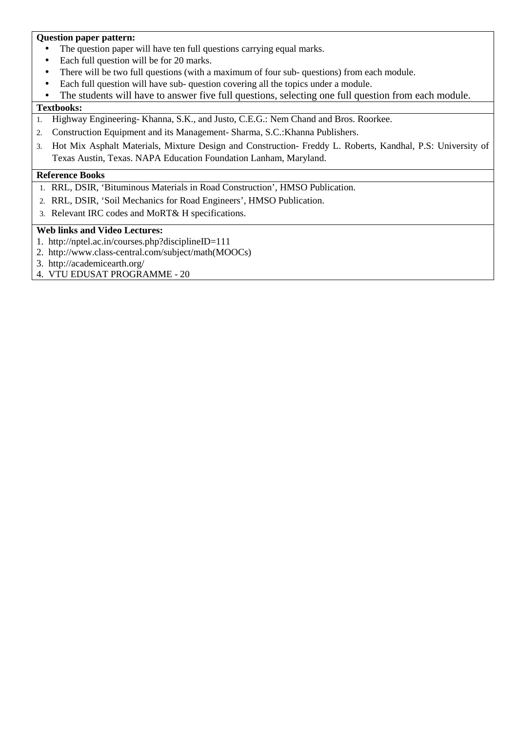**Question paper pattern:**

- The question paper will have ten full questions carrying equal marks.
- Each full question will be for 20 marks.
- There will be two full questions (with a maximum of four sub- questions) from each module.
- Each full question will have sub- question covering all the topics under a module.
- The students will have to answer five full questions, selecting one full question from each module.

**Textbooks:**

1. Highway Engineering- Khanna, S.K., and Justo, C.E.G.: Nem Chand and Bros. Roorkee.
2. Construction Equipment and its Management- Sharma, S.C.:Khanna Publishers.
3. Hot Mix Asphalt Materials, Mixture Design and Construction- Freddy L. Roberts, Kandhal, P.S: University of Texas Austin, Texas. NAPA Education Foundation Lanham, Maryland.

**Reference Books**

1. RRL, DSIR, 'Bituminous Materials in Road Construction', HMSO Publication.
2. RRL, DSIR, 'Soil Mechanics for Road Engineers', HMSO Publication.
3. Relevant IRC codes and MoRT& H specifications.

**Web links and Video Lectures:**

1. http://nptel.ac.in/courses.php?disciplineID=111
2. http://www.class-central.com/subject/math(MOOCs)
3. http://academicearth.org/
4. VTU EDUSAT PROGRAMME - 20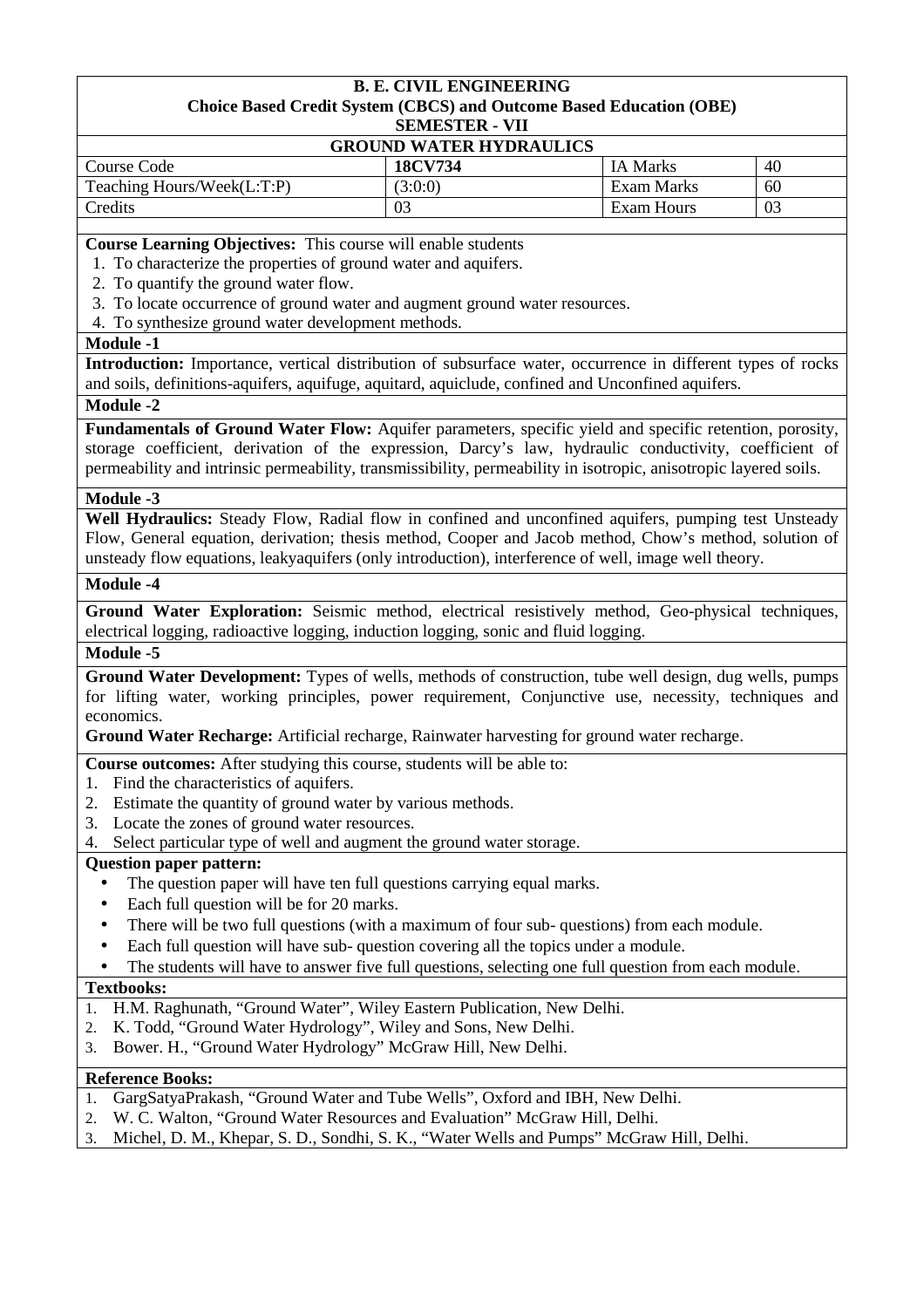**B. E. CIVIL ENGINEERING**
**Choice Based Credit System (CBCS) and Outcome Based Education (OBE)**
**SEMESTER - VII**

## GROUND WATER HYDRAULICS

| Course Code | **18CV734** | IA Marks | 40 |
|---|---|---|---|
| Teaching Hours/Week(L:T:P) | (3:0:0) | Exam Marks | 60 |
| Credits | 03 | Exam Hours | 03 |

**Course Learning Objectives:** This course will enable students

1. To characterize the properties of ground water and aquifers.
2. To quantify the ground water flow.
3. To locate occurrence of ground water and augment ground water resources.
4. To synthesize ground water development methods.

**Module -1**

**Introduction:** Importance, vertical distribution of subsurface water, occurrence in different types of rocks and soils, definitions-aquifers, aquifuge, aquitard, aquiclude, confined and Unconfined aquifers.

**Module -2**

**Fundamentals of Ground Water Flow:** Aquifer parameters, specific yield and specific retention, porosity, storage coefficient, derivation of the expression, Darcy's law, hydraulic conductivity, coefficient of permeability and intrinsic permeability, transmissibility, permeability in isotropic, anisotropic layered soils.

**Module -3**

**Well Hydraulics:** Steady Flow, Radial flow in confined and unconfined aquifers, pumping test Unsteady Flow, General equation, derivation; thesis method, Cooper and Jacob method, Chow's method, solution of unsteady flow equations, leakyaquifers (only introduction), interference of well, image well theory.

**Module -4**

**Ground Water Exploration:** Seismic method, electrical resistively method, Geo-physical techniques, electrical logging, radioactive logging, induction logging, sonic and fluid logging.

**Module -5**

**Ground Water Development:** Types of wells, methods of construction, tube well design, dug wells, pumps for lifting water, working principles, power requirement, Conjunctive use, necessity, techniques and economics.

**Ground Water Recharge:** Artificial recharge, Rainwater harvesting for ground water recharge.

**Course outcomes:** After studying this course, students will be able to:

1. Find the characteristics of aquifers.
2. Estimate the quantity of ground water by various methods.
3. Locate the zones of ground water resources.
4. Select particular type of well and augment the ground water storage.

**Question paper pattern:**

- The question paper will have ten full questions carrying equal marks.
- Each full question will be for 20 marks.
- There will be two full questions (with a maximum of four sub- questions) from each module.
- Each full question will have sub- question covering all the topics under a module.
- The students will have to answer five full questions, selecting one full question from each module.

**Textbooks:**

1. H.M. Raghunath, "Ground Water", Wiley Eastern Publication, New Delhi.
2. K. Todd, "Ground Water Hydrology", Wiley and Sons, New Delhi.
3. Bower. H., "Ground Water Hydrology" McGraw Hill, New Delhi.

**Reference Books:**

1. GargSatyaPrakash, "Ground Water and Tube Wells", Oxford and IBH, New Delhi.
2. W. C. Walton, "Ground Water Resources and Evaluation" McGraw Hill, Delhi.
3. Michel, D. M., Khepar, S. D., Sondhi, S. K., "Water Wells and Pumps" McGraw Hill, Delhi.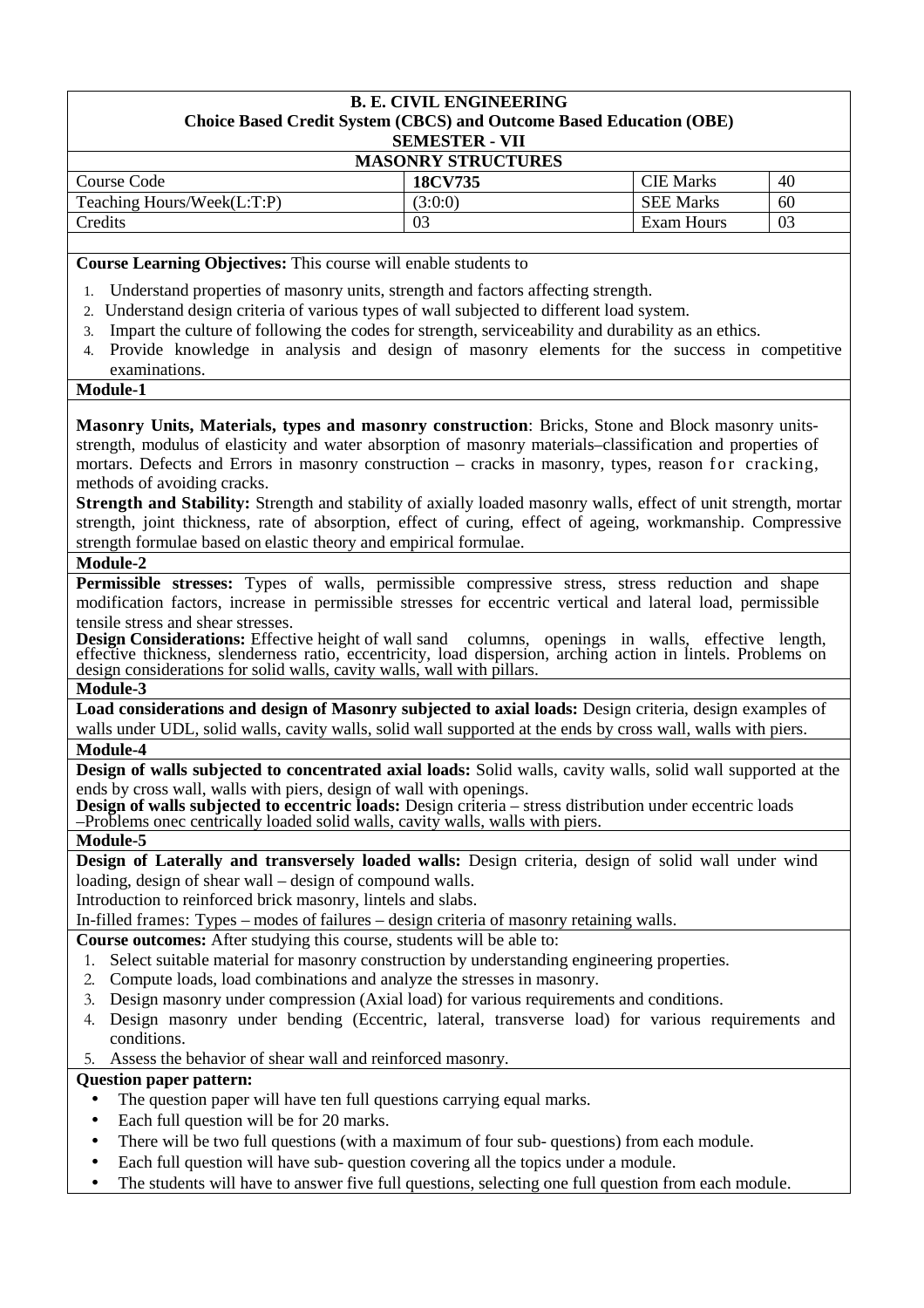**B. E. CIVIL ENGINEERING**
**Choice Based Credit System (CBCS) and Outcome Based Education (OBE)**
**SEMESTER - VII**

**MASONRY STRUCTURES**

| Course Code | **18CV735** | CIE Marks | 40 |
|---|---|---|---|
| Teaching Hours/Week(L:T:P) | (3:0:0) | SEE Marks | 60 |
| Credits | 03 | Exam Hours | 03 |

**Course Learning Objectives:** This course will enable students to

1. Understand properties of masonry units, strength and factors affecting strength.
2. Understand design criteria of various types of wall subjected to different load system.
3. Impart the culture of following the codes for strength, serviceability and durability as an ethics.
4. Provide knowledge in analysis and design of masonry elements for the success in competitive examinations.

**Module-1**

**Masonry Units, Materials, types and masonry construction**: Bricks, Stone and Block masonry units- strength, modulus of elasticity and water absorption of masonry materials–classification and properties of mortars. Defects and Errors in masonry construction – cracks in masonry, types, reason for cracking, methods of avoiding cracks.

**Strength and Stability:** Strength and stability of axially loaded masonry walls, effect of unit strength, mortar strength, joint thickness, rate of absorption, effect of curing, effect of ageing, workmanship. Compressive strength formulae based on elastic theory and empirical formulae.

**Module-2**

**Permissible stresses:** Types of walls, permissible compressive stress, stress reduction and shape modification factors, increase in permissible stresses for eccentric vertical and lateral load, permissible tensile stress and shear stresses.

**Design Considerations:** Effective height of wall sand columns, openings in walls, effective length, effective thickness, slenderness ratio, eccentricity, load dispersion, arching action in lintels. Problems on design considerations for solid walls, cavity walls, wall with pillars.

**Module-3**

**Load considerations and design of Masonry subjected to axial loads:** Design criteria, design examples of walls under UDL, solid walls, cavity walls, solid wall supported at the ends by cross wall, walls with piers.

**Module-4**

**Design of walls subjected to concentrated axial loads:** Solid walls, cavity walls, solid wall supported at the ends by cross wall, walls with piers, design of wall with openings.

**Design of walls subjected to eccentric loads:** Design criteria – stress distribution under eccentric loads –Problems onec centrically loaded solid walls, cavity walls, walls with piers.

**Module-5**

**Design of Laterally and transversely loaded walls:** Design criteria, design of solid wall under wind loading, design of shear wall – design of compound walls.

Introduction to reinforced brick masonry, lintels and slabs.

In-filled frames: Types – modes of failures – design criteria of masonry retaining walls.

**Course outcomes:** After studying this course, students will be able to:

1. Select suitable material for masonry construction by understanding engineering properties.
2. Compute loads, load combinations and analyze the stresses in masonry.
3. Design masonry under compression (Axial load) for various requirements and conditions.
4. Design masonry under bending (Eccentric, lateral, transverse load) for various requirements and conditions.
5. Assess the behavior of shear wall and reinforced masonry.

**Question paper pattern:**

- The question paper will have ten full questions carrying equal marks.
- Each full question will be for 20 marks.
- There will be two full questions (with a maximum of four sub- questions) from each module.
- Each full question will have sub- question covering all the topics under a module.
- The students will have to answer five full questions, selecting one full question from each module.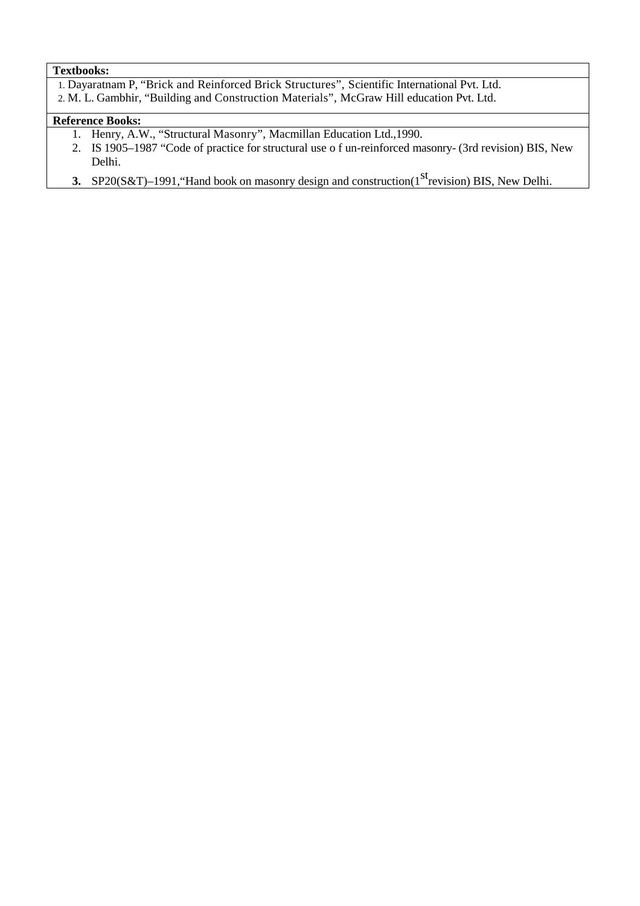**Textbooks:**

1. Dayaratnam P, “Brick and Reinforced Brick Structures”, Scientific International Pvt. Ltd.
2. M. L. Gambhir, “Building and Construction Materials”, McGraw Hill education Pvt. Ltd.

**Reference Books:**

1. Henry, A.W., “Structural Masonry”, Macmillan Education Ltd.,1990.
2. IS 1905–1987 “Code of practice for structural use o f un-reinforced masonry- (3rd revision) BIS, New Delhi.
3. SP20(S&T)–1991,“Hand book on masonry design and construction(1st revision) BIS, New Delhi.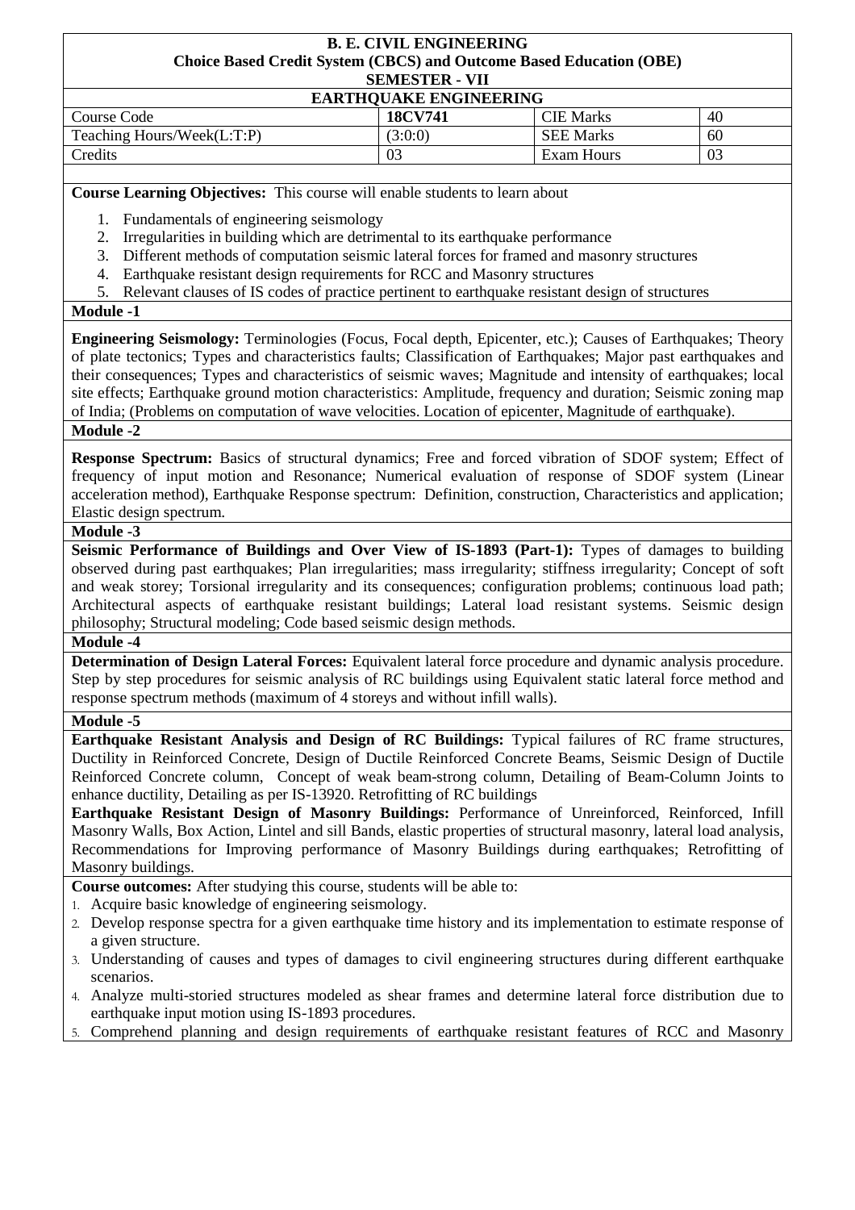# B. E. CIVIL ENGINEERING

## Choice Based Credit System (CBCS) and Outcome Based Education (OBE)

## SEMESTER - VII

## EARTHQUAKE ENGINEERING

| Course Code | 18CV741 | CIE Marks | 40 |
|---|---|---|---|
| Teaching Hours/Week(L:T:P) | (3:0:0) | SEE Marks | 60 |
| Credits | 03 | Exam Hours | 03 |

**Course Learning Objectives:** This course will enable students to learn about

1. Fundamentals of engineering seismology
2. Irregularities in building which are detrimental to its earthquake performance
3. Different methods of computation seismic lateral forces for framed and masonry structures
4. Earthquake resistant design requirements for RCC and Masonry structures
5. Relevant clauses of IS codes of practice pertinent to earthquake resistant design of structures

**Module -1**

**Engineering Seismology:** Terminologies (Focus, Focal depth, Epicenter, etc.); Causes of Earthquakes; Theory of plate tectonics; Types and characteristics faults; Classification of Earthquakes; Major past earthquakes and their consequences; Types and characteristics of seismic waves; Magnitude and intensity of earthquakes; local site effects; Earthquake ground motion characteristics: Amplitude, frequency and duration; Seismic zoning map of India; (Problems on computation of wave velocities. Location of epicenter, Magnitude of earthquake).

**Module -2**

**Response Spectrum:** Basics of structural dynamics; Free and forced vibration of SDOF system; Effect of frequency of input motion and Resonance; Numerical evaluation of response of SDOF system (Linear acceleration method), Earthquake Response spectrum: Definition, construction, Characteristics and application; Elastic design spectrum.

**Module -3**

**Seismic Performance of Buildings and Over View of IS-1893 (Part-1):** Types of damages to building observed during past earthquakes; Plan irregularities; mass irregularity; stiffness irregularity; Concept of soft and weak storey; Torsional irregularity and its consequences; configuration problems; continuous load path; Architectural aspects of earthquake resistant buildings; Lateral load resistant systems. Seismic design philosophy; Structural modeling; Code based seismic design methods.

**Module -4**

**Determination of Design Lateral Forces:** Equivalent lateral force procedure and dynamic analysis procedure. Step by step procedures for seismic analysis of RC buildings using Equivalent static lateral force method and response spectrum methods (maximum of 4 storeys and without infill walls).

**Module -5**

**Earthquake Resistant Analysis and Design of RC Buildings:** Typical failures of RC frame structures, Ductility in Reinforced Concrete, Design of Ductile Reinforced Concrete Beams, Seismic Design of Ductile Reinforced Concrete column, Concept of weak beam-strong column, Detailing of Beam-Column Joints to enhance ductility, Detailing as per IS-13920. Retrofitting of RC buildings

**Earthquake Resistant Design of Masonry Buildings:** Performance of Unreinforced, Reinforced, Infill Masonry Walls, Box Action, Lintel and sill Bands, elastic properties of structural masonry, lateral load analysis, Recommendations for Improving performance of Masonry Buildings during earthquakes; Retrofitting of Masonry buildings.

**Course outcomes:** After studying this course, students will be able to:

1. Acquire basic knowledge of engineering seismology.
2. Develop response spectra for a given earthquake time history and its implementation to estimate response of a given structure.
3. Understanding of causes and types of damages to civil engineering structures during different earthquake scenarios.
4. Analyze multi-storied structures modeled as shear frames and determine lateral force distribution due to earthquake input motion using IS-1893 procedures.
5. Comprehend planning and design requirements of earthquake resistant features of RCC and Masonry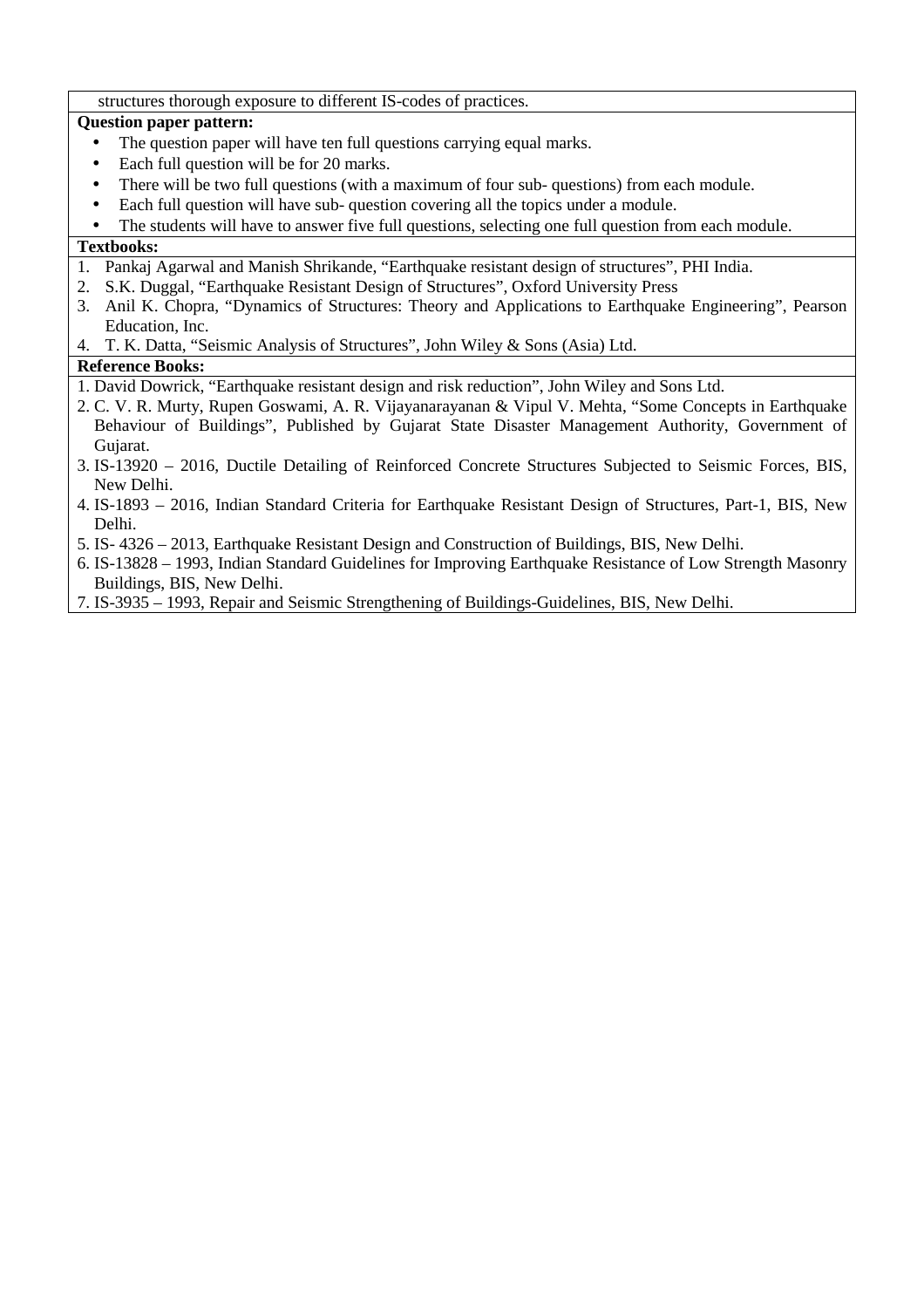structures thorough exposure to different IS-codes of practices.

**Question paper pattern:**

- The question paper will have ten full questions carrying equal marks.
- Each full question will be for 20 marks.
- There will be two full questions (with a maximum of four sub- questions) from each module.
- Each full question will have sub- question covering all the topics under a module.
- The students will have to answer five full questions, selecting one full question from each module.

**Textbooks:**

1. Pankaj Agarwal and Manish Shrikande, "Earthquake resistant design of structures", PHI India.
2. S.K. Duggal, "Earthquake Resistant Design of Structures", Oxford University Press
3. Anil K. Chopra, "Dynamics of Structures: Theory and Applications to Earthquake Engineering", Pearson Education, Inc.
4. T. K. Datta, "Seismic Analysis of Structures", John Wiley & Sons (Asia) Ltd.

**Reference Books:**

1. David Dowrick, "Earthquake resistant design and risk reduction", John Wiley and Sons Ltd.
2. C. V. R. Murty, Rupen Goswami, A. R. Vijayanarayanan & Vipul V. Mehta, "Some Concepts in Earthquake Behaviour of Buildings", Published by Gujarat State Disaster Management Authority, Government of Gujarat.
3. IS-13920 – 2016, Ductile Detailing of Reinforced Concrete Structures Subjected to Seismic Forces, BIS, New Delhi.
4. IS-1893 – 2016, Indian Standard Criteria for Earthquake Resistant Design of Structures, Part-1, BIS, New Delhi.
5. IS- 4326 – 2013, Earthquake Resistant Design and Construction of Buildings, BIS, New Delhi.
6. IS-13828 – 1993, Indian Standard Guidelines for Improving Earthquake Resistance of Low Strength Masonry Buildings, BIS, New Delhi.
7. IS-3935 – 1993, Repair and Seismic Strengthening of Buildings-Guidelines, BIS, New Delhi.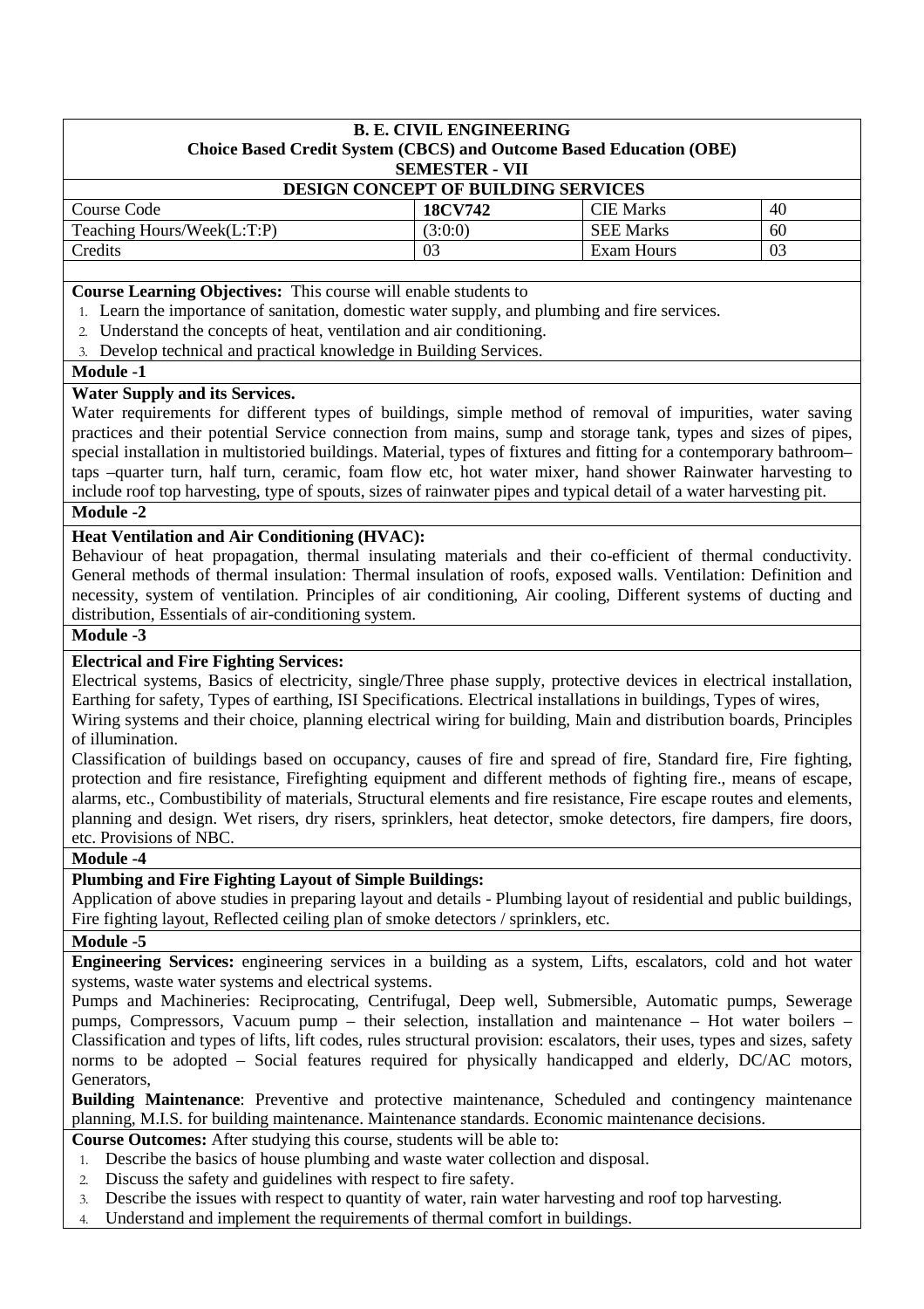**B. E. CIVIL ENGINEERING**
**Choice Based Credit System (CBCS) and Outcome Based Education (OBE)**
**SEMESTER - VII**

**DESIGN CONCEPT OF BUILDING SERVICES**

| Course Code | **18CV742** | CIE Marks | 40 |
|---|---|---|---|
| Teaching Hours/Week(L:T:P) | (3:0:0) | SEE Marks | 60 |
| Credits | 03 | Exam Hours | 03 |

**Course Learning Objectives:** This course will enable students to

1. Learn the importance of sanitation, domestic water supply, and plumbing and fire services.
2. Understand the concepts of heat, ventilation and air conditioning.
3. Develop technical and practical knowledge in Building Services.

**Module -1**

**Water Supply and its Services.**

Water requirements for different types of buildings, simple method of removal of impurities, water saving practices and their potential Service connection from mains, sump and storage tank, types and sizes of pipes, special installation in multistoried buildings. Material, types of fixtures and fitting for a contemporary bathroom– taps –quarter turn, half turn, ceramic, foam flow etc, hot water mixer, hand shower Rainwater harvesting to include roof top harvesting, type of spouts, sizes of rainwater pipes and typical detail of a water harvesting pit.

**Module -2**

**Heat Ventilation and Air Conditioning (HVAC):**

Behaviour of heat propagation, thermal insulating materials and their co-efficient of thermal conductivity. General methods of thermal insulation: Thermal insulation of roofs, exposed walls. Ventilation: Definition and necessity, system of ventilation. Principles of air conditioning, Air cooling, Different systems of ducting and distribution, Essentials of air-conditioning system.

**Module -3**

**Electrical and Fire Fighting Services:**

Electrical systems, Basics of electricity, single/Three phase supply, protective devices in electrical installation, Earthing for safety, Types of earthing, ISI Specifications. Electrical installations in buildings, Types of wires, Wiring systems and their choice, planning electrical wiring for building, Main and distribution boards, Principles of illumination.

Classification of buildings based on occupancy, causes of fire and spread of fire, Standard fire, Fire fighting, protection and fire resistance, Firefighting equipment and different methods of fighting fire., means of escape, alarms, etc., Combustibility of materials, Structural elements and fire resistance, Fire escape routes and elements, planning and design. Wet risers, dry risers, sprinklers, heat detector, smoke detectors, fire dampers, fire doors, etc. Provisions of NBC.

**Module -4**

**Plumbing and Fire Fighting Layout of Simple Buildings:**

Application of above studies in preparing layout and details - Plumbing layout of residential and public buildings, Fire fighting layout, Reflected ceiling plan of smoke detectors / sprinklers, etc.

**Module -5**

**Engineering Services:** engineering services in a building as a system, Lifts, escalators, cold and hot water systems, waste water systems and electrical systems.

Pumps and Machineries: Reciprocating, Centrifugal, Deep well, Submersible, Automatic pumps, Sewerage pumps, Compressors, Vacuum pump – their selection, installation and maintenance – Hot water boilers – Classification and types of lifts, lift codes, rules structural provision: escalators, their uses, types and sizes, safety norms to be adopted – Social features required for physically handicapped and elderly, DC/AC motors, Generators,

**Building Maintenance**: Preventive and protective maintenance, Scheduled and contingency maintenance planning, M.I.S. for building maintenance. Maintenance standards. Economic maintenance decisions.

**Course Outcomes:** After studying this course, students will be able to:

1. Describe the basics of house plumbing and waste water collection and disposal.
2. Discuss the safety and guidelines with respect to fire safety.
3. Describe the issues with respect to quantity of water, rain water harvesting and roof top harvesting.
4. Understand and implement the requirements of thermal comfort in buildings.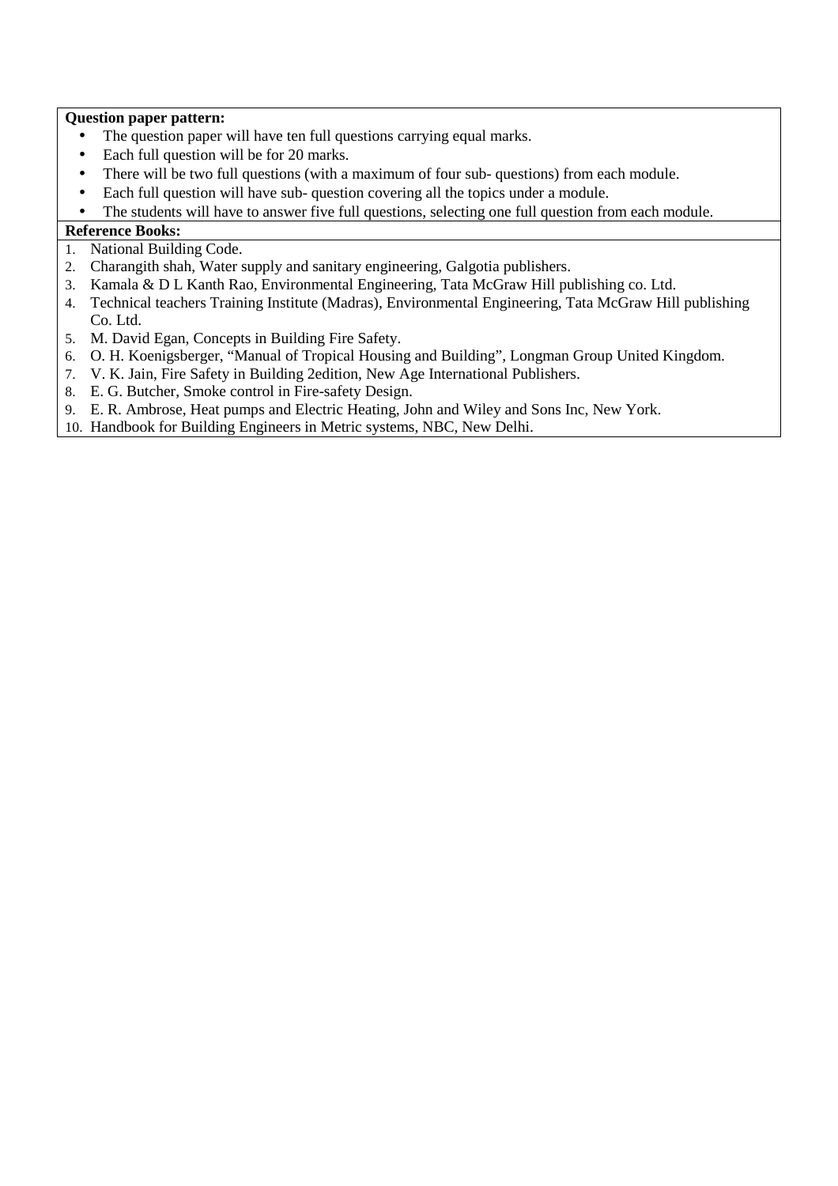**Question paper pattern:**

- The question paper will have ten full questions carrying equal marks.
- Each full question will be for 20 marks.
- There will be two full questions (with a maximum of four sub- questions) from each module.
- Each full question will have sub- question covering all the topics under a module.
- The students will have to answer five full questions, selecting one full question from each module.

**Reference Books:**

1. National Building Code.
2. Charangith shah, Water supply and sanitary engineering, Galgotia publishers.
3. Kamala & D L Kanth Rao, Environmental Engineering, Tata McGraw Hill publishing co. Ltd.
4. Technical teachers Training Institute (Madras), Environmental Engineering, Tata McGraw Hill publishing Co. Ltd.
5. M. David Egan, Concepts in Building Fire Safety.
6. O. H. Koenigsberger, "Manual of Tropical Housing and Building", Longman Group United Kingdom.
7. V. K. Jain, Fire Safety in Building 2edition, New Age International Publishers.
8. E. G. Butcher, Smoke control in Fire-safety Design.
9. E. R. Ambrose, Heat pumps and Electric Heating, John and Wiley and Sons Inc, New York.
10. Handbook for Building Engineers in Metric systems, NBC, New Delhi.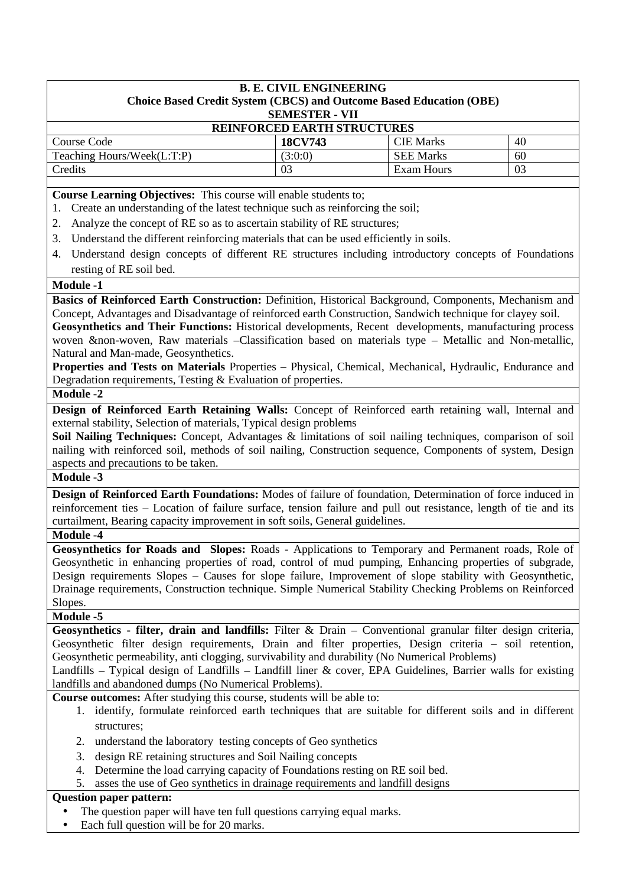**B. E. CIVIL ENGINEERING**
**Choice Based Credit System (CBCS) and Outcome Based Education (OBE)**
**SEMESTER - VII**

**REINFORCED EARTH STRUCTURES**

| Course Code | **18CV743** | CIE Marks | 40 |
|---|---|---|---|
| Teaching Hours/Week(L:T:P) | (3:0:0) | SEE Marks | 60 |
| Credits | 03 | Exam Hours | 03 |

**Course Learning Objectives:** This course will enable students to;

1. Create an understanding of the latest technique such as reinforcing the soil;
2. Analyze the concept of RE so as to ascertain stability of RE structures;
3. Understand the different reinforcing materials that can be used efficiently in soils.
4. Understand design concepts of different RE structures including introductory concepts of Foundations resting of RE soil bed.

**Module -1**

**Basics of Reinforced Earth Construction:** Definition, Historical Background, Components, Mechanism and Concept, Advantages and Disadvantage of reinforced earth Construction, Sandwich technique for clayey soil.
**Geosynthetics and Their Functions:** Historical developments, Recent developments, manufacturing process woven &non-woven, Raw materials –Classification based on materials type – Metallic and Non-metallic, Natural and Man-made, Geosynthetics.
**Properties and Tests on Materials** Properties – Physical, Chemical, Mechanical, Hydraulic, Endurance and Degradation requirements, Testing & Evaluation of properties.

**Module -2**

**Design of Reinforced Earth Retaining Walls:** Concept of Reinforced earth retaining wall, Internal and external stability, Selection of materials, Typical design problems
**Soil Nailing Techniques:** Concept, Advantages & limitations of soil nailing techniques, comparison of soil nailing with reinforced soil, methods of soil nailing, Construction sequence, Components of system, Design aspects and precautions to be taken.

**Module -3**

**Design of Reinforced Earth Foundations:** Modes of failure of foundation, Determination of force induced in reinforcement ties – Location of failure surface, tension failure and pull out resistance, length of tie and its curtailment, Bearing capacity improvement in soft soils, General guidelines.

**Module -4**

**Geosynthetics for Roads and Slopes:** Roads - Applications to Temporary and Permanent roads, Role of Geosynthetic in enhancing properties of road, control of mud pumping, Enhancing properties of subgrade, Design requirements Slopes – Causes for slope failure, Improvement of slope stability with Geosynthetic, Drainage requirements, Construction technique. Simple Numerical Stability Checking Problems on Reinforced Slopes.

**Module -5**

**Geosynthetics - filter, drain and landfills:** Filter & Drain – Conventional granular filter design criteria, Geosynthetic filter design requirements, Drain and filter properties, Design criteria – soil retention, Geosynthetic permeability, anti clogging, survivability and durability (No Numerical Problems)
Landfills – Typical design of Landfills – Landfill liner & cover, EPA Guidelines, Barrier walls for existing landfills and abandoned dumps (No Numerical Problems).

**Course outcomes:** After studying this course, students will be able to:

1. identify, formulate reinforced earth techniques that are suitable for different soils and in different structures;
2. understand the laboratory testing concepts of Geo synthetics
3. design RE retaining structures and Soil Nailing concepts
4. Determine the load carrying capacity of Foundations resting on RE soil bed.
5. asses the use of Geo synthetics in drainage requirements and landfill designs

**Question paper pattern:**

- The question paper will have ten full questions carrying equal marks.
- Each full question will be for 20 marks.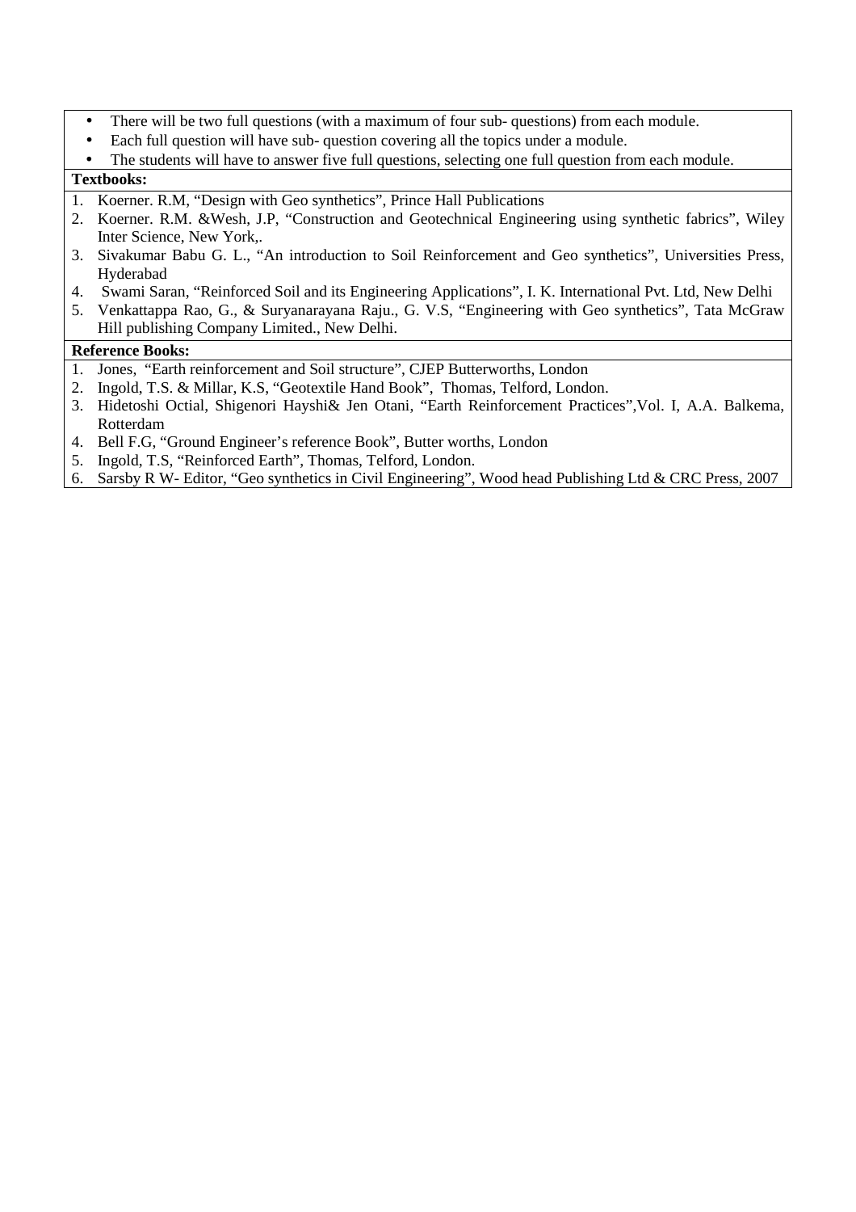- There will be two full questions (with a maximum of four sub- questions) from each module.
- Each full question will have sub- question covering all the topics under a module.
- The students will have to answer five full questions, selecting one full question from each module.

**Textbooks:**

1. Koerner. R.M, "Design with Geo synthetics", Prince Hall Publications
2. Koerner. R.M. &Wesh, J.P, "Construction and Geotechnical Engineering using synthetic fabrics", Wiley Inter Science, New York,.
3. Sivakumar Babu G. L., "An introduction to Soil Reinforcement and Geo synthetics", Universities Press, Hyderabad
4. Swami Saran, "Reinforced Soil and its Engineering Applications", I. K. International Pvt. Ltd, New Delhi
5. Venkattappa Rao, G., & Suryanarayana Raju., G. V.S, "Engineering with Geo synthetics", Tata McGraw Hill publishing Company Limited., New Delhi.

**Reference Books:**

1. Jones, "Earth reinforcement and Soil structure", CJEP Butterworths, London
2. Ingold, T.S. & Millar, K.S, "Geotextile Hand Book", Thomas, Telford, London.
3. Hidetoshi Octial, Shigenori Hayshi& Jen Otani, "Earth Reinforcement Practices",Vol. I, A.A. Balkema, Rotterdam
4. Bell F.G, "Ground Engineer's reference Book", Butter worths, London
5. Ingold, T.S, "Reinforced Earth", Thomas, Telford, London.
6. Sarsby R W- Editor, "Geo synthetics in Civil Engineering", Wood head Publishing Ltd & CRC Press, 2007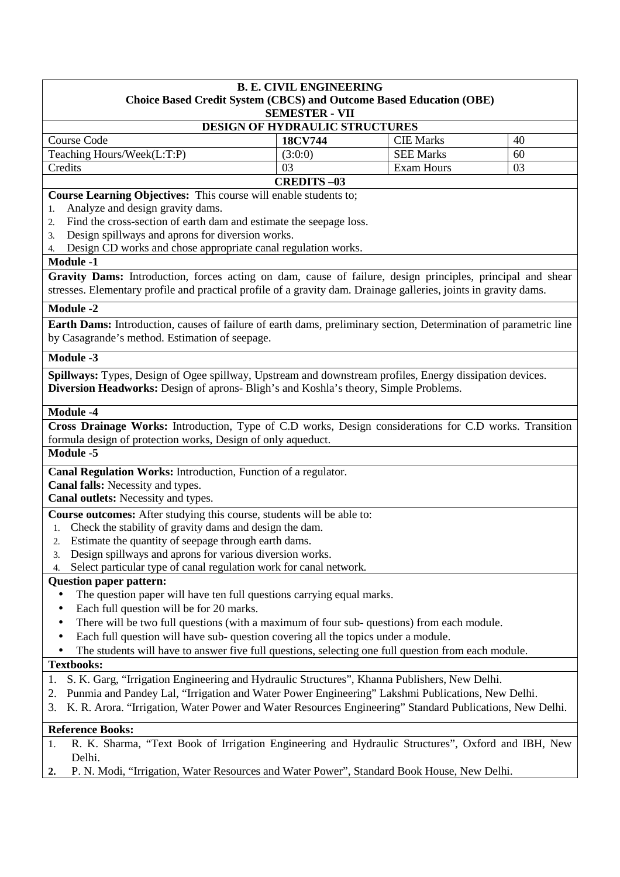**B. E. CIVIL ENGINEERING**
**Choice Based Credit System (CBCS) and Outcome Based Education (OBE)**
**SEMESTER - VII**

**DESIGN OF HYDRAULIC STRUCTURES**

| Course Code | **18CV744** | CIE Marks | 40 |
|---|---|---|---|
| Teaching Hours/Week(L:T:P) | (3:0:0) | SEE Marks | 60 |
| Credits | 03 | Exam Hours | 03 |

**CREDITS –03**

**Course Learning Objectives:** This course will enable students to;

1. Analyze and design gravity dams.
2. Find the cross-section of earth dam and estimate the seepage loss.
3. Design spillways and aprons for diversion works.
4. Design CD works and chose appropriate canal regulation works.

**Module -1**

**Gravity Dams:** Introduction, forces acting on dam, cause of failure, design principles, principal and shear stresses. Elementary profile and practical profile of a gravity dam. Drainage galleries, joints in gravity dams.

**Module -2**

**Earth Dams:** Introduction, causes of failure of earth dams, preliminary section, Determination of parametric line by Casagrande's method. Estimation of seepage.

**Module -3**

**Spillways:** Types, Design of Ogee spillway, Upstream and downstream profiles, Energy dissipation devices.
**Diversion Headworks:** Design of aprons- Bligh's and Koshla's theory, Simple Problems.

**Module -4**

**Cross Drainage Works:** Introduction, Type of C.D works, Design considerations for C.D works. Transition formula design of protection works, Design of only aqueduct.

**Module -5**

**Canal Regulation Works:** Introduction, Function of a regulator.
**Canal falls:** Necessity and types.
**Canal outlets:** Necessity and types.

**Course outcomes:** After studying this course, students will be able to:

1. Check the stability of gravity dams and design the dam.
2. Estimate the quantity of seepage through earth dams.
3. Design spillways and aprons for various diversion works.
4. Select particular type of canal regulation work for canal network.

**Question paper pattern:**

- The question paper will have ten full questions carrying equal marks.
- Each full question will be for 20 marks.
- There will be two full questions (with a maximum of four sub- questions) from each module.
- Each full question will have sub- question covering all the topics under a module.
- The students will have to answer five full questions, selecting one full question from each module.

**Textbooks:**

1. S. K. Garg, "Irrigation Engineering and Hydraulic Structures", Khanna Publishers, New Delhi.
2. Punmia and Pandey Lal, "Irrigation and Water Power Engineering" Lakshmi Publications, New Delhi.
3. K. R. Arora. "Irrigation, Water Power and Water Resources Engineering" Standard Publications, New Delhi.

**Reference Books:**

1. R. K. Sharma, "Text Book of Irrigation Engineering and Hydraulic Structures", Oxford and IBH, New Delhi.
2. P. N. Modi, "Irrigation, Water Resources and Water Power", Standard Book House, New Delhi.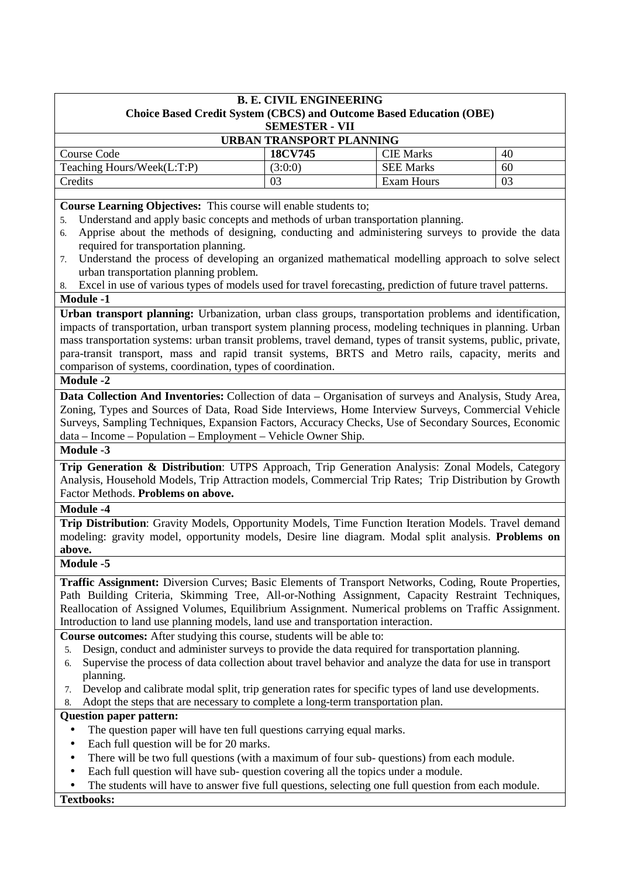**B. E. CIVIL ENGINEERING**
**Choice Based Credit System (CBCS) and Outcome Based Education (OBE)**
**SEMESTER - VII**

**URBAN TRANSPORT PLANNING**

| Course Code | **18CV745** | CIE Marks | 40 |
|---|---|---|---|
| Teaching Hours/Week(L:T:P) | (3:0:0) | SEE Marks | 60 |
| Credits | 03 | Exam Hours | 03 |

**Course Learning Objectives:** This course will enable students to;

5. Understand and apply basic concepts and methods of urban transportation planning.
6. Apprise about the methods of designing, conducting and administering surveys to provide the data required for transportation planning.
7. Understand the process of developing an organized mathematical modelling approach to solve select urban transportation planning problem.
8. Excel in use of various types of models used for travel forecasting, prediction of future travel patterns.

**Module -1**

**Urban transport planning:** Urbanization, urban class groups, transportation problems and identification, impacts of transportation, urban transport system planning process, modeling techniques in planning. Urban mass transportation systems: urban transit problems, travel demand, types of transit systems, public, private, para-transit transport, mass and rapid transit systems, BRTS and Metro rails, capacity, merits and comparison of systems, coordination, types of coordination.

**Module -2**

**Data Collection And Inventories:** Collection of data – Organisation of surveys and Analysis, Study Area, Zoning, Types and Sources of Data, Road Side Interviews, Home Interview Surveys, Commercial Vehicle Surveys, Sampling Techniques, Expansion Factors, Accuracy Checks, Use of Secondary Sources, Economic data – Income – Population – Employment – Vehicle Owner Ship.

**Module -3**

**Trip Generation & Distribution**: UTPS Approach, Trip Generation Analysis: Zonal Models, Category Analysis, Household Models, Trip Attraction models, Commercial Trip Rates; Trip Distribution by Growth Factor Methods. **Problems on above.**

**Module -4**

**Trip Distribution**: Gravity Models, Opportunity Models, Time Function Iteration Models. Travel demand modeling: gravity model, opportunity models, Desire line diagram. Modal split analysis. **Problems on above.**

**Module -5**

**Traffic Assignment:** Diversion Curves; Basic Elements of Transport Networks, Coding, Route Properties, Path Building Criteria, Skimming Tree, All-or-Nothing Assignment, Capacity Restraint Techniques, Reallocation of Assigned Volumes, Equilibrium Assignment. Numerical problems on Traffic Assignment. Introduction to land use planning models, land use and transportation interaction.

**Course outcomes:** After studying this course, students will be able to:

5. Design, conduct and administer surveys to provide the data required for transportation planning.
6. Supervise the process of data collection about travel behavior and analyze the data for use in transport planning.
7. Develop and calibrate modal split, trip generation rates for specific types of land use developments.
8. Adopt the steps that are necessary to complete a long-term transportation plan.

**Question paper pattern:**

- The question paper will have ten full questions carrying equal marks.
- Each full question will be for 20 marks.
- There will be two full questions (with a maximum of four sub- questions) from each module.
- Each full question will have sub- question covering all the topics under a module.
- The students will have to answer five full questions, selecting one full question from each module.

**Textbooks:**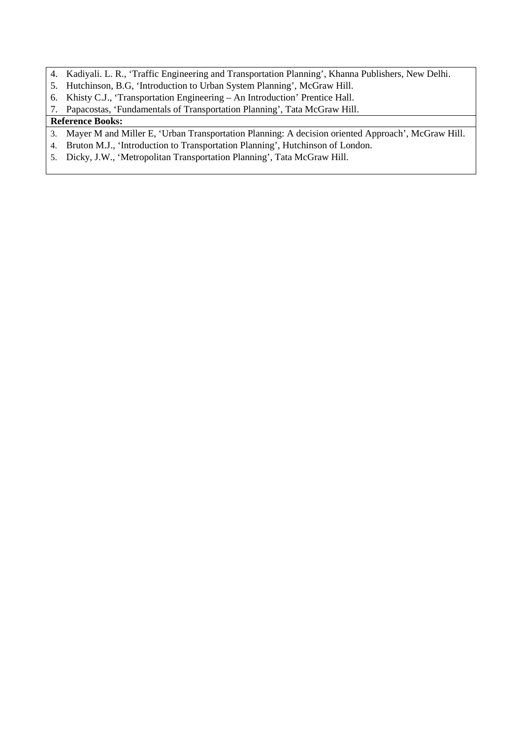4. Kadiyali. L. R., 'Traffic Engineering and Transportation Planning', Khanna Publishers, New Delhi.
5. Hutchinson, B.G, 'Introduction to Urban System Planning', McGraw Hill.
6. Khisty C.J., 'Transportation Engineering – An Introduction' Prentice Hall.
7. Papacostas, 'Fundamentals of Transportation Planning', Tata McGraw Hill.

**Reference Books:**

3. Mayer M and Miller E, 'Urban Transportation Planning: A decision oriented Approach', McGraw Hill.
4. Bruton M.J., 'Introduction to Transportation Planning', Hutchinson of London.
5. Dicky, J.W., 'Metropolitan Transportation Planning', Tata McGraw Hill.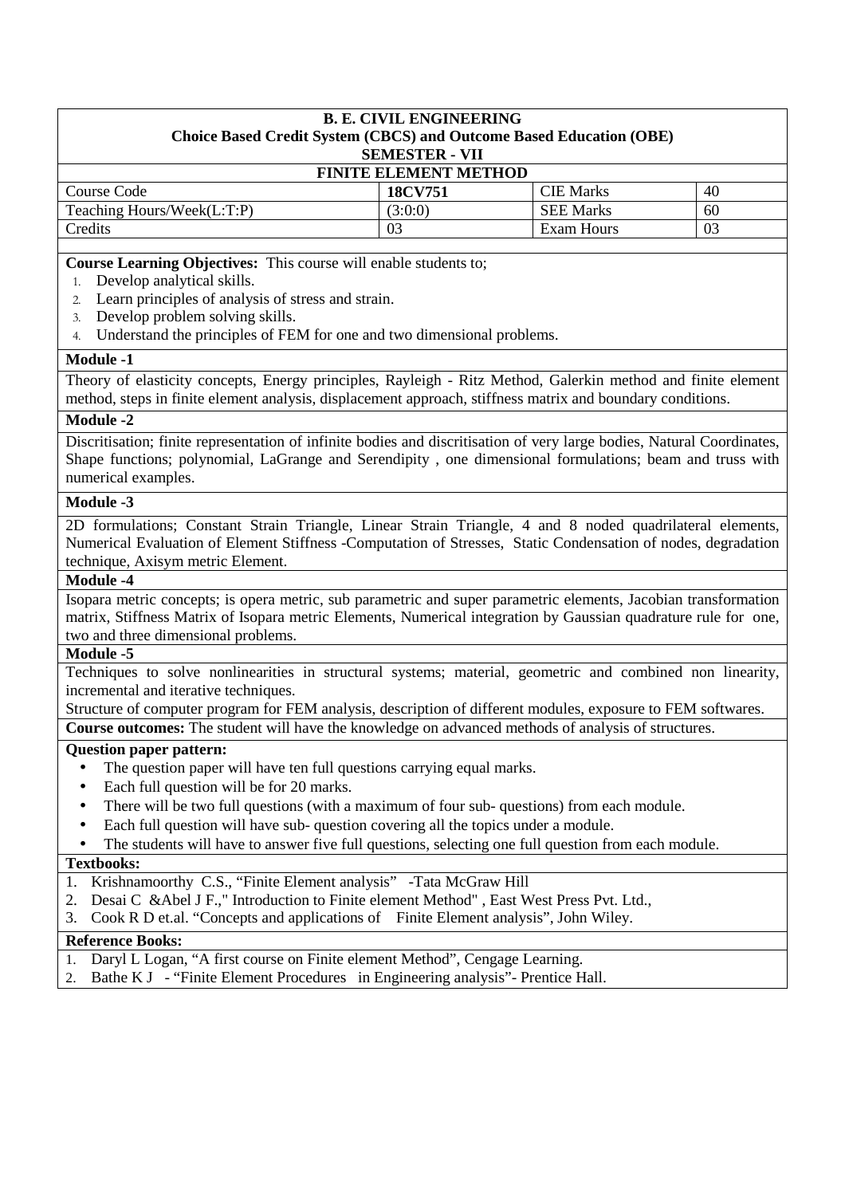**B. E. CIVIL ENGINEERING**
**Choice Based Credit System (CBCS) and Outcome Based Education (OBE)**
**SEMESTER - VII**

**FINITE ELEMENT METHOD**

| Course Code | **18CV751** | CIE Marks | 40 |
|---|---|---|---|
| Teaching Hours/Week(L:T:P) | (3:0:0) | SEE Marks | 60 |
| Credits | 03 | Exam Hours | 03 |

**Course Learning Objectives:** This course will enable students to;

1. Develop analytical skills.
2. Learn principles of analysis of stress and strain.
3. Develop problem solving skills.
4. Understand the principles of FEM for one and two dimensional problems.

**Module -1**

Theory of elasticity concepts, Energy principles, Rayleigh - Ritz Method, Galerkin method and finite element method, steps in finite element analysis, displacement approach, stiffness matrix and boundary conditions.

**Module -2**

Discritisation; finite representation of infinite bodies and discritisation of very large bodies, Natural Coordinates, Shape functions; polynomial, LaGrange and Serendipity , one dimensional formulations; beam and truss with numerical examples.

**Module -3**

2D formulations; Constant Strain Triangle, Linear Strain Triangle, 4 and 8 noded quadrilateral elements, Numerical Evaluation of Element Stiffness -Computation of Stresses, Static Condensation of nodes, degradation technique, Axisym metric Element.

**Module -4**

Isopara metric concepts; is opera metric, sub parametric and super parametric elements, Jacobian transformation matrix, Stiffness Matrix of Isopara metric Elements, Numerical integration by Gaussian quadrature rule for one, two and three dimensional problems.

**Module -5**

Techniques to solve nonlinearities in structural systems; material, geometric and combined non linearity, incremental and iterative techniques.

Structure of computer program for FEM analysis, description of different modules, exposure to FEM softwares.

**Course outcomes:** The student will have the knowledge on advanced methods of analysis of structures.

**Question paper pattern:**

- The question paper will have ten full questions carrying equal marks.
- Each full question will be for 20 marks.
- There will be two full questions (with a maximum of four sub- questions) from each module.
- Each full question will have sub- question covering all the topics under a module.
- The students will have to answer five full questions, selecting one full question from each module.

**Textbooks:**

1. Krishnamoorthy C.S., "Finite Element analysis" -Tata McGraw Hill
2. Desai C &Abel J F.," Introduction to Finite element Method" , East West Press Pvt. Ltd.,
3. Cook R D et.al. "Concepts and applications of Finite Element analysis", John Wiley.

**Reference Books:**

1. Daryl L Logan, "A first course on Finite element Method", Cengage Learning.
2. Bathe K J - "Finite Element Procedures in Engineering analysis"- Prentice Hall.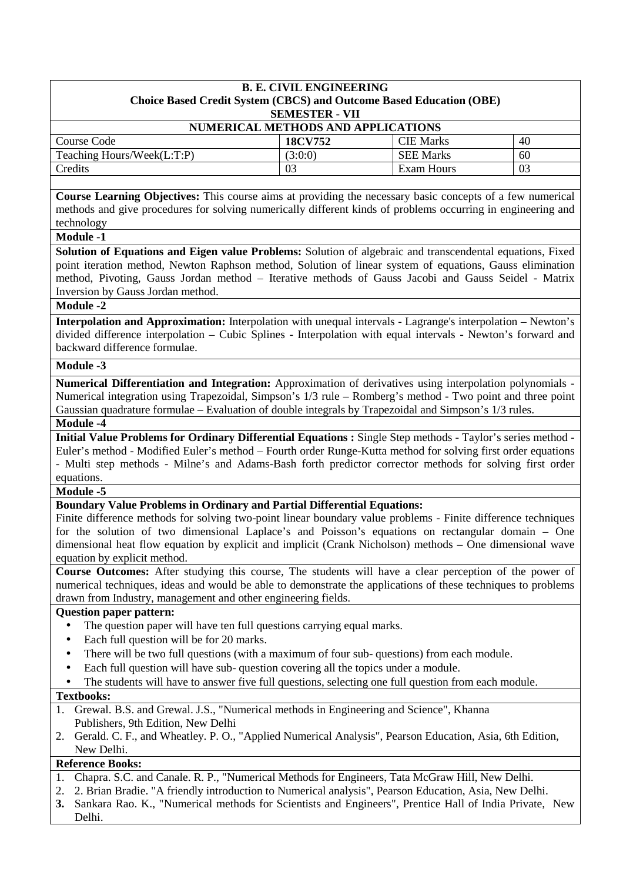**B. E. CIVIL ENGINEERING**
**Choice Based Credit System (CBCS) and Outcome Based Education (OBE)**
**SEMESTER - VII**

**NUMERICAL METHODS AND APPLICATIONS**

| Course Code | **18CV752** | CIE Marks | 40 |
|---|---|---|---|
| Teaching Hours/Week(L:T:P) | (3:0:0) | SEE Marks | 60 |
| Credits | 03 | Exam Hours | 03 |

**Course Learning Objectives:** This course aims at providing the necessary basic concepts of a few numerical methods and give procedures for solving numerically different kinds of problems occurring in engineering and technology

**Module -1**

**Solution of Equations and Eigen value Problems:** Solution of algebraic and transcendental equations, Fixed point iteration method, Newton Raphson method, Solution of linear system of equations, Gauss elimination method, Pivoting, Gauss Jordan method – Iterative methods of Gauss Jacobi and Gauss Seidel - Matrix Inversion by Gauss Jordan method.

**Module -2**

**Interpolation and Approximation:** Interpolation with unequal intervals - Lagrange's interpolation – Newton's divided difference interpolation – Cubic Splines - Interpolation with equal intervals - Newton's forward and backward difference formulae.

**Module -3**

**Numerical Differentiation and Integration:** Approximation of derivatives using interpolation polynomials - Numerical integration using Trapezoidal, Simpson's 1/3 rule – Romberg's method - Two point and three point Gaussian quadrature formulae – Evaluation of double integrals by Trapezoidal and Simpson's 1/3 rules.

**Module -4**

**Initial Value Problems for Ordinary Differential Equations :** Single Step methods - Taylor's series method - Euler's method - Modified Euler's method – Fourth order Runge-Kutta method for solving first order equations - Multi step methods - Milne's and Adams-Bash forth predictor corrector methods for solving first order equations.

**Module -5**

**Boundary Value Problems in Ordinary and Partial Differential Equations:**

Finite difference methods for solving two-point linear boundary value problems - Finite difference techniques for the solution of two dimensional Laplace's and Poisson's equations on rectangular domain – One dimensional heat flow equation by explicit and implicit (Crank Nicholson) methods – One dimensional wave equation by explicit method.

**Course Outcomes:** After studying this course, The students will have a clear perception of the power of numerical techniques, ideas and would be able to demonstrate the applications of these techniques to problems drawn from Industry, management and other engineering fields.

**Question paper pattern:**

- The question paper will have ten full questions carrying equal marks.
- Each full question will be for 20 marks.
- There will be two full questions (with a maximum of four sub- questions) from each module.
- Each full question will have sub- question covering all the topics under a module.
- The students will have to answer five full questions, selecting one full question from each module.

**Textbooks:**

1. Grewal. B.S. and Grewal. J.S., "Numerical methods in Engineering and Science", Khanna Publishers, 9th Edition, New Delhi
2. Gerald. C. F., and Wheatley. P. O., "Applied Numerical Analysis", Pearson Education, Asia, 6th Edition, New Delhi.

**Reference Books:**

1. Chapra. S.C. and Canale. R. P., "Numerical Methods for Engineers, Tata McGraw Hill, New Delhi.
2. 2. Brian Bradie. "A friendly introduction to Numerical analysis", Pearson Education, Asia, New Delhi.
3. Sankara Rao. K., "Numerical methods for Scientists and Engineers", Prentice Hall of India Private, New Delhi.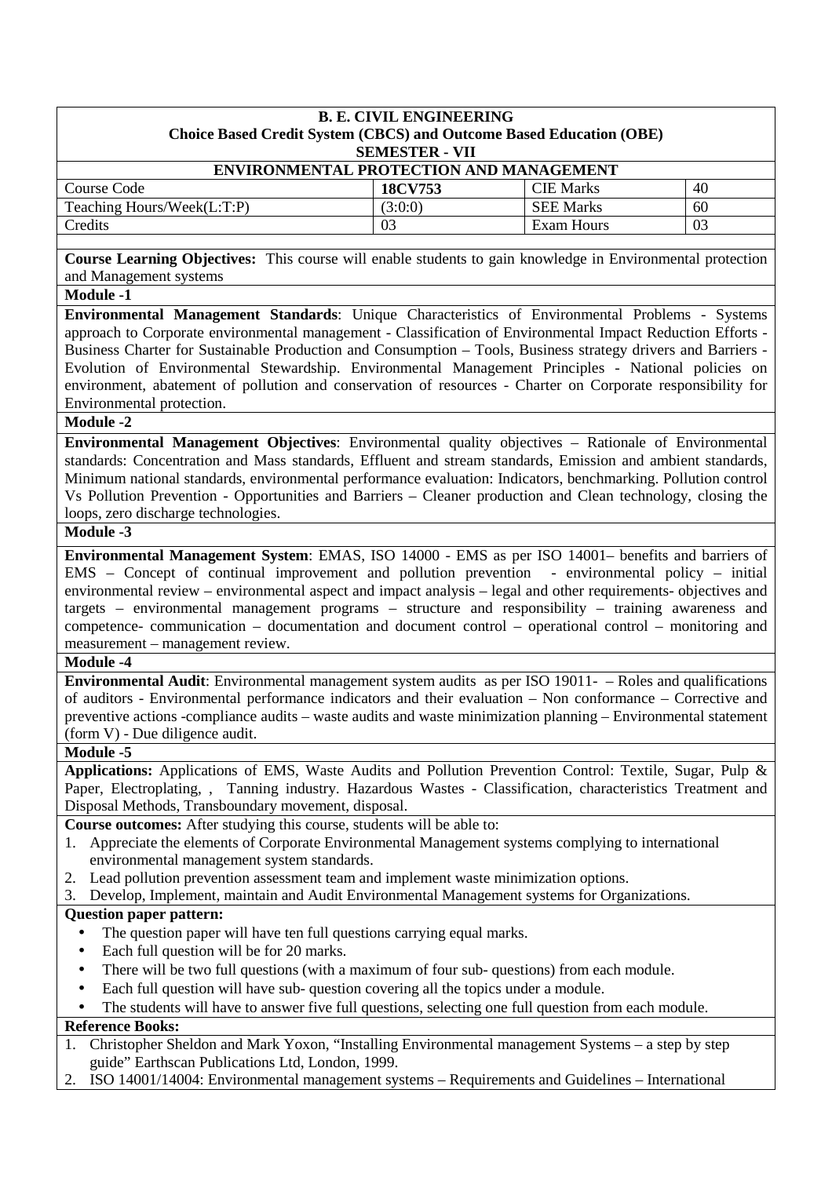**B. E. CIVIL ENGINEERING**
**Choice Based Credit System (CBCS) and Outcome Based Education (OBE)**
**SEMESTER - VII**

## ENVIRONMENTAL PROTECTION AND MANAGEMENT

| Course Code | **18CV753** | CIE Marks | 40 |
|---|---|---|---|
| Teaching Hours/Week(L:T:P) | (3:0:0) | SEE Marks | 60 |
| Credits | 03 | Exam Hours | 03 |

**Course Learning Objectives:** This course will enable students to gain knowledge in Environmental protection and Management systems

**Module -1**

**Environmental Management Standards**: Unique Characteristics of Environmental Problems - Systems approach to Corporate environmental management - Classification of Environmental Impact Reduction Efforts - Business Charter for Sustainable Production and Consumption – Tools, Business strategy drivers and Barriers - Evolution of Environmental Stewardship. Environmental Management Principles - National policies on environment, abatement of pollution and conservation of resources - Charter on Corporate responsibility for Environmental protection.

**Module -2**

**Environmental Management Objectives**: Environmental quality objectives – Rationale of Environmental standards: Concentration and Mass standards, Effluent and stream standards, Emission and ambient standards, Minimum national standards, environmental performance evaluation: Indicators, benchmarking. Pollution control Vs Pollution Prevention - Opportunities and Barriers – Cleaner production and Clean technology, closing the loops, zero discharge technologies.

**Module -3**

**Environmental Management System**: EMAS, ISO 14000 - EMS as per ISO 14001– benefits and barriers of EMS – Concept of continual improvement and pollution prevention - environmental policy – initial environmental review – environmental aspect and impact analysis – legal and other requirements- objectives and targets – environmental management programs – structure and responsibility – training awareness and competence- communication – documentation and document control – operational control – monitoring and measurement – management review.

**Module -4**

**Environmental Audit**: Environmental management system audits as per ISO 19011- – Roles and qualifications of auditors - Environmental performance indicators and their evaluation – Non conformance – Corrective and preventive actions -compliance audits – waste audits and waste minimization planning – Environmental statement (form V) - Due diligence audit.

**Module -5**

**Applications:** Applications of EMS, Waste Audits and Pollution Prevention Control: Textile, Sugar, Pulp & Paper, Electroplating, , Tanning industry. Hazardous Wastes - Classification, characteristics Treatment and Disposal Methods, Transboundary movement, disposal.

**Course outcomes:** After studying this course, students will be able to:

1. Appreciate the elements of Corporate Environmental Management systems complying to international environmental management system standards.
2. Lead pollution prevention assessment team and implement waste minimization options.
3. Develop, Implement, maintain and Audit Environmental Management systems for Organizations.

**Question paper pattern:**

- The question paper will have ten full questions carrying equal marks.
- Each full question will be for 20 marks.
- There will be two full questions (with a maximum of four sub- questions) from each module.
- Each full question will have sub- question covering all the topics under a module.
- The students will have to answer five full questions, selecting one full question from each module.

**Reference Books:**

1. Christopher Sheldon and Mark Yoxon, "Installing Environmental management Systems – a step by step guide" Earthscan Publications Ltd, London, 1999.
2. ISO 14001/14004: Environmental management systems – Requirements and Guidelines – International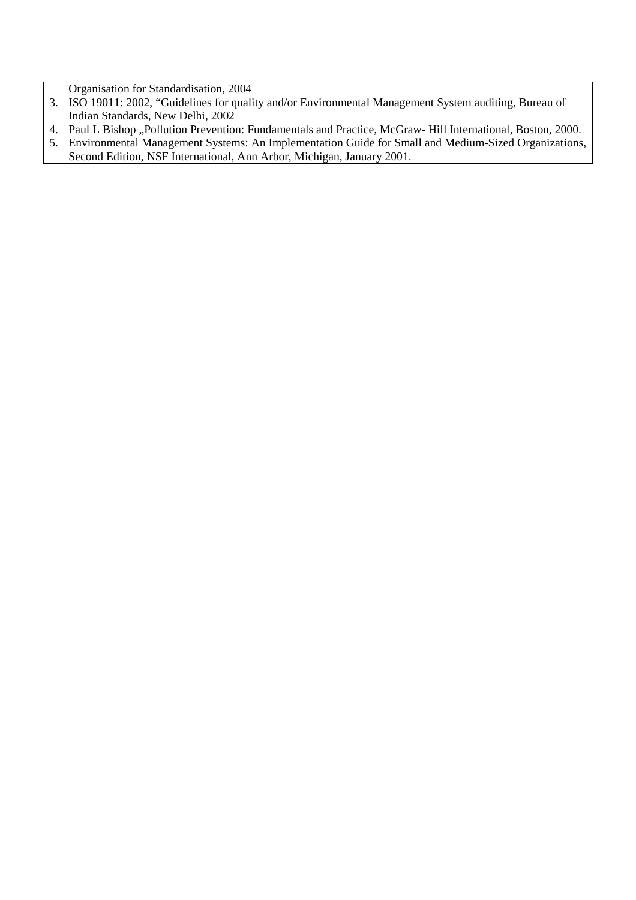Organisation for Standardisation, 2004

3. ISO 19011: 2002, "Guidelines for quality and/or Environmental Management System auditing, Bureau of Indian Standards, New Delhi, 2002
4. Paul L Bishop „Pollution Prevention: Fundamentals and Practice, McGraw- Hill International, Boston, 2000.
5. Environmental Management Systems: An Implementation Guide for Small and Medium-Sized Organizations, Second Edition, NSF International, Ann Arbor, Michigan, January 2001.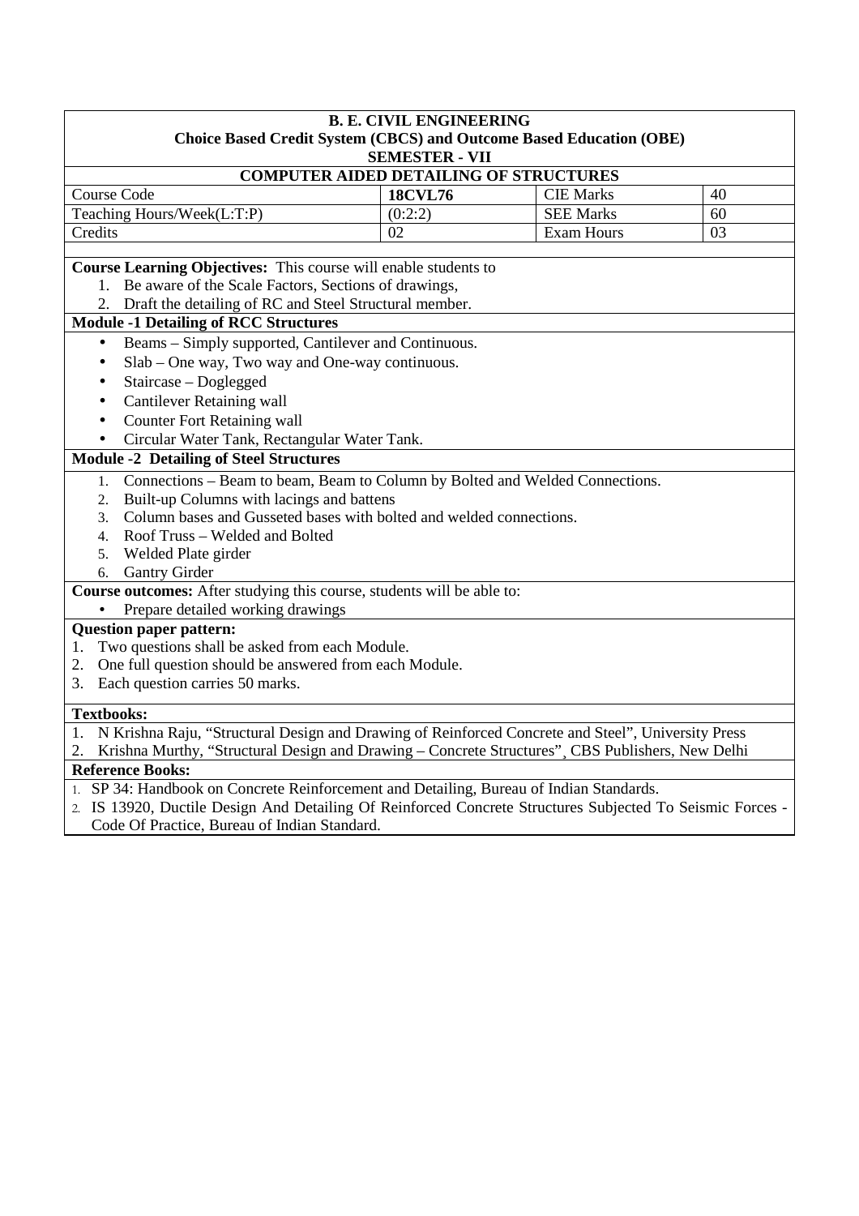**B. E. CIVIL ENGINEERING**
**Choice Based Credit System (CBCS) and Outcome Based Education (OBE)**
**SEMESTER - VII**

**COMPUTER AIDED DETAILING OF STRUCTURES**

| Course Code | **18CVL76** | CIE Marks | 40 |
|---|---|---|---|
| Teaching Hours/Week(L:T:P) | (0:2:2) | SEE Marks | 60 |
| Credits | 02 | Exam Hours | 03 |

**Course Learning Objectives:** This course will enable students to

1. Be aware of the Scale Factors, Sections of drawings,
2. Draft the detailing of RC and Steel Structural member.

**Module -1 Detailing of RCC Structures**

- Beams – Simply supported, Cantilever and Continuous.
- Slab – One way, Two way and One-way continuous.
- Staircase – Doglegged
- Cantilever Retaining wall
- Counter Fort Retaining wall
- Circular Water Tank, Rectangular Water Tank.

**Module -2 Detailing of Steel Structures**

1. Connections – Beam to beam, Beam to Column by Bolted and Welded Connections.
2. Built-up Columns with lacings and battens
3. Column bases and Gusseted bases with bolted and welded connections.
4. Roof Truss – Welded and Bolted
5. Welded Plate girder
6. Gantry Girder

**Course outcomes:** After studying this course, students will be able to:

- Prepare detailed working drawings

**Question paper pattern:**

1. Two questions shall be asked from each Module.
2. One full question should be answered from each Module.
3. Each question carries 50 marks.

**Textbooks:**

1. N Krishna Raju, "Structural Design and Drawing of Reinforced Concrete and Steel", University Press
2. Krishna Murthy, "Structural Design and Drawing – Concrete Structures", CBS Publishers, New Delhi

**Reference Books:**

1. SP 34: Handbook on Concrete Reinforcement and Detailing, Bureau of Indian Standards.
2. IS 13920, Ductile Design And Detailing Of Reinforced Concrete Structures Subjected To Seismic Forces - Code Of Practice, Bureau of Indian Standard.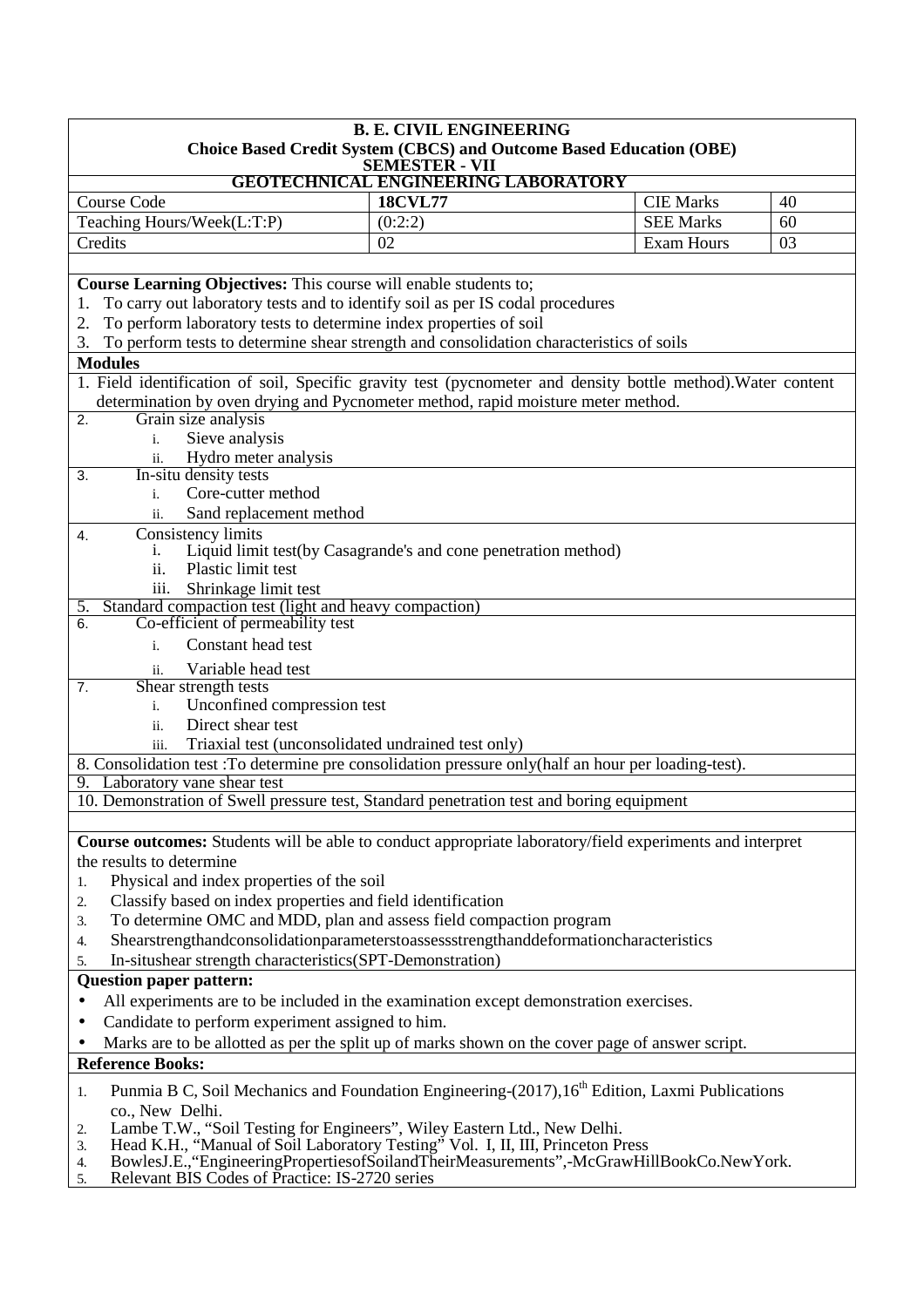**B. E. CIVIL ENGINEERING**
**Choice Based Credit System (CBCS) and Outcome Based Education (OBE)**
**SEMESTER - VII**

# GEOTECHNICAL ENGINEERING LABORATORY

| Course Code | **18CVL77** | CIE Marks | 40 |
|---|---|---|---|
| Teaching Hours/Week(L:T:P) | (0:2:2) | SEE Marks | 60 |
| Credits | 02 | Exam Hours | 03 |

**Course Learning Objectives:** This course will enable students to;

1. To carry out laboratory tests and to identify soil as per IS codal procedures
2. To perform laboratory tests to determine index properties of soil
3. To perform tests to determine shear strength and consolidation characteristics of soils

**Modules**

1. Field identification of soil, Specific gravity test (pycnometer and density bottle method).Water content determination by oven drying and Pycnometer method, rapid moisture meter method.
2. Grain size analysis
   - i. Sieve analysis
   - ii. Hydro meter analysis
3. In-situ density tests
   - i. Core-cutter method
   - ii. Sand replacement method
4. Consistency limits
   - i. Liquid limit test(by Casagrande's and cone penetration method)
   - ii. Plastic limit test
   - iii. Shrinkage limit test
5. Standard compaction test (light and heavy compaction)
6. Co-efficient of permeability test
   - i. Constant head test
   - ii. Variable head test
7. Shear strength tests
   - i. Unconfined compression test
   - ii. Direct shear test
   - iii. Triaxial test (unconsolidated undrained test only)
8. Consolidation test :To determine pre consolidation pressure only(half an hour per loading-test).
9. Laboratory vane shear test
10. Demonstration of Swell pressure test, Standard penetration test and boring equipment

**Course outcomes:** Students will be able to conduct appropriate laboratory/field experiments and interpret the results to determine

1. Physical and index properties of the soil
2. Classify based on index properties and field identification
3. To determine OMC and MDD, plan and assess field compaction program
4. Shearstrengthandconsolidationparameterstoassessstrengthanddeformationcharacteristics
5. In-situshear strength characteristics(SPT-Demonstration)

**Question paper pattern:**

- All experiments are to be included in the examination except demonstration exercises.
- Candidate to perform experiment assigned to him.
- Marks are to be allotted as per the split up of marks shown on the cover page of answer script.

**Reference Books:**

1. Punmia B C, Soil Mechanics and Foundation Engineering-(2017),16th Edition, Laxmi Publications co., New Delhi.
2. Lambe T.W., "Soil Testing for Engineers", Wiley Eastern Ltd., New Delhi.
3. Head K.H., "Manual of Soil Laboratory Testing" Vol. I, II, III, Princeton Press
4. BowlesJ.E.,"EngineeringPropertiesofSoilandTheirMeasurements",-McGrawHillBookCo.NewYork.
5. Relevant BIS Codes of Practice: IS-2720 series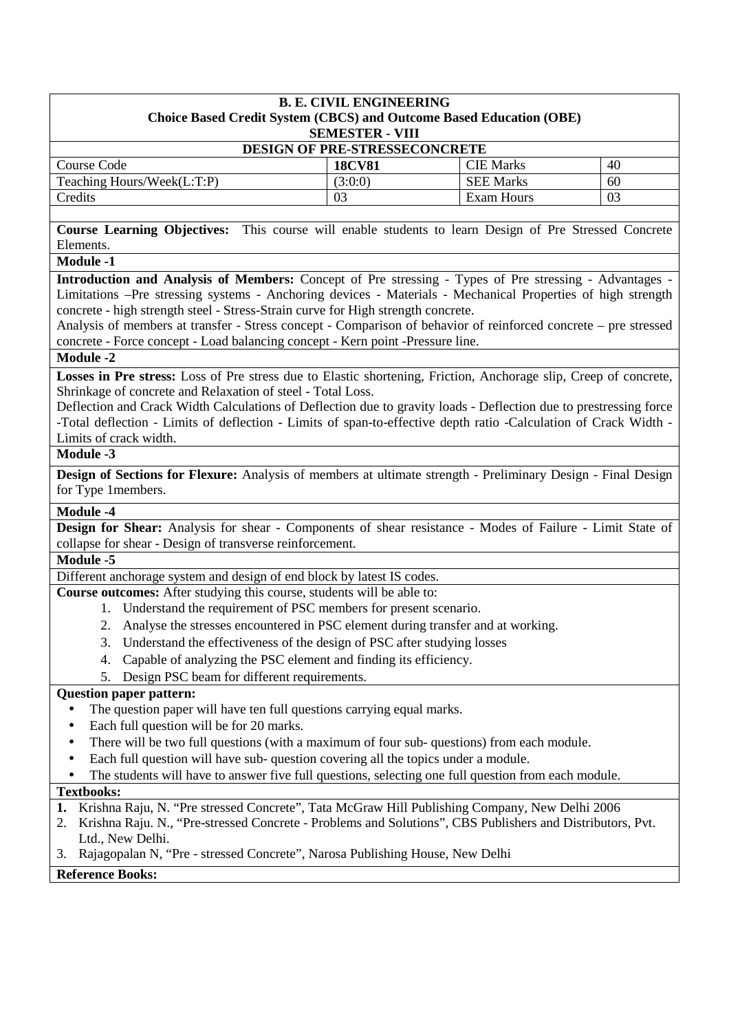**B. E. CIVIL ENGINEERING**
**Choice Based Credit System (CBCS) and Outcome Based Education (OBE)**
**SEMESTER - VIII**

**DESIGN OF PRE-STRESSECONCRETE**

| Course Code | **18CV81** | CIE Marks | 40 |
|---|---|---|---|
| Teaching Hours/Week(L:T:P) | (3:0:0) | SEE Marks | 60 |
| Credits | 03 | Exam Hours | 03 |

**Course Learning Objectives:** This course will enable students to learn Design of Pre Stressed Concrete Elements.

**Module -1**

**Introduction and Analysis of Members:** Concept of Pre stressing - Types of Pre stressing - Advantages - Limitations –Pre stressing systems - Anchoring devices - Materials - Mechanical Properties of high strength concrete - high strength steel - Stress-Strain curve for High strength concrete.
Analysis of members at transfer - Stress concept - Comparison of behavior of reinforced concrete – pre stressed concrete - Force concept - Load balancing concept - Kern point -Pressure line.

**Module -2**

**Losses in Pre stress:** Loss of Pre stress due to Elastic shortening, Friction, Anchorage slip, Creep of concrete, Shrinkage of concrete and Relaxation of steel - Total Loss.
Deflection and Crack Width Calculations of Deflection due to gravity loads - Deflection due to prestressing force -Total deflection - Limits of deflection - Limits of span-to-effective depth ratio -Calculation of Crack Width - Limits of crack width.

**Module -3**

**Design of Sections for Flexure:** Analysis of members at ultimate strength - Preliminary Design - Final Design for Type 1members.

**Module -4**

**Design for Shear:** Analysis for shear - Components of shear resistance - Modes of Failure - Limit State of collapse for shear - Design of transverse reinforcement.

**Module -5**

Different anchorage system and design of end block by latest IS codes.

**Course outcomes:** After studying this course, students will be able to:

1. Understand the requirement of PSC members for present scenario.
2. Analyse the stresses encountered in PSC element during transfer and at working.
3. Understand the effectiveness of the design of PSC after studying losses
4. Capable of analyzing the PSC element and finding its efficiency.
5. Design PSC beam for different requirements.

**Question paper pattern:**

- The question paper will have ten full questions carrying equal marks.
- Each full question will be for 20 marks.
- There will be two full questions (with a maximum of four sub- questions) from each module.
- Each full question will have sub- question covering all the topics under a module.
- The students will have to answer five full questions, selecting one full question from each module.

**Textbooks:**

1. Krishna Raju, N. "Pre stressed Concrete", Tata McGraw Hill Publishing Company, New Delhi 2006
2. Krishna Raju. N., "Pre-stressed Concrete - Problems and Solutions", CBS Publishers and Distributors, Pvt. Ltd., New Delhi.
3. Rajagopalan N, "Pre - stressed Concrete", Narosa Publishing House, New Delhi

**Reference Books:**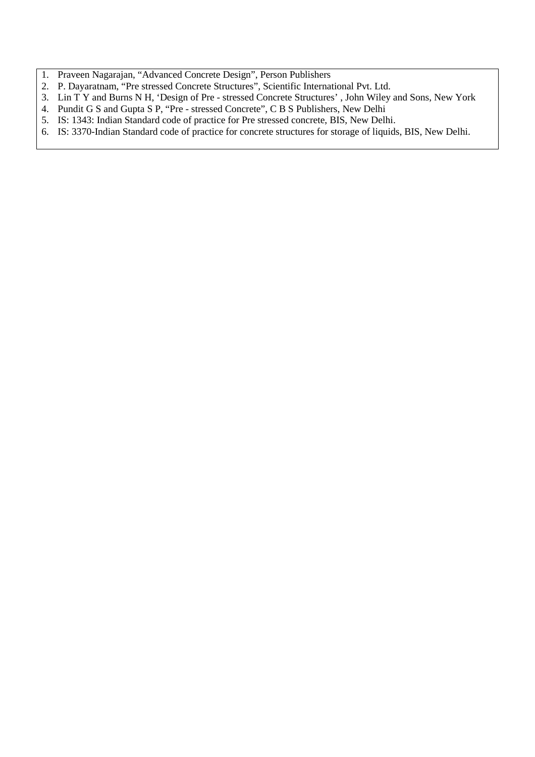1. Praveen Nagarajan, “Advanced Concrete Design”, Person Publishers
2. P. Dayaratnam, “Pre stressed Concrete Structures”, Scientific International Pvt. Ltd.
3. Lin T Y and Burns N H, ‘Design of Pre - stressed Concrete Structures’ , John Wiley and Sons, New York
4. Pundit G S and Gupta S P, “Pre - stressed Concrete”, C B S Publishers, New Delhi
5. IS: 1343: Indian Standard code of practice for Pre stressed concrete, BIS, New Delhi.
6. IS: 3370-Indian Standard code of practice for concrete structures for storage of liquids, BIS, New Delhi.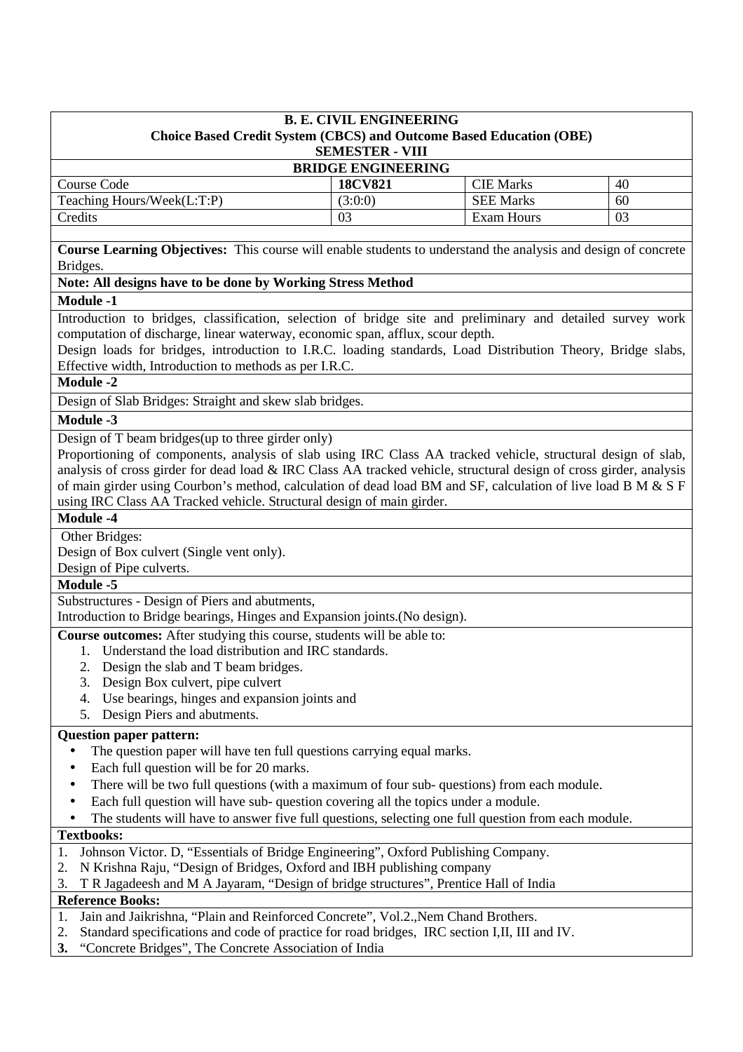**B. E. CIVIL ENGINEERING**
**Choice Based Credit System (CBCS) and Outcome Based Education (OBE)**
**SEMESTER - VIII**

## BRIDGE ENGINEERING

| Course Code | **18CV821** | CIE Marks | 40 |
|---|---|---|---|
| Teaching Hours/Week(L:T:P) | (3:0:0) | SEE Marks | 60 |
| Credits | 03 | Exam Hours | 03 |

**Course Learning Objectives:** This course will enable students to understand the analysis and design of concrete Bridges.

**Note: All designs have to be done by Working Stress Method**

**Module -1**

Introduction to bridges, classification, selection of bridge site and preliminary and detailed survey work computation of discharge, linear waterway, economic span, afflux, scour depth.
Design loads for bridges, introduction to I.R.C. loading standards, Load Distribution Theory, Bridge slabs, Effective width, Introduction to methods as per I.R.C.

**Module -2**

Design of Slab Bridges: Straight and skew slab bridges.

**Module -3**

Design of T beam bridges(up to three girder only)
Proportioning of components, analysis of slab using IRC Class AA tracked vehicle, structural design of slab, analysis of cross girder for dead load & IRC Class AA tracked vehicle, structural design of cross girder, analysis of main girder using Courbon's method, calculation of dead load BM and SF, calculation of live load B M & S F using IRC Class AA Tracked vehicle. Structural design of main girder.

**Module -4**

Other Bridges:
Design of Box culvert (Single vent only).
Design of Pipe culverts.

**Module -5**

Substructures - Design of Piers and abutments,
Introduction to Bridge bearings, Hinges and Expansion joints.(No design).

**Course outcomes:** After studying this course, students will be able to:

1. Understand the load distribution and IRC standards.
2. Design the slab and T beam bridges.
3. Design Box culvert, pipe culvert
4. Use bearings, hinges and expansion joints and
5. Design Piers and abutments.

**Question paper pattern:**

- The question paper will have ten full questions carrying equal marks.
- Each full question will be for 20 marks.
- There will be two full questions (with a maximum of four sub- questions) from each module.
- Each full question will have sub- question covering all the topics under a module.
- The students will have to answer five full questions, selecting one full question from each module.

**Textbooks:**

1. Johnson Victor. D, "Essentials of Bridge Engineering", Oxford Publishing Company.
2. N Krishna Raju, "Design of Bridges, Oxford and IBH publishing company
3. T R Jagadeesh and M A Jayaram, "Design of bridge structures", Prentice Hall of India

**Reference Books:**

1. Jain and Jaikrishna, "Plain and Reinforced Concrete", Vol.2.,Nem Chand Brothers.
2. Standard specifications and code of practice for road bridges, IRC section I,II, III and IV.
3. "Concrete Bridges", The Concrete Association of India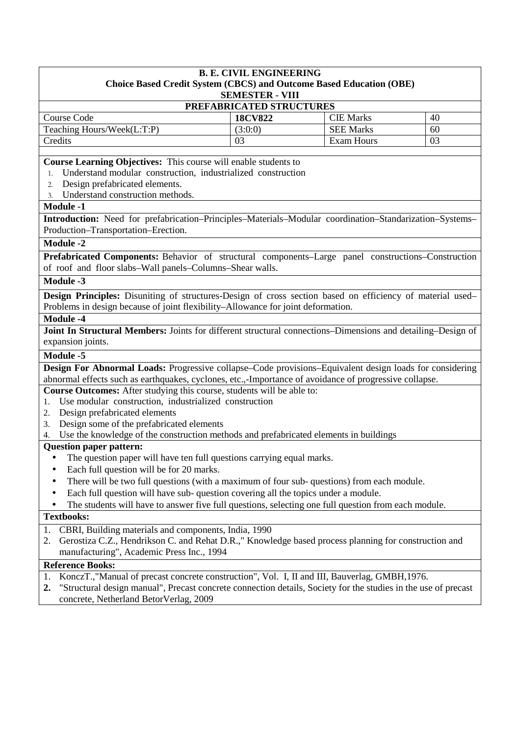**B. E. CIVIL ENGINEERING**
**Choice Based Credit System (CBCS) and Outcome Based Education (OBE)**
**SEMESTER - VIII**

## PREFABRICATED STRUCTURES

| Course Code | 18CV822 | CIE Marks | 40 |
|---|---|---|---|
| Teaching Hours/Week(L:T:P) | (3:0:0) | SEE Marks | 60 |
| Credits | 03 | Exam Hours | 03 |

**Course Learning Objectives:** This course will enable students to

1. Understand modular construction, industrialized construction
2. Design prefabricated elements.
3. Understand construction methods.

**Module -1**

**Introduction:** Need for prefabrication–Principles–Materials–Modular coordination–Standarization–Systems–Production–Transportation–Erection.

**Module -2**

**Prefabricated Components:** Behavior of structural components–Large panel constructions–Construction of roof and floor slabs–Wall panels–Columns–Shear walls.

**Module -3**

**Design Principles:** Disuniting of structures-Design of cross section based on efficiency of material used–Problems in design because of joint flexibility–Allowance for joint deformation.

**Module -4**

**Joint In Structural Members:** Joints for different structural connections–Dimensions and detailing–Design of expansion joints.

**Module -5**

**Design For Abnormal Loads:** Progressive collapse–Code provisions–Equivalent design loads for considering abnormal effects such as earthquakes, cyclones, etc.,-Importance of avoidance of progressive collapse.

**Course Outcomes:** After studying this course, students will be able to:

1. Use modular construction, industrialized construction
2. Design prefabricated elements
3. Design some of the prefabricated elements
4. Use the knowledge of the construction methods and prefabricated elements in buildings

**Question paper pattern:**

- The question paper will have ten full questions carrying equal marks.
- Each full question will be for 20 marks.
- There will be two full questions (with a maximum of four sub- questions) from each module.
- Each full question will have sub- question covering all the topics under a module.
- The students will have to answer five full questions, selecting one full question from each module.

**Textbooks:**

1. CBRI, Building materials and components, India, 1990
2. Gerostiza C.Z., Hendrikson C. and Rehat D.R.," Knowledge based process planning for construction and manufacturing", Academic Press Inc., 1994

**Reference Books:**

1. KonczT.,"Manual of precast concrete construction", Vol. I, II and III, Bauverlag, GMBH,1976.
2. "Structural design manual", Precast concrete connection details, Society for the studies in the use of precast concrete, Netherland BetorVerlag, 2009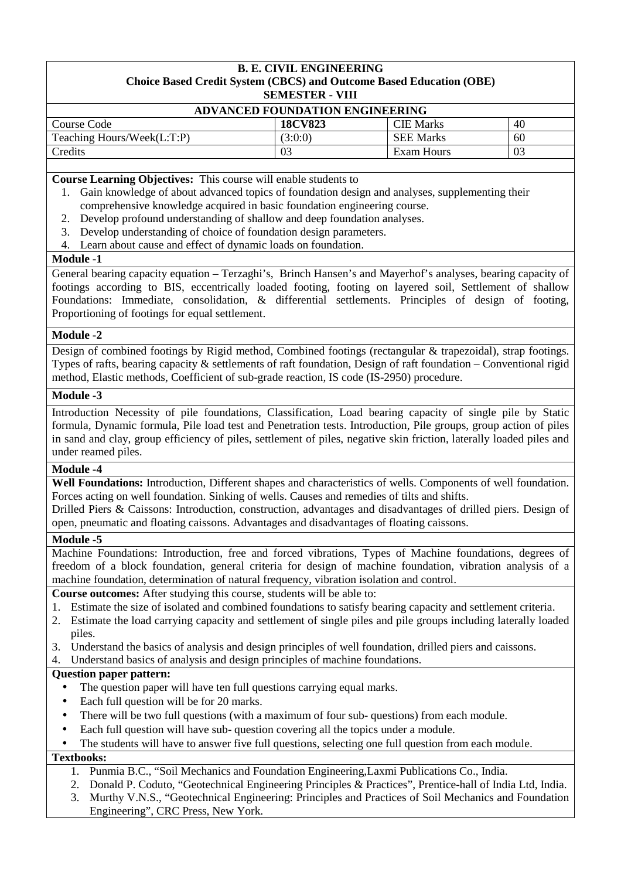**B. E. CIVIL ENGINEERING**
**Choice Based Credit System (CBCS) and Outcome Based Education (OBE)**
**SEMESTER - VIII**

**ADVANCED FOUNDATION ENGINEERING**

| Course Code | **18CV823** | CIE Marks | 40 |
|---|---|---|---|
| Teaching Hours/Week(L:T:P) | (3:0:0) | SEE Marks | 60 |
| Credits | 03 | Exam Hours | 03 |

**Course Learning Objectives:** This course will enable students to

1. Gain knowledge of about advanced topics of foundation design and analyses, supplementing their comprehensive knowledge acquired in basic foundation engineering course.
2. Develop profound understanding of shallow and deep foundation analyses.
3. Develop understanding of choice of foundation design parameters.
4. Learn about cause and effect of dynamic loads on foundation.

**Module -1**

General bearing capacity equation – Terzaghi's, Brinch Hansen's and Mayerhof's analyses, bearing capacity of footings according to BIS, eccentrically loaded footing, footing on layered soil, Settlement of shallow Foundations: Immediate, consolidation, & differential settlements. Principles of design of footing, Proportioning of footings for equal settlement.

**Module -2**

Design of combined footings by Rigid method, Combined footings (rectangular & trapezoidal), strap footings. Types of rafts, bearing capacity & settlements of raft foundation, Design of raft foundation – Conventional rigid method, Elastic methods, Coefficient of sub-grade reaction, IS code (IS-2950) procedure.

**Module -3**

Introduction Necessity of pile foundations, Classification, Load bearing capacity of single pile by Static formula, Dynamic formula, Pile load test and Penetration tests. Introduction, Pile groups, group action of piles in sand and clay, group efficiency of piles, settlement of piles, negative skin friction, laterally loaded piles and under reamed piles.

**Module -4**

**Well Foundations:** Introduction, Different shapes and characteristics of wells. Components of well foundation. Forces acting on well foundation. Sinking of wells. Causes and remedies of tilts and shifts.

Drilled Piers & Caissons: Introduction, construction, advantages and disadvantages of drilled piers. Design of open, pneumatic and floating caissons. Advantages and disadvantages of floating caissons.

**Module -5**

Machine Foundations: Introduction, free and forced vibrations, Types of Machine foundations, degrees of freedom of a block foundation, general criteria for design of machine foundation, vibration analysis of a machine foundation, determination of natural frequency, vibration isolation and control.

**Course outcomes:** After studying this course, students will be able to:

1. Estimate the size of isolated and combined foundations to satisfy bearing capacity and settlement criteria.
2. Estimate the load carrying capacity and settlement of single piles and pile groups including laterally loaded piles.
3. Understand the basics of analysis and design principles of well foundation, drilled piers and caissons.
4. Understand basics of analysis and design principles of machine foundations.

**Question paper pattern:**

- The question paper will have ten full questions carrying equal marks.
- Each full question will be for 20 marks.
- There will be two full questions (with a maximum of four sub- questions) from each module.
- Each full question will have sub- question covering all the topics under a module.
- The students will have to answer five full questions, selecting one full question from each module.

**Textbooks:**

1. Punmia B.C., "Soil Mechanics and Foundation Engineering,Laxmi Publications Co., India.
2. Donald P. Coduto, "Geotechnical Engineering Principles & Practices", Prentice-hall of India Ltd, India.
3. Murthy V.N.S., "Geotechnical Engineering: Principles and Practices of Soil Mechanics and Foundation Engineering", CRC Press, New York.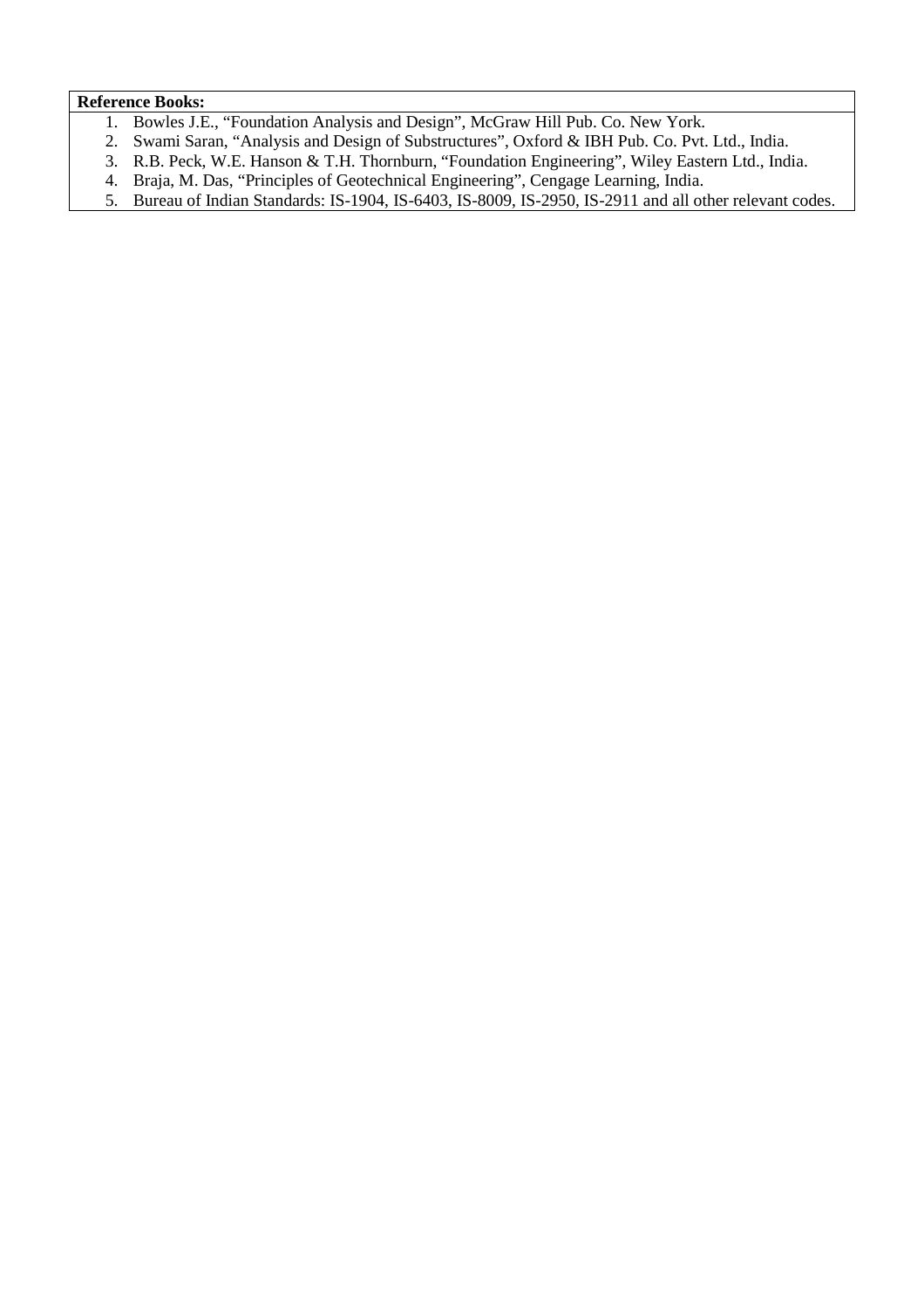**Reference Books:**

1. Bowles J.E., "Foundation Analysis and Design", McGraw Hill Pub. Co. New York.
2. Swami Saran, "Analysis and Design of Substructures", Oxford & IBH Pub. Co. Pvt. Ltd., India.
3. R.B. Peck, W.E. Hanson & T.H. Thornburn, "Foundation Engineering", Wiley Eastern Ltd., India.
4. Braja, M. Das, "Principles of Geotechnical Engineering", Cengage Learning, India.
5. Bureau of Indian Standards: IS-1904, IS-6403, IS-8009, IS-2950, IS-2911 and all other relevant codes.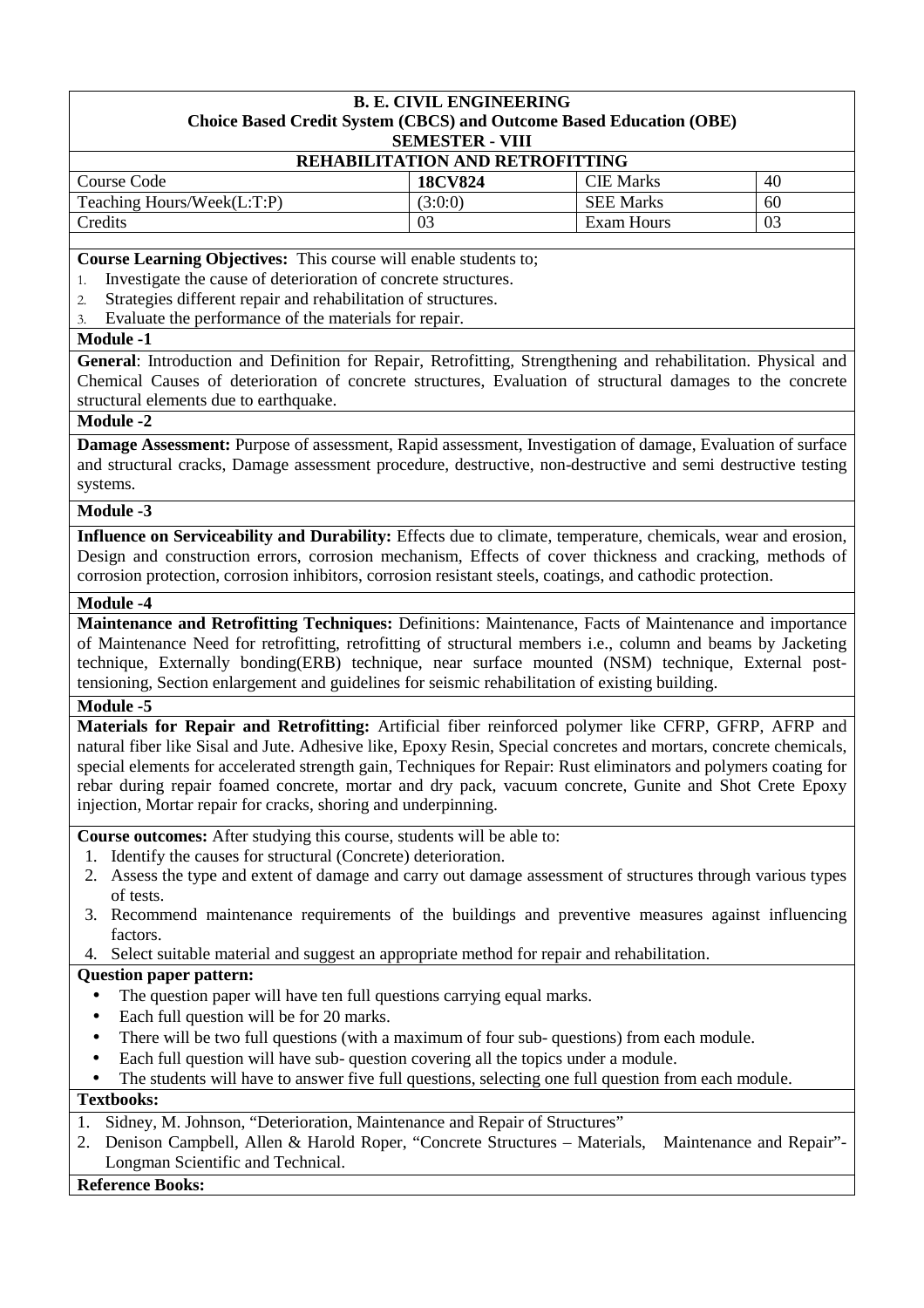**B. E. CIVIL ENGINEERING**
**Choice Based Credit System (CBCS) and Outcome Based Education (OBE)**
**SEMESTER - VIII**

## REHABILITATION AND RETROFITTING

| Course Code | **18CV824** | CIE Marks | 40 |
|---|---|---|---|
| Teaching Hours/Week(L:T:P) | (3:0:0) | SEE Marks | 60 |
| Credits | 03 | Exam Hours | 03 |

**Course Learning Objectives:** This course will enable students to;

1. Investigate the cause of deterioration of concrete structures.
2. Strategies different repair and rehabilitation of structures.
3. Evaluate the performance of the materials for repair.

**Module -1**

**General**: Introduction and Definition for Repair, Retrofitting, Strengthening and rehabilitation. Physical and Chemical Causes of deterioration of concrete structures, Evaluation of structural damages to the concrete structural elements due to earthquake.

**Module -2**

**Damage Assessment:** Purpose of assessment, Rapid assessment, Investigation of damage, Evaluation of surface and structural cracks, Damage assessment procedure, destructive, non-destructive and semi destructive testing systems.

**Module -3**

**Influence on Serviceability and Durability:** Effects due to climate, temperature, chemicals, wear and erosion, Design and construction errors, corrosion mechanism, Effects of cover thickness and cracking, methods of corrosion protection, corrosion inhibitors, corrosion resistant steels, coatings, and cathodic protection.

**Module -4**

**Maintenance and Retrofitting Techniques:** Definitions: Maintenance, Facts of Maintenance and importance of Maintenance Need for retrofitting, retrofitting of structural members i.e., column and beams by Jacketing technique, Externally bonding(ERB) technique, near surface mounted (NSM) technique, External post-tensioning, Section enlargement and guidelines for seismic rehabilitation of existing building.

**Module -5**

**Materials for Repair and Retrofitting:** Artificial fiber reinforced polymer like CFRP, GFRP, AFRP and natural fiber like Sisal and Jute. Adhesive like, Epoxy Resin, Special concretes and mortars, concrete chemicals, special elements for accelerated strength gain, Techniques for Repair: Rust eliminators and polymers coating for rebar during repair foamed concrete, mortar and dry pack, vacuum concrete, Gunite and Shot Crete Epoxy injection, Mortar repair for cracks, shoring and underpinning.

**Course outcomes:** After studying this course, students will be able to:

1. Identify the causes for structural (Concrete) deterioration.
2. Assess the type and extent of damage and carry out damage assessment of structures through various types of tests.
3. Recommend maintenance requirements of the buildings and preventive measures against influencing factors.
4. Select suitable material and suggest an appropriate method for repair and rehabilitation.

**Question paper pattern:**

- The question paper will have ten full questions carrying equal marks.
- Each full question will be for 20 marks.
- There will be two full questions (with a maximum of four sub- questions) from each module.
- Each full question will have sub- question covering all the topics under a module.
- The students will have to answer five full questions, selecting one full question from each module.

**Textbooks:**

1. Sidney, M. Johnson, "Deterioration, Maintenance and Repair of Structures"
2. Denison Campbell, Allen & Harold Roper, "Concrete Structures – Materials, Maintenance and Repair"- Longman Scientific and Technical.

**Reference Books:**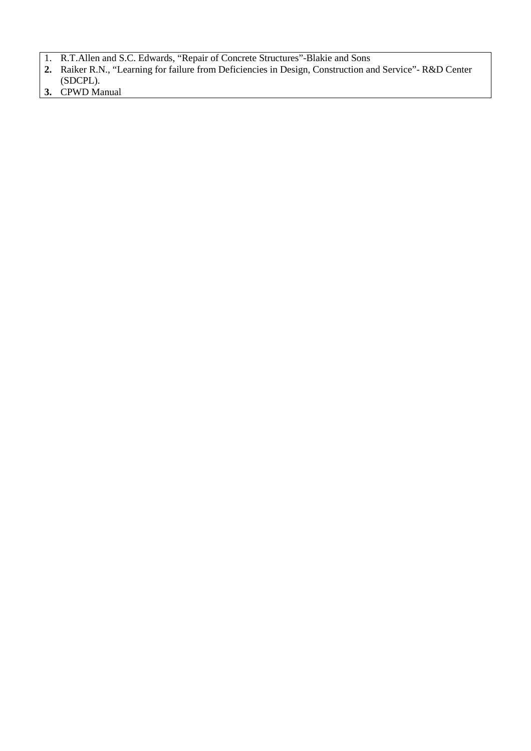1. R.T.Allen and S.C. Edwards, "Repair of Concrete Structures"-Blakie and Sons
2. Raiker R.N., "Learning for failure from Deficiencies in Design, Construction and Service"- R&D Center (SDCPL).
3. CPWD Manual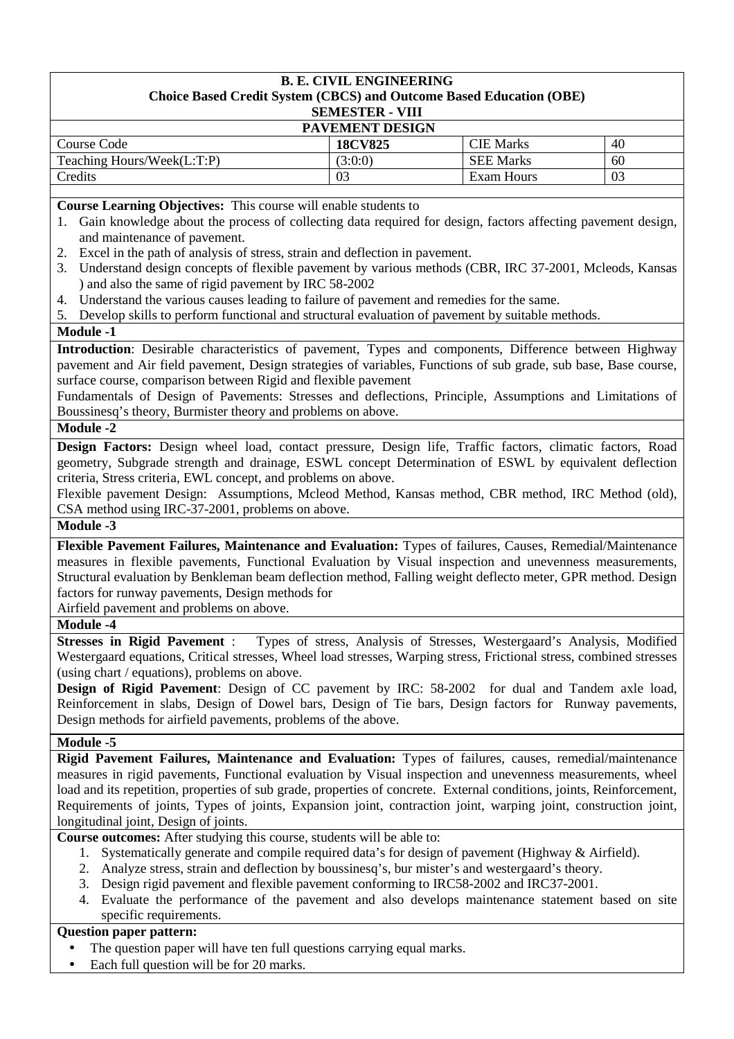**B. E. CIVIL ENGINEERING**
**Choice Based Credit System (CBCS) and Outcome Based Education (OBE)**
**SEMESTER - VIII**

**PAVEMENT DESIGN**

| Course Code | **18CV825** | CIE Marks | 40 |
|---|---|---|---|
| Teaching Hours/Week(L:T:P) | (3:0:0) | SEE Marks | 60 |
| Credits | 03 | Exam Hours | 03 |

**Course Learning Objectives:** This course will enable students to

1. Gain knowledge about the process of collecting data required for design, factors affecting pavement design, and maintenance of pavement.
2. Excel in the path of analysis of stress, strain and deflection in pavement.
3. Understand design concepts of flexible pavement by various methods (CBR, IRC 37-2001, Mcleods, Kansas ) and also the same of rigid pavement by IRC 58-2002
4. Understand the various causes leading to failure of pavement and remedies for the same.
5. Develop skills to perform functional and structural evaluation of pavement by suitable methods.

**Module -1**

**Introduction**: Desirable characteristics of pavement, Types and components, Difference between Highway pavement and Air field pavement, Design strategies of variables, Functions of sub grade, sub base, Base course, surface course, comparison between Rigid and flexible pavement

Fundamentals of Design of Pavements: Stresses and deflections, Principle, Assumptions and Limitations of Boussinesq's theory, Burmister theory and problems on above.

**Module -2**

**Design Factors:** Design wheel load, contact pressure, Design life, Traffic factors, climatic factors, Road geometry, Subgrade strength and drainage, ESWL concept Determination of ESWL by equivalent deflection criteria, Stress criteria, EWL concept, and problems on above.

Flexible pavement Design: Assumptions, Mcleod Method, Kansas method, CBR method, IRC Method (old), CSA method using IRC-37-2001, problems on above.

**Module -3**

**Flexible Pavement Failures, Maintenance and Evaluation:** Types of failures, Causes, Remedial/Maintenance measures in flexible pavements, Functional Evaluation by Visual inspection and unevenness measurements, Structural evaluation by Benkleman beam deflection method, Falling weight deflecto meter, GPR method. Design factors for runway pavements, Design methods for

Airfield pavement and problems on above.

**Module -4**

**Stresses in Rigid Pavement** : Types of stress, Analysis of Stresses, Westergaard's Analysis, Modified Westergaard equations, Critical stresses, Wheel load stresses, Warping stress, Frictional stress, combined stresses (using chart / equations), problems on above.

**Design of Rigid Pavement**: Design of CC pavement by IRC: 58-2002 for dual and Tandem axle load, Reinforcement in slabs, Design of Dowel bars, Design of Tie bars, Design factors for Runway pavements, Design methods for airfield pavements, problems of the above.

**Module -5**

**Rigid Pavement Failures, Maintenance and Evaluation:** Types of failures, causes, remedial/maintenance measures in rigid pavements, Functional evaluation by Visual inspection and unevenness measurements, wheel load and its repetition, properties of sub grade, properties of concrete. External conditions, joints, Reinforcement, Requirements of joints, Types of joints, Expansion joint, contraction joint, warping joint, construction joint, longitudinal joint, Design of joints.

**Course outcomes:** After studying this course, students will be able to:

1. Systematically generate and compile required data's for design of pavement (Highway & Airfield).
2. Analyze stress, strain and deflection by boussinesq's, bur mister's and westergaard's theory.
3. Design rigid pavement and flexible pavement conforming to IRC58-2002 and IRC37-2001.
4. Evaluate the performance of the pavement and also develops maintenance statement based on site specific requirements.

**Question paper pattern:**

- The question paper will have ten full questions carrying equal marks.
- Each full question will be for 20 marks.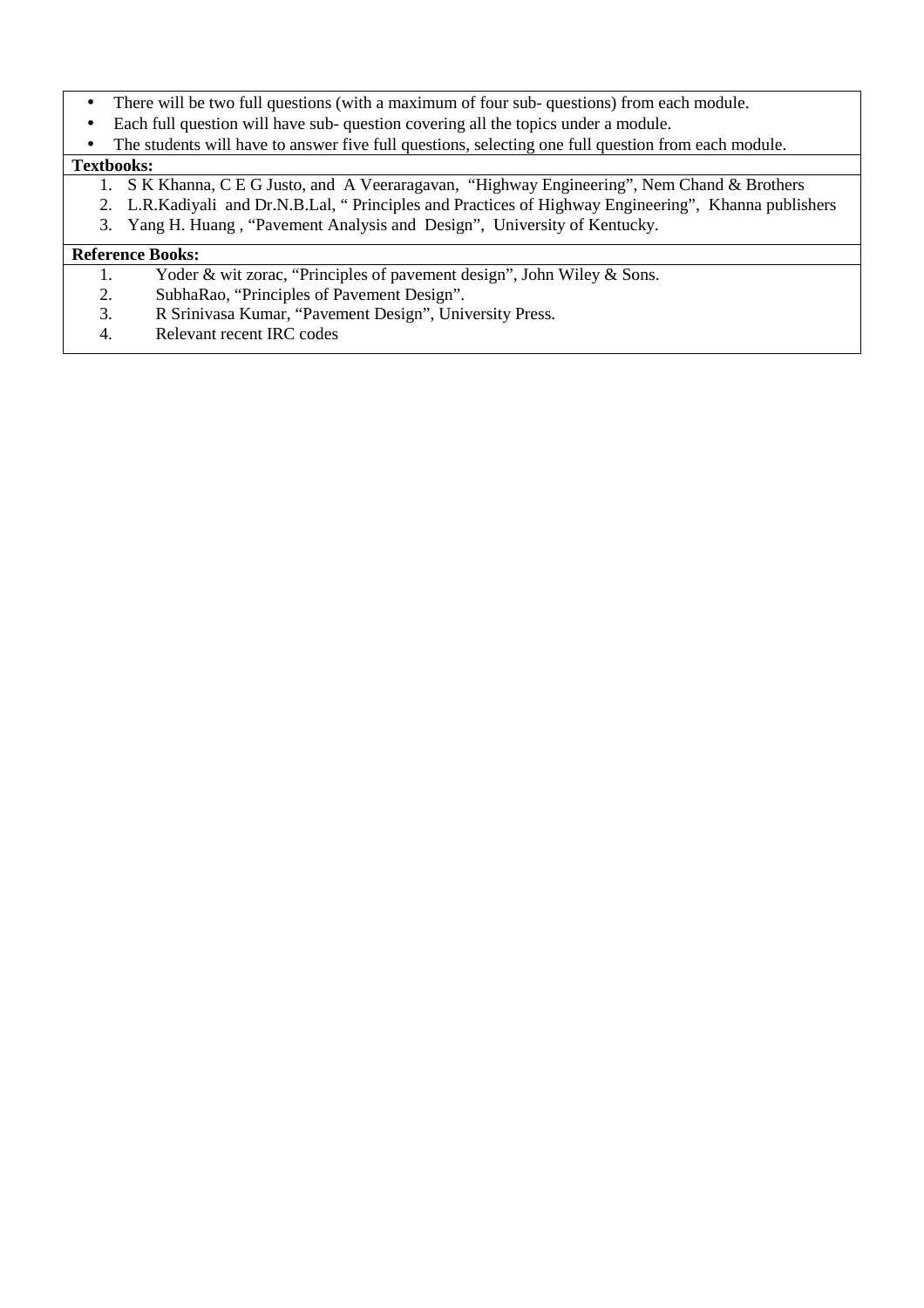- There will be two full questions (with a maximum of four sub- questions) from each module.
- Each full question will have sub- question covering all the topics under a module.
- The students will have to answer five full questions, selecting one full question from each module.

**Textbooks:**

1. S K Khanna, C E G Justo, and A Veeraragavan, "Highway Engineering", Nem Chand & Brothers
2. L.R.Kadiyali and Dr.N.B.Lal, " Principles and Practices of Highway Engineering", Khanna publishers
3. Yang H. Huang , "Pavement Analysis and Design", University of Kentucky.

**Reference Books:**

1. Yoder & wit zorac, "Principles of pavement design", John Wiley & Sons.
2. SubhaRao, "Principles of Pavement Design".
3. R Srinivasa Kumar, "Pavement Design", University Press.
4. Relevant recent IRC codes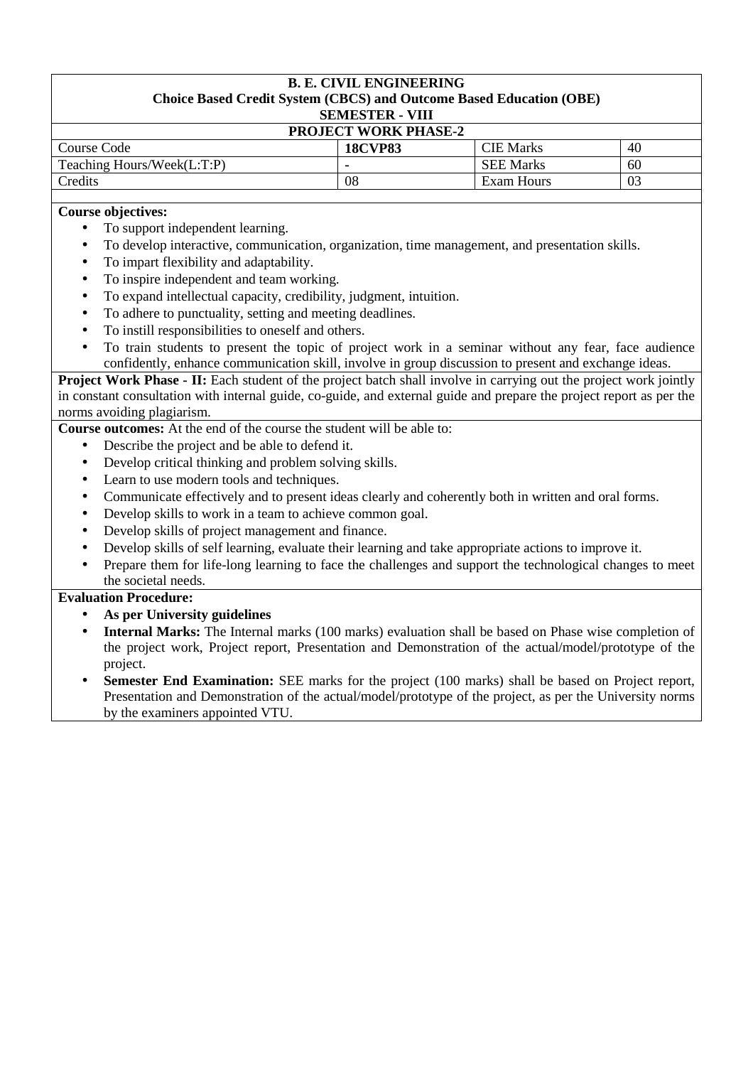**B. E. CIVIL ENGINEERING**
**Choice Based Credit System (CBCS) and Outcome Based Education (OBE)**
**SEMESTER - VIII**

**PROJECT WORK PHASE-2**

| Course Code | **18CVP83** | CIE Marks | 40 |
|---|---|---|---|
| Teaching Hours/Week(L:T:P) | - | SEE Marks | 60 |
| Credits | 08 | Exam Hours | 03 |

**Course objectives:**

- To support independent learning.
- To develop interactive, communication, organization, time management, and presentation skills.
- To impart flexibility and adaptability.
- To inspire independent and team working.
- To expand intellectual capacity, credibility, judgment, intuition.
- To adhere to punctuality, setting and meeting deadlines.
- To instill responsibilities to oneself and others.
- To train students to present the topic of project work in a seminar without any fear, face audience confidently, enhance communication skill, involve in group discussion to present and exchange ideas.

**Project Work Phase - II:** Each student of the project batch shall involve in carrying out the project work jointly in constant consultation with internal guide, co-guide, and external guide and prepare the project report as per the norms avoiding plagiarism.

**Course outcomes:** At the end of the course the student will be able to:

- Describe the project and be able to defend it.
- Develop critical thinking and problem solving skills.
- Learn to use modern tools and techniques.
- Communicate effectively and to present ideas clearly and coherently both in written and oral forms.
- Develop skills to work in a team to achieve common goal.
- Develop skills of project management and finance.
- Develop skills of self learning, evaluate their learning and take appropriate actions to improve it.
- Prepare them for life-long learning to face the challenges and support the technological changes to meet the societal needs.

**Evaluation Procedure:**

- **As per University guidelines**
- **Internal Marks:** The Internal marks (100 marks) evaluation shall be based on Phase wise completion of the project work, Project report, Presentation and Demonstration of the actual/model/prototype of the project.
- **Semester End Examination:** SEE marks for the project (100 marks) shall be based on Project report, Presentation and Demonstration of the actual/model/prototype of the project, as per the University norms by the examiners appointed VTU.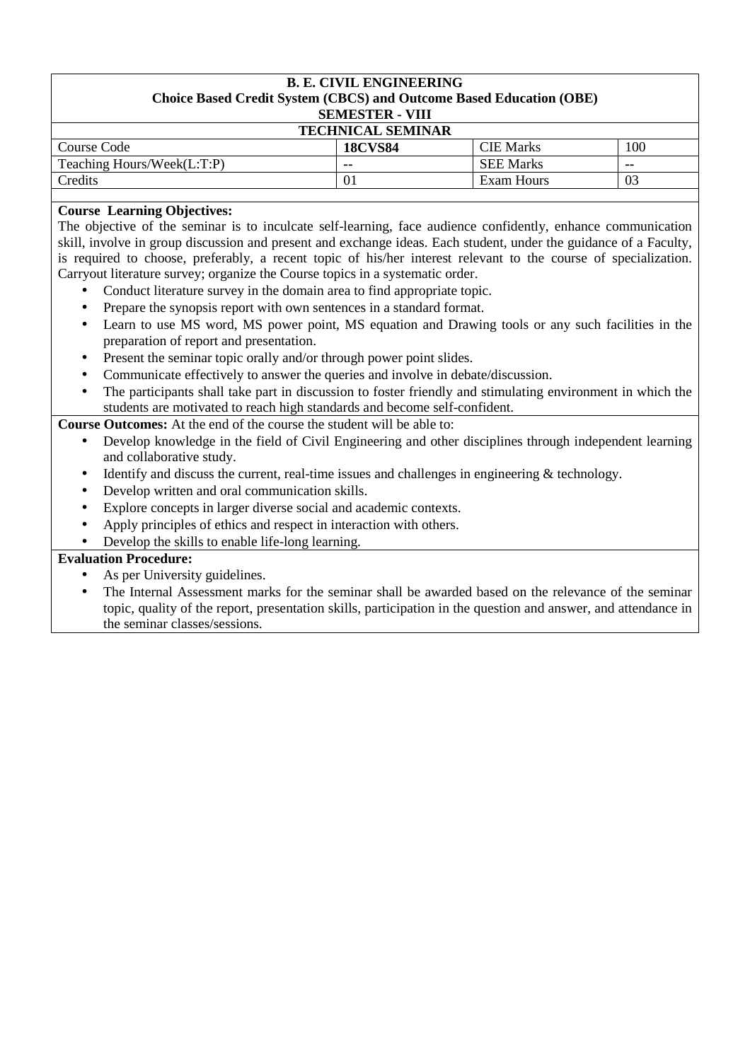**B. E. CIVIL ENGINEERING**
**Choice Based Credit System (CBCS) and Outcome Based Education (OBE)**
**SEMESTER - VIII**

**TECHNICAL SEMINAR**

| Course Code | **18CVS84** | CIE Marks | 100 |
|---|---|---|---|
| Teaching Hours/Week(L:T:P) | -- | SEE Marks | -- |
| Credits | 01 | Exam Hours | 03 |

**Course Learning Objectives:**

The objective of the seminar is to inculcate self-learning, face audience confidently, enhance communication skill, involve in group discussion and present and exchange ideas. Each student, under the guidance of a Faculty, is required to choose, preferably, a recent topic of his/her interest relevant to the course of specialization. Carryout literature survey; organize the Course topics in a systematic order.

- Conduct literature survey in the domain area to find appropriate topic.
- Prepare the synopsis report with own sentences in a standard format.
- Learn to use MS word, MS power point, MS equation and Drawing tools or any such facilities in the preparation of report and presentation.
- Present the seminar topic orally and/or through power point slides.
- Communicate effectively to answer the queries and involve in debate/discussion.
- The participants shall take part in discussion to foster friendly and stimulating environment in which the students are motivated to reach high standards and become self-confident.

**Course Outcomes:** At the end of the course the student will be able to:

- Develop knowledge in the field of Civil Engineering and other disciplines through independent learning and collaborative study.
- Identify and discuss the current, real-time issues and challenges in engineering & technology.
- Develop written and oral communication skills.
- Explore concepts in larger diverse social and academic contexts.
- Apply principles of ethics and respect in interaction with others.
- Develop the skills to enable life-long learning.

**Evaluation Procedure:**

- As per University guidelines.
- The Internal Assessment marks for the seminar shall be awarded based on the relevance of the seminar topic, quality of the report, presentation skills, participation in the question and answer, and attendance in the seminar classes/sessions.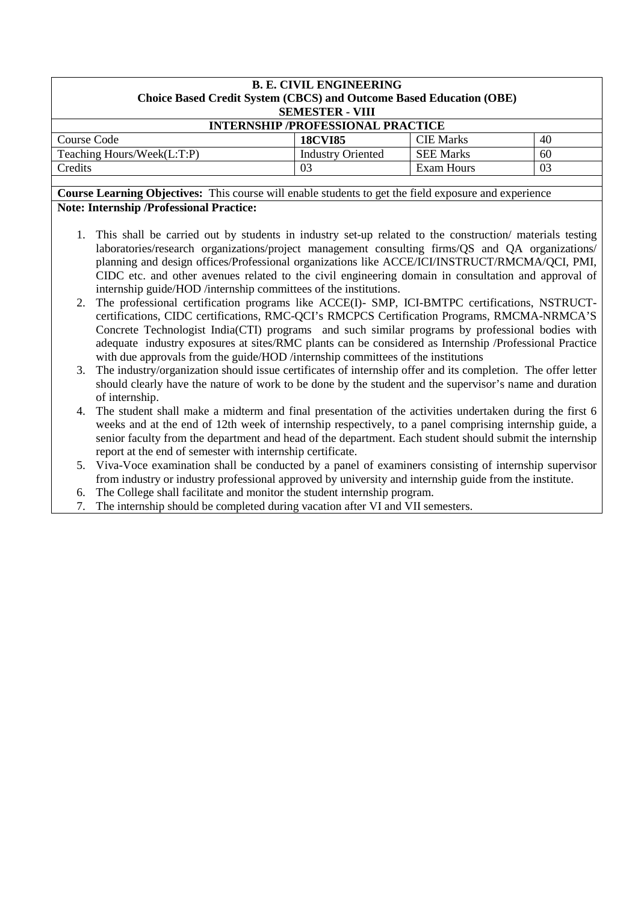**B. E. CIVIL ENGINEERING**
**Choice Based Credit System (CBCS) and Outcome Based Education (OBE)**
**SEMESTER - VIII**

**INTERNSHIP /PROFESSIONAL PRACTICE**

| | | | |
|---|---|---|---|
| Course Code | **18CVI85** | CIE Marks | 40 |
| Teaching Hours/Week(L:T:P) | Industry Oriented | SEE Marks | 60 |
| Credits | 03 | Exam Hours | 03 |

**Course Learning Objectives:** This course will enable students to get the field exposure and experience

**Note: Internship /Professional Practice:**

1. This shall be carried out by students in industry set-up related to the construction/ materials testing laboratories/research organizations/project management consulting firms/QS and QA organizations/ planning and design offices/Professional organizations like ACCE/ICI/INSTRUCT/RMCMA/QCI, PMI, CIDC etc. and other avenues related to the civil engineering domain in consultation and approval of internship guide/HOD /internship committees of the institutions.
2. The professional certification programs like ACCE(I)- SMP, ICI-BMTPC certifications, NSTRUCT-certifications, CIDC certifications, RMC-QCI's RMCPCS Certification Programs, RMCMA-NRMCA'S Concrete Technologist India(CTI) programs and such similar programs by professional bodies with adequate industry exposures at sites/RMC plants can be considered as Internship /Professional Practice with due approvals from the guide/HOD /internship committees of the institutions
3. The industry/organization should issue certificates of internship offer and its completion. The offer letter should clearly have the nature of work to be done by the student and the supervisor's name and duration of internship.
4. The student shall make a midterm and final presentation of the activities undertaken during the first 6 weeks and at the end of 12th week of internship respectively, to a panel comprising internship guide, a senior faculty from the department and head of the department. Each student should submit the internship report at the end of semester with internship certificate.
5. Viva-Voce examination shall be conducted by a panel of examiners consisting of internship supervisor from industry or industry professional approved by university and internship guide from the institute.
6. The College shall facilitate and monitor the student internship program.
7. The internship should be completed during vacation after VI and VII semesters.